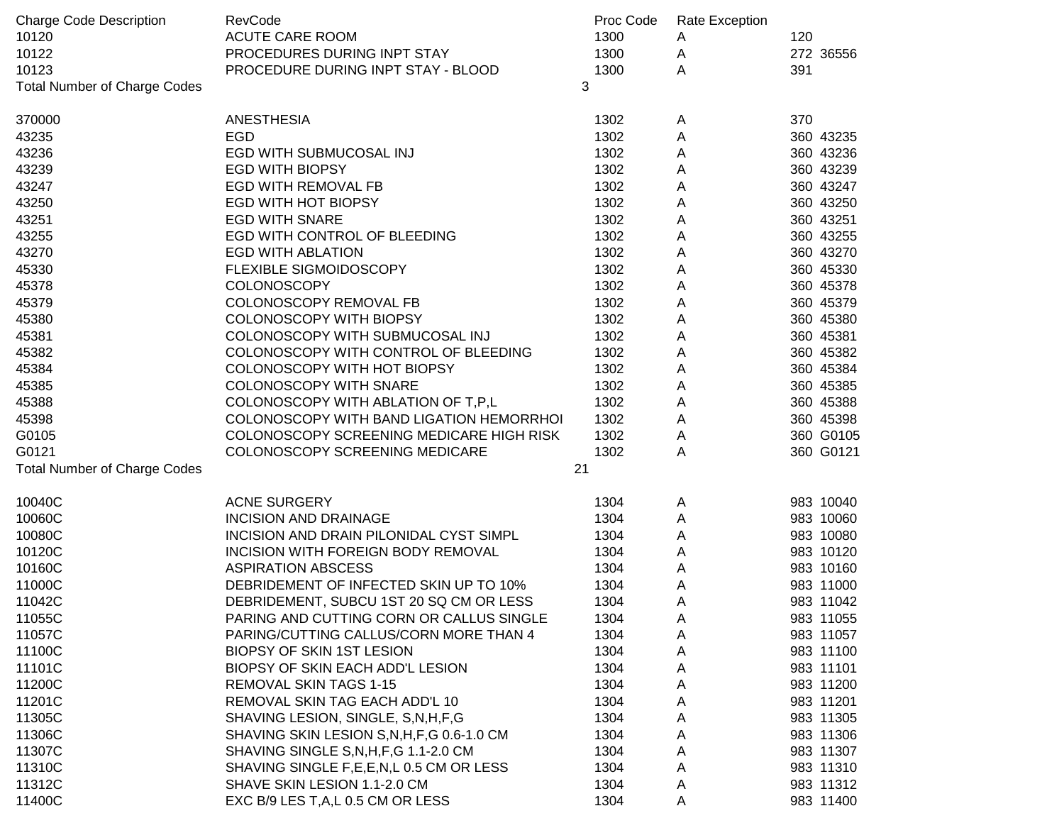| Charge Code Description | RevCode | Proc Code | Rate Exception | | |
|---|---|---|---|---|---|
| 10120 | ACUTE CARE ROOM | 1300 | A | 120 | |
| 10122 | PROCEDURES DURING INPT STAY | 1300 | A | 272 | 36556 |
| 10123 | PROCEDURE DURING INPT STAY - BLOOD | 1300 | A | 391 | |
| Total Number of Charge Codes | | 3 | | | |
| | | | | | |
| 370000 | ANESTHESIA | 1302 | A | 370 | |
| 43235 | EGD | 1302 | A | 360 | 43235 |
| 43236 | EGD WITH SUBMUCOSAL INJ | 1302 | A | 360 | 43236 |
| 43239 | EGD WITH BIOPSY | 1302 | A | 360 | 43239 |
| 43247 | EGD WITH REMOVAL FB | 1302 | A | 360 | 43247 |
| 43250 | EGD WITH HOT BIOPSY | 1302 | A | 360 | 43250 |
| 43251 | EGD WITH SNARE | 1302 | A | 360 | 43251 |
| 43255 | EGD WITH CONTROL OF BLEEDING | 1302 | A | 360 | 43255 |
| 43270 | EGD WITH ABLATION | 1302 | A | 360 | 43270 |
| 45330 | FLEXIBLE SIGMOIDOSCOPY | 1302 | A | 360 | 45330 |
| 45378 | COLONOSCOPY | 1302 | A | 360 | 45378 |
| 45379 | COLONOSCOPY REMOVAL FB | 1302 | A | 360 | 45379 |
| 45380 | COLONOSCOPY WITH BIOPSY | 1302 | A | 360 | 45380 |
| 45381 | COLONOSCOPY WITH SUBMUCOSAL INJ | 1302 | A | 360 | 45381 |
| 45382 | COLONOSCOPY WITH CONTROL OF BLEEDING | 1302 | A | 360 | 45382 |
| 45384 | COLONOSCOPY WITH HOT BIOPSY | 1302 | A | 360 | 45384 |
| 45385 | COLONOSCOPY WITH SNARE | 1302 | A | 360 | 45385 |
| 45388 | COLONOSCOPY WITH ABLATION OF T,P,L | 1302 | A | 360 | 45388 |
| 45398 | COLONOSCOPY WITH BAND LIGATION HEMORRHOI | 1302 | A | 360 | 45398 |
| G0105 | COLONOSCOPY SCREENING MEDICARE HIGH RISK | 1302 | A | 360 | G0105 |
| G0121 | COLONOSCOPY SCREENING MEDICARE | 1302 | A | 360 | G0121 |
| Total Number of Charge Codes | | 21 | | | |
| | | | | | |
| 10040C | ACNE SURGERY | 1304 | A | 983 | 10040 |
| 10060C | INCISION AND DRAINAGE | 1304 | A | 983 | 10060 |
| 10080C | INCISION AND DRAIN PILONIDAL CYST SIMPL | 1304 | A | 983 | 10080 |
| 10120C | INCISION WITH FOREIGN BODY REMOVAL | 1304 | A | 983 | 10120 |
| 10160C | ASPIRATION ABSCESS | 1304 | A | 983 | 10160 |
| 11000C | DEBRIDEMENT OF INFECTED SKIN UP TO 10% | 1304 | A | 983 | 11000 |
| 11042C | DEBRIDEMENT, SUBCU 1ST 20 SQ CM OR LESS | 1304 | A | 983 | 11042 |
| 11055C | PARING AND CUTTING CORN OR CALLUS SINGLE | 1304 | A | 983 | 11055 |
| 11057C | PARING/CUTTING CALLUS/CORN MORE THAN 4 | 1304 | A | 983 | 11057 |
| 11100C | BIOPSY OF SKIN 1ST LESION | 1304 | A | 983 | 11100 |
| 11101C | BIOPSY OF SKIN EACH ADD'L LESION | 1304 | A | 983 | 11101 |
| 11200C | REMOVAL SKIN TAGS 1-15 | 1304 | A | 983 | 11200 |
| 11201C | REMOVAL SKIN TAG EACH ADD'L 10 | 1304 | A | 983 | 11201 |
| 11305C | SHAVING LESION, SINGLE, S,N,H,F,G | 1304 | A | 983 | 11305 |
| 11306C | SHAVING SKIN LESION S,N,H,F,G 0.6-1.0 CM | 1304 | A | 983 | 11306 |
| 11307C | SHAVING SINGLE S,N,H,F,G 1.1-2.0 CM | 1304 | A | 983 | 11307 |
| 11310C | SHAVING SINGLE F,E,E,N,L 0.5 CM OR LESS | 1304 | A | 983 | 11310 |
| 11312C | SHAVE SKIN LESION 1.1-2.0 CM | 1304 | A | 983 | 11312 |
| 11400C | EXC B/9 LES T,A,L 0.5 CM OR LESS | 1304 | A | 983 | 11400 |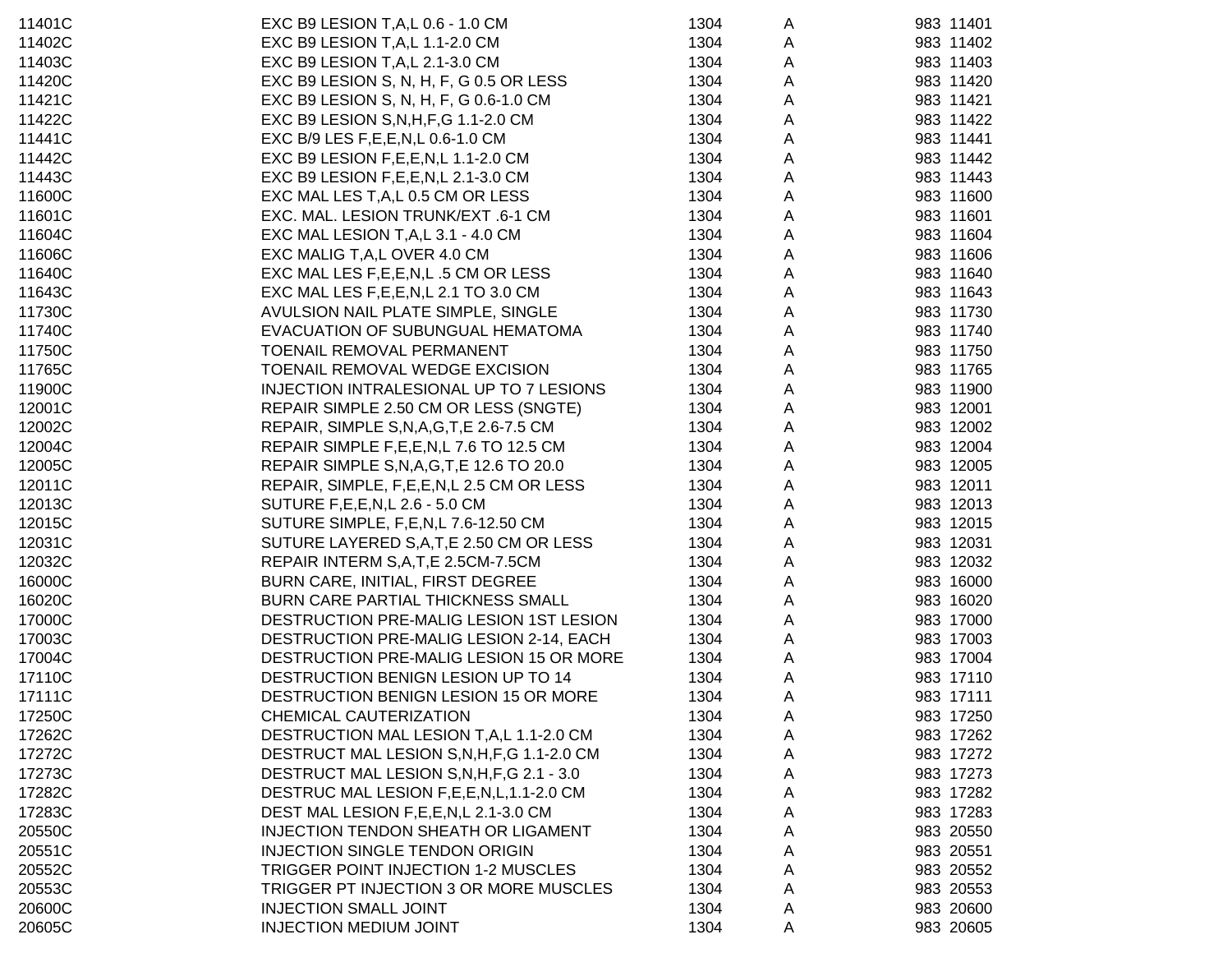| | | | | |
|---|---|---|---|---|
| 11401C | EXC B9 LESION T,A,L 0.6 - 1.0 CM | 1304 | A | 983 11401 |
| 11402C | EXC B9 LESION T,A,L 1.1-2.0 CM | 1304 | A | 983 11402 |
| 11403C | EXC B9 LESION T,A,L 2.1-3.0 CM | 1304 | A | 983 11403 |
| 11420C | EXC B9 LESION S, N, H, F, G 0.5 OR LESS | 1304 | A | 983 11420 |
| 11421C | EXC B9 LESION S, N, H, F, G 0.6-1.0 CM | 1304 | A | 983 11421 |
| 11422C | EXC B9 LESION S,N,H,F,G 1.1-2.0 CM | 1304 | A | 983 11422 |
| 11441C | EXC B/9 LES F,E,E,N,L 0.6-1.0 CM | 1304 | A | 983 11441 |
| 11442C | EXC B9 LESION F,E,E,N,L 1.1-2.0 CM | 1304 | A | 983 11442 |
| 11443C | EXC B9 LESION F,E,E,N,L 2.1-3.0 CM | 1304 | A | 983 11443 |
| 11600C | EXC MAL LES T,A,L 0.5 CM OR LESS | 1304 | A | 983 11600 |
| 11601C | EXC. MAL. LESION TRUNK/EXT .6-1 CM | 1304 | A | 983 11601 |
| 11604C | EXC MAL LESION T,A,L 3.1 - 4.0 CM | 1304 | A | 983 11604 |
| 11606C | EXC MALIG T,A,L OVER 4.0 CM | 1304 | A | 983 11606 |
| 11640C | EXC MAL LES F,E,E,N,L .5 CM OR LESS | 1304 | A | 983 11640 |
| 11643C | EXC MAL LES F,E,E,N,L 2.1 TO 3.0 CM | 1304 | A | 983 11643 |
| 11730C | AVULSION NAIL PLATE SIMPLE, SINGLE | 1304 | A | 983 11730 |
| 11740C | EVACUATION OF SUBUNGUAL HEMATOMA | 1304 | A | 983 11740 |
| 11750C | TOENAIL REMOVAL PERMANENT | 1304 | A | 983 11750 |
| 11765C | TOENAIL REMOVAL WEDGE EXCISION | 1304 | A | 983 11765 |
| 11900C | INJECTION INTRALESIONAL UP TO 7 LESIONS | 1304 | A | 983 11900 |
| 12001C | REPAIR SIMPLE 2.50 CM OR LESS (SNGTE) | 1304 | A | 983 12001 |
| 12002C | REPAIR, SIMPLE S,N,A,G,T,E 2.6-7.5 CM | 1304 | A | 983 12002 |
| 12004C | REPAIR SIMPLE F,E,E,N,L 7.6 TO 12.5 CM | 1304 | A | 983 12004 |
| 12005C | REPAIR SIMPLE S,N,A,G,T,E 12.6 TO 20.0 | 1304 | A | 983 12005 |
| 12011C | REPAIR, SIMPLE, F,E,E,N,L 2.5 CM OR LESS | 1304 | A | 983 12011 |
| 12013C | SUTURE F,E,E,N,L 2.6 - 5.0 CM | 1304 | A | 983 12013 |
| 12015C | SUTURE SIMPLE, F,E,N,L 7.6-12.50 CM | 1304 | A | 983 12015 |
| 12031C | SUTURE LAYERED S,A,T,E 2.50 CM OR LESS | 1304 | A | 983 12031 |
| 12032C | REPAIR INTERM S,A,T,E 2.5CM-7.5CM | 1304 | A | 983 12032 |
| 16000C | BURN CARE, INITIAL, FIRST DEGREE | 1304 | A | 983 16000 |
| 16020C | BURN CARE PARTIAL THICKNESS SMALL | 1304 | A | 983 16020 |
| 17000C | DESTRUCTION PRE-MALIG LESION 1ST LESION | 1304 | A | 983 17000 |
| 17003C | DESTRUCTION PRE-MALIG LESION 2-14, EACH | 1304 | A | 983 17003 |
| 17004C | DESTRUCTION PRE-MALIG LESION 15 OR MORE | 1304 | A | 983 17004 |
| 17110C | DESTRUCTION BENIGN LESION UP TO 14 | 1304 | A | 983 17110 |
| 17111C | DESTRUCTION BENIGN LESION 15 OR MORE | 1304 | A | 983 17111 |
| 17250C | CHEMICAL CAUTERIZATION | 1304 | A | 983 17250 |
| 17262C | DESTRUCTION MAL LESION T,A,L 1.1-2.0 CM | 1304 | A | 983 17262 |
| 17272C | DESTRUCT MAL LESION S,N,H,F,G 1.1-2.0 CM | 1304 | A | 983 17272 |
| 17273C | DESTRUCT MAL LESION S,N,H,F,G 2.1 - 3.0 | 1304 | A | 983 17273 |
| 17282C | DESTRUC MAL LESION F,E,E,N,L,1.1-2.0 CM | 1304 | A | 983 17282 |
| 17283C | DEST MAL LESION F,E,E,N,L 2.1-3.0 CM | 1304 | A | 983 17283 |
| 20550C | INJECTION TENDON SHEATH OR LIGAMENT | 1304 | A | 983 20550 |
| 20551C | INJECTION SINGLE TENDON ORIGIN | 1304 | A | 983 20551 |
| 20552C | TRIGGER POINT INJECTION 1-2 MUSCLES | 1304 | A | 983 20552 |
| 20553C | TRIGGER PT INJECTION 3 OR MORE MUSCLES | 1304 | A | 983 20553 |
| 20600C | INJECTION SMALL JOINT | 1304 | A | 983 20600 |
| 20605C | INJECTION MEDIUM JOINT | 1304 | A | 983 20605 |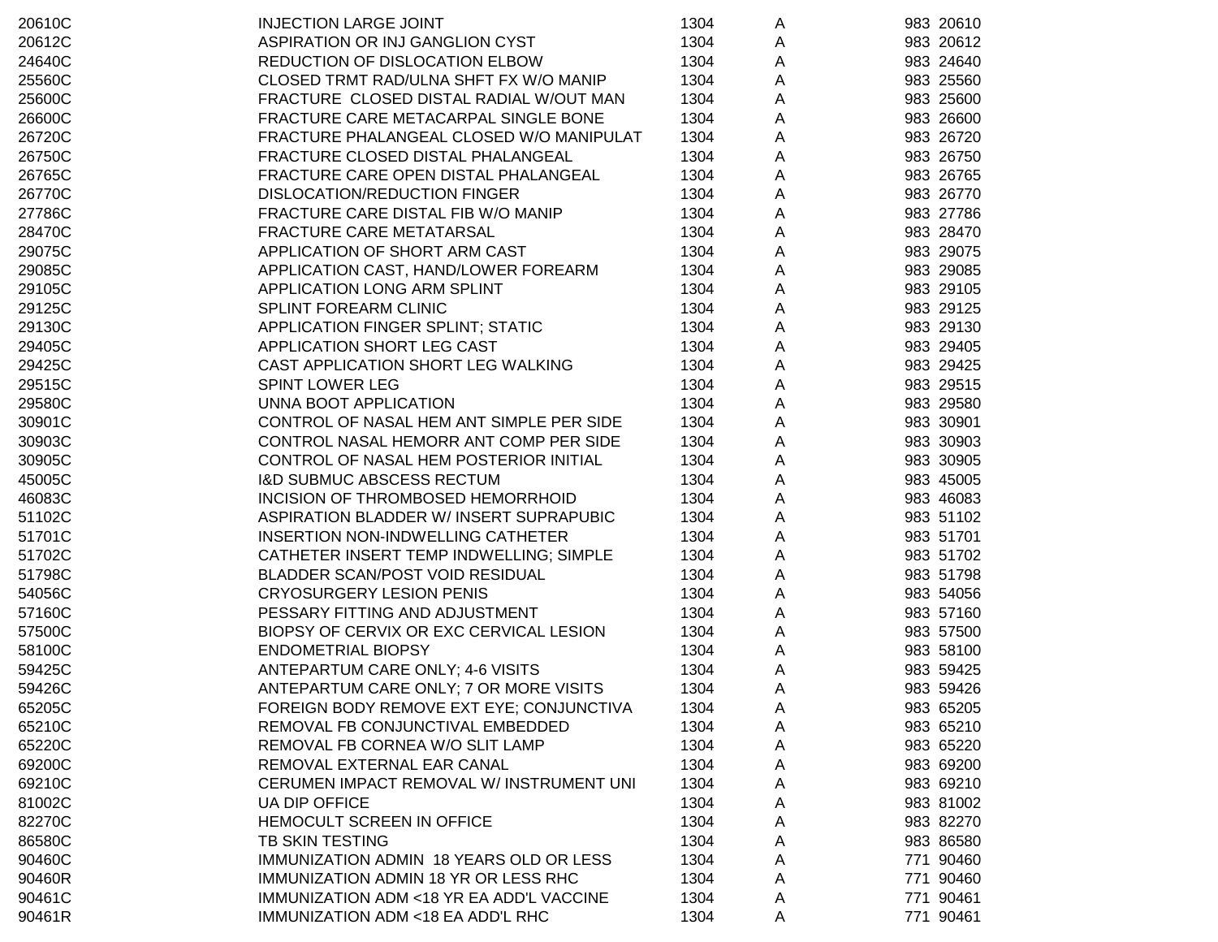| | | | | | |
|---|---|---|---|---|---|
| 20610C | INJECTION LARGE JOINT | 1304 | A | 983 | 20610 |
| 20612C | ASPIRATION OR INJ GANGLION CYST | 1304 | A | 983 | 20612 |
| 24640C | REDUCTION OF DISLOCATION ELBOW | 1304 | A | 983 | 24640 |
| 25560C | CLOSED TRMT RAD/ULNA SHFT FX W/O MANIP | 1304 | A | 983 | 25560 |
| 25600C | FRACTURE  CLOSED DISTAL RADIAL W/OUT MAN | 1304 | A | 983 | 25600 |
| 26600C | FRACTURE CARE METACARPAL SINGLE BONE | 1304 | A | 983 | 26600 |
| 26720C | FRACTURE PHALANGEAL CLOSED W/O MANIPULAT | 1304 | A | 983 | 26720 |
| 26750C | FRACTURE CLOSED DISTAL PHALANGEAL | 1304 | A | 983 | 26750 |
| 26765C | FRACTURE CARE OPEN DISTAL PHALANGEAL | 1304 | A | 983 | 26765 |
| 26770C | DISLOCATION/REDUCTION FINGER | 1304 | A | 983 | 26770 |
| 27786C | FRACTURE CARE DISTAL FIB W/O MANIP | 1304 | A | 983 | 27786 |
| 28470C | FRACTURE CARE METATARSAL | 1304 | A | 983 | 28470 |
| 29075C | APPLICATION OF SHORT ARM CAST | 1304 | A | 983 | 29075 |
| 29085C | APPLICATION CAST, HAND/LOWER FOREARM | 1304 | A | 983 | 29085 |
| 29105C | APPLICATION LONG ARM SPLINT | 1304 | A | 983 | 29105 |
| 29125C | SPLINT FOREARM CLINIC | 1304 | A | 983 | 29125 |
| 29130C | APPLICATION FINGER SPLINT; STATIC | 1304 | A | 983 | 29130 |
| 29405C | APPLICATION SHORT LEG CAST | 1304 | A | 983 | 29405 |
| 29425C | CAST APPLICATION SHORT LEG WALKING | 1304 | A | 983 | 29425 |
| 29515C | SPINT LOWER LEG | 1304 | A | 983 | 29515 |
| 29580C | UNNA BOOT APPLICATION | 1304 | A | 983 | 29580 |
| 30901C | CONTROL OF NASAL HEM ANT SIMPLE PER SIDE | 1304 | A | 983 | 30901 |
| 30903C | CONTROL NASAL HEMORR ANT COMP PER SIDE | 1304 | A | 983 | 30903 |
| 30905C | CONTROL OF NASAL HEM POSTERIOR INITIAL | 1304 | A | 983 | 30905 |
| 45005C | I&D SUBMUC ABSCESS RECTUM | 1304 | A | 983 | 45005 |
| 46083C | INCISION OF THROMBOSED HEMORRHOID | 1304 | A | 983 | 46083 |
| 51102C | ASPIRATION BLADDER W/ INSERT SUPRAPUBIC | 1304 | A | 983 | 51102 |
| 51701C | INSERTION NON-INDWELLING CATHETER | 1304 | A | 983 | 51701 |
| 51702C | CATHETER INSERT TEMP INDWELLING; SIMPLE | 1304 | A | 983 | 51702 |
| 51798C | BLADDER SCAN/POST VOID RESIDUAL | 1304 | A | 983 | 51798 |
| 54056C | CRYOSURGERY LESION PENIS | 1304 | A | 983 | 54056 |
| 57160C | PESSARY FITTING AND ADJUSTMENT | 1304 | A | 983 | 57160 |
| 57500C | BIOPSY OF CERVIX OR EXC CERVICAL LESION | 1304 | A | 983 | 57500 |
| 58100C | ENDOMETRIAL BIOPSY | 1304 | A | 983 | 58100 |
| 59425C | ANTEPARTUM CARE ONLY; 4-6 VISITS | 1304 | A | 983 | 59425 |
| 59426C | ANTEPARTUM CARE ONLY; 7 OR MORE VISITS | 1304 | A | 983 | 59426 |
| 65205C | FOREIGN BODY REMOVE EXT EYE; CONJUNCTIVA | 1304 | A | 983 | 65205 |
| 65210C | REMOVAL FB CONJUNCTIVAL EMBEDDED | 1304 | A | 983 | 65210 |
| 65220C | REMOVAL FB CORNEA W/O SLIT LAMP | 1304 | A | 983 | 65220 |
| 69200C | REMOVAL EXTERNAL EAR CANAL | 1304 | A | 983 | 69200 |
| 69210C | CERUMEN IMPACT REMOVAL W/ INSTRUMENT UNI | 1304 | A | 983 | 69210 |
| 81002C | UA DIP OFFICE | 1304 | A | 983 | 81002 |
| 82270C | HEMOCULT SCREEN IN OFFICE | 1304 | A | 983 | 82270 |
| 86580C | TB SKIN TESTING | 1304 | A | 983 | 86580 |
| 90460C | IMMUNIZATION ADMIN  18 YEARS OLD OR LESS | 1304 | A | 771 | 90460 |
| 90460R | IMMUNIZATION ADMIN 18 YR OR LESS RHC | 1304 | A | 771 | 90460 |
| 90461C | IMMUNIZATION ADM <18 YR EA ADD'L VACCINE | 1304 | A | 771 | 90461 |
| 90461R | IMMUNIZATION ADM <18 EA ADD'L RHC | 1304 | A | 771 | 90461 |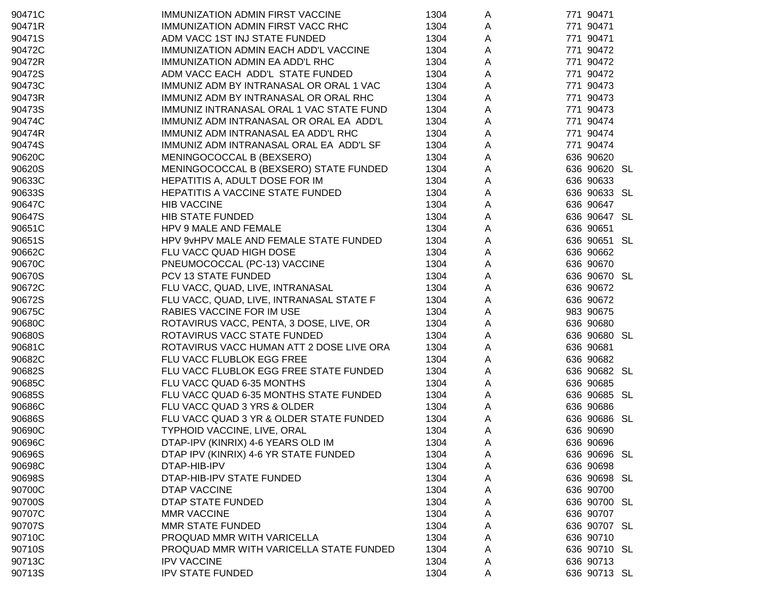| | | | | | | |
|---|---|---|---|---|---|---|
| 90471C | IMMUNIZATION ADMIN FIRST VACCINE | 1304 | A | 771 | 90471 | |
| 90471R | IMMUNIZATION ADMIN FIRST VACC RHC | 1304 | A | 771 | 90471 | |
| 90471S | ADM VACC 1ST INJ STATE FUNDED | 1304 | A | 771 | 90471 | |
| 90472C | IMMUNIZATION ADMIN EACH ADD'L VACCINE | 1304 | A | 771 | 90472 | |
| 90472R | IMMUNIZATION ADMIN EA ADD'L RHC | 1304 | A | 771 | 90472 | |
| 90472S | ADM VACC EACH ADD'L STATE FUNDED | 1304 | A | 771 | 90472 | |
| 90473C | IMMUNIZ ADM BY INTRANASAL OR ORAL 1 VAC | 1304 | A | 771 | 90473 | |
| 90473R | IMMUNIZ ADM BY INTRANASAL OR ORAL RHC | 1304 | A | 771 | 90473 | |
| 90473S | IMMUNIZ INTRANASAL ORAL 1 VAC STATE FUND | 1304 | A | 771 | 90473 | |
| 90474C | IMMUNIZ ADM INTRANASAL OR ORAL EA ADD'L | 1304 | A | 771 | 90474 | |
| 90474R | IMMUNIZ ADM INTRANASAL EA ADD'L RHC | 1304 | A | 771 | 90474 | |
| 90474S | IMMUNIZ ADM INTRANASAL ORAL EA ADD'L SF | 1304 | A | 771 | 90474 | |
| 90620C | MENINGOCOCCAL B (BEXSERO) | 1304 | A | 636 | 90620 | |
| 90620S | MENINGOCOCCAL B (BEXSERO) STATE FUNDED | 1304 | A | 636 | 90620 | SL |
| 90633C | HEPATITIS A, ADULT DOSE FOR IM | 1304 | A | 636 | 90633 | |
| 90633S | HEPATITIS A VACCINE STATE FUNDED | 1304 | A | 636 | 90633 | SL |
| 90647C | HIB VACCINE | 1304 | A | 636 | 90647 | |
| 90647S | HIB STATE FUNDED | 1304 | A | 636 | 90647 | SL |
| 90651C | HPV 9 MALE AND FEMALE | 1304 | A | 636 | 90651 | |
| 90651S | HPV 9vHPV MALE AND FEMALE STATE FUNDED | 1304 | A | 636 | 90651 | SL |
| 90662C | FLU VACC QUAD HIGH DOSE | 1304 | A | 636 | 90662 | |
| 90670C | PNEUMOCOCCAL (PC-13) VACCINE | 1304 | A | 636 | 90670 | |
| 90670S | PCV 13 STATE FUNDED | 1304 | A | 636 | 90670 | SL |
| 90672C | FLU VACC, QUAD, LIVE, INTRANASAL | 1304 | A | 636 | 90672 | |
| 90672S | FLU VACC, QUAD, LIVE, INTRANASAL STATE F | 1304 | A | 636 | 90672 | |
| 90675C | RABIES VACCINE FOR IM USE | 1304 | A | 983 | 90675 | |
| 90680C | ROTAVIRUS VACC, PENTA, 3 DOSE, LIVE, OR | 1304 | A | 636 | 90680 | |
| 90680S | ROTAVIRUS VACC STATE FUNDED | 1304 | A | 636 | 90680 | SL |
| 90681C | ROTAVIRUS VACC HUMAN ATT 2 DOSE LIVE ORA | 1304 | A | 636 | 90681 | |
| 90682C | FLU VACC FLUBLOK EGG FREE | 1304 | A | 636 | 90682 | |
| 90682S | FLU VACC FLUBLOK EGG FREE STATE FUNDED | 1304 | A | 636 | 90682 | SL |
| 90685C | FLU VACC QUAD 6-35 MONTHS | 1304 | A | 636 | 90685 | |
| 90685S | FLU VACC QUAD 6-35 MONTHS STATE FUNDED | 1304 | A | 636 | 90685 | SL |
| 90686C | FLU VACC QUAD 3 YRS & OLDER | 1304 | A | 636 | 90686 | |
| 90686S | FLU VACC QUAD 3 YR & OLDER STATE FUNDED | 1304 | A | 636 | 90686 | SL |
| 90690C | TYPHOID VACCINE, LIVE, ORAL | 1304 | A | 636 | 90690 | |
| 90696C | DTAP-IPV (KINRIX) 4-6 YEARS OLD IM | 1304 | A | 636 | 90696 | |
| 90696S | DTAP IPV (KINRIX) 4-6 YR STATE FUNDED | 1304 | A | 636 | 90696 | SL |
| 90698C | DTAP-HIB-IPV | 1304 | A | 636 | 90698 | |
| 90698S | DTAP-HIB-IPV STATE FUNDED | 1304 | A | 636 | 90698 | SL |
| 90700C | DTAP VACCINE | 1304 | A | 636 | 90700 | |
| 90700S | DTAP STATE FUNDED | 1304 | A | 636 | 90700 | SL |
| 90707C | MMR VACCINE | 1304 | A | 636 | 90707 | |
| 90707S | MMR STATE FUNDED | 1304 | A | 636 | 90707 | SL |
| 90710C | PROQUAD MMR WITH VARICELLA | 1304 | A | 636 | 90710 | |
| 90710S | PROQUAD MMR WITH VARICELLA STATE FUNDED | 1304 | A | 636 | 90710 | SL |
| 90713C | IPV VACCINE | 1304 | A | 636 | 90713 | |
| 90713S | IPV STATE FUNDED | 1304 | A | 636 | 90713 | SL |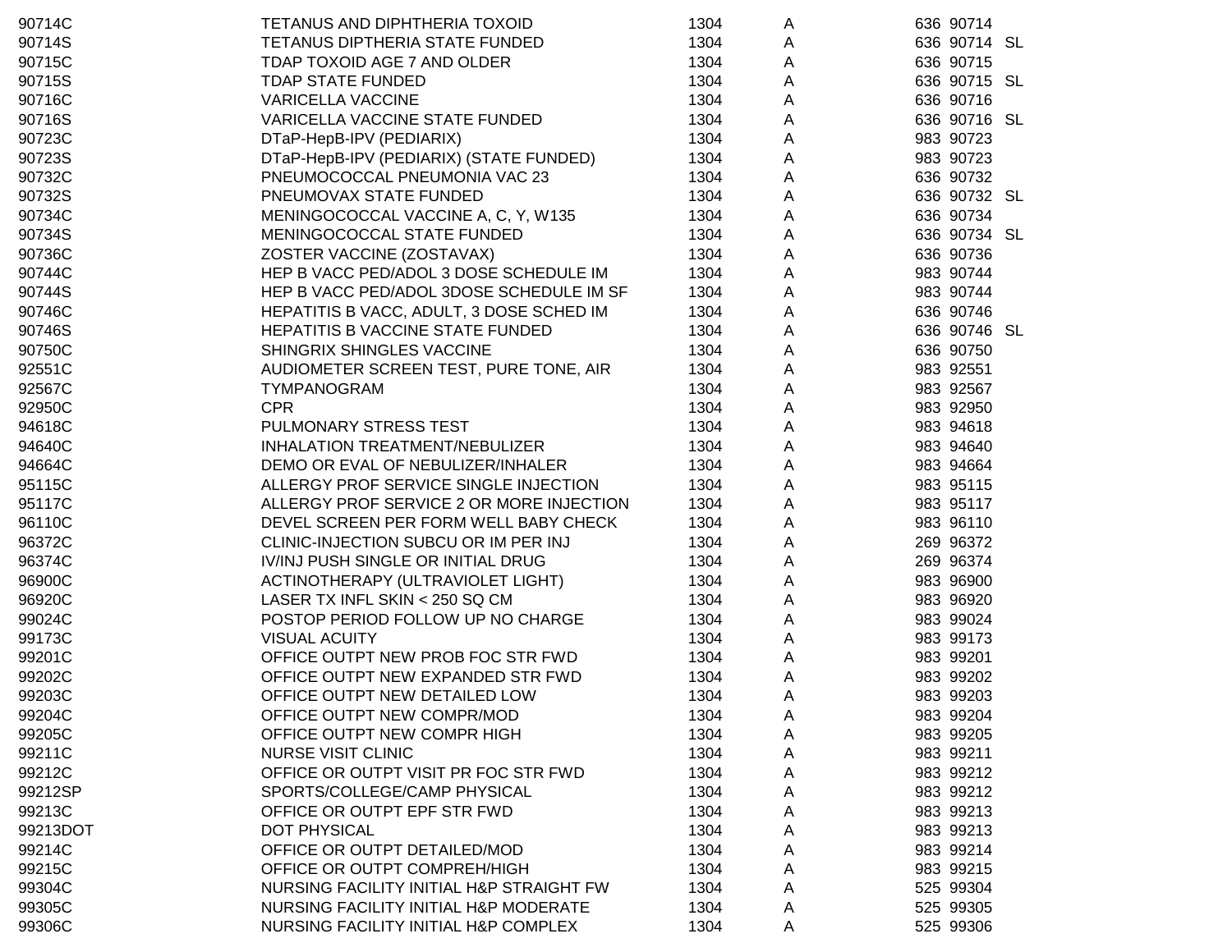| | | | | | | |
|---|---|---|---|---|---|---|
| 90714C | TETANUS AND DIPHTHERIA TOXOID | 1304 | A | 636 | 90714 | |
| 90714S | TETANUS DIPTHERIA STATE FUNDED | 1304 | A | 636 | 90714 | SL |
| 90715C | TDAP TOXOID AGE 7 AND OLDER | 1304 | A | 636 | 90715 | |
| 90715S | TDAP STATE FUNDED | 1304 | A | 636 | 90715 | SL |
| 90716C | VARICELLA VACCINE | 1304 | A | 636 | 90716 | |
| 90716S | VARICELLA VACCINE STATE FUNDED | 1304 | A | 636 | 90716 | SL |
| 90723C | DTaP-HepB-IPV (PEDIARIX) | 1304 | A | 983 | 90723 | |
| 90723S | DTaP-HepB-IPV (PEDIARIX) (STATE FUNDED) | 1304 | A | 983 | 90723 | |
| 90732C | PNEUMOCOCCAL PNEUMONIA VAC 23 | 1304 | A | 636 | 90732 | |
| 90732S | PNEUMOVAX STATE FUNDED | 1304 | A | 636 | 90732 | SL |
| 90734C | MENINGOCOCCAL VACCINE A, C, Y, W135 | 1304 | A | 636 | 90734 | |
| 90734S | MENINGOCOCCAL STATE FUNDED | 1304 | A | 636 | 90734 | SL |
| 90736C | ZOSTER VACCINE (ZOSTAVAX) | 1304 | A | 636 | 90736 | |
| 90744C | HEP B VACC PED/ADOL 3 DOSE SCHEDULE IM | 1304 | A | 983 | 90744 | |
| 90744S | HEP B VACC PED/ADOL 3DOSE SCHEDULE IM SF | 1304 | A | 983 | 90744 | |
| 90746C | HEPATITIS B VACC, ADULT, 3 DOSE SCHED IM | 1304 | A | 636 | 90746 | |
| 90746S | HEPATITIS B VACCINE STATE FUNDED | 1304 | A | 636 | 90746 | SL |
| 90750C | SHINGRIX SHINGLES VACCINE | 1304 | A | 636 | 90750 | |
| 92551C | AUDIOMETER SCREEN TEST, PURE TONE, AIR | 1304 | A | 983 | 92551 | |
| 92567C | TYMPANOGRAM | 1304 | A | 983 | 92567 | |
| 92950C | CPR | 1304 | A | 983 | 92950 | |
| 94618C | PULMONARY STRESS TEST | 1304 | A | 983 | 94618 | |
| 94640C | INHALATION TREATMENT/NEBULIZER | 1304 | A | 983 | 94640 | |
| 94664C | DEMO OR EVAL OF NEBULIZER/INHALER | 1304 | A | 983 | 94664 | |
| 95115C | ALLERGY PROF SERVICE SINGLE INJECTION | 1304 | A | 983 | 95115 | |
| 95117C | ALLERGY PROF SERVICE 2 OR MORE INJECTION | 1304 | A | 983 | 95117 | |
| 96110C | DEVEL SCREEN PER FORM WELL BABY CHECK | 1304 | A | 983 | 96110 | |
| 96372C | CLINIC-INJECTION SUBCU OR IM PER INJ | 1304 | A | 269 | 96372 | |
| 96374C | IV/INJ PUSH SINGLE OR INITIAL DRUG | 1304 | A | 269 | 96374 | |
| 96900C | ACTINOTHERAPY (ULTRAVIOLET LIGHT) | 1304 | A | 983 | 96900 | |
| 96920C | LASER TX INFL SKIN < 250 SQ CM | 1304 | A | 983 | 96920 | |
| 99024C | POSTOP PERIOD FOLLOW UP NO CHARGE | 1304 | A | 983 | 99024 | |
| 99173C | VISUAL ACUITY | 1304 | A | 983 | 99173 | |
| 99201C | OFFICE OUTPT NEW PROB FOC STR FWD | 1304 | A | 983 | 99201 | |
| 99202C | OFFICE OUTPT NEW EXPANDED STR FWD | 1304 | A | 983 | 99202 | |
| 99203C | OFFICE OUTPT NEW DETAILED LOW | 1304 | A | 983 | 99203 | |
| 99204C | OFFICE OUTPT NEW COMPR/MOD | 1304 | A | 983 | 99204 | |
| 99205C | OFFICE OUTPT NEW COMPR HIGH | 1304 | A | 983 | 99205 | |
| 99211C | NURSE VISIT CLINIC | 1304 | A | 983 | 99211 | |
| 99212C | OFFICE OR OUTPT VISIT PR FOC STR FWD | 1304 | A | 983 | 99212 | |
| 99212SP | SPORTS/COLLEGE/CAMP PHYSICAL | 1304 | A | 983 | 99212 | |
| 99213C | OFFICE OR OUTPT EPF STR FWD | 1304 | A | 983 | 99213 | |
| 99213DOT | DOT PHYSICAL | 1304 | A | 983 | 99213 | |
| 99214C | OFFICE OR OUTPT DETAILED/MOD | 1304 | A | 983 | 99214 | |
| 99215C | OFFICE OR OUTPT COMPREH/HIGH | 1304 | A | 983 | 99215 | |
| 99304C | NURSING FACILITY INITIAL H&P STRAIGHT FW | 1304 | A | 525 | 99304 | |
| 99305C | NURSING FACILITY INITIAL H&P MODERATE | 1304 | A | 525 | 99305 | |
| 99306C | NURSING FACILITY INITIAL H&P COMPLEX | 1304 | A | 525 | 99306 | |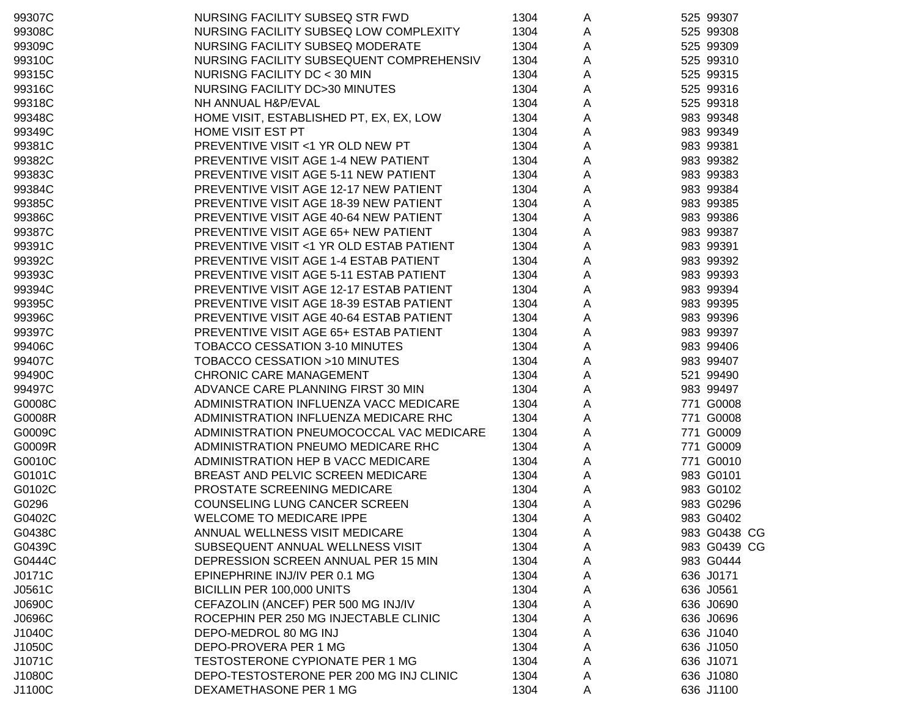| | | | | | | |
|---|---|---|---|---|---|---|
| 99307C | NURSING FACILITY SUBSEQ STR FWD | 1304 | A | 525 | 99307 | |
| 99308C | NURSING FACILITY SUBSEQ LOW COMPLEXITY | 1304 | A | 525 | 99308 | |
| 99309C | NURSING FACILITY SUBSEQ MODERATE | 1304 | A | 525 | 99309 | |
| 99310C | NURSING FACILITY SUBSEQUENT COMPREHENSIV | 1304 | A | 525 | 99310 | |
| 99315C | NURISNG FACILITY DC < 30 MIN | 1304 | A | 525 | 99315 | |
| 99316C | NURSING FACILITY DC>30 MINUTES | 1304 | A | 525 | 99316 | |
| 99318C | NH ANNUAL H&P/EVAL | 1304 | A | 525 | 99318 | |
| 99348C | HOME VISIT, ESTABLISHED PT, EX, EX, LOW | 1304 | A | 983 | 99348 | |
| 99349C | HOME VISIT EST PT | 1304 | A | 983 | 99349 | |
| 99381C | PREVENTIVE VISIT <1 YR OLD NEW PT | 1304 | A | 983 | 99381 | |
| 99382C | PREVENTIVE VISIT AGE 1-4 NEW PATIENT | 1304 | A | 983 | 99382 | |
| 99383C | PREVENTIVE VISIT AGE 5-11 NEW PATIENT | 1304 | A | 983 | 99383 | |
| 99384C | PREVENTIVE VISIT AGE 12-17 NEW PATIENT | 1304 | A | 983 | 99384 | |
| 99385C | PREVENTIVE VISIT AGE 18-39 NEW PATIENT | 1304 | A | 983 | 99385 | |
| 99386C | PREVENTIVE VISIT AGE 40-64 NEW PATIENT | 1304 | A | 983 | 99386 | |
| 99387C | PREVENTIVE VISIT AGE 65+ NEW PATIENT | 1304 | A | 983 | 99387 | |
| 99391C | PREVENTIVE VISIT <1 YR OLD ESTAB PATIENT | 1304 | A | 983 | 99391 | |
| 99392C | PREVENTIVE VISIT AGE 1-4 ESTAB PATIENT | 1304 | A | 983 | 99392 | |
| 99393C | PREVENTIVE VISIT AGE 5-11 ESTAB PATIENT | 1304 | A | 983 | 99393 | |
| 99394C | PREVENTIVE VISIT AGE 12-17 ESTAB PATIENT | 1304 | A | 983 | 99394 | |
| 99395C | PREVENTIVE VISIT AGE 18-39 ESTAB PATIENT | 1304 | A | 983 | 99395 | |
| 99396C | PREVENTIVE VISIT AGE 40-64 ESTAB PATIENT | 1304 | A | 983 | 99396 | |
| 99397C | PREVENTIVE VISIT AGE 65+ ESTAB PATIENT | 1304 | A | 983 | 99397 | |
| 99406C | TOBACCO CESSATION 3-10 MINUTES | 1304 | A | 983 | 99406 | |
| 99407C | TOBACCO CESSATION >10 MINUTES | 1304 | A | 983 | 99407 | |
| 99490C | CHRONIC CARE MANAGEMENT | 1304 | A | 521 | 99490 | |
| 99497C | ADVANCE CARE PLANNING FIRST 30 MIN | 1304 | A | 983 | 99497 | |
| G0008C | ADMINISTRATION INFLUENZA VACC MEDICARE | 1304 | A | 771 | G0008 | |
| G0008R | ADMINISTRATION INFLUENZA MEDICARE RHC | 1304 | A | 771 | G0008 | |
| G0009C | ADMINISTRATION PNEUMOCOCCAL VAC MEDICARE | 1304 | A | 771 | G0009 | |
| G0009R | ADMINISTRATION PNEUMO MEDICARE RHC | 1304 | A | 771 | G0009 | |
| G0010C | ADMINISTRATION HEP B VACC MEDICARE | 1304 | A | 771 | G0010 | |
| G0101C | BREAST AND PELVIC SCREEN MEDICARE | 1304 | A | 983 | G0101 | |
| G0102C | PROSTATE SCREENING MEDICARE | 1304 | A | 983 | G0102 | |
| G0296 | COUNSELING LUNG CANCER SCREEN | 1304 | A | 983 | G0296 | |
| G0402C | WELCOME TO MEDICARE IPPE | 1304 | A | 983 | G0402 | |
| G0438C | ANNUAL WELLNESS VISIT MEDICARE | 1304 | A | 983 | G0438 | CG |
| G0439C | SUBSEQUENT ANNUAL WELLNESS VISIT | 1304 | A | 983 | G0439 | CG |
| G0444C | DEPRESSION SCREEN ANNUAL PER 15 MIN | 1304 | A | 983 | G0444 | |
| J0171C | EPINEPHRINE INJ/IV PER 0.1 MG | 1304 | A | 636 | J0171 | |
| J0561C | BICILLIN PER 100,000 UNITS | 1304 | A | 636 | J0561 | |
| J0690C | CEFAZOLIN (ANCEF) PER 500 MG INJ/IV | 1304 | A | 636 | J0690 | |
| J0696C | ROCEPHIN PER 250 MG INJECTABLE CLINIC | 1304 | A | 636 | J0696 | |
| J1040C | DEPO-MEDROL 80 MG INJ | 1304 | A | 636 | J1040 | |
| J1050C | DEPO-PROVERA PER 1 MG | 1304 | A | 636 | J1050 | |
| J1071C | TESTOSTERONE CYPIONATE PER 1 MG | 1304 | A | 636 | J1071 | |
| J1080C | DEPO-TESTOSTERONE PER 200 MG INJ CLINIC | 1304 | A | 636 | J1080 | |
| J1100C | DEXAMETHASONE PER 1 MG | 1304 | A | 636 | J1100 | |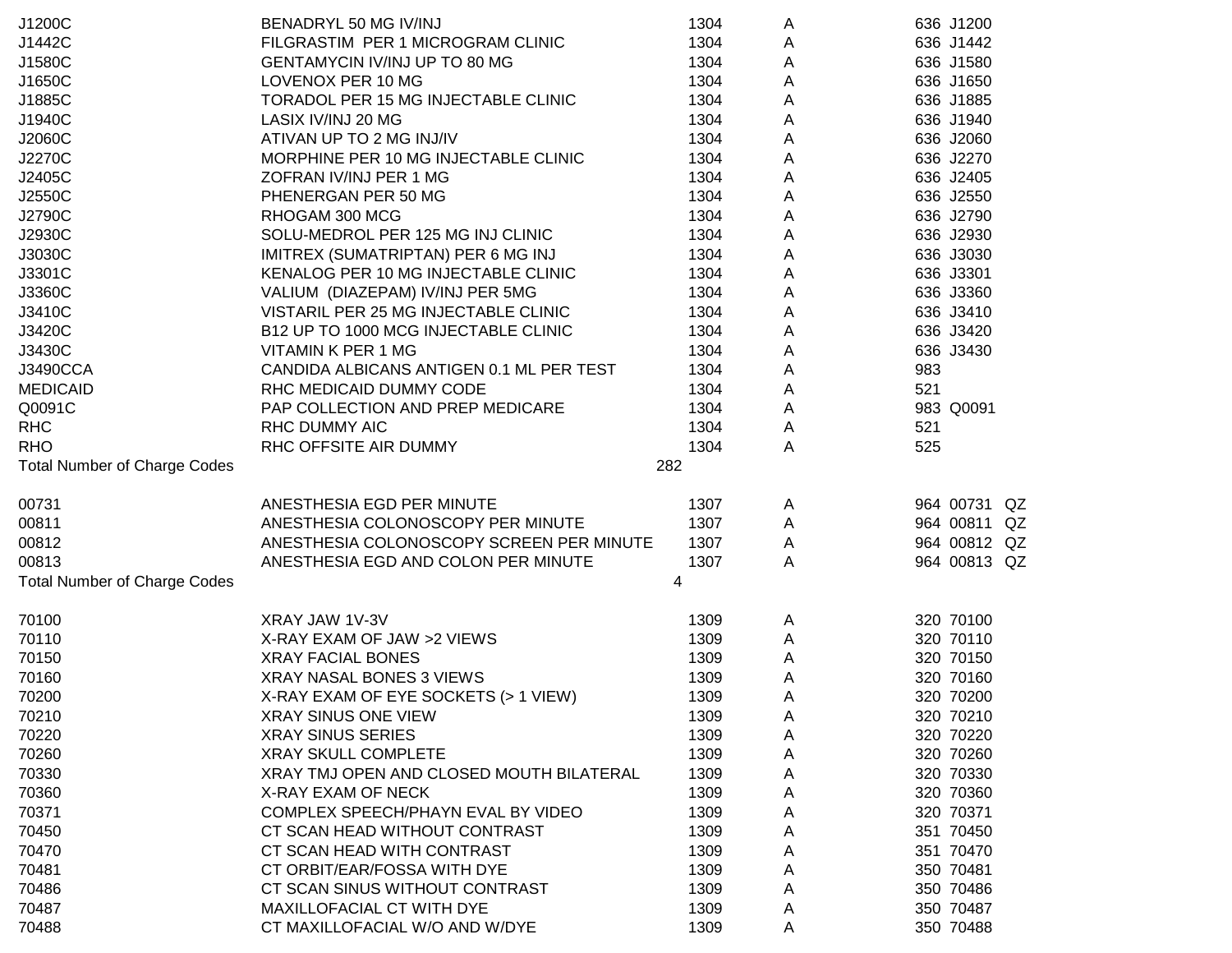| | | | | | | |
|---|---|---|---|---|---|---|
| J1200C | BENADRYL 50 MG IV/INJ | 1304 | A | 636 | J1200 | |
| J1442C | FILGRASTIM PER 1 MICROGRAM CLINIC | 1304 | A | 636 | J1442 | |
| J1580C | GENTAMYCIN IV/INJ UP TO 80 MG | 1304 | A | 636 | J1580 | |
| J1650C | LOVENOX PER 10 MG | 1304 | A | 636 | J1650 | |
| J1885C | TORADOL PER 15 MG INJECTABLE CLINIC | 1304 | A | 636 | J1885 | |
| J1940C | LASIX IV/INJ 20 MG | 1304 | A | 636 | J1940 | |
| J2060C | ATIVAN UP TO 2 MG INJ/IV | 1304 | A | 636 | J2060 | |
| J2270C | MORPHINE PER 10 MG INJECTABLE CLINIC | 1304 | A | 636 | J2270 | |
| J2405C | ZOFRAN IV/INJ PER 1 MG | 1304 | A | 636 | J2405 | |
| J2550C | PHENERGAN PER 50 MG | 1304 | A | 636 | J2550 | |
| J2790C | RHOGAM 300 MCG | 1304 | A | 636 | J2790 | |
| J2930C | SOLU-MEDROL PER 125 MG INJ CLINIC | 1304 | A | 636 | J2930 | |
| J3030C | IMITREX (SUMATRIPTAN) PER 6 MG INJ | 1304 | A | 636 | J3030 | |
| J3301C | KENALOG PER 10 MG INJECTABLE CLINIC | 1304 | A | 636 | J3301 | |
| J3360C | VALIUM (DIAZEPAM) IV/INJ PER 5MG | 1304 | A | 636 | J3360 | |
| J3410C | VISTARIL PER 25 MG INJECTABLE CLINIC | 1304 | A | 636 | J3410 | |
| J3420C | B12 UP TO 1000 MCG INJECTABLE CLINIC | 1304 | A | 636 | J3420 | |
| J3430C | VITAMIN K PER 1 MG | 1304 | A | 636 | J3430 | |
| J3490CCA | CANDIDA ALBICANS ANTIGEN 0.1 ML PER TEST | 1304 | A | 983 | | |
| MEDICAID | RHC MEDICAID DUMMY CODE | 1304 | A | 521 | | |
| Q0091C | PAP COLLECTION AND PREP MEDICARE | 1304 | A | 983 | Q0091 | |
| RHC | RHC DUMMY AIC | 1304 | A | 521 | | |
| RHO | RHC OFFSITE AIR DUMMY | 1304 | A | 525 | | |
| Total Number of Charge Codes | | 282 | | | | |
| | | | | | | |
| 00731 | ANESTHESIA EGD PER MINUTE | 1307 | A | 964 | 00731 | QZ |
| 00811 | ANESTHESIA COLONOSCOPY PER MINUTE | 1307 | A | 964 | 00811 | QZ |
| 00812 | ANESTHESIA COLONOSCOPY SCREEN PER MINUTE | 1307 | A | 964 | 00812 | QZ |
| 00813 | ANESTHESIA EGD AND COLON PER MINUTE | 1307 | A | 964 | 00813 | QZ |
| Total Number of Charge Codes | | 4 | | | | |
| | | | | | | |
| 70100 | XRAY JAW 1V-3V | 1309 | A | 320 | 70100 | |
| 70110 | X-RAY EXAM OF JAW >2 VIEWS | 1309 | A | 320 | 70110 | |
| 70150 | XRAY FACIAL BONES | 1309 | A | 320 | 70150 | |
| 70160 | XRAY NASAL BONES 3 VIEWS | 1309 | A | 320 | 70160 | |
| 70200 | X-RAY EXAM OF EYE SOCKETS (> 1 VIEW) | 1309 | A | 320 | 70200 | |
| 70210 | XRAY SINUS ONE VIEW | 1309 | A | 320 | 70210 | |
| 70220 | XRAY SINUS SERIES | 1309 | A | 320 | 70220 | |
| 70260 | XRAY SKULL COMPLETE | 1309 | A | 320 | 70260 | |
| 70330 | XRAY TMJ OPEN AND CLOSED MOUTH BILATERAL | 1309 | A | 320 | 70330 | |
| 70360 | X-RAY EXAM OF NECK | 1309 | A | 320 | 70360 | |
| 70371 | COMPLEX SPEECH/PHAYN EVAL BY VIDEO | 1309 | A | 320 | 70371 | |
| 70450 | CT SCAN HEAD WITHOUT CONTRAST | 1309 | A | 351 | 70450 | |
| 70470 | CT SCAN HEAD WITH CONTRAST | 1309 | A | 351 | 70470 | |
| 70481 | CT ORBIT/EAR/FOSSA WITH DYE | 1309 | A | 350 | 70481 | |
| 70486 | CT SCAN SINUS WITHOUT CONTRAST | 1309 | A | 350 | 70486 | |
| 70487 | MAXILLOFACIAL CT WITH DYE | 1309 | A | 350 | 70487 | |
| 70488 | CT MAXILLOFACIAL W/O AND W/DYE | 1309 | A | 350 | 70488 | |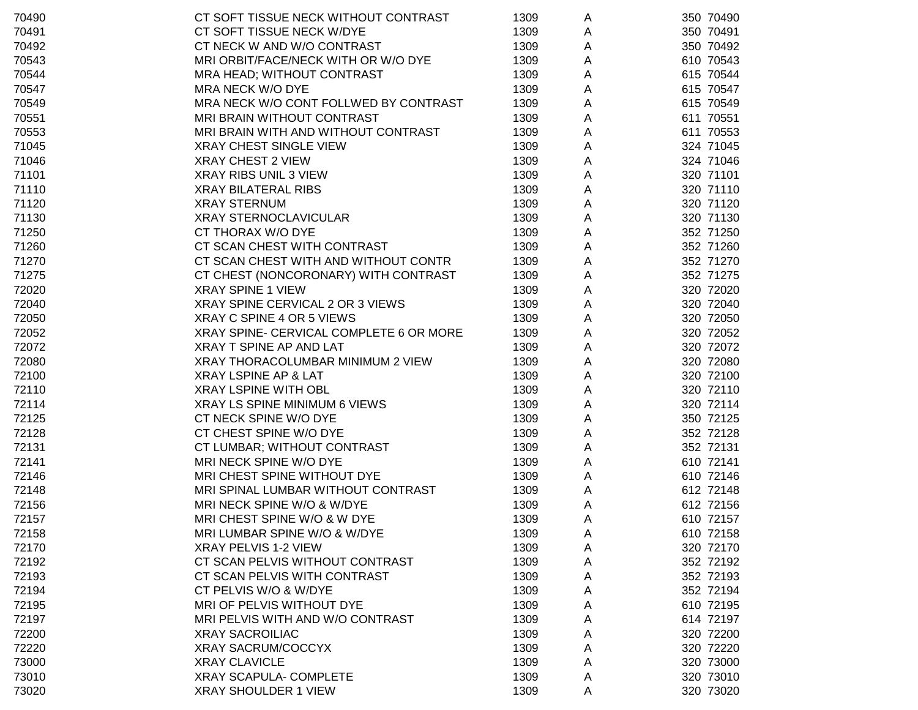| | | | | | |
|---|---|---|---|---|---|
| 70490 | CT SOFT TISSUE NECK WITHOUT CONTRAST | 1309 | A | 350 | 70490 |
| 70491 | CT SOFT TISSUE NECK W/DYE | 1309 | A | 350 | 70491 |
| 70492 | CT NECK W AND W/O CONTRAST | 1309 | A | 350 | 70492 |
| 70543 | MRI ORBIT/FACE/NECK WITH OR W/O DYE | 1309 | A | 610 | 70543 |
| 70544 | MRA HEAD; WITHOUT CONTRAST | 1309 | A | 615 | 70544 |
| 70547 | MRA NECK W/O DYE | 1309 | A | 615 | 70547 |
| 70549 | MRA NECK W/O CONT FOLLWED BY CONTRAST | 1309 | A | 615 | 70549 |
| 70551 | MRI BRAIN WITHOUT CONTRAST | 1309 | A | 611 | 70551 |
| 70553 | MRI BRAIN WITH AND WITHOUT CONTRAST | 1309 | A | 611 | 70553 |
| 71045 | XRAY CHEST SINGLE VIEW | 1309 | A | 324 | 71045 |
| 71046 | XRAY CHEST 2 VIEW | 1309 | A | 324 | 71046 |
| 71101 | XRAY RIBS UNIL 3 VIEW | 1309 | A | 320 | 71101 |
| 71110 | XRAY BILATERAL RIBS | 1309 | A | 320 | 71110 |
| 71120 | XRAY STERNUM | 1309 | A | 320 | 71120 |
| 71130 | XRAY STERNOCLAVICULAR | 1309 | A | 320 | 71130 |
| 71250 | CT THORAX W/O DYE | 1309 | A | 352 | 71250 |
| 71260 | CT SCAN CHEST WITH CONTRAST | 1309 | A | 352 | 71260 |
| 71270 | CT SCAN CHEST WITH AND WITHOUT CONTR | 1309 | A | 352 | 71270 |
| 71275 | CT CHEST (NONCORONARY) WITH CONTRAST | 1309 | A | 352 | 71275 |
| 72020 | XRAY SPINE 1 VIEW | 1309 | A | 320 | 72020 |
| 72040 | XRAY SPINE CERVICAL 2 OR 3 VIEWS | 1309 | A | 320 | 72040 |
| 72050 | XRAY C SPINE 4 OR 5 VIEWS | 1309 | A | 320 | 72050 |
| 72052 | XRAY SPINE- CERVICAL COMPLETE 6 OR MORE | 1309 | A | 320 | 72052 |
| 72072 | XRAY T SPINE AP AND LAT | 1309 | A | 320 | 72072 |
| 72080 | XRAY THORACOLUMBAR MINIMUM 2 VIEW | 1309 | A | 320 | 72080 |
| 72100 | XRAY LSPINE AP & LAT | 1309 | A | 320 | 72100 |
| 72110 | XRAY LSPINE WITH OBL | 1309 | A | 320 | 72110 |
| 72114 | XRAY LS SPINE MINIMUM 6 VIEWS | 1309 | A | 320 | 72114 |
| 72125 | CT NECK SPINE W/O DYE | 1309 | A | 350 | 72125 |
| 72128 | CT CHEST SPINE W/O DYE | 1309 | A | 352 | 72128 |
| 72131 | CT LUMBAR; WITHOUT CONTRAST | 1309 | A | 352 | 72131 |
| 72141 | MRI NECK SPINE W/O DYE | 1309 | A | 610 | 72141 |
| 72146 | MRI CHEST SPINE WITHOUT DYE | 1309 | A | 610 | 72146 |
| 72148 | MRI SPINAL LUMBAR WITHOUT CONTRAST | 1309 | A | 612 | 72148 |
| 72156 | MRI NECK SPINE W/O & W/DYE | 1309 | A | 612 | 72156 |
| 72157 | MRI CHEST SPINE W/O & W DYE | 1309 | A | 610 | 72157 |
| 72158 | MRI LUMBAR SPINE W/O & W/DYE | 1309 | A | 610 | 72158 |
| 72170 | XRAY PELVIS 1-2 VIEW | 1309 | A | 320 | 72170 |
| 72192 | CT SCAN PELVIS WITHOUT CONTRAST | 1309 | A | 352 | 72192 |
| 72193 | CT SCAN PELVIS WITH CONTRAST | 1309 | A | 352 | 72193 |
| 72194 | CT PELVIS W/O & W/DYE | 1309 | A | 352 | 72194 |
| 72195 | MRI OF PELVIS WITHOUT DYE | 1309 | A | 610 | 72195 |
| 72197 | MRI PELVIS WITH AND W/O CONTRAST | 1309 | A | 614 | 72197 |
| 72200 | XRAY SACROILIAC | 1309 | A | 320 | 72200 |
| 72220 | XRAY SACRUM/COCCYX | 1309 | A | 320 | 72220 |
| 73000 | XRAY CLAVICLE | 1309 | A | 320 | 73000 |
| 73010 | XRAY SCAPULA- COMPLETE | 1309 | A | 320 | 73010 |
| 73020 | XRAY SHOULDER 1 VIEW | 1309 | A | 320 | 73020 |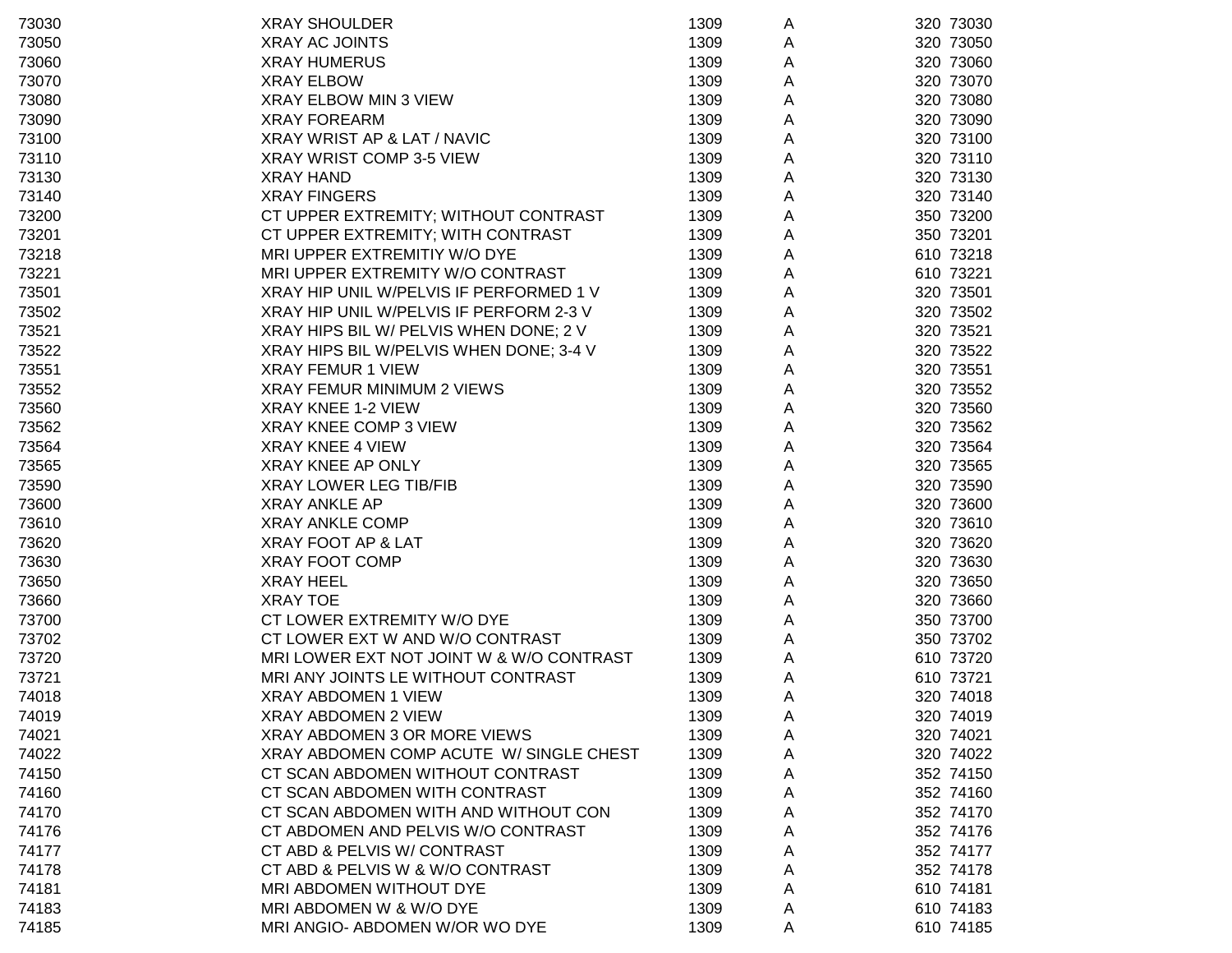| | | | | |
|---|---|---|---|---|
| 73030 | XRAY SHOULDER | 1309 | A | 320 73030 |
| 73050 | XRAY AC JOINTS | 1309 | A | 320 73050 |
| 73060 | XRAY HUMERUS | 1309 | A | 320 73060 |
| 73070 | XRAY ELBOW | 1309 | A | 320 73070 |
| 73080 | XRAY ELBOW MIN 3 VIEW | 1309 | A | 320 73080 |
| 73090 | XRAY FOREARM | 1309 | A | 320 73090 |
| 73100 | XRAY WRIST AP & LAT / NAVIC | 1309 | A | 320 73100 |
| 73110 | XRAY WRIST COMP 3-5 VIEW | 1309 | A | 320 73110 |
| 73130 | XRAY HAND | 1309 | A | 320 73130 |
| 73140 | XRAY FINGERS | 1309 | A | 320 73140 |
| 73200 | CT UPPER EXTREMITY; WITHOUT CONTRAST | 1309 | A | 350 73200 |
| 73201 | CT UPPER EXTREMITY; WITH CONTRAST | 1309 | A | 350 73201 |
| 73218 | MRI UPPER EXTREMITIY W/O DYE | 1309 | A | 610 73218 |
| 73221 | MRI UPPER EXTREMITY W/O CONTRAST | 1309 | A | 610 73221 |
| 73501 | XRAY HIP UNIL W/PELVIS IF PERFORMED 1 V | 1309 | A | 320 73501 |
| 73502 | XRAY HIP UNIL W/PELVIS IF PERFORM 2-3 V | 1309 | A | 320 73502 |
| 73521 | XRAY HIPS BIL W/ PELVIS WHEN DONE; 2 V | 1309 | A | 320 73521 |
| 73522 | XRAY HIPS BIL W/PELVIS WHEN DONE; 3-4 V | 1309 | A | 320 73522 |
| 73551 | XRAY FEMUR 1 VIEW | 1309 | A | 320 73551 |
| 73552 | XRAY FEMUR MINIMUM 2 VIEWS | 1309 | A | 320 73552 |
| 73560 | XRAY KNEE 1-2 VIEW | 1309 | A | 320 73560 |
| 73562 | XRAY KNEE COMP 3 VIEW | 1309 | A | 320 73562 |
| 73564 | XRAY KNEE 4 VIEW | 1309 | A | 320 73564 |
| 73565 | XRAY KNEE AP ONLY | 1309 | A | 320 73565 |
| 73590 | XRAY LOWER LEG TIB/FIB | 1309 | A | 320 73590 |
| 73600 | XRAY ANKLE AP | 1309 | A | 320 73600 |
| 73610 | XRAY ANKLE COMP | 1309 | A | 320 73610 |
| 73620 | XRAY FOOT AP & LAT | 1309 | A | 320 73620 |
| 73630 | XRAY FOOT COMP | 1309 | A | 320 73630 |
| 73650 | XRAY HEEL | 1309 | A | 320 73650 |
| 73660 | XRAY TOE | 1309 | A | 320 73660 |
| 73700 | CT LOWER EXTREMITY W/O DYE | 1309 | A | 350 73700 |
| 73702 | CT LOWER EXT W AND W/O CONTRAST | 1309 | A | 350 73702 |
| 73720 | MRI LOWER EXT NOT JOINT W & W/O CONTRAST | 1309 | A | 610 73720 |
| 73721 | MRI ANY JOINTS LE WITHOUT CONTRAST | 1309 | A | 610 73721 |
| 74018 | XRAY ABDOMEN 1 VIEW | 1309 | A | 320 74018 |
| 74019 | XRAY ABDOMEN 2 VIEW | 1309 | A | 320 74019 |
| 74021 | XRAY ABDOMEN 3 OR MORE VIEWS | 1309 | A | 320 74021 |
| 74022 | XRAY ABDOMEN COMP ACUTE W/ SINGLE CHEST | 1309 | A | 320 74022 |
| 74150 | CT SCAN ABDOMEN WITHOUT CONTRAST | 1309 | A | 352 74150 |
| 74160 | CT SCAN ABDOMEN WITH CONTRAST | 1309 | A | 352 74160 |
| 74170 | CT SCAN ABDOMEN WITH AND WITHOUT CON | 1309 | A | 352 74170 |
| 74176 | CT ABDOMEN AND PELVIS W/O CONTRAST | 1309 | A | 352 74176 |
| 74177 | CT ABD & PELVIS W/ CONTRAST | 1309 | A | 352 74177 |
| 74178 | CT ABD & PELVIS W & W/O CONTRAST | 1309 | A | 352 74178 |
| 74181 | MRI ABDOMEN WITHOUT DYE | 1309 | A | 610 74181 |
| 74183 | MRI ABDOMEN W & W/O DYE | 1309 | A | 610 74183 |
| 74185 | MRI ANGIO- ABDOMEN W/OR WO DYE | 1309 | A | 610 74185 |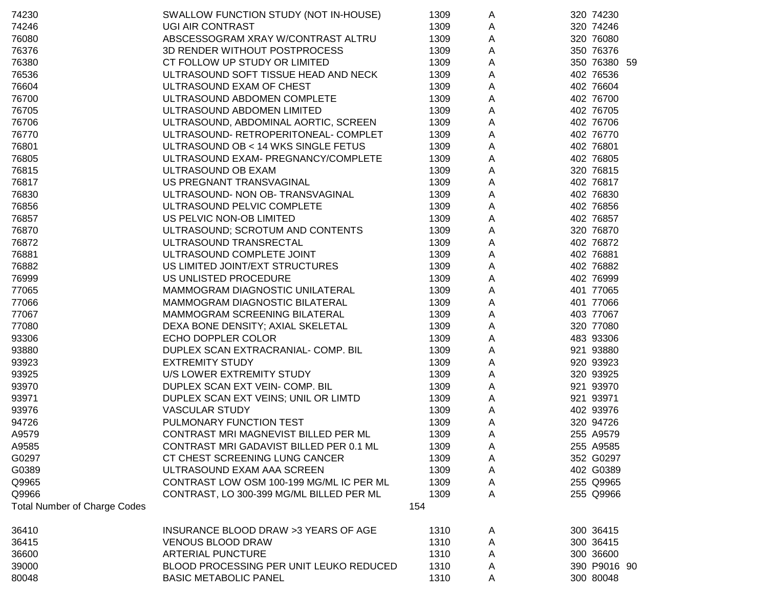| | | | | | | |
|---|---|---|---|---|---|---|
| 74230 | SWALLOW FUNCTION STUDY (NOT IN-HOUSE) | 1309 | A | 320 | 74230 | |
| 74246 | UGI AIR CONTRAST | 1309 | A | 320 | 74246 | |
| 76080 | ABSCESSOGRAM XRAY W/CONTRAST ALTRU | 1309 | A | 320 | 76080 | |
| 76376 | 3D RENDER WITHOUT POSTPROCESS | 1309 | A | 350 | 76376 | |
| 76380 | CT FOLLOW UP STUDY OR LIMITED | 1309 | A | 350 | 76380 | 59 |
| 76536 | ULTRASOUND SOFT TISSUE HEAD AND NECK | 1309 | A | 402 | 76536 | |
| 76604 | ULTRASOUND EXAM OF CHEST | 1309 | A | 402 | 76604 | |
| 76700 | ULTRASOUND ABDOMEN COMPLETE | 1309 | A | 402 | 76700 | |
| 76705 | ULTRASOUND ABDOMEN LIMITED | 1309 | A | 402 | 76705 | |
| 76706 | ULTRASOUND, ABDOMINAL AORTIC, SCREEN | 1309 | A | 402 | 76706 | |
| 76770 | ULTRASOUND- RETROPERITONEAL- COMPLET | 1309 | A | 402 | 76770 | |
| 76801 | ULTRASOUND OB < 14 WKS SINGLE FETUS | 1309 | A | 402 | 76801 | |
| 76805 | ULTRASOUND EXAM- PREGNANCY/COMPLETE | 1309 | A | 402 | 76805 | |
| 76815 | ULTRASOUND OB EXAM | 1309 | A | 320 | 76815 | |
| 76817 | US PREGNANT TRANSVAGINAL | 1309 | A | 402 | 76817 | |
| 76830 | ULTRASOUND- NON OB- TRANSVAGINAL | 1309 | A | 402 | 76830 | |
| 76856 | ULTRASOUND PELVIC COMPLETE | 1309 | A | 402 | 76856 | |
| 76857 | US PELVIC NON-OB LIMITED | 1309 | A | 402 | 76857 | |
| 76870 | ULTRASOUND; SCROTUM AND CONTENTS | 1309 | A | 320 | 76870 | |
| 76872 | ULTRASOUND TRANSRECTAL | 1309 | A | 402 | 76872 | |
| 76881 | ULTRASOUND COMPLETE JOINT | 1309 | A | 402 | 76881 | |
| 76882 | US LIMITED JOINT/EXT STRUCTURES | 1309 | A | 402 | 76882 | |
| 76999 | US UNLISTED PROCEDURE | 1309 | A | 402 | 76999 | |
| 77065 | MAMMOGRAM DIAGNOSTIC UNILATERAL | 1309 | A | 401 | 77065 | |
| 77066 | MAMMOGRAM DIAGNOSTIC BILATERAL | 1309 | A | 401 | 77066 | |
| 77067 | MAMMOGRAM SCREENING BILATERAL | 1309 | A | 403 | 77067 | |
| 77080 | DEXA BONE DENSITY; AXIAL SKELETAL | 1309 | A | 320 | 77080 | |
| 93306 | ECHO DOPPLER COLOR | 1309 | A | 483 | 93306 | |
| 93880 | DUPLEX SCAN EXTRACRANIAL- COMP. BIL | 1309 | A | 921 | 93880 | |
| 93923 | EXTREMITY STUDY | 1309 | A | 920 | 93923 | |
| 93925 | U/S LOWER EXTREMITY STUDY | 1309 | A | 320 | 93925 | |
| 93970 | DUPLEX SCAN EXT VEIN- COMP. BIL | 1309 | A | 921 | 93970 | |
| 93971 | DUPLEX SCAN EXT VEINS; UNIL OR LIMTD | 1309 | A | 921 | 93971 | |
| 93976 | VASCULAR STUDY | 1309 | A | 402 | 93976 | |
| 94726 | PULMONARY FUNCTION TEST | 1309 | A | 320 | 94726 | |
| A9579 | CONTRAST MRI MAGNEVIST BILLED PER ML | 1309 | A | 255 | A9579 | |
| A9585 | CONTRAST MRI GADAVIST BILLED PER 0.1 ML | 1309 | A | 255 | A9585 | |
| G0297 | CT CHEST SCREENING LUNG CANCER | 1309 | A | 352 | G0297 | |
| G0389 | ULTRASOUND EXAM AAA SCREEN | 1309 | A | 402 | G0389 | |
| Q9965 | CONTRAST LOW OSM 100-199 MG/ML IC PER ML | 1309 | A | 255 | Q9965 | |
| Q9966 | CONTRAST, LO 300-399 MG/ML BILLED PER ML | 1309 | A | 255 | Q9966 | |
| Total Number of Charge Codes | | 154 | | | | |

| | | | | | | |
|---|---|---|---|---|---|---|
| 36410 | INSURANCE BLOOD DRAW >3 YEARS OF AGE | 1310 | A | 300 | 36415 | |
| 36415 | VENOUS BLOOD DRAW | 1310 | A | 300 | 36415 | |
| 36600 | ARTERIAL PUNCTURE | 1310 | A | 300 | 36600 | |
| 39000 | BLOOD PROCESSING PER UNIT LEUKO REDUCED | 1310 | A | 390 | P9016 | 90 |
| 80048 | BASIC METABOLIC PANEL | 1310 | A | 300 | 80048 | |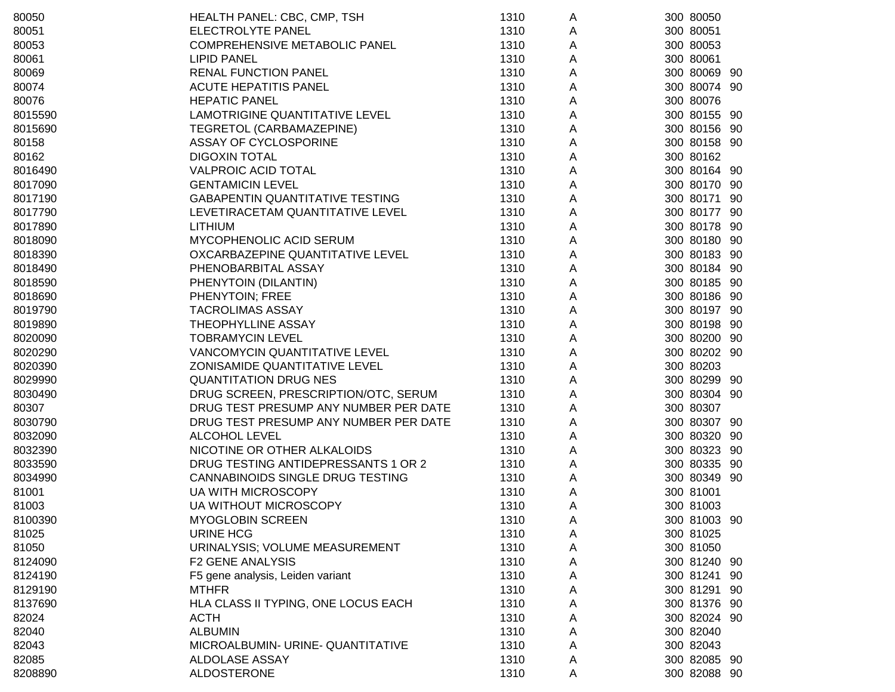| | | | | | | |
|---|---|---|---|---|---|---|
| 80050 | HEALTH PANEL: CBC, CMP, TSH | 1310 | A | 300 | 80050 | |
| 80051 | ELECTROLYTE PANEL | 1310 | A | 300 | 80051 | |
| 80053 | COMPREHENSIVE METABOLIC PANEL | 1310 | A | 300 | 80053 | |
| 80061 | LIPID PANEL | 1310 | A | 300 | 80061 | |
| 80069 | RENAL FUNCTION PANEL | 1310 | A | 300 | 80069 | 90 |
| 80074 | ACUTE HEPATITIS PANEL | 1310 | A | 300 | 80074 | 90 |
| 80076 | HEPATIC PANEL | 1310 | A | 300 | 80076 | |
| 8015590 | LAMOTRIGINE QUANTITATIVE LEVEL | 1310 | A | 300 | 80155 | 90 |
| 8015690 | TEGRETOL (CARBAMAZEPINE) | 1310 | A | 300 | 80156 | 90 |
| 80158 | ASSAY OF CYCLOSPORINE | 1310 | A | 300 | 80158 | 90 |
| 80162 | DIGOXIN TOTAL | 1310 | A | 300 | 80162 | |
| 8016490 | VALPROIC ACID TOTAL | 1310 | A | 300 | 80164 | 90 |
| 8017090 | GENTAMICIN LEVEL | 1310 | A | 300 | 80170 | 90 |
| 8017190 | GABAPENTIN QUANTITATIVE TESTING | 1310 | A | 300 | 80171 | 90 |
| 8017790 | LEVETIRACETAM QUANTITATIVE LEVEL | 1310 | A | 300 | 80177 | 90 |
| 8017890 | LITHIUM | 1310 | A | 300 | 80178 | 90 |
| 8018090 | MYCOPHENOLIC ACID SERUM | 1310 | A | 300 | 80180 | 90 |
| 8018390 | OXCARBAZEPINE QUANTITATIVE LEVEL | 1310 | A | 300 | 80183 | 90 |
| 8018490 | PHENOBARBITAL ASSAY | 1310 | A | 300 | 80184 | 90 |
| 8018590 | PHENYTOIN (DILANTIN) | 1310 | A | 300 | 80185 | 90 |
| 8018690 | PHENYTOIN; FREE | 1310 | A | 300 | 80186 | 90 |
| 8019790 | TACROLIMAS ASSAY | 1310 | A | 300 | 80197 | 90 |
| 8019890 | THEOPHYLLINE ASSAY | 1310 | A | 300 | 80198 | 90 |
| 8020090 | TOBRAMYCIN LEVEL | 1310 | A | 300 | 80200 | 90 |
| 8020290 | VANCOMYCIN QUANTITATIVE LEVEL | 1310 | A | 300 | 80202 | 90 |
| 8020390 | ZONISAMIDE QUANTITATIVE LEVEL | 1310 | A | 300 | 80203 | |
| 8029990 | QUANTITATION DRUG NES | 1310 | A | 300 | 80299 | 90 |
| 8030490 | DRUG SCREEN, PRESCRIPTION/OTC, SERUM | 1310 | A | 300 | 80304 | 90 |
| 80307 | DRUG TEST PRESUMP ANY NUMBER PER DATE | 1310 | A | 300 | 80307 | |
| 8030790 | DRUG TEST PRESUMP ANY NUMBER PER DATE | 1310 | A | 300 | 80307 | 90 |
| 8032090 | ALCOHOL LEVEL | 1310 | A | 300 | 80320 | 90 |
| 8032390 | NICOTINE OR OTHER ALKALOIDS | 1310 | A | 300 | 80323 | 90 |
| 8033590 | DRUG TESTING ANTIDEPRESSANTS 1 OR 2 | 1310 | A | 300 | 80335 | 90 |
| 8034990 | CANNABINOIDS SINGLE DRUG TESTING | 1310 | A | 300 | 80349 | 90 |
| 81001 | UA WITH MICROSCOPY | 1310 | A | 300 | 81001 | |
| 81003 | UA WITHOUT MICROSCOPY | 1310 | A | 300 | 81003 | |
| 8100390 | MYOGLOBIN SCREEN | 1310 | A | 300 | 81003 | 90 |
| 81025 | URINE HCG | 1310 | A | 300 | 81025 | |
| 81050 | URINALYSIS; VOLUME MEASUREMENT | 1310 | A | 300 | 81050 | |
| 8124090 | F2 GENE ANALYSIS | 1310 | A | 300 | 81240 | 90 |
| 8124190 | F5 gene analysis, Leiden variant | 1310 | A | 300 | 81241 | 90 |
| 8129190 | MTHFR | 1310 | A | 300 | 81291 | 90 |
| 8137690 | HLA CLASS II TYPING, ONE LOCUS EACH | 1310 | A | 300 | 81376 | 90 |
| 82024 | ACTH | 1310 | A | 300 | 82024 | 90 |
| 82040 | ALBUMIN | 1310 | A | 300 | 82040 | |
| 82043 | MICROALBUMIN- URINE- QUANTITATIVE | 1310 | A | 300 | 82043 | |
| 82085 | ALDOLASE ASSAY | 1310 | A | 300 | 82085 | 90 |
| 8208890 | ALDOSTERONE | 1310 | A | 300 | 82088 | 90 |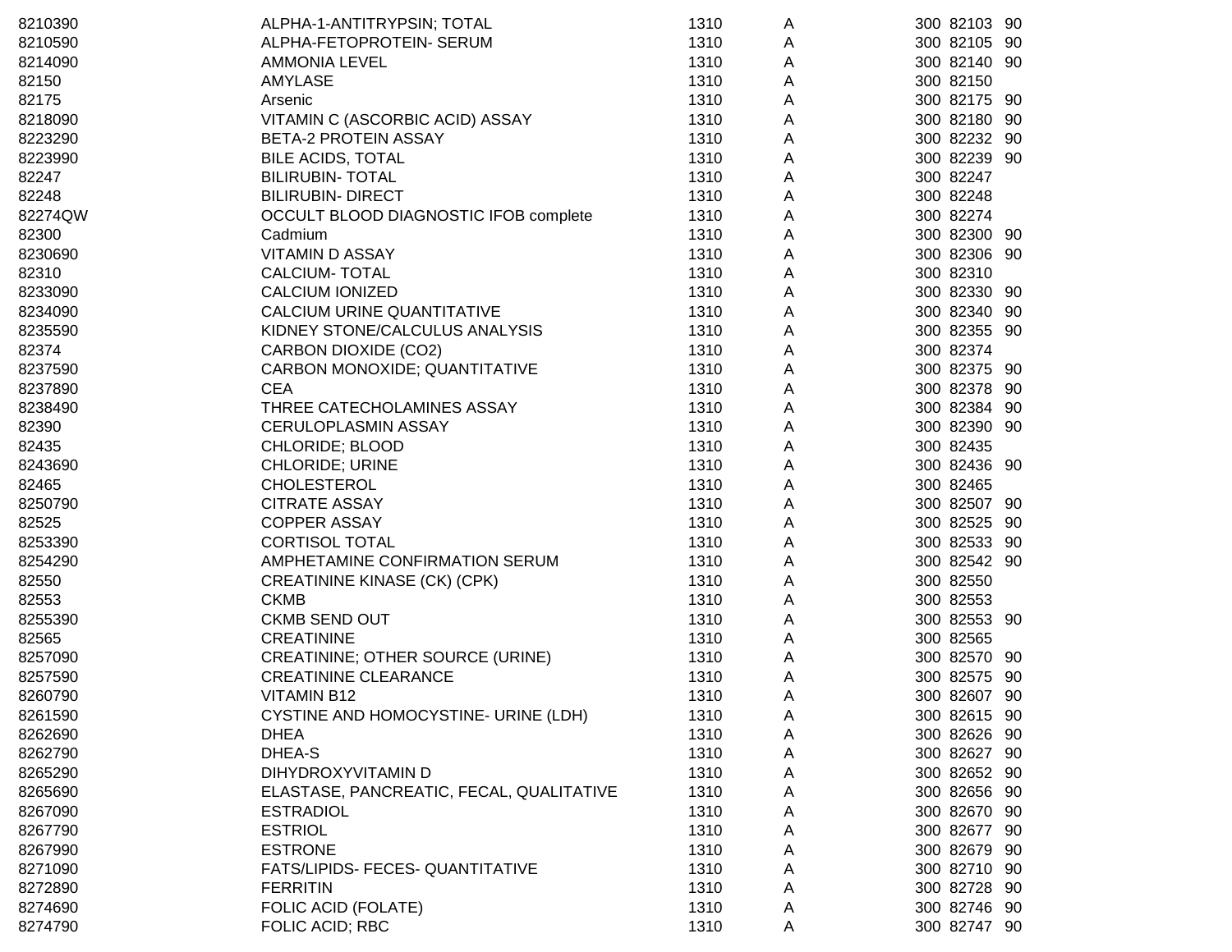| | | | | | | |
|---|---|---|---|---|---|---|
| 8210390 | ALPHA-1-ANTITRYPSIN; TOTAL | 1310 | A | 300 | 82103 | 90 |
| 8210590 | ALPHA-FETOPROTEIN- SERUM | 1310 | A | 300 | 82105 | 90 |
| 8214090 | AMMONIA LEVEL | 1310 | A | 300 | 82140 | 90 |
| 82150 | AMYLASE | 1310 | A | 300 | 82150 | |
| 82175 | Arsenic | 1310 | A | 300 | 82175 | 90 |
| 8218090 | VITAMIN C (ASCORBIC ACID) ASSAY | 1310 | A | 300 | 82180 | 90 |
| 8223290 | BETA-2 PROTEIN ASSAY | 1310 | A | 300 | 82232 | 90 |
| 8223990 | BILE ACIDS, TOTAL | 1310 | A | 300 | 82239 | 90 |
| 82247 | BILIRUBIN- TOTAL | 1310 | A | 300 | 82247 | |
| 82248 | BILIRUBIN- DIRECT | 1310 | A | 300 | 82248 | |
| 82274QW | OCCULT BLOOD DIAGNOSTIC IFOB complete | 1310 | A | 300 | 82274 | |
| 82300 | Cadmium | 1310 | A | 300 | 82300 | 90 |
| 8230690 | VITAMIN D ASSAY | 1310 | A | 300 | 82306 | 90 |
| 82310 | CALCIUM- TOTAL | 1310 | A | 300 | 82310 | |
| 8233090 | CALCIUM IONIZED | 1310 | A | 300 | 82330 | 90 |
| 8234090 | CALCIUM URINE QUANTITATIVE | 1310 | A | 300 | 82340 | 90 |
| 8235590 | KIDNEY STONE/CALCULUS ANALYSIS | 1310 | A | 300 | 82355 | 90 |
| 82374 | CARBON DIOXIDE (CO2) | 1310 | A | 300 | 82374 | |
| 8237590 | CARBON MONOXIDE; QUANTITATIVE | 1310 | A | 300 | 82375 | 90 |
| 8237890 | CEA | 1310 | A | 300 | 82378 | 90 |
| 8238490 | THREE CATECHOLAMINES ASSAY | 1310 | A | 300 | 82384 | 90 |
| 82390 | CERULOPLASMIN ASSAY | 1310 | A | 300 | 82390 | 90 |
| 82435 | CHLORIDE; BLOOD | 1310 | A | 300 | 82435 | |
| 8243690 | CHLORIDE; URINE | 1310 | A | 300 | 82436 | 90 |
| 82465 | CHOLESTEROL | 1310 | A | 300 | 82465 | |
| 8250790 | CITRATE ASSAY | 1310 | A | 300 | 82507 | 90 |
| 82525 | COPPER ASSAY | 1310 | A | 300 | 82525 | 90 |
| 8253390 | CORTISOL TOTAL | 1310 | A | 300 | 82533 | 90 |
| 8254290 | AMPHETAMINE CONFIRMATION SERUM | 1310 | A | 300 | 82542 | 90 |
| 82550 | CREATININE KINASE (CK) (CPK) | 1310 | A | 300 | 82550 | |
| 82553 | CKMB | 1310 | A | 300 | 82553 | |
| 8255390 | CKMB SEND OUT | 1310 | A | 300 | 82553 | 90 |
| 82565 | CREATININE | 1310 | A | 300 | 82565 | |
| 8257090 | CREATININE; OTHER SOURCE (URINE) | 1310 | A | 300 | 82570 | 90 |
| 8257590 | CREATININE CLEARANCE | 1310 | A | 300 | 82575 | 90 |
| 8260790 | VITAMIN B12 | 1310 | A | 300 | 82607 | 90 |
| 8261590 | CYSTINE AND HOMOCYSTINE- URINE (LDH) | 1310 | A | 300 | 82615 | 90 |
| 8262690 | DHEA | 1310 | A | 300 | 82626 | 90 |
| 8262790 | DHEA-S | 1310 | A | 300 | 82627 | 90 |
| 8265290 | DIHYDROXYVITAMIN D | 1310 | A | 300 | 82652 | 90 |
| 8265690 | ELASTASE, PANCREATIC, FECAL, QUALITATIVE | 1310 | A | 300 | 82656 | 90 |
| 8267090 | ESTRADIOL | 1310 | A | 300 | 82670 | 90 |
| 8267790 | ESTRIOL | 1310 | A | 300 | 82677 | 90 |
| 8267990 | ESTRONE | 1310 | A | 300 | 82679 | 90 |
| 8271090 | FATS/LIPIDS- FECES- QUANTITATIVE | 1310 | A | 300 | 82710 | 90 |
| 8272890 | FERRITIN | 1310 | A | 300 | 82728 | 90 |
| 8274690 | FOLIC ACID (FOLATE) | 1310 | A | 300 | 82746 | 90 |
| 8274790 | FOLIC ACID; RBC | 1310 | A | 300 | 82747 | 90 |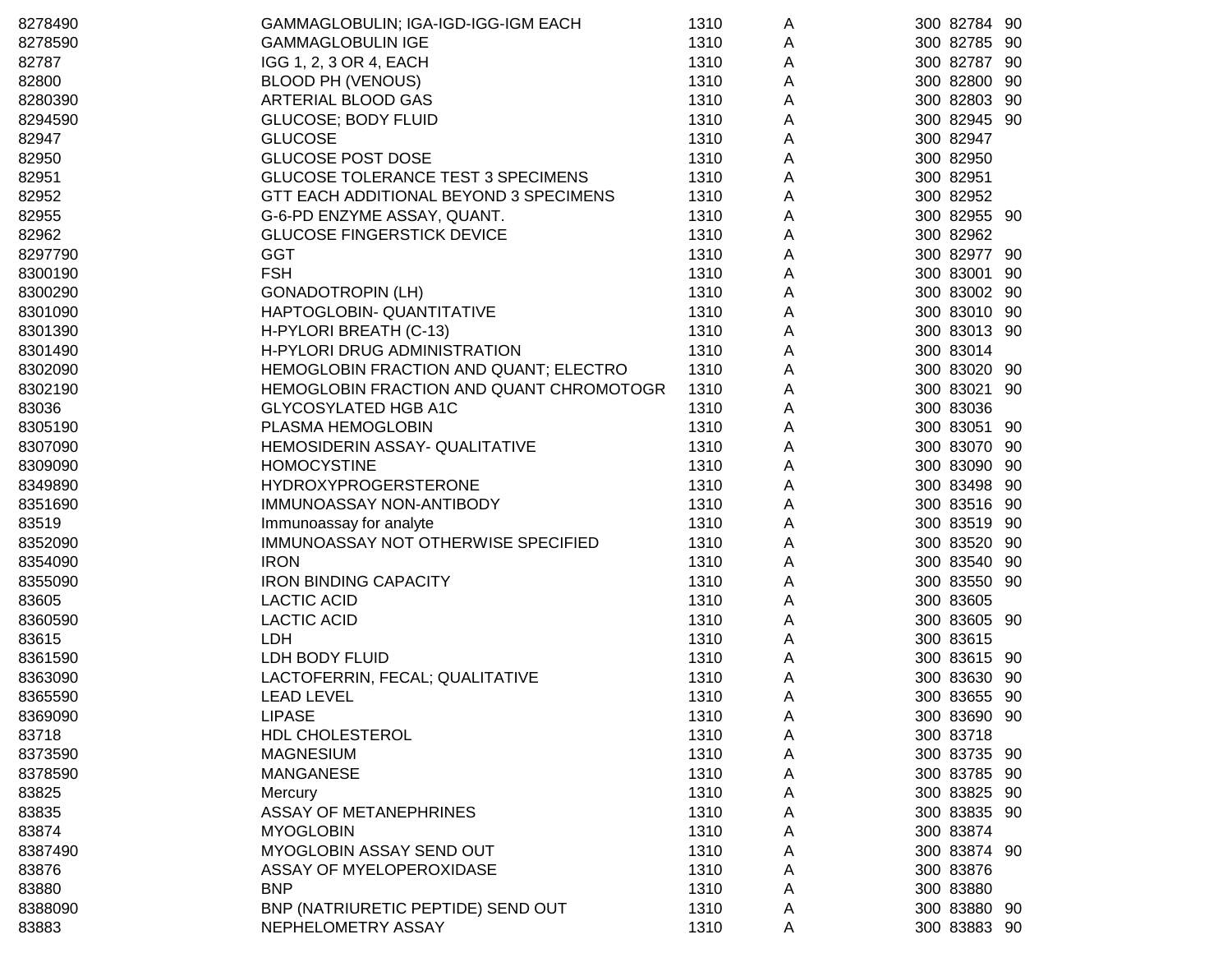| | | | | | | |
|---|---|---|---|---|---|---|
| 8278490 | GAMMAGLOBULIN; IGA-IGD-IGG-IGM EACH | 1310 | A | 300 | 82784 | 90 |
| 8278590 | GAMMAGLOBULIN IGE | 1310 | A | 300 | 82785 | 90 |
| 82787 | IGG 1, 2, 3 OR 4, EACH | 1310 | A | 300 | 82787 | 90 |
| 82800 | BLOOD PH (VENOUS) | 1310 | A | 300 | 82800 | 90 |
| 8280390 | ARTERIAL BLOOD GAS | 1310 | A | 300 | 82803 | 90 |
| 8294590 | GLUCOSE; BODY FLUID | 1310 | A | 300 | 82945 | 90 |
| 82947 | GLUCOSE | 1310 | A | 300 | 82947 | |
| 82950 | GLUCOSE POST DOSE | 1310 | A | 300 | 82950 | |
| 82951 | GLUCOSE TOLERANCE TEST 3 SPECIMENS | 1310 | A | 300 | 82951 | |
| 82952 | GTT EACH ADDITIONAL BEYOND 3 SPECIMENS | 1310 | A | 300 | 82952 | |
| 82955 | G-6-PD ENZYME ASSAY, QUANT. | 1310 | A | 300 | 82955 | 90 |
| 82962 | GLUCOSE FINGERSTICK DEVICE | 1310 | A | 300 | 82962 | |
| 8297790 | GGT | 1310 | A | 300 | 82977 | 90 |
| 8300190 | FSH | 1310 | A | 300 | 83001 | 90 |
| 8300290 | GONADOTROPIN (LH) | 1310 | A | 300 | 83002 | 90 |
| 8301090 | HAPTOGLOBIN- QUANTITATIVE | 1310 | A | 300 | 83010 | 90 |
| 8301390 | H-PYLORI BREATH (C-13) | 1310 | A | 300 | 83013 | 90 |
| 8301490 | H-PYLORI DRUG ADMINISTRATION | 1310 | A | 300 | 83014 | |
| 8302090 | HEMOGLOBIN FRACTION AND QUANT; ELECTRO | 1310 | A | 300 | 83020 | 90 |
| 8302190 | HEMOGLOBIN FRACTION AND QUANT CHROMOTOGR | 1310 | A | 300 | 83021 | 90 |
| 83036 | GLYCOSYLATED HGB A1C | 1310 | A | 300 | 83036 | |
| 8305190 | PLASMA HEMOGLOBIN | 1310 | A | 300 | 83051 | 90 |
| 8307090 | HEMOSIDERIN ASSAY- QUALITATIVE | 1310 | A | 300 | 83070 | 90 |
| 8309090 | HOMOCYSTINE | 1310 | A | 300 | 83090 | 90 |
| 8349890 | HYDROXYPROGERSTERONE | 1310 | A | 300 | 83498 | 90 |
| 8351690 | IMMUNOASSAY NON-ANTIBODY | 1310 | A | 300 | 83516 | 90 |
| 83519 | Immunoassay for analyte | 1310 | A | 300 | 83519 | 90 |
| 8352090 | IMMUNOASSAY NOT OTHERWISE SPECIFIED | 1310 | A | 300 | 83520 | 90 |
| 8354090 | IRON | 1310 | A | 300 | 83540 | 90 |
| 8355090 | IRON BINDING CAPACITY | 1310 | A | 300 | 83550 | 90 |
| 83605 | LACTIC ACID | 1310 | A | 300 | 83605 | |
| 8360590 | LACTIC ACID | 1310 | A | 300 | 83605 | 90 |
| 83615 | LDH | 1310 | A | 300 | 83615 | |
| 8361590 | LDH BODY FLUID | 1310 | A | 300 | 83615 | 90 |
| 8363090 | LACTOFERRIN, FECAL; QUALITATIVE | 1310 | A | 300 | 83630 | 90 |
| 8365590 | LEAD LEVEL | 1310 | A | 300 | 83655 | 90 |
| 8369090 | LIPASE | 1310 | A | 300 | 83690 | 90 |
| 83718 | HDL CHOLESTEROL | 1310 | A | 300 | 83718 | |
| 8373590 | MAGNESIUM | 1310 | A | 300 | 83735 | 90 |
| 8378590 | MANGANESE | 1310 | A | 300 | 83785 | 90 |
| 83825 | Mercury | 1310 | A | 300 | 83825 | 90 |
| 83835 | ASSAY OF METANEPHRINES | 1310 | A | 300 | 83835 | 90 |
| 83874 | MYOGLOBIN | 1310 | A | 300 | 83874 | |
| 8387490 | MYOGLOBIN ASSAY SEND OUT | 1310 | A | 300 | 83874 | 90 |
| 83876 | ASSAY OF MYELOPEROXIDASE | 1310 | A | 300 | 83876 | |
| 83880 | BNP | 1310 | A | 300 | 83880 | |
| 8388090 | BNP (NATRIURETIC PEPTIDE) SEND OUT | 1310 | A | 300 | 83880 | 90 |
| 83883 | NEPHELOMETRY ASSAY | 1310 | A | 300 | 83883 | 90 |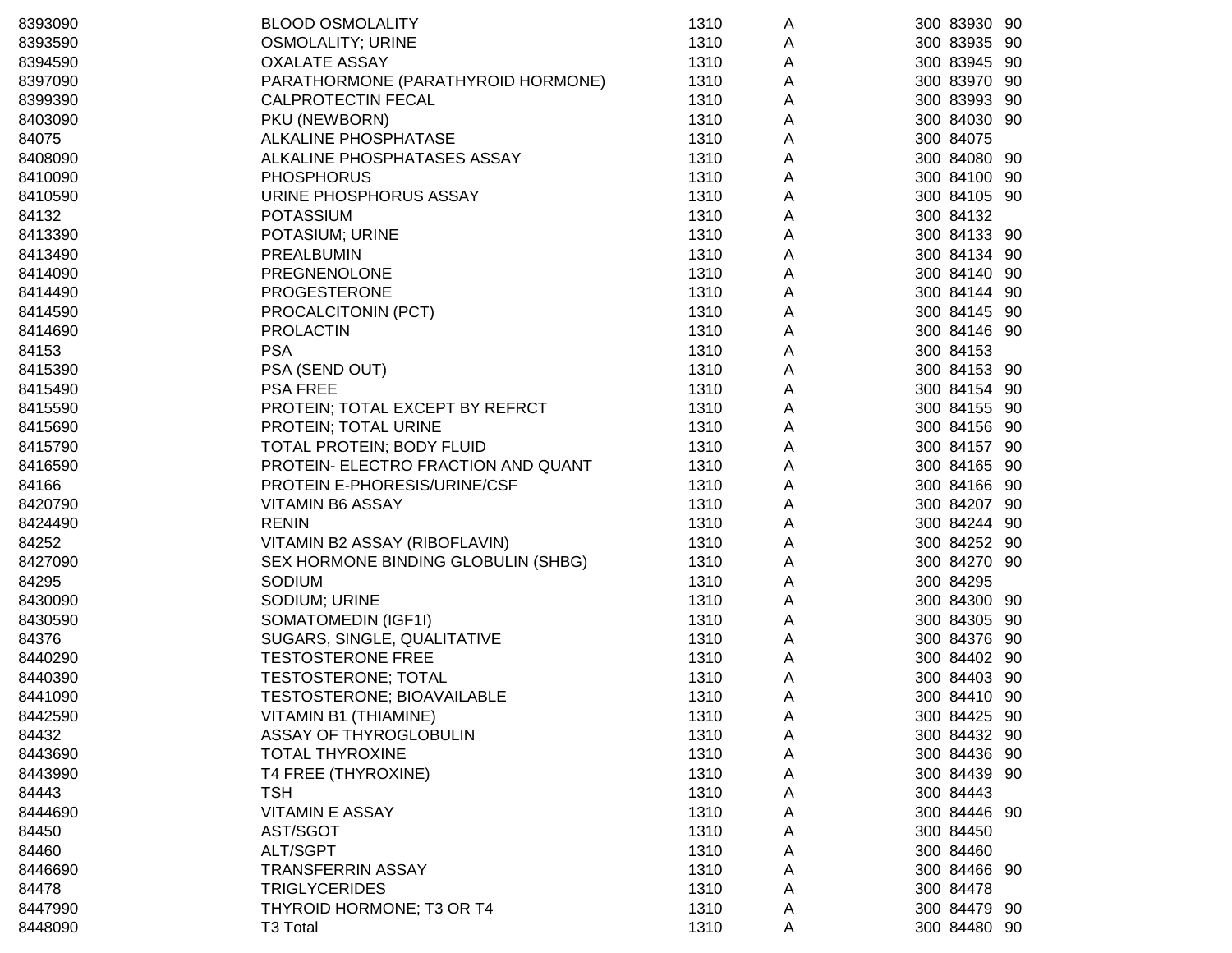| | | | | | | |
|---|---|---|---|---|---|---|
| 8393090 | BLOOD OSMOLALITY | 1310 | A | 300 | 83930 | 90 |
| 8393590 | OSMOLALITY; URINE | 1310 | A | 300 | 83935 | 90 |
| 8394590 | OXALATE ASSAY | 1310 | A | 300 | 83945 | 90 |
| 8397090 | PARATHORMONE (PARATHYROID HORMONE) | 1310 | A | 300 | 83970 | 90 |
| 8399390 | CALPROTECTIN FECAL | 1310 | A | 300 | 83993 | 90 |
| 8403090 | PKU (NEWBORN) | 1310 | A | 300 | 84030 | 90 |
| 84075 | ALKALINE PHOSPHATASE | 1310 | A | 300 | 84075 | |
| 8408090 | ALKALINE PHOSPHATASES ASSAY | 1310 | A | 300 | 84080 | 90 |
| 8410090 | PHOSPHORUS | 1310 | A | 300 | 84100 | 90 |
| 8410590 | URINE PHOSPHORUS ASSAY | 1310 | A | 300 | 84105 | 90 |
| 84132 | POTASSIUM | 1310 | A | 300 | 84132 | |
| 8413390 | POTASIUM; URINE | 1310 | A | 300 | 84133 | 90 |
| 8413490 | PREALBUMIN | 1310 | A | 300 | 84134 | 90 |
| 8414090 | PREGNENOLONE | 1310 | A | 300 | 84140 | 90 |
| 8414490 | PROGESTERONE | 1310 | A | 300 | 84144 | 90 |
| 8414590 | PROCALCITONIN (PCT) | 1310 | A | 300 | 84145 | 90 |
| 8414690 | PROLACTIN | 1310 | A | 300 | 84146 | 90 |
| 84153 | PSA | 1310 | A | 300 | 84153 | |
| 8415390 | PSA (SEND OUT) | 1310 | A | 300 | 84153 | 90 |
| 8415490 | PSA FREE | 1310 | A | 300 | 84154 | 90 |
| 8415590 | PROTEIN; TOTAL EXCEPT BY REFRCT | 1310 | A | 300 | 84155 | 90 |
| 8415690 | PROTEIN; TOTAL URINE | 1310 | A | 300 | 84156 | 90 |
| 8415790 | TOTAL PROTEIN; BODY FLUID | 1310 | A | 300 | 84157 | 90 |
| 8416590 | PROTEIN- ELECTRO FRACTION AND QUANT | 1310 | A | 300 | 84165 | 90 |
| 84166 | PROTEIN E-PHORESIS/URINE/CSF | 1310 | A | 300 | 84166 | 90 |
| 8420790 | VITAMIN B6 ASSAY | 1310 | A | 300 | 84207 | 90 |
| 8424490 | RENIN | 1310 | A | 300 | 84244 | 90 |
| 84252 | VITAMIN B2 ASSAY (RIBOFLAVIN) | 1310 | A | 300 | 84252 | 90 |
| 8427090 | SEX HORMONE BINDING GLOBULIN (SHBG) | 1310 | A | 300 | 84270 | 90 |
| 84295 | SODIUM | 1310 | A | 300 | 84295 | |
| 8430090 | SODIUM; URINE | 1310 | A | 300 | 84300 | 90 |
| 8430590 | SOMATOMEDIN (IGF1I) | 1310 | A | 300 | 84305 | 90 |
| 84376 | SUGARS, SINGLE, QUALITATIVE | 1310 | A | 300 | 84376 | 90 |
| 8440290 | TESTOSTERONE FREE | 1310 | A | 300 | 84402 | 90 |
| 8440390 | TESTOSTERONE; TOTAL | 1310 | A | 300 | 84403 | 90 |
| 8441090 | TESTOSTERONE; BIOAVAILABLE | 1310 | A | 300 | 84410 | 90 |
| 8442590 | VITAMIN B1 (THIAMINE) | 1310 | A | 300 | 84425 | 90 |
| 84432 | ASSAY OF THYROGLOBULIN | 1310 | A | 300 | 84432 | 90 |
| 8443690 | TOTAL THYROXINE | 1310 | A | 300 | 84436 | 90 |
| 8443990 | T4 FREE (THYROXINE) | 1310 | A | 300 | 84439 | 90 |
| 84443 | TSH | 1310 | A | 300 | 84443 | |
| 8444690 | VITAMIN E ASSAY | 1310 | A | 300 | 84446 | 90 |
| 84450 | AST/SGOT | 1310 | A | 300 | 84450 | |
| 84460 | ALT/SGPT | 1310 | A | 300 | 84460 | |
| 8446690 | TRANSFERRIN ASSAY | 1310 | A | 300 | 84466 | 90 |
| 84478 | TRIGLYCERIDES | 1310 | A | 300 | 84478 | |
| 8447990 | THYROID HORMONE; T3 OR T4 | 1310 | A | 300 | 84479 | 90 |
| 8448090 | T3 Total | 1310 | A | 300 | 84480 | 90 |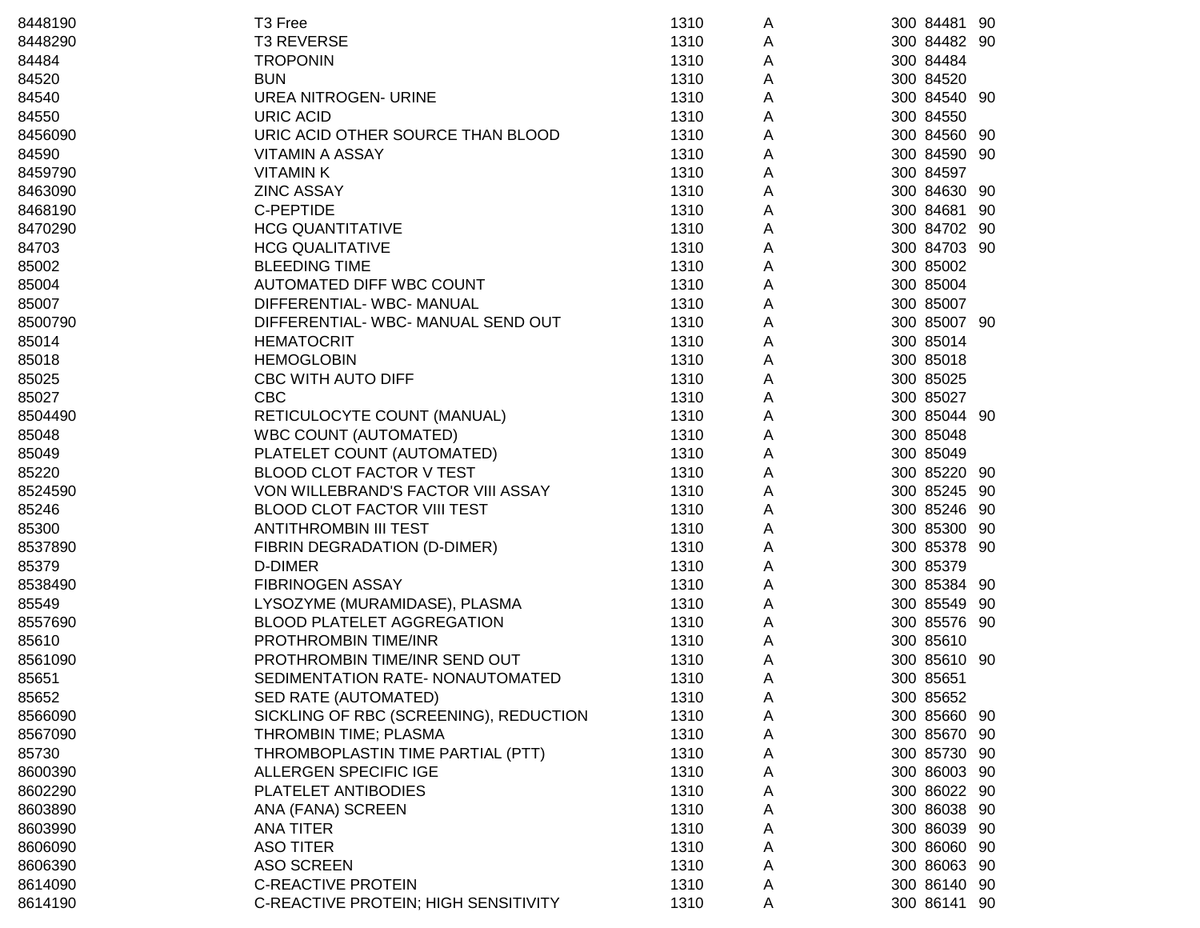| | | | | | | |
|---|---|---|---|---|---|---|
| 8448190 | T3 Free | 1310 | A | 300 | 84481 | 90 |
| 8448290 | T3 REVERSE | 1310 | A | 300 | 84482 | 90 |
| 84484 | TROPONIN | 1310 | A | 300 | 84484 | |
| 84520 | BUN | 1310 | A | 300 | 84520 | |
| 84540 | UREA NITROGEN- URINE | 1310 | A | 300 | 84540 | 90 |
| 84550 | URIC ACID | 1310 | A | 300 | 84550 | |
| 8456090 | URIC ACID OTHER SOURCE THAN BLOOD | 1310 | A | 300 | 84560 | 90 |
| 84590 | VITAMIN A ASSAY | 1310 | A | 300 | 84590 | 90 |
| 8459790 | VITAMIN K | 1310 | A | 300 | 84597 | |
| 8463090 | ZINC ASSAY | 1310 | A | 300 | 84630 | 90 |
| 8468190 | C-PEPTIDE | 1310 | A | 300 | 84681 | 90 |
| 8470290 | HCG QUANTITATIVE | 1310 | A | 300 | 84702 | 90 |
| 84703 | HCG QUALITATIVE | 1310 | A | 300 | 84703 | 90 |
| 85002 | BLEEDING TIME | 1310 | A | 300 | 85002 | |
| 85004 | AUTOMATED DIFF WBC COUNT | 1310 | A | 300 | 85004 | |
| 85007 | DIFFERENTIAL- WBC- MANUAL | 1310 | A | 300 | 85007 | |
| 8500790 | DIFFERENTIAL- WBC- MANUAL SEND OUT | 1310 | A | 300 | 85007 | 90 |
| 85014 | HEMATOCRIT | 1310 | A | 300 | 85014 | |
| 85018 | HEMOGLOBIN | 1310 | A | 300 | 85018 | |
| 85025 | CBC WITH AUTO DIFF | 1310 | A | 300 | 85025 | |
| 85027 | CBC | 1310 | A | 300 | 85027 | |
| 8504490 | RETICULOCYTE COUNT (MANUAL) | 1310 | A | 300 | 85044 | 90 |
| 85048 | WBC COUNT (AUTOMATED) | 1310 | A | 300 | 85048 | |
| 85049 | PLATELET COUNT (AUTOMATED) | 1310 | A | 300 | 85049 | |
| 85220 | BLOOD CLOT FACTOR V TEST | 1310 | A | 300 | 85220 | 90 |
| 8524590 | VON WILLEBRAND'S FACTOR VIII ASSAY | 1310 | A | 300 | 85245 | 90 |
| 85246 | BLOOD CLOT FACTOR VIII TEST | 1310 | A | 300 | 85246 | 90 |
| 85300 | ANTITHROMBIN III TEST | 1310 | A | 300 | 85300 | 90 |
| 8537890 | FIBRIN DEGRADATION (D-DIMER) | 1310 | A | 300 | 85378 | 90 |
| 85379 | D-DIMER | 1310 | A | 300 | 85379 | |
| 8538490 | FIBRINOGEN ASSAY | 1310 | A | 300 | 85384 | 90 |
| 85549 | LYSOZYME (MURAMIDASE), PLASMA | 1310 | A | 300 | 85549 | 90 |
| 8557690 | BLOOD PLATELET AGGREGATION | 1310 | A | 300 | 85576 | 90 |
| 85610 | PROTHROMBIN TIME/INR | 1310 | A | 300 | 85610 | |
| 8561090 | PROTHROMBIN TIME/INR SEND OUT | 1310 | A | 300 | 85610 | 90 |
| 85651 | SEDIMENTATION RATE- NONAUTOMATED | 1310 | A | 300 | 85651 | |
| 85652 | SED RATE (AUTOMATED) | 1310 | A | 300 | 85652 | |
| 8566090 | SICKLING OF RBC (SCREENING), REDUCTION | 1310 | A | 300 | 85660 | 90 |
| 8567090 | THROMBIN TIME; PLASMA | 1310 | A | 300 | 85670 | 90 |
| 85730 | THROMBOPLASTIN TIME PARTIAL (PTT) | 1310 | A | 300 | 85730 | 90 |
| 8600390 | ALLERGEN SPECIFIC IGE | 1310 | A | 300 | 86003 | 90 |
| 8602290 | PLATELET ANTIBODIES | 1310 | A | 300 | 86022 | 90 |
| 8603890 | ANA (FANA) SCREEN | 1310 | A | 300 | 86038 | 90 |
| 8603990 | ANA TITER | 1310 | A | 300 | 86039 | 90 |
| 8606090 | ASO TITER | 1310 | A | 300 | 86060 | 90 |
| 8606390 | ASO SCREEN | 1310 | A | 300 | 86063 | 90 |
| 8614090 | C-REACTIVE PROTEIN | 1310 | A | 300 | 86140 | 90 |
| 8614190 | C-REACTIVE PROTEIN; HIGH SENSITIVITY | 1310 | A | 300 | 86141 | 90 |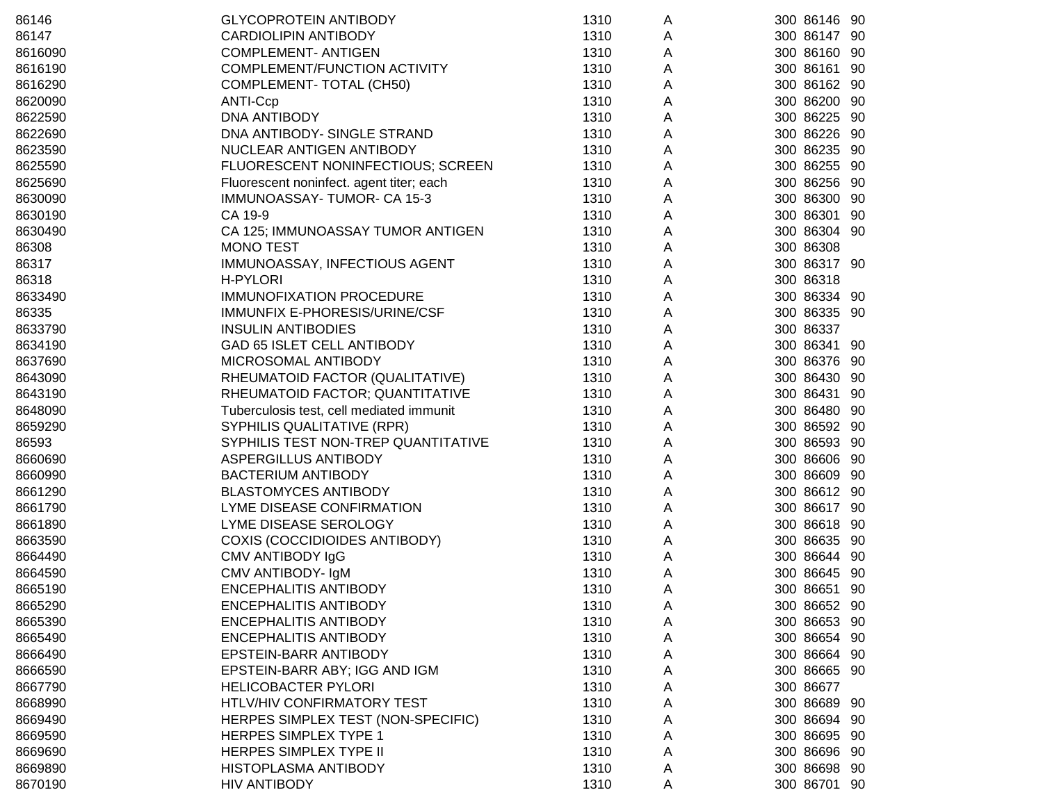| | | | | | | |
|---|---|---|---|---|---|---|
| 86146 | GLYCOPROTEIN ANTIBODY | 1310 | A | 300 | 86146 | 90 |
| 86147 | CARDIOLIPIN ANTIBODY | 1310 | A | 300 | 86147 | 90 |
| 8616090 | COMPLEMENT- ANTIGEN | 1310 | A | 300 | 86160 | 90 |
| 8616190 | COMPLEMENT/FUNCTION ACTIVITY | 1310 | A | 300 | 86161 | 90 |
| 8616290 | COMPLEMENT- TOTAL (CH50) | 1310 | A | 300 | 86162 | 90 |
| 8620090 | ANTI-Ccp | 1310 | A | 300 | 86200 | 90 |
| 8622590 | DNA ANTIBODY | 1310 | A | 300 | 86225 | 90 |
| 8622690 | DNA ANTIBODY- SINGLE STRAND | 1310 | A | 300 | 86226 | 90 |
| 8623590 | NUCLEAR ANTIGEN ANTIBODY | 1310 | A | 300 | 86235 | 90 |
| 8625590 | FLUORESCENT NONINFECTIOUS; SCREEN | 1310 | A | 300 | 86255 | 90 |
| 8625690 | Fluorescent noninfect. agent titer; each | 1310 | A | 300 | 86256 | 90 |
| 8630090 | IMMUNOASSAY- TUMOR- CA 15-3 | 1310 | A | 300 | 86300 | 90 |
| 8630190 | CA 19-9 | 1310 | A | 300 | 86301 | 90 |
| 8630490 | CA 125; IMMUNOASSAY TUMOR ANTIGEN | 1310 | A | 300 | 86304 | 90 |
| 86308 | MONO TEST | 1310 | A | 300 | 86308 | |
| 86317 | IMMUNOASSAY, INFECTIOUS AGENT | 1310 | A | 300 | 86317 | 90 |
| 86318 | H-PYLORI | 1310 | A | 300 | 86318 | |
| 8633490 | IMMUNOFIXATION PROCEDURE | 1310 | A | 300 | 86334 | 90 |
| 86335 | IMMUNFIX E-PHORESIS/URINE/CSF | 1310 | A | 300 | 86335 | 90 |
| 8633790 | INSULIN ANTIBODIES | 1310 | A | 300 | 86337 | |
| 8634190 | GAD 65 ISLET CELL ANTIBODY | 1310 | A | 300 | 86341 | 90 |
| 8637690 | MICROSOMAL ANTIBODY | 1310 | A | 300 | 86376 | 90 |
| 8643090 | RHEUMATOID FACTOR (QUALITATIVE) | 1310 | A | 300 | 86430 | 90 |
| 8643190 | RHEUMATOID FACTOR; QUANTITATIVE | 1310 | A | 300 | 86431 | 90 |
| 8648090 | Tuberculosis test, cell mediated immunit | 1310 | A | 300 | 86480 | 90 |
| 8659290 | SYPHILIS QUALITATIVE (RPR) | 1310 | A | 300 | 86592 | 90 |
| 86593 | SYPHILIS TEST NON-TREP QUANTITATIVE | 1310 | A | 300 | 86593 | 90 |
| 8660690 | ASPERGILLUS ANTIBODY | 1310 | A | 300 | 86606 | 90 |
| 8660990 | BACTERIUM ANTIBODY | 1310 | A | 300 | 86609 | 90 |
| 8661290 | BLASTOMYCES ANTIBODY | 1310 | A | 300 | 86612 | 90 |
| 8661790 | LYME DISEASE CONFIRMATION | 1310 | A | 300 | 86617 | 90 |
| 8661890 | LYME DISEASE SEROLOGY | 1310 | A | 300 | 86618 | 90 |
| 8663590 | COXIS (COCCIDIOIDES ANTIBODY) | 1310 | A | 300 | 86635 | 90 |
| 8664490 | CMV ANTIBODY IgG | 1310 | A | 300 | 86644 | 90 |
| 8664590 | CMV ANTIBODY- IgM | 1310 | A | 300 | 86645 | 90 |
| 8665190 | ENCEPHALITIS ANTIBODY | 1310 | A | 300 | 86651 | 90 |
| 8665290 | ENCEPHALITIS ANTIBODY | 1310 | A | 300 | 86652 | 90 |
| 8665390 | ENCEPHALITIS ANTIBODY | 1310 | A | 300 | 86653 | 90 |
| 8665490 | ENCEPHALITIS ANTIBODY | 1310 | A | 300 | 86654 | 90 |
| 8666490 | EPSTEIN-BARR ANTIBODY | 1310 | A | 300 | 86664 | 90 |
| 8666590 | EPSTEIN-BARR ABY; IGG AND IGM | 1310 | A | 300 | 86665 | 90 |
| 8667790 | HELICOBACTER PYLORI | 1310 | A | 300 | 86677 | |
| 8668990 | HTLV/HIV CONFIRMATORY TEST | 1310 | A | 300 | 86689 | 90 |
| 8669490 | HERPES SIMPLEX TEST (NON-SPECIFIC) | 1310 | A | 300 | 86694 | 90 |
| 8669590 | HERPES SIMPLEX TYPE 1 | 1310 | A | 300 | 86695 | 90 |
| 8669690 | HERPES SIMPLEX TYPE II | 1310 | A | 300 | 86696 | 90 |
| 8669890 | HISTOPLASMA ANTIBODY | 1310 | A | 300 | 86698 | 90 |
| 8670190 | HIV ANTIBODY | 1310 | A | 300 | 86701 | 90 |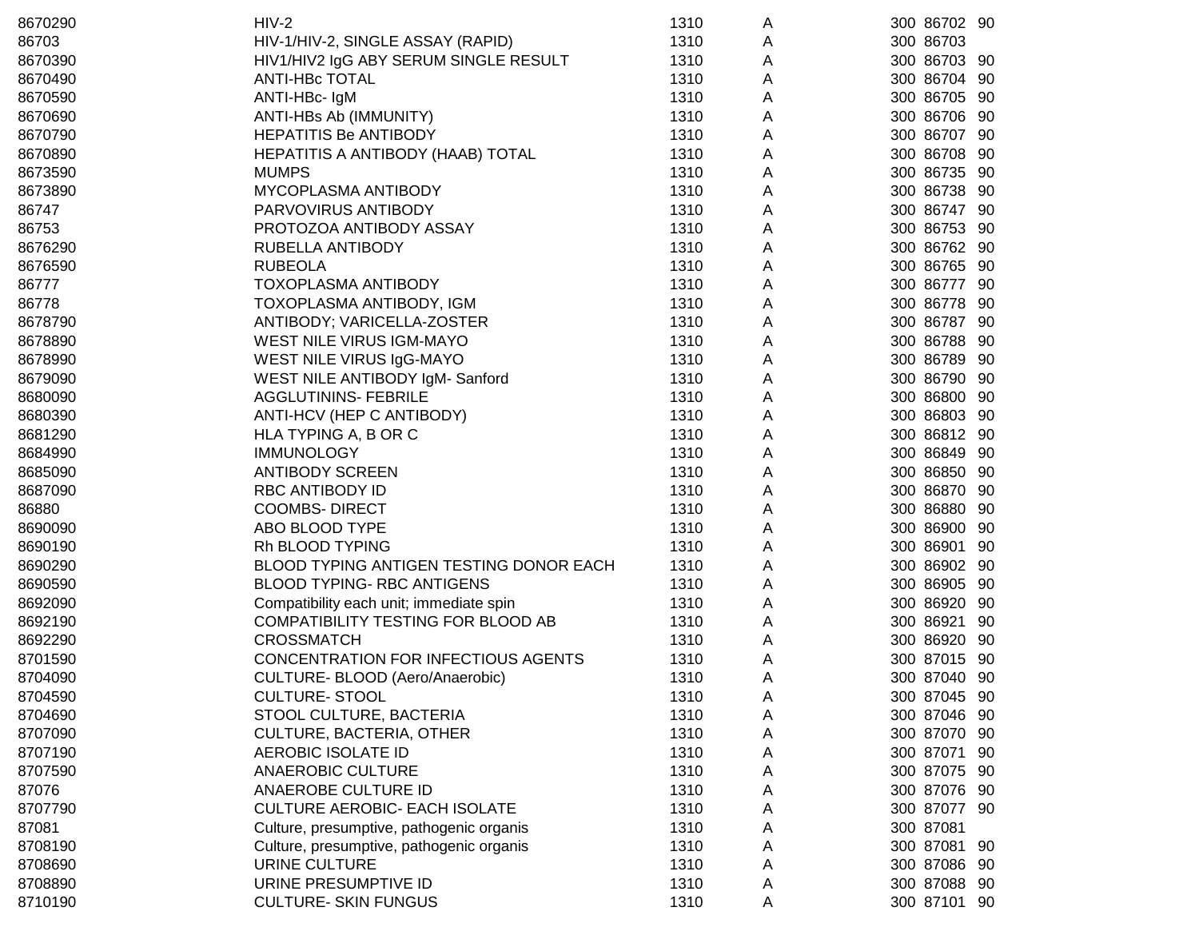| | | | | | | |
|---|---|---|---|---|---|---|
| 8670290 | HIV-2 | 1310 | A | 300 | 86702 | 90 |
| 86703 | HIV-1/HIV-2, SINGLE ASSAY (RAPID) | 1310 | A | 300 | 86703 | |
| 8670390 | HIV1/HIV2 IgG ABY SERUM SINGLE RESULT | 1310 | A | 300 | 86703 | 90 |
| 8670490 | ANTI-HBc TOTAL | 1310 | A | 300 | 86704 | 90 |
| 8670590 | ANTI-HBc- IgM | 1310 | A | 300 | 86705 | 90 |
| 8670690 | ANTI-HBs Ab (IMMUNITY) | 1310 | A | 300 | 86706 | 90 |
| 8670790 | HEPATITIS Be ANTIBODY | 1310 | A | 300 | 86707 | 90 |
| 8670890 | HEPATITIS A ANTIBODY (HAAB) TOTAL | 1310 | A | 300 | 86708 | 90 |
| 8673590 | MUMPS | 1310 | A | 300 | 86735 | 90 |
| 8673890 | MYCOPLASMA ANTIBODY | 1310 | A | 300 | 86738 | 90 |
| 86747 | PARVOVIRUS ANTIBODY | 1310 | A | 300 | 86747 | 90 |
| 86753 | PROTOZOA ANTIBODY ASSAY | 1310 | A | 300 | 86753 | 90 |
| 8676290 | RUBELLA ANTIBODY | 1310 | A | 300 | 86762 | 90 |
| 8676590 | RUBEOLA | 1310 | A | 300 | 86765 | 90 |
| 86777 | TOXOPLASMA ANTIBODY | 1310 | A | 300 | 86777 | 90 |
| 86778 | TOXOPLASMA ANTIBODY, IGM | 1310 | A | 300 | 86778 | 90 |
| 8678790 | ANTIBODY; VARICELLA-ZOSTER | 1310 | A | 300 | 86787 | 90 |
| 8678890 | WEST NILE VIRUS IGM-MAYO | 1310 | A | 300 | 86788 | 90 |
| 8678990 | WEST NILE VIRUS IgG-MAYO | 1310 | A | 300 | 86789 | 90 |
| 8679090 | WEST NILE ANTIBODY IgM- Sanford | 1310 | A | 300 | 86790 | 90 |
| 8680090 | AGGLUTININS- FEBRILE | 1310 | A | 300 | 86800 | 90 |
| 8680390 | ANTI-HCV (HEP C ANTIBODY) | 1310 | A | 300 | 86803 | 90 |
| 8681290 | HLA TYPING A, B OR C | 1310 | A | 300 | 86812 | 90 |
| 8684990 | IMMUNOLOGY | 1310 | A | 300 | 86849 | 90 |
| 8685090 | ANTIBODY SCREEN | 1310 | A | 300 | 86850 | 90 |
| 8687090 | RBC ANTIBODY ID | 1310 | A | 300 | 86870 | 90 |
| 86880 | COOMBS- DIRECT | 1310 | A | 300 | 86880 | 90 |
| 8690090 | ABO BLOOD TYPE | 1310 | A | 300 | 86900 | 90 |
| 8690190 | Rh BLOOD TYPING | 1310 | A | 300 | 86901 | 90 |
| 8690290 | BLOOD TYPING ANTIGEN TESTING DONOR EACH | 1310 | A | 300 | 86902 | 90 |
| 8690590 | BLOOD TYPING- RBC ANTIGENS | 1310 | A | 300 | 86905 | 90 |
| 8692090 | Compatibility each unit; immediate spin | 1310 | A | 300 | 86920 | 90 |
| 8692190 | COMPATIBILITY TESTING FOR BLOOD AB | 1310 | A | 300 | 86921 | 90 |
| 8692290 | CROSSMATCH | 1310 | A | 300 | 86920 | 90 |
| 8701590 | CONCENTRATION FOR INFECTIOUS AGENTS | 1310 | A | 300 | 87015 | 90 |
| 8704090 | CULTURE- BLOOD (Aero/Anaerobic) | 1310 | A | 300 | 87040 | 90 |
| 8704590 | CULTURE- STOOL | 1310 | A | 300 | 87045 | 90 |
| 8704690 | STOOL CULTURE, BACTERIA | 1310 | A | 300 | 87046 | 90 |
| 8707090 | CULTURE, BACTERIA, OTHER | 1310 | A | 300 | 87070 | 90 |
| 8707190 | AEROBIC ISOLATE ID | 1310 | A | 300 | 87071 | 90 |
| 8707590 | ANAEROBIC CULTURE | 1310 | A | 300 | 87075 | 90 |
| 87076 | ANAEROBE CULTURE ID | 1310 | A | 300 | 87076 | 90 |
| 8707790 | CULTURE AEROBIC- EACH ISOLATE | 1310 | A | 300 | 87077 | 90 |
| 87081 | Culture, presumptive, pathogenic organis | 1310 | A | 300 | 87081 | |
| 8708190 | Culture, presumptive, pathogenic organis | 1310 | A | 300 | 87081 | 90 |
| 8708690 | URINE CULTURE | 1310 | A | 300 | 87086 | 90 |
| 8708890 | URINE PRESUMPTIVE ID | 1310 | A | 300 | 87088 | 90 |
| 8710190 | CULTURE- SKIN FUNGUS | 1310 | A | 300 | 87101 | 90 |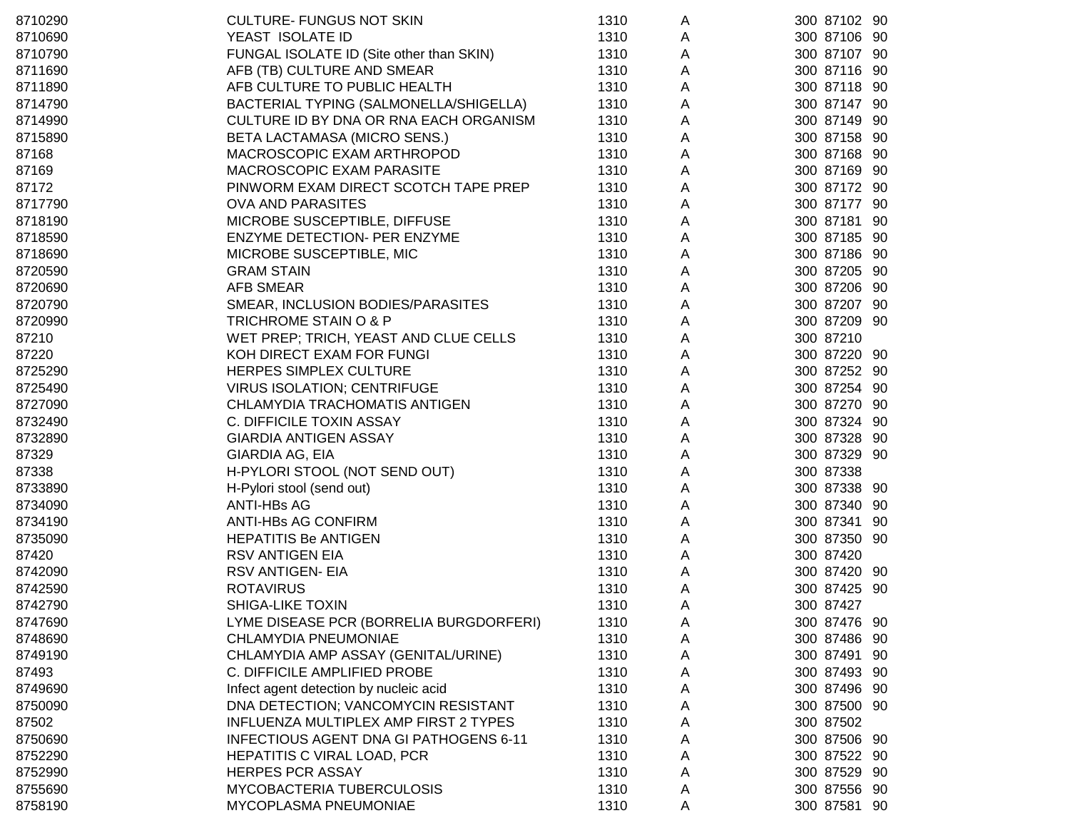| | | | | | | |
|---|---|---|---|---|---|---|
| 8710290 | CULTURE- FUNGUS NOT SKIN | 1310 | A | 300 | 87102 | 90 |
| 8710690 | YEAST ISOLATE ID | 1310 | A | 300 | 87106 | 90 |
| 8710790 | FUNGAL ISOLATE ID (Site other than SKIN) | 1310 | A | 300 | 87107 | 90 |
| 8711690 | AFB (TB) CULTURE AND SMEAR | 1310 | A | 300 | 87116 | 90 |
| 8711890 | AFB CULTURE TO PUBLIC HEALTH | 1310 | A | 300 | 87118 | 90 |
| 8714790 | BACTERIAL TYPING (SALMONELLA/SHIGELLA) | 1310 | A | 300 | 87147 | 90 |
| 8714990 | CULTURE ID BY DNA OR RNA EACH ORGANISM | 1310 | A | 300 | 87149 | 90 |
| 8715890 | BETA LACTAMASA (MICRO SENS.) | 1310 | A | 300 | 87158 | 90 |
| 87168 | MACROSCOPIC EXAM ARTHROPOD | 1310 | A | 300 | 87168 | 90 |
| 87169 | MACROSCOPIC EXAM PARASITE | 1310 | A | 300 | 87169 | 90 |
| 87172 | PINWORM EXAM DIRECT SCOTCH TAPE PREP | 1310 | A | 300 | 87172 | 90 |
| 8717790 | OVA AND PARASITES | 1310 | A | 300 | 87177 | 90 |
| 8718190 | MICROBE SUSCEPTIBLE, DIFFUSE | 1310 | A | 300 | 87181 | 90 |
| 8718590 | ENZYME DETECTION- PER ENZYME | 1310 | A | 300 | 87185 | 90 |
| 8718690 | MICROBE SUSCEPTIBLE, MIC | 1310 | A | 300 | 87186 | 90 |
| 8720590 | GRAM STAIN | 1310 | A | 300 | 87205 | 90 |
| 8720690 | AFB SMEAR | 1310 | A | 300 | 87206 | 90 |
| 8720790 | SMEAR, INCLUSION BODIES/PARASITES | 1310 | A | 300 | 87207 | 90 |
| 8720990 | TRICHROME STAIN O & P | 1310 | A | 300 | 87209 | 90 |
| 87210 | WET PREP; TRICH, YEAST AND CLUE CELLS | 1310 | A | 300 | 87210 | |
| 87220 | KOH DIRECT EXAM FOR FUNGI | 1310 | A | 300 | 87220 | 90 |
| 8725290 | HERPES SIMPLEX CULTURE | 1310 | A | 300 | 87252 | 90 |
| 8725490 | VIRUS ISOLATION; CENTRIFUGE | 1310 | A | 300 | 87254 | 90 |
| 8727090 | CHLAMYDIA TRACHOMATIS ANTIGEN | 1310 | A | 300 | 87270 | 90 |
| 8732490 | C. DIFFICILE TOXIN ASSAY | 1310 | A | 300 | 87324 | 90 |
| 8732890 | GIARDIA ANTIGEN ASSAY | 1310 | A | 300 | 87328 | 90 |
| 87329 | GIARDIA AG, EIA | 1310 | A | 300 | 87329 | 90 |
| 87338 | H-PYLORI STOOL (NOT SEND OUT) | 1310 | A | 300 | 87338 | |
| 8733890 | H-Pylori stool (send out) | 1310 | A | 300 | 87338 | 90 |
| 8734090 | ANTI-HBs AG | 1310 | A | 300 | 87340 | 90 |
| 8734190 | ANTI-HBs AG CONFIRM | 1310 | A | 300 | 87341 | 90 |
| 8735090 | HEPATITIS Be ANTIGEN | 1310 | A | 300 | 87350 | 90 |
| 87420 | RSV ANTIGEN EIA | 1310 | A | 300 | 87420 | |
| 8742090 | RSV ANTIGEN- EIA | 1310 | A | 300 | 87420 | 90 |
| 8742590 | ROTAVIRUS | 1310 | A | 300 | 87425 | 90 |
| 8742790 | SHIGA-LIKE TOXIN | 1310 | A | 300 | 87427 | |
| 8747690 | LYME DISEASE PCR (BORRELIA BURGDORFERI) | 1310 | A | 300 | 87476 | 90 |
| 8748690 | CHLAMYDIA PNEUMONIAE | 1310 | A | 300 | 87486 | 90 |
| 8749190 | CHLAMYDIA AMP ASSAY (GENITAL/URINE) | 1310 | A | 300 | 87491 | 90 |
| 87493 | C. DIFFICILE AMPLIFIED PROBE | 1310 | A | 300 | 87493 | 90 |
| 8749690 | Infect agent detection by nucleic acid | 1310 | A | 300 | 87496 | 90 |
| 8750090 | DNA DETECTION; VANCOMYCIN RESISTANT | 1310 | A | 300 | 87500 | 90 |
| 87502 | INFLUENZA MULTIPLEX AMP FIRST 2 TYPES | 1310 | A | 300 | 87502 | |
| 8750690 | INFECTIOUS AGENT DNA GI PATHOGENS 6-11 | 1310 | A | 300 | 87506 | 90 |
| 8752290 | HEPATITIS C VIRAL LOAD, PCR | 1310 | A | 300 | 87522 | 90 |
| 8752990 | HERPES PCR ASSAY | 1310 | A | 300 | 87529 | 90 |
| 8755690 | MYCOBACTERIA TUBERCULOSIS | 1310 | A | 300 | 87556 | 90 |
| 8758190 | MYCOPLASMA PNEUMONIAE | 1310 | A | 300 | 87581 | 90 |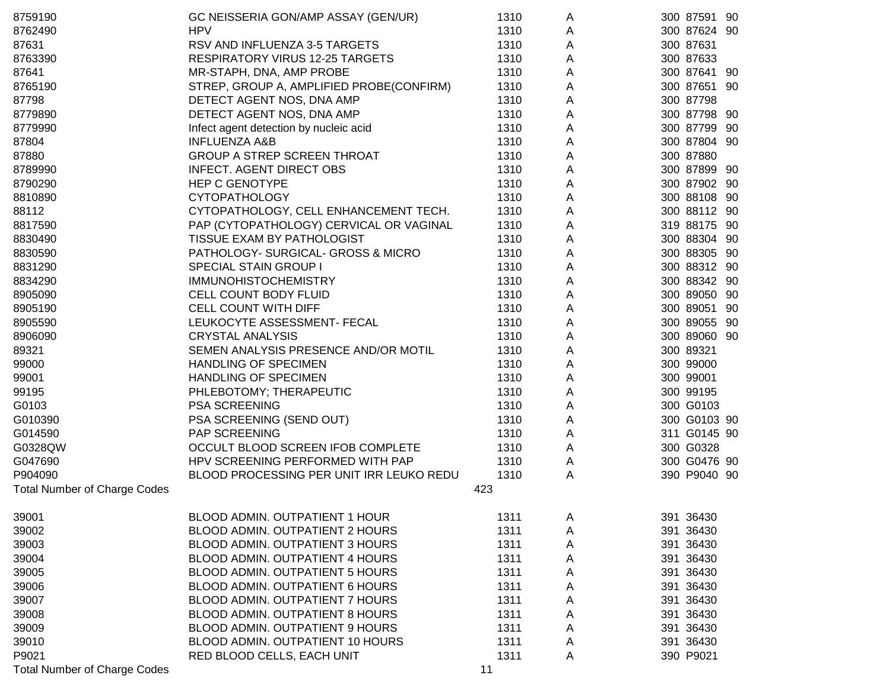| | | | | | |
|---|---|---|---|---|---|
| 8759190 | GC NEISSERIA GON/AMP ASSAY (GEN/UR) | 1310 | A | 300 | 87591 90 |
| 8762490 | HPV | 1310 | A | 300 | 87624 90 |
| 87631 | RSV AND INFLUENZA 3-5 TARGETS | 1310 | A | 300 | 87631 |
| 8763390 | RESPIRATORY VIRUS 12-25 TARGETS | 1310 | A | 300 | 87633 |
| 87641 | MR-STAPH, DNA, AMP PROBE | 1310 | A | 300 | 87641 90 |
| 8765190 | STREP, GROUP A, AMPLIFIED PROBE(CONFIRM) | 1310 | A | 300 | 87651 90 |
| 87798 | DETECT AGENT NOS, DNA AMP | 1310 | A | 300 | 87798 |
| 8779890 | DETECT AGENT NOS, DNA AMP | 1310 | A | 300 | 87798 90 |
| 8779990 | Infect agent detection by nucleic acid | 1310 | A | 300 | 87799 90 |
| 87804 | INFLUENZA A&B | 1310 | A | 300 | 87804 90 |
| 87880 | GROUP A STREP SCREEN THROAT | 1310 | A | 300 | 87880 |
| 8789990 | INFECT. AGENT DIRECT OBS | 1310 | A | 300 | 87899 90 |
| 8790290 | HEP C GENOTYPE | 1310 | A | 300 | 87902 90 |
| 8810890 | CYTOPATHOLOGY | 1310 | A | 300 | 88108 90 |
| 88112 | CYTOPATHOLOGY, CELL ENHANCEMENT TECH. | 1310 | A | 300 | 88112 90 |
| 8817590 | PAP (CYTOPATHOLOGY) CERVICAL OR VAGINAL | 1310 | A | 319 | 88175 90 |
| 8830490 | TISSUE EXAM BY PATHOLOGIST | 1310 | A | 300 | 88304 90 |
| 8830590 | PATHOLOGY- SURGICAL- GROSS & MICRO | 1310 | A | 300 | 88305 90 |
| 8831290 | SPECIAL STAIN GROUP I | 1310 | A | 300 | 88312 90 |
| 8834290 | IMMUNOHISTOCHEMISTRY | 1310 | A | 300 | 88342 90 |
| 8905090 | CELL COUNT BODY FLUID | 1310 | A | 300 | 89050 90 |
| 8905190 | CELL COUNT WITH DIFF | 1310 | A | 300 | 89051 90 |
| 8905590 | LEUKOCYTE ASSESSMENT- FECAL | 1310 | A | 300 | 89055 90 |
| 8906090 | CRYSTAL ANALYSIS | 1310 | A | 300 | 89060 90 |
| 89321 | SEMEN ANALYSIS PRESENCE AND/OR MOTIL | 1310 | A | 300 | 89321 |
| 99000 | HANDLING OF SPECIMEN | 1310 | A | 300 | 99000 |
| 99001 | HANDLING OF SPECIMEN | 1310 | A | 300 | 99001 |
| 99195 | PHLEBOTOMY; THERAPEUTIC | 1310 | A | 300 | 99195 |
| G0103 | PSA SCREENING | 1310 | A | 300 | G0103 |
| G010390 | PSA SCREENING (SEND OUT) | 1310 | A | 300 | G0103 90 |
| G014590 | PAP SCREENING | 1310 | A | 311 | G0145 90 |
| G0328QW | OCCULT BLOOD SCREEN IFOB COMPLETE | 1310 | A | 300 | G0328 |
| G047690 | HPV SCREENING PERFORMED WITH PAP | 1310 | A | 300 | G0476 90 |
| P904090 | BLOOD PROCESSING PER UNIT IRR LEUKO REDU | 1310 | A | 390 | P9040 90 |
| Total Number of Charge Codes | | 423 | | | |

| | | | | | |
|---|---|---|---|---|---|
| 39001 | BLOOD ADMIN. OUTPATIENT 1 HOUR | 1311 | A | 391 | 36430 |
| 39002 | BLOOD ADMIN. OUTPATIENT 2 HOURS | 1311 | A | 391 | 36430 |
| 39003 | BLOOD ADMIN. OUTPATIENT 3 HOURS | 1311 | A | 391 | 36430 |
| 39004 | BLOOD ADMIN. OUTPATIENT 4 HOURS | 1311 | A | 391 | 36430 |
| 39005 | BLOOD ADMIN. OUTPATIENT 5 HOURS | 1311 | A | 391 | 36430 |
| 39006 | BLOOD ADMIN. OUTPATIENT 6 HOURS | 1311 | A | 391 | 36430 |
| 39007 | BLOOD ADMIN. OUTPATIENT 7 HOURS | 1311 | A | 391 | 36430 |
| 39008 | BLOOD ADMIN. OUTPATIENT 8 HOURS | 1311 | A | 391 | 36430 |
| 39009 | BLOOD ADMIN. OUTPATIENT 9 HOURS | 1311 | A | 391 | 36430 |
| 39010 | BLOOD ADMIN. OUTPATIENT 10 HOURS | 1311 | A | 391 | 36430 |
| P9021 | RED BLOOD CELLS, EACH UNIT | 1311 | A | 390 | P9021 |
| Total Number of Charge Codes | | 11 | | | |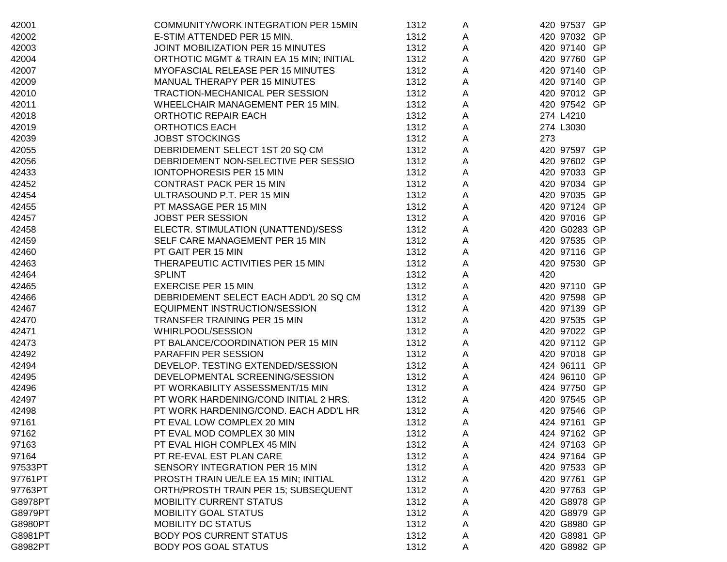| | | | | | | |
|---|---|---|---|---|---|---|
| 42001 | COMMUNITY/WORK INTEGRATION PER 15MIN | 1312 | A | 420 | 97537 | GP |
| 42002 | E-STIM ATTENDED PER 15 MIN. | 1312 | A | 420 | 97032 | GP |
| 42003 | JOINT MOBILIZATION PER 15 MINUTES | 1312 | A | 420 | 97140 | GP |
| 42004 | ORTHOTIC MGMT & TRAIN EA 15 MIN; INITIAL | 1312 | A | 420 | 97760 | GP |
| 42007 | MYOFASCIAL RELEASE PER 15 MINUTES | 1312 | A | 420 | 97140 | GP |
| 42009 | MANUAL THERAPY PER 15 MINUTES | 1312 | A | 420 | 97140 | GP |
| 42010 | TRACTION-MECHANICAL PER SESSION | 1312 | A | 420 | 97012 | GP |
| 42011 | WHEELCHAIR MANAGEMENT PER 15 MIN. | 1312 | A | 420 | 97542 | GP |
| 42018 | ORTHOTIC REPAIR EACH | 1312 | A | 274 | L4210 | |
| 42019 | ORTHOTICS EACH | 1312 | A | 274 | L3030 | |
| 42039 | JOBST STOCKINGS | 1312 | A | 273 | | |
| 42055 | DEBRIDEMENT SELECT 1ST 20 SQ CM | 1312 | A | 420 | 97597 | GP |
| 42056 | DEBRIDEMENT NON-SELECTIVE PER SESSIO | 1312 | A | 420 | 97602 | GP |
| 42433 | IONTOPHORESIS PER 15 MIN | 1312 | A | 420 | 97033 | GP |
| 42452 | CONTRAST PACK PER 15 MIN | 1312 | A | 420 | 97034 | GP |
| 42454 | ULTRASOUND P.T. PER 15 MIN | 1312 | A | 420 | 97035 | GP |
| 42455 | PT MASSAGE PER 15 MIN | 1312 | A | 420 | 97124 | GP |
| 42457 | JOBST PER SESSION | 1312 | A | 420 | 97016 | GP |
| 42458 | ELECTR. STIMULATION (UNATTEND)/SESS | 1312 | A | 420 | G0283 | GP |
| 42459 | SELF CARE MANAGEMENT PER 15 MIN | 1312 | A | 420 | 97535 | GP |
| 42460 | PT GAIT PER 15 MIN | 1312 | A | 420 | 97116 | GP |
| 42463 | THERAPEUTIC ACTIVITIES PER 15 MIN | 1312 | A | 420 | 97530 | GP |
| 42464 | SPLINT | 1312 | A | 420 | | |
| 42465 | EXERCISE PER 15 MIN | 1312 | A | 420 | 97110 | GP |
| 42466 | DEBRIDEMENT SELECT EACH ADD'L 20 SQ CM | 1312 | A | 420 | 97598 | GP |
| 42467 | EQUIPMENT INSTRUCTION/SESSION | 1312 | A | 420 | 97139 | GP |
| 42470 | TRANSFER TRAINING PER 15 MIN | 1312 | A | 420 | 97535 | GP |
| 42471 | WHIRLPOOL/SESSION | 1312 | A | 420 | 97022 | GP |
| 42473 | PT BALANCE/COORDINATION PER 15 MIN | 1312 | A | 420 | 97112 | GP |
| 42492 | PARAFFIN PER SESSION | 1312 | A | 420 | 97018 | GP |
| 42494 | DEVELOP. TESTING EXTENDED/SESSION | 1312 | A | 424 | 96111 | GP |
| 42495 | DEVELOPMENTAL SCREENING/SESSION | 1312 | A | 424 | 96110 | GP |
| 42496 | PT WORKABILITY ASSESSMENT/15 MIN | 1312 | A | 424 | 97750 | GP |
| 42497 | PT WORK HARDENING/COND INITIAL 2 HRS. | 1312 | A | 420 | 97545 | GP |
| 42498 | PT WORK HARDENING/COND. EACH ADD'L HR | 1312 | A | 420 | 97546 | GP |
| 97161 | PT EVAL LOW COMPLEX 20 MIN | 1312 | A | 424 | 97161 | GP |
| 97162 | PT EVAL MOD COMPLEX 30 MIN | 1312 | A | 424 | 97162 | GP |
| 97163 | PT EVAL HIGH COMPLEX 45 MIN | 1312 | A | 424 | 97163 | GP |
| 97164 | PT RE-EVAL EST PLAN CARE | 1312 | A | 424 | 97164 | GP |
| 97533PT | SENSORY INTEGRATION PER 15 MIN | 1312 | A | 420 | 97533 | GP |
| 97761PT | PROSTH TRAIN UE/LE EA 15 MIN; INITIAL | 1312 | A | 420 | 97761 | GP |
| 97763PT | ORTH/PROSTH TRAIN PER 15; SUBSEQUENT | 1312 | A | 420 | 97763 | GP |
| G8978PT | MOBILITY CURRENT STATUS | 1312 | A | 420 | G8978 | GP |
| G8979PT | MOBILITY GOAL STATUS | 1312 | A | 420 | G8979 | GP |
| G8980PT | MOBILITY DC STATUS | 1312 | A | 420 | G8980 | GP |
| G8981PT | BODY POS CURRENT STATUS | 1312 | A | 420 | G8981 | GP |
| G8982PT | BODY POS GOAL STATUS | 1312 | A | 420 | G8982 | GP |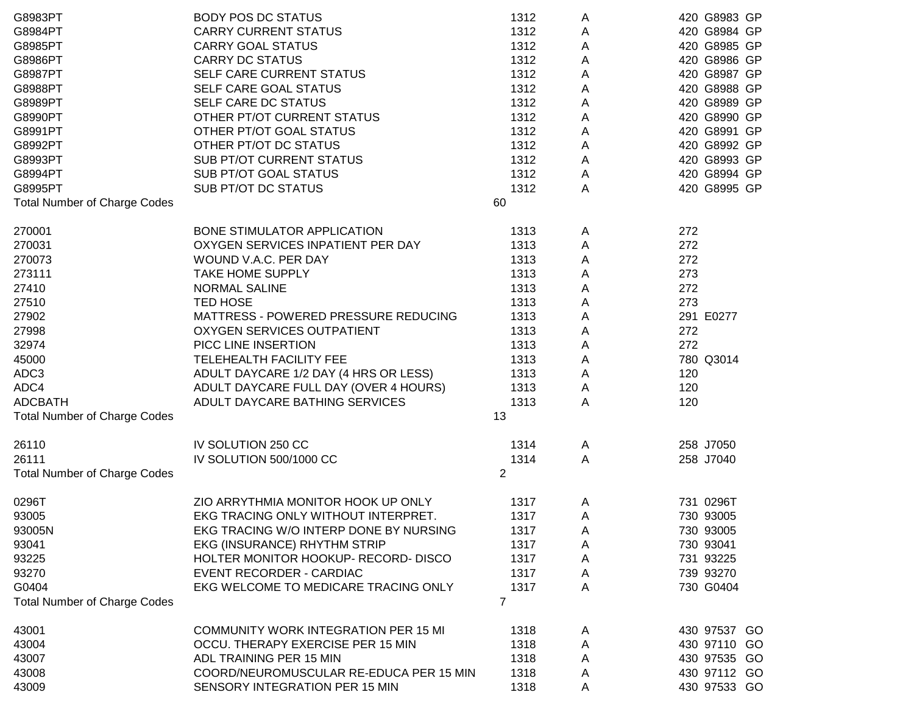| Charge Code | Description | Dept | Status | Rev Code | HCPCS | Modifier |
|---|---|---|---|---|---|---|
| G8983PT | BODY POS DC STATUS | 1312 | A | 420 | G8983 | GP |
| G8984PT | CARRY CURRENT STATUS | 1312 | A | 420 | G8984 | GP |
| G8985PT | CARRY GOAL STATUS | 1312 | A | 420 | G8985 | GP |
| G8986PT | CARRY DC STATUS | 1312 | A | 420 | G8986 | GP |
| G8987PT | SELF CARE CURRENT STATUS | 1312 | A | 420 | G8987 | GP |
| G8988PT | SELF CARE GOAL STATUS | 1312 | A | 420 | G8988 | GP |
| G8989PT | SELF CARE DC STATUS | 1312 | A | 420 | G8989 | GP |
| G8990PT | OTHER PT/OT CURRENT STATUS | 1312 | A | 420 | G8990 | GP |
| G8991PT | OTHER PT/OT GOAL STATUS | 1312 | A | 420 | G8991 | GP |
| G8992PT | OTHER PT/OT DC STATUS | 1312 | A | 420 | G8992 | GP |
| G8993PT | SUB PT/OT CURRENT STATUS | 1312 | A | 420 | G8993 | GP |
| G8994PT | SUB PT/OT GOAL STATUS | 1312 | A | 420 | G8994 | GP |
| G8995PT | SUB PT/OT DC STATUS | 1312 | A | 420 | G8995 | GP |
| Total Number of Charge Codes | | 60 | | | | |
| 270001 | BONE STIMULATOR APPLICATION | 1313 | A | 272 | | |
| 270031 | OXYGEN SERVICES INPATIENT PER DAY | 1313 | A | 272 | | |
| 270073 | WOUND V.A.C. PER DAY | 1313 | A | 272 | | |
| 273111 | TAKE HOME SUPPLY | 1313 | A | 273 | | |
| 27410 | NORMAL SALINE | 1313 | A | 272 | | |
| 27510 | TED HOSE | 1313 | A | 273 | | |
| 27902 | MATTRESS - POWERED PRESSURE REDUCING | 1313 | A | 291 | E0277 | |
| 27998 | OXYGEN SERVICES OUTPATIENT | 1313 | A | 272 | | |
| 32974 | PICC LINE INSERTION | 1313 | A | 272 | | |
| 45000 | TELEHEALTH FACILITY FEE | 1313 | A | 780 | Q3014 | |
| ADC3 | ADULT DAYCARE 1/2 DAY (4 HRS OR LESS) | 1313 | A | 120 | | |
| ADC4 | ADULT DAYCARE FULL DAY (OVER 4 HOURS) | 1313 | A | 120 | | |
| ADCBATH | ADULT DAYCARE BATHING SERVICES | 1313 | A | 120 | | |
| Total Number of Charge Codes | | 13 | | | | |
| 26110 | IV SOLUTION 250 CC | 1314 | A | 258 | J7050 | |
| 26111 | IV SOLUTION 500/1000 CC | 1314 | A | 258 | J7040 | |
| Total Number of Charge Codes | | 2 | | | | |
| 0296T | ZIO ARRYTHMIA MONITOR HOOK UP ONLY | 1317 | A | 731 | 0296T | |
| 93005 | EKG TRACING ONLY WITHOUT INTERPRET. | 1317 | A | 730 | 93005 | |
| 93005N | EKG TRACING W/O INTERP DONE BY NURSING | 1317 | A | 730 | 93005 | |
| 93041 | EKG (INSURANCE) RHYTHM STRIP | 1317 | A | 730 | 93041 | |
| 93225 | HOLTER MONITOR HOOKUP- RECORD- DISCO | 1317 | A | 731 | 93225 | |
| 93270 | EVENT RECORDER - CARDIAC | 1317 | A | 739 | 93270 | |
| G0404 | EKG WELCOME TO MEDICARE TRACING ONLY | 1317 | A | 730 | G0404 | |
| Total Number of Charge Codes | | 7 | | | | |
| 43001 | COMMUNITY WORK INTEGRATION PER 15 MI | 1318 | A | 430 | 97537 | GO |
| 43004 | OCCU. THERAPY EXERCISE PER 15 MIN | 1318 | A | 430 | 97110 | GO |
| 43007 | ADL TRAINING PER 15 MIN | 1318 | A | 430 | 97535 | GO |
| 43008 | COORD/NEUROMUSCULAR RE-EDUCA PER 15 MIN | 1318 | A | 430 | 97112 | GO |
| 43009 | SENSORY INTEGRATION PER 15 MIN | 1318 | A | 430 | 97533 | GO |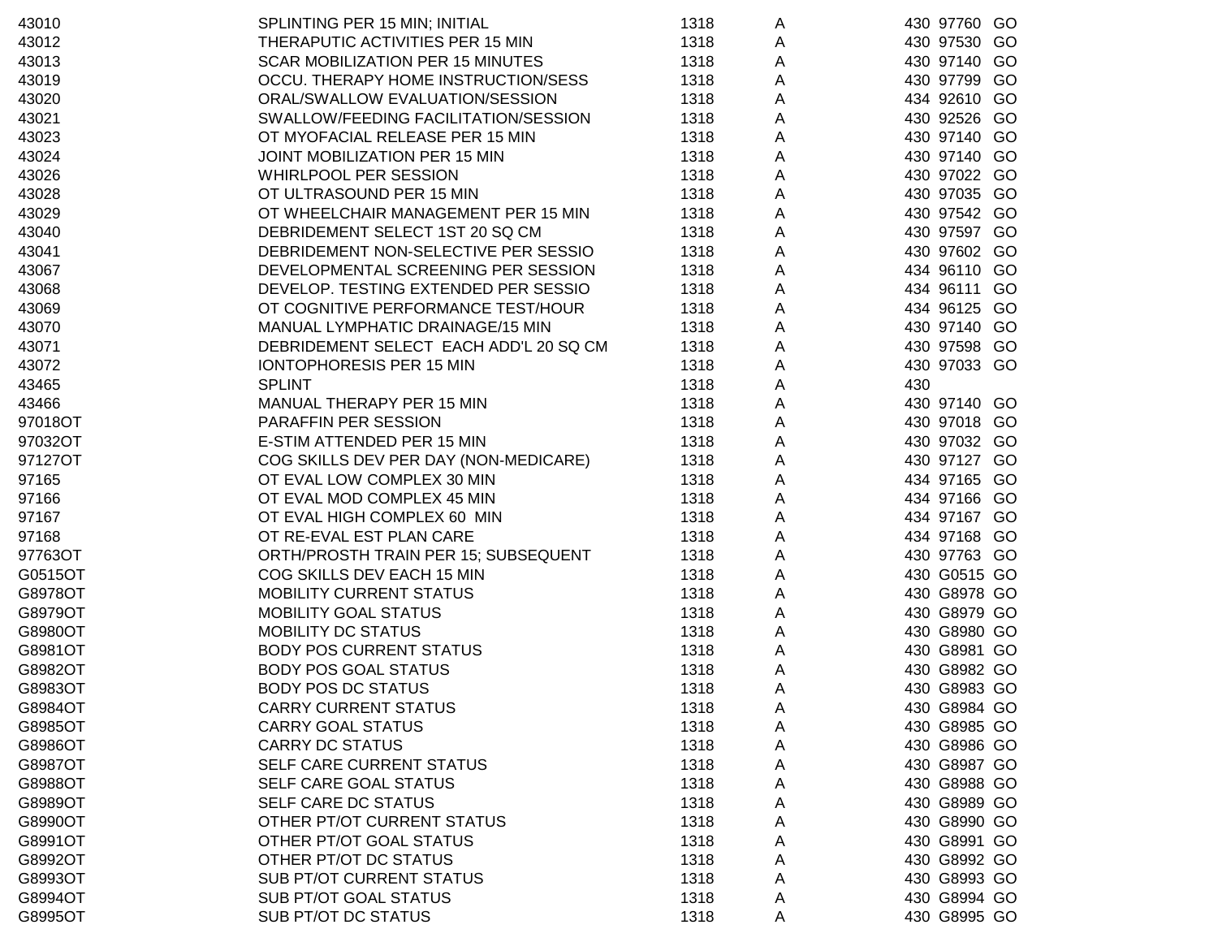| | | | | | | |
|---|---|---|---|---|---|---|
| 43010 | SPLINTING PER 15 MIN; INITIAL | 1318 | A | 430 | 97760 | GO |
| 43012 | THERAPUTIC ACTIVITIES PER 15 MIN | 1318 | A | 430 | 97530 | GO |
| 43013 | SCAR MOBILIZATION PER 15 MINUTES | 1318 | A | 430 | 97140 | GO |
| 43019 | OCCU. THERAPY HOME INSTRUCTION/SESS | 1318 | A | 430 | 97799 | GO |
| 43020 | ORAL/SWALLOW EVALUATION/SESSION | 1318 | A | 434 | 92610 | GO |
| 43021 | SWALLOW/FEEDING FACILITATION/SESSION | 1318 | A | 430 | 92526 | GO |
| 43023 | OT MYOFACIAL RELEASE PER 15 MIN | 1318 | A | 430 | 97140 | GO |
| 43024 | JOINT MOBILIZATION PER 15 MIN | 1318 | A | 430 | 97140 | GO |
| 43026 | WHIRLPOOL PER SESSION | 1318 | A | 430 | 97022 | GO |
| 43028 | OT ULTRASOUND PER 15 MIN | 1318 | A | 430 | 97035 | GO |
| 43029 | OT WHEELCHAIR MANAGEMENT PER 15 MIN | 1318 | A | 430 | 97542 | GO |
| 43040 | DEBRIDEMENT SELECT 1ST 20 SQ CM | 1318 | A | 430 | 97597 | GO |
| 43041 | DEBRIDEMENT NON-SELECTIVE PER SESSIO | 1318 | A | 430 | 97602 | GO |
| 43067 | DEVELOPMENTAL SCREENING PER SESSION | 1318 | A | 434 | 96110 | GO |
| 43068 | DEVELOP. TESTING EXTENDED PER SESSIO | 1318 | A | 434 | 96111 | GO |
| 43069 | OT COGNITIVE PERFORMANCE TEST/HOUR | 1318 | A | 434 | 96125 | GO |
| 43070 | MANUAL LYMPHATIC DRAINAGE/15 MIN | 1318 | A | 430 | 97140 | GO |
| 43071 | DEBRIDEMENT SELECT EACH ADD'L 20 SQ CM | 1318 | A | 430 | 97598 | GO |
| 43072 | IONTOPHORESIS PER 15 MIN | 1318 | A | 430 | 97033 | GO |
| 43465 | SPLINT | 1318 | A | 430 | | |
| 43466 | MANUAL THERAPY PER 15 MIN | 1318 | A | 430 | 97140 | GO |
| 97018OT | PARAFFIN PER SESSION | 1318 | A | 430 | 97018 | GO |
| 97032OT | E-STIM ATTENDED PER 15 MIN | 1318 | A | 430 | 97032 | GO |
| 97127OT | COG SKILLS DEV PER DAY (NON-MEDICARE) | 1318 | A | 430 | 97127 | GO |
| 97165 | OT EVAL LOW COMPLEX 30 MIN | 1318 | A | 434 | 97165 | GO |
| 97166 | OT EVAL MOD COMPLEX 45 MIN | 1318 | A | 434 | 97166 | GO |
| 97167 | OT EVAL HIGH COMPLEX 60 MIN | 1318 | A | 434 | 97167 | GO |
| 97168 | OT RE-EVAL EST PLAN CARE | 1318 | A | 434 | 97168 | GO |
| 97763OT | ORTH/PROSTH TRAIN PER 15; SUBSEQUENT | 1318 | A | 430 | 97763 | GO |
| G0515OT | COG SKILLS DEV EACH 15 MIN | 1318 | A | 430 | G0515 | GO |
| G8978OT | MOBILITY CURRENT STATUS | 1318 | A | 430 | G8978 | GO |
| G8979OT | MOBILITY GOAL STATUS | 1318 | A | 430 | G8979 | GO |
| G8980OT | MOBILITY DC STATUS | 1318 | A | 430 | G8980 | GO |
| G8981OT | BODY POS CURRENT STATUS | 1318 | A | 430 | G8981 | GO |
| G8982OT | BODY POS GOAL STATUS | 1318 | A | 430 | G8982 | GO |
| G8983OT | BODY POS DC STATUS | 1318 | A | 430 | G8983 | GO |
| G8984OT | CARRY CURRENT STATUS | 1318 | A | 430 | G8984 | GO |
| G8985OT | CARRY GOAL STATUS | 1318 | A | 430 | G8985 | GO |
| G8986OT | CARRY DC STATUS | 1318 | A | 430 | G8986 | GO |
| G8987OT | SELF CARE CURRENT STATUS | 1318 | A | 430 | G8987 | GO |
| G8988OT | SELF CARE GOAL STATUS | 1318 | A | 430 | G8988 | GO |
| G8989OT | SELF CARE DC STATUS | 1318 | A | 430 | G8989 | GO |
| G8990OT | OTHER PT/OT CURRENT STATUS | 1318 | A | 430 | G8990 | GO |
| G8991OT | OTHER PT/OT GOAL STATUS | 1318 | A | 430 | G8991 | GO |
| G8992OT | OTHER PT/OT DC STATUS | 1318 | A | 430 | G8992 | GO |
| G8993OT | SUB PT/OT CURRENT STATUS | 1318 | A | 430 | G8993 | GO |
| G8994OT | SUB PT/OT GOAL STATUS | 1318 | A | 430 | G8994 | GO |
| G8995OT | SUB PT/OT DC STATUS | 1318 | A | 430 | G8995 | GO |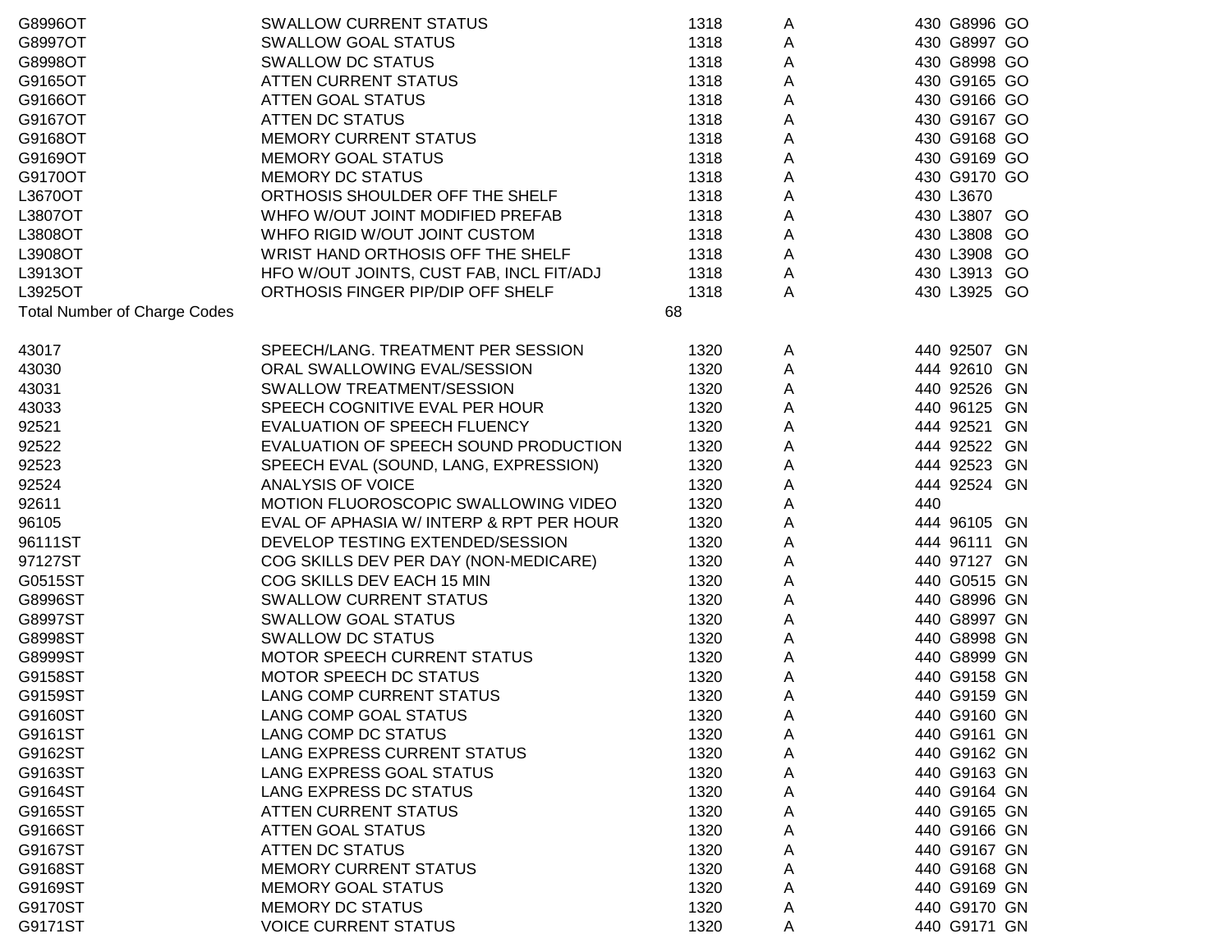| | | | | | | |
|---|---|---|---|---|---|---|
| G8996OT | SWALLOW CURRENT STATUS | 1318 | A | 430 | G8996 | GO |
| G8997OT | SWALLOW GOAL STATUS | 1318 | A | 430 | G8997 | GO |
| G8998OT | SWALLOW DC STATUS | 1318 | A | 430 | G8998 | GO |
| G9165OT | ATTEN CURRENT STATUS | 1318 | A | 430 | G9165 | GO |
| G9166OT | ATTEN GOAL STATUS | 1318 | A | 430 | G9166 | GO |
| G9167OT | ATTEN DC STATUS | 1318 | A | 430 | G9167 | GO |
| G9168OT | MEMORY CURRENT STATUS | 1318 | A | 430 | G9168 | GO |
| G9169OT | MEMORY GOAL STATUS | 1318 | A | 430 | G9169 | GO |
| G9170OT | MEMORY DC STATUS | 1318 | A | 430 | G9170 | GO |
| L3670OT | ORTHOSIS SHOULDER OFF THE SHELF | 1318 | A | 430 | L3670 | |
| L3807OT | WHFO W/OUT JOINT MODIFIED PREFAB | 1318 | A | 430 | L3807 | GO |
| L3808OT | WHFO RIGID W/OUT JOINT CUSTOM | 1318 | A | 430 | L3808 | GO |
| L3908OT | WRIST HAND ORTHOSIS OFF THE SHELF | 1318 | A | 430 | L3908 | GO |
| L3913OT | HFO W/OUT JOINTS, CUST FAB, INCL FIT/ADJ | 1318 | A | 430 | L3913 | GO |
| L3925OT | ORTHOSIS FINGER PIP/DIP OFF SHELF | 1318 | A | 430 | L3925 | GO |
| Total Number of Charge Codes | | 68 | | | | |
| | | | | | | |
| 43017 | SPEECH/LANG. TREATMENT PER SESSION | 1320 | A | 440 | 92507 | GN |
| 43030 | ORAL SWALLOWING EVAL/SESSION | 1320 | A | 444 | 92610 | GN |
| 43031 | SWALLOW TREATMENT/SESSION | 1320 | A | 440 | 92526 | GN |
| 43033 | SPEECH COGNITIVE EVAL PER HOUR | 1320 | A | 440 | 96125 | GN |
| 92521 | EVALUATION OF SPEECH FLUENCY | 1320 | A | 444 | 92521 | GN |
| 92522 | EVALUATION OF SPEECH SOUND PRODUCTION | 1320 | A | 444 | 92522 | GN |
| 92523 | SPEECH EVAL (SOUND, LANG, EXPRESSION) | 1320 | A | 444 | 92523 | GN |
| 92524 | ANALYSIS OF VOICE | 1320 | A | 444 | 92524 | GN |
| 92611 | MOTION FLUOROSCOPIC SWALLOWING VIDEO | 1320 | A | 440 | | |
| 96105 | EVAL OF APHASIA W/ INTERP & RPT PER HOUR | 1320 | A | 444 | 96105 | GN |
| 96111ST | DEVELOP TESTING EXTENDED/SESSION | 1320 | A | 444 | 96111 | GN |
| 97127ST | COG SKILLS DEV PER DAY (NON-MEDICARE) | 1320 | A | 440 | 97127 | GN |
| G0515ST | COG SKILLS DEV EACH 15 MIN | 1320 | A | 440 | G0515 | GN |
| G8996ST | SWALLOW CURRENT STATUS | 1320 | A | 440 | G8996 | GN |
| G8997ST | SWALLOW GOAL STATUS | 1320 | A | 440 | G8997 | GN |
| G8998ST | SWALLOW DC STATUS | 1320 | A | 440 | G8998 | GN |
| G8999ST | MOTOR SPEECH CURRENT STATUS | 1320 | A | 440 | G8999 | GN |
| G9158ST | MOTOR SPEECH DC STATUS | 1320 | A | 440 | G9158 | GN |
| G9159ST | LANG COMP CURRENT STATUS | 1320 | A | 440 | G9159 | GN |
| G9160ST | LANG COMP GOAL STATUS | 1320 | A | 440 | G9160 | GN |
| G9161ST | LANG COMP DC STATUS | 1320 | A | 440 | G9161 | GN |
| G9162ST | LANG EXPRESS CURRENT STATUS | 1320 | A | 440 | G9162 | GN |
| G9163ST | LANG EXPRESS GOAL STATUS | 1320 | A | 440 | G9163 | GN |
| G9164ST | LANG EXPRESS DC STATUS | 1320 | A | 440 | G9164 | GN |
| G9165ST | ATTEN CURRENT STATUS | 1320 | A | 440 | G9165 | GN |
| G9166ST | ATTEN GOAL STATUS | 1320 | A | 440 | G9166 | GN |
| G9167ST | ATTEN DC STATUS | 1320 | A | 440 | G9167 | GN |
| G9168ST | MEMORY CURRENT STATUS | 1320 | A | 440 | G9168 | GN |
| G9169ST | MEMORY GOAL STATUS | 1320 | A | 440 | G9169 | GN |
| G9170ST | MEMORY DC STATUS | 1320 | A | 440 | G9170 | GN |
| G9171ST | VOICE CURRENT STATUS | 1320 | A | 440 | G9171 | GN |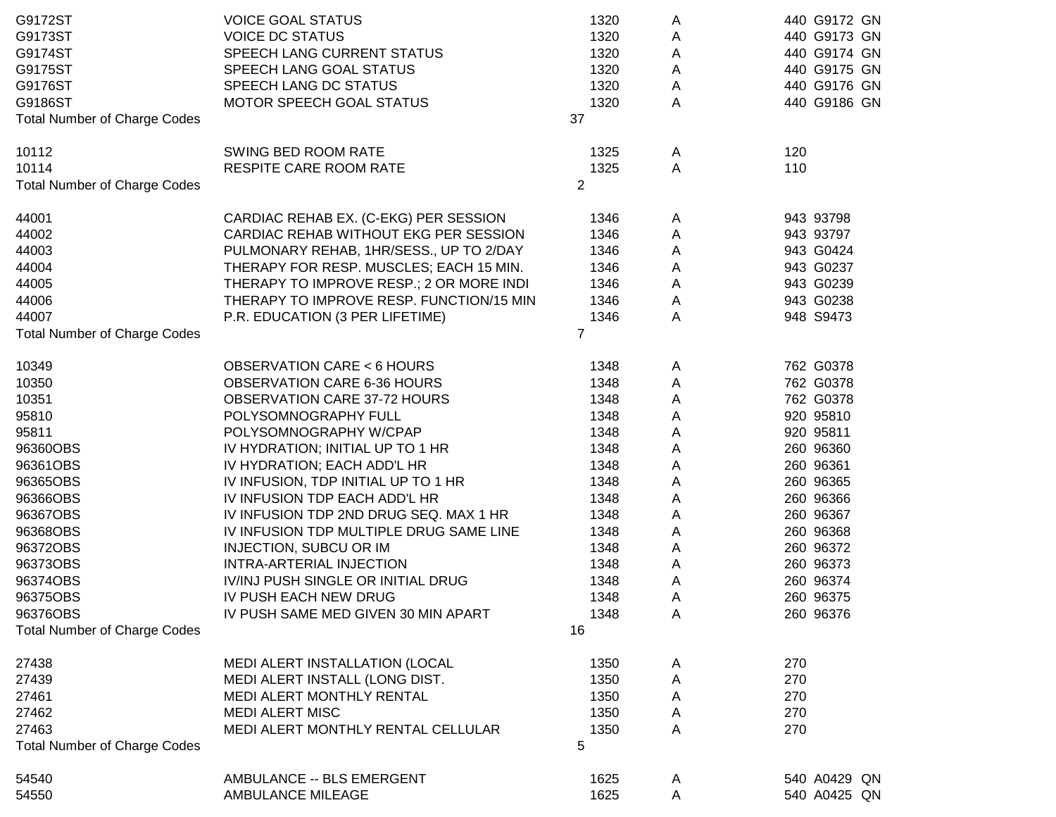| | | | | | | |
|---|---|---|---|---|---|---|
| G9172ST | VOICE GOAL STATUS | 1320 | A | 440 | G9172 | GN |
| G9173ST | VOICE DC STATUS | 1320 | A | 440 | G9173 | GN |
| G9174ST | SPEECH LANG CURRENT STATUS | 1320 | A | 440 | G9174 | GN |
| G9175ST | SPEECH LANG GOAL STATUS | 1320 | A | 440 | G9175 | GN |
| G9176ST | SPEECH LANG DC STATUS | 1320 | A | 440 | G9176 | GN |
| G9186ST | MOTOR SPEECH GOAL STATUS | 1320 | A | 440 | G9186 | GN |
| Total Number of Charge Codes | | 37 | | | | |
| | | | | | | |
| 10112 | SWING BED ROOM RATE | 1325 | A | 120 | | |
| 10114 | RESPITE CARE ROOM RATE | 1325 | A | 110 | | |
| Total Number of Charge Codes | | 2 | | | | |
| | | | | | | |
| 44001 | CARDIAC REHAB EX. (C-EKG) PER SESSION | 1346 | A | 943 | 93798 | |
| 44002 | CARDIAC REHAB WITHOUT EKG PER SESSION | 1346 | A | 943 | 93797 | |
| 44003 | PULMONARY REHAB, 1HR/SESS., UP TO 2/DAY | 1346 | A | 943 | G0424 | |
| 44004 | THERAPY FOR RESP. MUSCLES; EACH 15 MIN. | 1346 | A | 943 | G0237 | |
| 44005 | THERAPY TO IMPROVE RESP.; 2 OR MORE INDI | 1346 | A | 943 | G0239 | |
| 44006 | THERAPY TO IMPROVE RESP. FUNCTION/15 MIN | 1346 | A | 943 | G0238 | |
| 44007 | P.R. EDUCATION (3 PER LIFETIME) | 1346 | A | 948 | S9473 | |
| Total Number of Charge Codes | | 7 | | | | |
| | | | | | | |
| 10349 | OBSERVATION CARE < 6 HOURS | 1348 | A | 762 | G0378 | |
| 10350 | OBSERVATION CARE 6-36 HOURS | 1348 | A | 762 | G0378 | |
| 10351 | OBSERVATION CARE 37-72 HOURS | 1348 | A | 762 | G0378 | |
| 95810 | POLYSOMNOGRAPHY FULL | 1348 | A | 920 | 95810 | |
| 95811 | POLYSOMNOGRAPHY W/CPAP | 1348 | A | 920 | 95811 | |
| 96360OBS | IV HYDRATION; INITIAL UP TO 1 HR | 1348 | A | 260 | 96360 | |
| 96361OBS | IV HYDRATION; EACH ADD'L HR | 1348 | A | 260 | 96361 | |
| 96365OBS | IV INFUSION, TDP INITIAL UP TO 1 HR | 1348 | A | 260 | 96365 | |
| 96366OBS | IV INFUSION TDP EACH ADD'L HR | 1348 | A | 260 | 96366 | |
| 96367OBS | IV INFUSION TDP 2ND DRUG SEQ. MAX 1 HR | 1348 | A | 260 | 96367 | |
| 96368OBS | IV INFUSION TDP MULTIPLE DRUG SAME LINE | 1348 | A | 260 | 96368 | |
| 96372OBS | INJECTION, SUBCU OR IM | 1348 | A | 260 | 96372 | |
| 96373OBS | INTRA-ARTERIAL INJECTION | 1348 | A | 260 | 96373 | |
| 96374OBS | IV/INJ PUSH SINGLE OR INITIAL DRUG | 1348 | A | 260 | 96374 | |
| 96375OBS | IV PUSH EACH NEW DRUG | 1348 | A | 260 | 96375 | |
| 96376OBS | IV PUSH SAME MED GIVEN 30 MIN APART | 1348 | A | 260 | 96376 | |
| Total Number of Charge Codes | | 16 | | | | |
| | | | | | | |
| 27438 | MEDI ALERT INSTALLATION (LOCAL | 1350 | A | 270 | | |
| 27439 | MEDI ALERT INSTALL (LONG DIST. | 1350 | A | 270 | | |
| 27461 | MEDI ALERT MONTHLY RENTAL | 1350 | A | 270 | | |
| 27462 | MEDI ALERT MISC | 1350 | A | 270 | | |
| 27463 | MEDI ALERT MONTHLY RENTAL CELLULAR | 1350 | A | 270 | | |
| Total Number of Charge Codes | | 5 | | | | |
| | | | | | | |
| 54540 | AMBULANCE -- BLS EMERGENT | 1625 | A | 540 | A0429 | QN |
| 54550 | AMBULANCE MILEAGE | 1625 | A | 540 | A0425 | QN |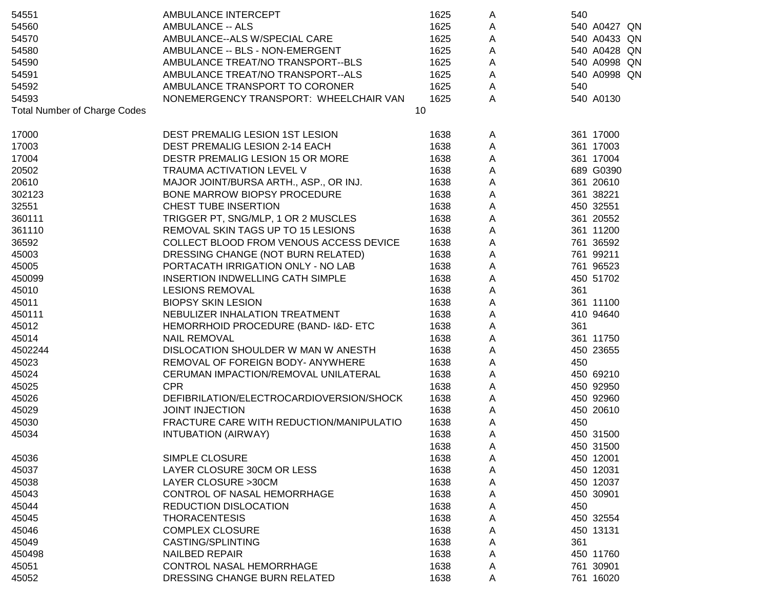| | | | | | | |
|---|---|---|---|---|---|---|
| 54551 | AMBULANCE INTERCEPT | 1625 | A | 540 | | |
| 54560 | AMBULANCE -- ALS | 1625 | A | 540 | A0427 | QN |
| 54570 | AMBULANCE--ALS W/SPECIAL CARE | 1625 | A | 540 | A0433 | QN |
| 54580 | AMBULANCE -- BLS - NON-EMERGENT | 1625 | A | 540 | A0428 | QN |
| 54590 | AMBULANCE TREAT/NO TRANSPORT--BLS | 1625 | A | 540 | A0998 | QN |
| 54591 | AMBULANCE TREAT/NO TRANSPORT--ALS | 1625 | A | 540 | A0998 | QN |
| 54592 | AMBULANCE TRANSPORT TO CORONER | 1625 | A | 540 | | |
| 54593 | NONEMERGENCY TRANSPORT: WHEELCHAIR VAN | 1625 | A | 540 | A0130 | |
| Total Number of Charge Codes | 10 | | | | | |

| | | | | | |
|---|---|---|---|---|---|
| 17000 | DEST PREMALIG LESION 1ST LESION | 1638 | A | 361 | 17000 |
| 17003 | DEST PREMALIG LESION 2-14 EACH | 1638 | A | 361 | 17003 |
| 17004 | DESTR PREMALIG LESION 15 OR MORE | 1638 | A | 361 | 17004 |
| 20502 | TRAUMA ACTIVATION LEVEL V | 1638 | A | 689 | G0390 |
| 20610 | MAJOR JOINT/BURSA ARTH., ASP., OR INJ. | 1638 | A | 361 | 20610 |
| 302123 | BONE MARROW BIOPSY PROCEDURE | 1638 | A | 361 | 38221 |
| 32551 | CHEST TUBE INSERTION | 1638 | A | 450 | 32551 |
| 360111 | TRIGGER PT, SNG/MLP, 1 OR 2 MUSCLES | 1638 | A | 361 | 20552 |
| 361110 | REMOVAL SKIN TAGS UP TO 15 LESIONS | 1638 | A | 361 | 11200 |
| 36592 | COLLECT BLOOD FROM VENOUS ACCESS DEVICE | 1638 | A | 761 | 36592 |
| 45003 | DRESSING CHANGE (NOT BURN RELATED) | 1638 | A | 761 | 99211 |
| 45005 | PORTACATH IRRIGATION ONLY - NO LAB | 1638 | A | 761 | 96523 |
| 450099 | INSERTION INDWELLING CATH SIMPLE | 1638 | A | 450 | 51702 |
| 45010 | LESIONS REMOVAL | 1638 | A | 361 | |
| 45011 | BIOPSY SKIN LESION | 1638 | A | 361 | 11100 |
| 450111 | NEBULIZER INHALATION TREATMENT | 1638 | A | 410 | 94640 |
| 45012 | HEMORRHOID PROCEDURE (BAND- I&D- ETC | 1638 | A | 361 | |
| 45014 | NAIL REMOVAL | 1638 | A | 361 | 11750 |
| 4502244 | DISLOCATION SHOULDER W MAN W ANESTH | 1638 | A | 450 | 23655 |
| 45023 | REMOVAL OF FOREIGN BODY- ANYWHERE | 1638 | A | 450 | |
| 45024 | CERUMAN IMPACTION/REMOVAL UNILATERAL | 1638 | A | 450 | 69210 |
| 45025 | CPR | 1638 | A | 450 | 92950 |
| 45026 | DEFIBRILATION/ELECTROCARDIOVERSION/SHOCK | 1638 | A | 450 | 92960 |
| 45029 | JOINT INJECTION | 1638 | A | 450 | 20610 |
| 45030 | FRACTURE CARE WITH REDUCTION/MANIPULATIO | 1638 | A | 450 | |
| 45034 | INTUBATION (AIRWAY) | 1638 | A | 450 | 31500 |
| | | 1638 | A | 450 | 31500 |
| 45036 | SIMPLE CLOSURE | 1638 | A | 450 | 12001 |
| 45037 | LAYER CLOSURE 30CM OR LESS | 1638 | A | 450 | 12031 |
| 45038 | LAYER CLOSURE >30CM | 1638 | A | 450 | 12037 |
| 45043 | CONTROL OF NASAL HEMORRHAGE | 1638 | A | 450 | 30901 |
| 45044 | REDUCTION DISLOCATION | 1638 | A | 450 | |
| 45045 | THORACENTESIS | 1638 | A | 450 | 32554 |
| 45046 | COMPLEX CLOSURE | 1638 | A | 450 | 13131 |
| 45049 | CASTING/SPLINTING | 1638 | A | 361 | |
| 450498 | NAILBED REPAIR | 1638 | A | 450 | 11760 |
| 45051 | CONTROL NASAL HEMORRHAGE | 1638 | A | 761 | 30901 |
| 45052 | DRESSING CHANGE BURN RELATED | 1638 | A | 761 | 16020 |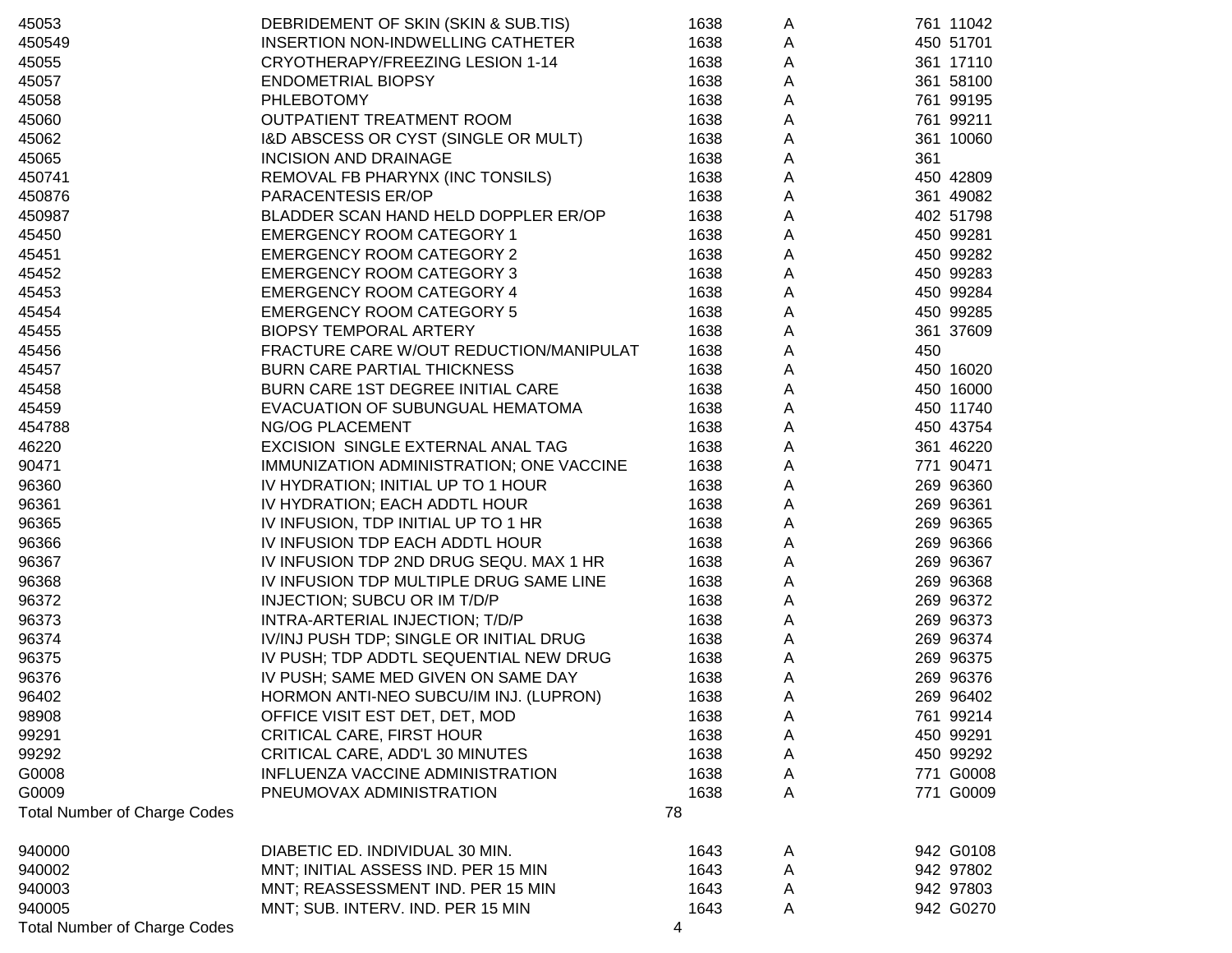| | | | | | |
|---|---|---|---|---|---|
| 45053 | DEBRIDEMENT OF SKIN (SKIN & SUB.TIS) | 1638 | A | 761 | 11042 |
| 450549 | INSERTION NON-INDWELLING CATHETER | 1638 | A | 450 | 51701 |
| 45055 | CRYOTHERAPY/FREEZING LESION 1-14 | 1638 | A | 361 | 17110 |
| 45057 | ENDOMETRIAL BIOPSY | 1638 | A | 361 | 58100 |
| 45058 | PHLEBOTOMY | 1638 | A | 761 | 99195 |
| 45060 | OUTPATIENT TREATMENT ROOM | 1638 | A | 761 | 99211 |
| 45062 | I&D ABSCESS OR CYST (SINGLE OR MULT) | 1638 | A | 361 | 10060 |
| 45065 | INCISION AND DRAINAGE | 1638 | A | 361 | |
| 450741 | REMOVAL FB PHARYNX (INC TONSILS) | 1638 | A | 450 | 42809 |
| 450876 | PARACENTESIS ER/OP | 1638 | A | 361 | 49082 |
| 450987 | BLADDER SCAN HAND HELD DOPPLER ER/OP | 1638 | A | 402 | 51798 |
| 45450 | EMERGENCY ROOM CATEGORY 1 | 1638 | A | 450 | 99281 |
| 45451 | EMERGENCY ROOM CATEGORY 2 | 1638 | A | 450 | 99282 |
| 45452 | EMERGENCY ROOM CATEGORY 3 | 1638 | A | 450 | 99283 |
| 45453 | EMERGENCY ROOM CATEGORY 4 | 1638 | A | 450 | 99284 |
| 45454 | EMERGENCY ROOM CATEGORY 5 | 1638 | A | 450 | 99285 |
| 45455 | BIOPSY TEMPORAL ARTERY | 1638 | A | 361 | 37609 |
| 45456 | FRACTURE CARE W/OUT REDUCTION/MANIPULAT | 1638 | A | 450 | |
| 45457 | BURN CARE PARTIAL THICKNESS | 1638 | A | 450 | 16020 |
| 45458 | BURN CARE 1ST DEGREE INITIAL CARE | 1638 | A | 450 | 16000 |
| 45459 | EVACUATION OF SUBUNGUAL HEMATOMA | 1638 | A | 450 | 11740 |
| 454788 | NG/OG PLACEMENT | 1638 | A | 450 | 43754 |
| 46220 | EXCISION SINGLE EXTERNAL ANAL TAG | 1638 | A | 361 | 46220 |
| 90471 | IMMUNIZATION ADMINISTRATION; ONE VACCINE | 1638 | A | 771 | 90471 |
| 96360 | IV HYDRATION; INITIAL UP TO 1 HOUR | 1638 | A | 269 | 96360 |
| 96361 | IV HYDRATION; EACH ADDTL HOUR | 1638 | A | 269 | 96361 |
| 96365 | IV INFUSION, TDP INITIAL UP TO 1 HR | 1638 | A | 269 | 96365 |
| 96366 | IV INFUSION TDP EACH ADDTL HOUR | 1638 | A | 269 | 96366 |
| 96367 | IV INFUSION TDP 2ND DRUG SEQU. MAX 1 HR | 1638 | A | 269 | 96367 |
| 96368 | IV INFUSION TDP MULTIPLE DRUG SAME LINE | 1638 | A | 269 | 96368 |
| 96372 | INJECTION; SUBCU OR IM T/D/P | 1638 | A | 269 | 96372 |
| 96373 | INTRA-ARTERIAL INJECTION; T/D/P | 1638 | A | 269 | 96373 |
| 96374 | IV/INJ PUSH TDP; SINGLE OR INITIAL DRUG | 1638 | A | 269 | 96374 |
| 96375 | IV PUSH; TDP ADDTL SEQUENTIAL NEW DRUG | 1638 | A | 269 | 96375 |
| 96376 | IV PUSH; SAME MED GIVEN ON SAME DAY | 1638 | A | 269 | 96376 |
| 96402 | HORMON ANTI-NEO SUBCU/IM INJ. (LUPRON) | 1638 | A | 269 | 96402 |
| 98908 | OFFICE VISIT EST DET, DET, MOD | 1638 | A | 761 | 99214 |
| 99291 | CRITICAL CARE, FIRST HOUR | 1638 | A | 450 | 99291 |
| 99292 | CRITICAL CARE, ADD'L 30 MINUTES | 1638 | A | 450 | 99292 |
| G0008 | INFLUENZA VACCINE ADMINISTRATION | 1638 | A | 771 | G0008 |
| G0009 | PNEUMOVAX ADMINISTRATION | 1638 | A | 771 | G0009 |
| Total Number of Charge Codes | | 78 | | | |
| | | | | | |
| 940000 | DIABETIC ED. INDIVIDUAL 30 MIN. | 1643 | A | 942 | G0108 |
| 940002 | MNT; INITIAL ASSESS IND. PER 15 MIN | 1643 | A | 942 | 97802 |
| 940003 | MNT; REASSESSMENT IND. PER 15 MIN | 1643 | A | 942 | 97803 |
| 940005 | MNT; SUB. INTERV. IND. PER 15 MIN | 1643 | A | 942 | G0270 |
| Total Number of Charge Codes | | 4 | | | |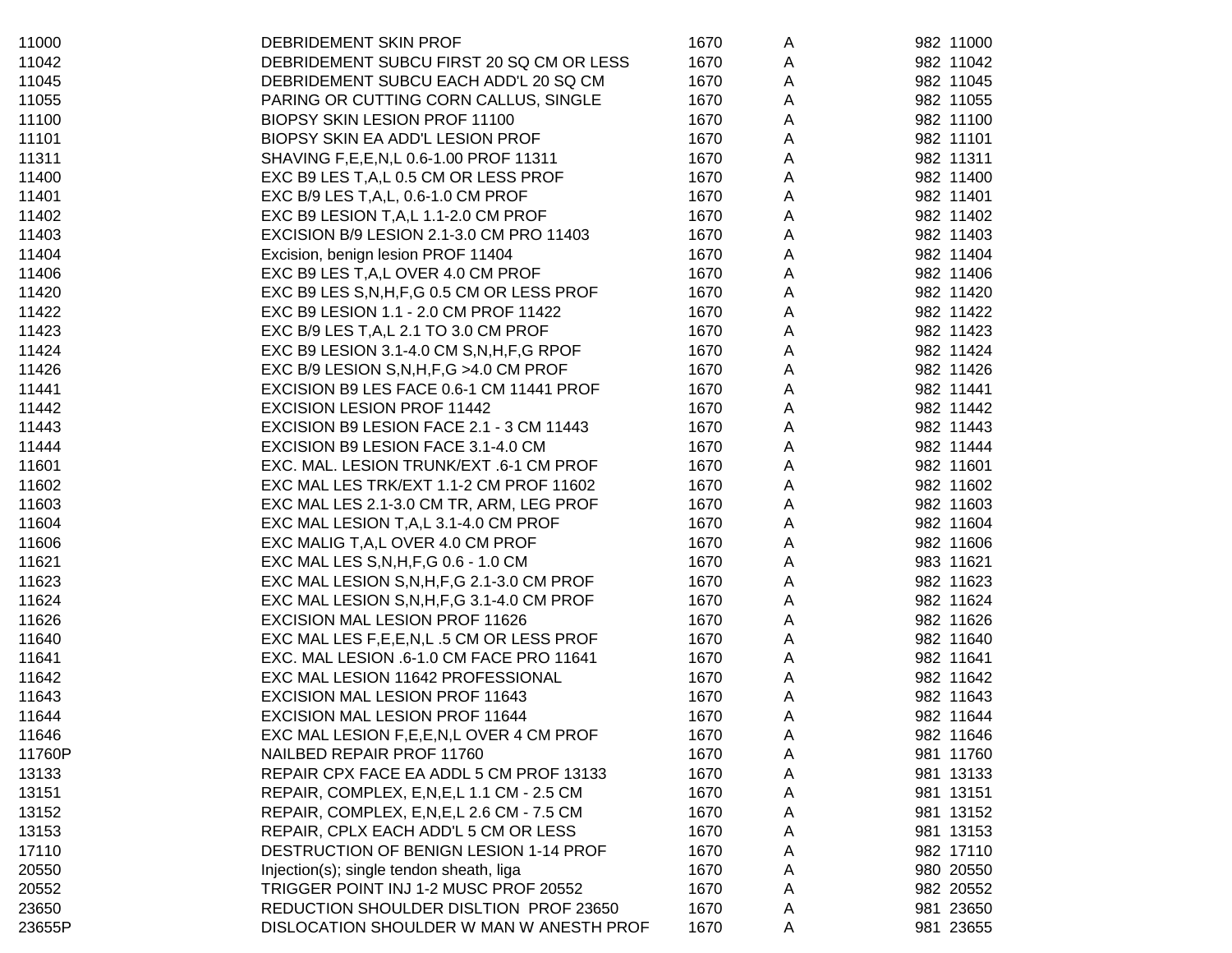| | | | | | |
|---|---|---|---|---|---|
| 11000 | DEBRIDEMENT SKIN PROF | 1670 | A | 982 | 11000 |
| 11042 | DEBRIDEMENT SUBCU FIRST 20 SQ CM OR LESS | 1670 | A | 982 | 11042 |
| 11045 | DEBRIDEMENT SUBCU EACH ADD'L 20 SQ CM | 1670 | A | 982 | 11045 |
| 11055 | PARING OR CUTTING CORN CALLUS, SINGLE | 1670 | A | 982 | 11055 |
| 11100 | BIOPSY SKIN LESION PROF 11100 | 1670 | A | 982 | 11100 |
| 11101 | BIOPSY SKIN EA ADD'L LESION PROF | 1670 | A | 982 | 11101 |
| 11311 | SHAVING F,E,E,N,L 0.6-1.00 PROF 11311 | 1670 | A | 982 | 11311 |
| 11400 | EXC B9 LES T,A,L 0.5 CM OR LESS PROF | 1670 | A | 982 | 11400 |
| 11401 | EXC B/9 LES T,A,L, 0.6-1.0 CM PROF | 1670 | A | 982 | 11401 |
| 11402 | EXC B9 LESION T,A,L 1.1-2.0 CM PROF | 1670 | A | 982 | 11402 |
| 11403 | EXCISION B/9 LESION 2.1-3.0 CM PRO 11403 | 1670 | A | 982 | 11403 |
| 11404 | Excision, benign lesion PROF 11404 | 1670 | A | 982 | 11404 |
| 11406 | EXC B9 LES T,A,L OVER 4.0 CM PROF | 1670 | A | 982 | 11406 |
| 11420 | EXC B9 LES S,N,H,F,G 0.5 CM OR LESS PROF | 1670 | A | 982 | 11420 |
| 11422 | EXC B9 LESION 1.1 - 2.0 CM PROF 11422 | 1670 | A | 982 | 11422 |
| 11423 | EXC B/9 LES T,A,L 2.1 TO 3.0 CM PROF | 1670 | A | 982 | 11423 |
| 11424 | EXC B9 LESION 3.1-4.0 CM S,N,H,F,G RPOF | 1670 | A | 982 | 11424 |
| 11426 | EXC B/9 LESION S,N,H,F,G >4.0 CM PROF | 1670 | A | 982 | 11426 |
| 11441 | EXCISION B9 LES FACE 0.6-1 CM 11441 PROF | 1670 | A | 982 | 11441 |
| 11442 | EXCISION LESION PROF 11442 | 1670 | A | 982 | 11442 |
| 11443 | EXCISION B9 LESION FACE 2.1 - 3 CM 11443 | 1670 | A | 982 | 11443 |
| 11444 | EXCISION B9 LESION FACE 3.1-4.0 CM | 1670 | A | 982 | 11444 |
| 11601 | EXC. MAL. LESION TRUNK/EXT .6-1 CM PROF | 1670 | A | 982 | 11601 |
| 11602 | EXC MAL LES TRK/EXT 1.1-2 CM PROF 11602 | 1670 | A | 982 | 11602 |
| 11603 | EXC MAL LES 2.1-3.0 CM TR, ARM, LEG PROF | 1670 | A | 982 | 11603 |
| 11604 | EXC MAL LESION T,A,L 3.1-4.0 CM PROF | 1670 | A | 982 | 11604 |
| 11606 | EXC MALIG T,A,L OVER 4.0 CM PROF | 1670 | A | 982 | 11606 |
| 11621 | EXC MAL LES S,N,H,F,G 0.6 - 1.0 CM | 1670 | A | 983 | 11621 |
| 11623 | EXC MAL LESION S,N,H,F,G 2.1-3.0 CM PROF | 1670 | A | 982 | 11623 |
| 11624 | EXC MAL LESION S,N,H,F,G 3.1-4.0 CM PROF | 1670 | A | 982 | 11624 |
| 11626 | EXCISION MAL LESION PROF 11626 | 1670 | A | 982 | 11626 |
| 11640 | EXC MAL LES F,E,E,N,L .5 CM OR LESS PROF | 1670 | A | 982 | 11640 |
| 11641 | EXC. MAL LESION .6-1.0 CM FACE PRO 11641 | 1670 | A | 982 | 11641 |
| 11642 | EXC MAL LESION 11642 PROFESSIONAL | 1670 | A | 982 | 11642 |
| 11643 | EXCISION MAL LESION PROF 11643 | 1670 | A | 982 | 11643 |
| 11644 | EXCISION MAL LESION PROF 11644 | 1670 | A | 982 | 11644 |
| 11646 | EXC MAL LESION F,E,E,N,L OVER 4 CM PROF | 1670 | A | 982 | 11646 |
| 11760P | NAILBED REPAIR PROF 11760 | 1670 | A | 981 | 11760 |
| 13133 | REPAIR CPX FACE EA ADDL 5 CM PROF 13133 | 1670 | A | 981 | 13133 |
| 13151 | REPAIR, COMPLEX, E,N,E,L 1.1 CM - 2.5 CM | 1670 | A | 981 | 13151 |
| 13152 | REPAIR, COMPLEX, E,N,E,L 2.6 CM - 7.5 CM | 1670 | A | 981 | 13152 |
| 13153 | REPAIR, CPLX EACH ADD'L 5 CM OR LESS | 1670 | A | 981 | 13153 |
| 17110 | DESTRUCTION OF BENIGN LESION 1-14 PROF | 1670 | A | 982 | 17110 |
| 20550 | Injection(s); single tendon sheath, liga | 1670 | A | 980 | 20550 |
| 20552 | TRIGGER POINT INJ 1-2 MUSC PROF 20552 | 1670 | A | 982 | 20552 |
| 23650 | REDUCTION SHOULDER DISLTION PROF 23650 | 1670 | A | 981 | 23650 |
| 23655P | DISLOCATION SHOULDER W MAN W ANESTH PROF | 1670 | A | 981 | 23655 |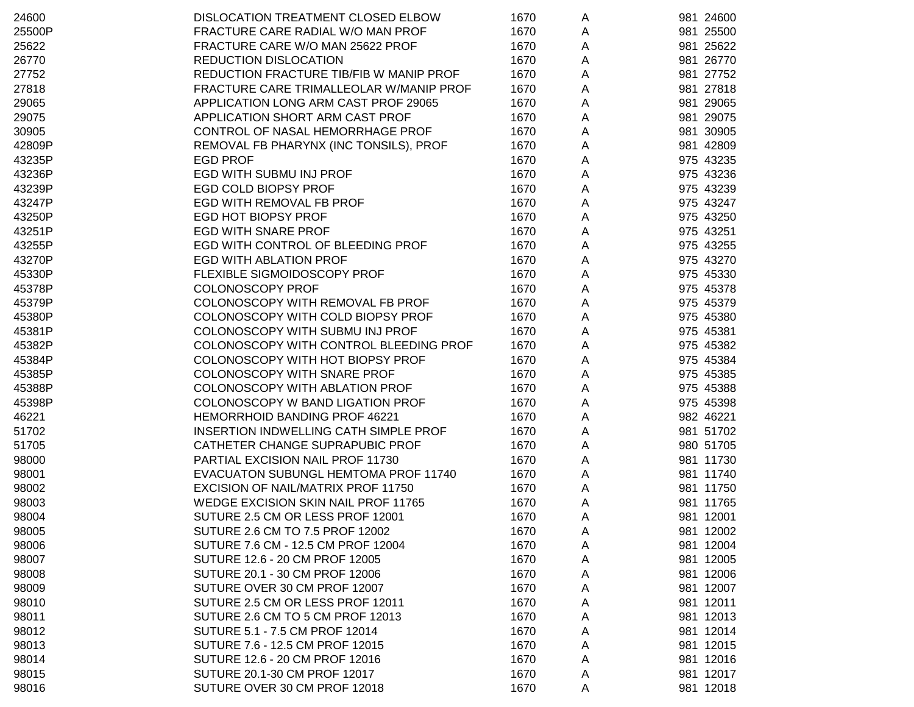| | | | | |
|---|---|---|---|---|
| 24600 | DISLOCATION TREATMENT CLOSED ELBOW | 1670 | A | 981 24600 |
| 25500P | FRACTURE CARE RADIAL W/O MAN PROF | 1670 | A | 981 25500 |
| 25622 | FRACTURE CARE W/O MAN 25622 PROF | 1670 | A | 981 25622 |
| 26770 | REDUCTION DISLOCATION | 1670 | A | 981 26770 |
| 27752 | REDUCTION FRACTURE TIB/FIB W MANIP PROF | 1670 | A | 981 27752 |
| 27818 | FRACTURE CARE TRIMALLEOLAR W/MANIP PROF | 1670 | A | 981 27818 |
| 29065 | APPLICATION LONG ARM CAST PROF 29065 | 1670 | A | 981 29065 |
| 29075 | APPLICATION SHORT ARM CAST PROF | 1670 | A | 981 29075 |
| 30905 | CONTROL OF NASAL HEMORRHAGE PROF | 1670 | A | 981 30905 |
| 42809P | REMOVAL FB PHARYNX (INC TONSILS), PROF | 1670 | A | 981 42809 |
| 43235P | EGD PROF | 1670 | A | 975 43235 |
| 43236P | EGD WITH SUBMU INJ PROF | 1670 | A | 975 43236 |
| 43239P | EGD COLD BIOPSY PROF | 1670 | A | 975 43239 |
| 43247P | EGD WITH REMOVAL FB PROF | 1670 | A | 975 43247 |
| 43250P | EGD HOT BIOPSY PROF | 1670 | A | 975 43250 |
| 43251P | EGD WITH SNARE PROF | 1670 | A | 975 43251 |
| 43255P | EGD WITH CONTROL OF BLEEDING PROF | 1670 | A | 975 43255 |
| 43270P | EGD WITH ABLATION PROF | 1670 | A | 975 43270 |
| 45330P | FLEXIBLE SIGMOIDOSCOPY PROF | 1670 | A | 975 45330 |
| 45378P | COLONOSCOPY PROF | 1670 | A | 975 45378 |
| 45379P | COLONOSCOPY WITH REMOVAL FB PROF | 1670 | A | 975 45379 |
| 45380P | COLONOSCOPY WITH COLD BIOPSY PROF | 1670 | A | 975 45380 |
| 45381P | COLONOSCOPY WITH SUBMU INJ PROF | 1670 | A | 975 45381 |
| 45382P | COLONOSCOPY WITH CONTROL BLEEDING PROF | 1670 | A | 975 45382 |
| 45384P | COLONOSCOPY WITH HOT BIOPSY PROF | 1670 | A | 975 45384 |
| 45385P | COLONOSCOPY WITH SNARE PROF | 1670 | A | 975 45385 |
| 45388P | COLONOSCOPY WITH ABLATION PROF | 1670 | A | 975 45388 |
| 45398P | COLONOSCOPY W BAND LIGATION PROF | 1670 | A | 975 45398 |
| 46221 | HEMORRHOID BANDING PROF 46221 | 1670 | A | 982 46221 |
| 51702 | INSERTION INDWELLING CATH SIMPLE PROF | 1670 | A | 981 51702 |
| 51705 | CATHETER CHANGE SUPRAPUBIC PROF | 1670 | A | 980 51705 |
| 98000 | PARTIAL EXCISION NAIL PROF 11730 | 1670 | A | 981 11730 |
| 98001 | EVACUATON SUBUNGL HEMTOMA PROF 11740 | 1670 | A | 981 11740 |
| 98002 | EXCISION OF NAIL/MATRIX PROF 11750 | 1670 | A | 981 11750 |
| 98003 | WEDGE EXCISION SKIN NAIL PROF 11765 | 1670 | A | 981 11765 |
| 98004 | SUTURE 2.5 CM OR LESS PROF 12001 | 1670 | A | 981 12001 |
| 98005 | SUTURE 2.6 CM TO 7.5 PROF 12002 | 1670 | A | 981 12002 |
| 98006 | SUTURE 7.6 CM - 12.5 CM PROF 12004 | 1670 | A | 981 12004 |
| 98007 | SUTURE 12.6 - 20 CM PROF 12005 | 1670 | A | 981 12005 |
| 98008 | SUTURE 20.1 - 30 CM PROF 12006 | 1670 | A | 981 12006 |
| 98009 | SUTURE OVER 30 CM PROF 12007 | 1670 | A | 981 12007 |
| 98010 | SUTURE 2.5 CM OR LESS PROF 12011 | 1670 | A | 981 12011 |
| 98011 | SUTURE 2.6 CM TO 5 CM PROF 12013 | 1670 | A | 981 12013 |
| 98012 | SUTURE 5.1 - 7.5 CM PROF 12014 | 1670 | A | 981 12014 |
| 98013 | SUTURE 7.6 - 12.5 CM PROF 12015 | 1670 | A | 981 12015 |
| 98014 | SUTURE 12.6 - 20 CM PROF 12016 | 1670 | A | 981 12016 |
| 98015 | SUTURE 20.1-30 CM PROF 12017 | 1670 | A | 981 12017 |
| 98016 | SUTURE OVER 30 CM PROF 12018 | 1670 | A | 981 12018 |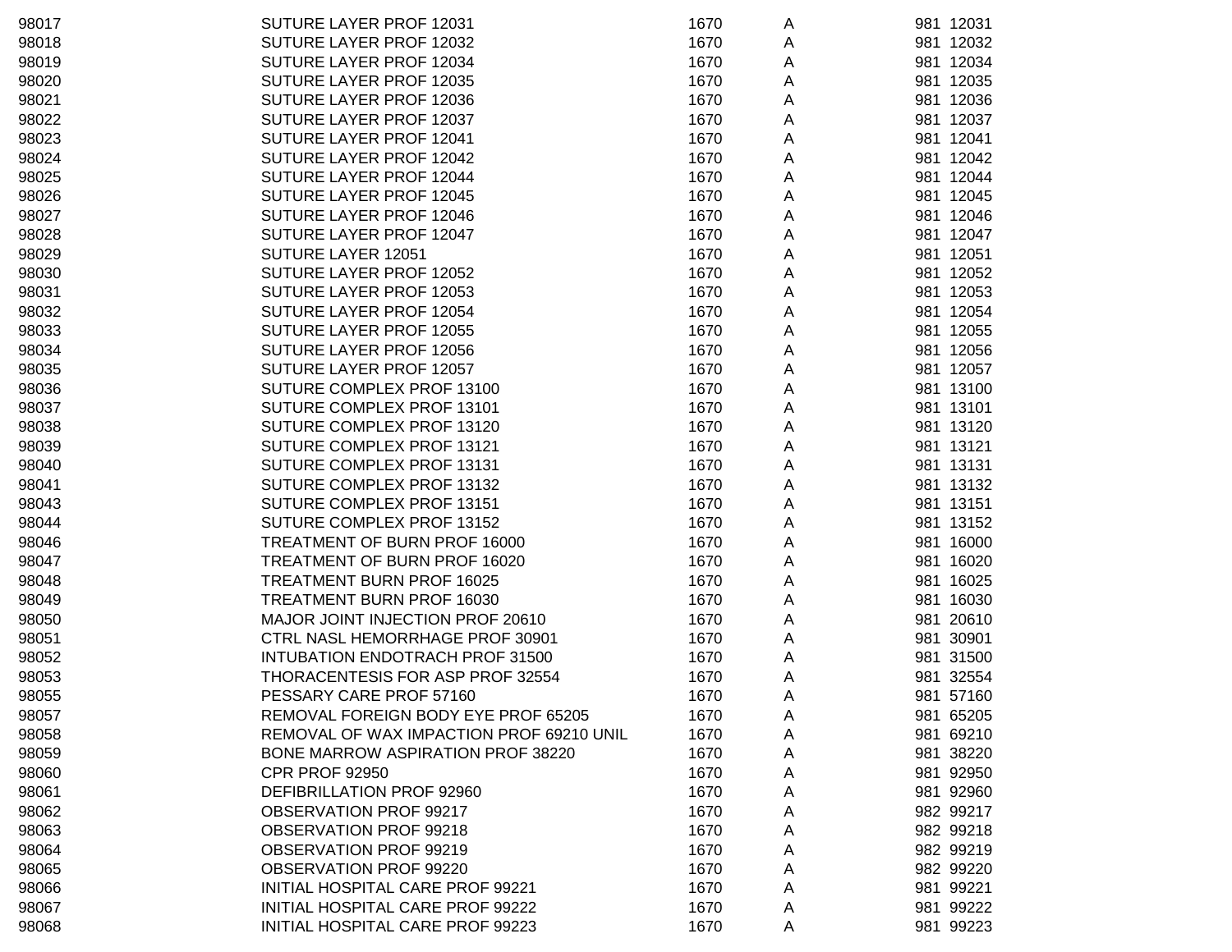| | | | | |
|---|---|---|---|---|
| 98017 | SUTURE LAYER PROF 12031 | 1670 | A | 981 12031 |
| 98018 | SUTURE LAYER PROF 12032 | 1670 | A | 981 12032 |
| 98019 | SUTURE LAYER PROF 12034 | 1670 | A | 981 12034 |
| 98020 | SUTURE LAYER PROF 12035 | 1670 | A | 981 12035 |
| 98021 | SUTURE LAYER PROF 12036 | 1670 | A | 981 12036 |
| 98022 | SUTURE LAYER PROF 12037 | 1670 | A | 981 12037 |
| 98023 | SUTURE LAYER PROF 12041 | 1670 | A | 981 12041 |
| 98024 | SUTURE LAYER PROF 12042 | 1670 | A | 981 12042 |
| 98025 | SUTURE LAYER PROF 12044 | 1670 | A | 981 12044 |
| 98026 | SUTURE LAYER PROF 12045 | 1670 | A | 981 12045 |
| 98027 | SUTURE LAYER PROF 12046 | 1670 | A | 981 12046 |
| 98028 | SUTURE LAYER PROF 12047 | 1670 | A | 981 12047 |
| 98029 | SUTURE LAYER 12051 | 1670 | A | 981 12051 |
| 98030 | SUTURE LAYER PROF 12052 | 1670 | A | 981 12052 |
| 98031 | SUTURE LAYER PROF 12053 | 1670 | A | 981 12053 |
| 98032 | SUTURE LAYER PROF 12054 | 1670 | A | 981 12054 |
| 98033 | SUTURE LAYER PROF 12055 | 1670 | A | 981 12055 |
| 98034 | SUTURE LAYER PROF 12056 | 1670 | A | 981 12056 |
| 98035 | SUTURE LAYER PROF 12057 | 1670 | A | 981 12057 |
| 98036 | SUTURE COMPLEX PROF 13100 | 1670 | A | 981 13100 |
| 98037 | SUTURE COMPLEX PROF 13101 | 1670 | A | 981 13101 |
| 98038 | SUTURE COMPLEX PROF 13120 | 1670 | A | 981 13120 |
| 98039 | SUTURE COMPLEX PROF 13121 | 1670 | A | 981 13121 |
| 98040 | SUTURE COMPLEX PROF 13131 | 1670 | A | 981 13131 |
| 98041 | SUTURE COMPLEX PROF 13132 | 1670 | A | 981 13132 |
| 98043 | SUTURE COMPLEX PROF 13151 | 1670 | A | 981 13151 |
| 98044 | SUTURE COMPLEX PROF 13152 | 1670 | A | 981 13152 |
| 98046 | TREATMENT OF BURN PROF 16000 | 1670 | A | 981 16000 |
| 98047 | TREATMENT OF BURN PROF 16020 | 1670 | A | 981 16020 |
| 98048 | TREATMENT BURN PROF 16025 | 1670 | A | 981 16025 |
| 98049 | TREATMENT BURN PROF 16030 | 1670 | A | 981 16030 |
| 98050 | MAJOR JOINT INJECTION PROF 20610 | 1670 | A | 981 20610 |
| 98051 | CTRL NASL HEMORRHAGE PROF 30901 | 1670 | A | 981 30901 |
| 98052 | INTUBATION ENDOTRACH PROF 31500 | 1670 | A | 981 31500 |
| 98053 | THORACENTESIS FOR ASP PROF 32554 | 1670 | A | 981 32554 |
| 98055 | PESSARY CARE PROF 57160 | 1670 | A | 981 57160 |
| 98057 | REMOVAL FOREIGN BODY EYE PROF 65205 | 1670 | A | 981 65205 |
| 98058 | REMOVAL OF WAX IMPACTION PROF 69210 UNIL | 1670 | A | 981 69210 |
| 98059 | BONE MARROW ASPIRATION PROF 38220 | 1670 | A | 981 38220 |
| 98060 | CPR PROF 92950 | 1670 | A | 981 92950 |
| 98061 | DEFIBRILLATION PROF 92960 | 1670 | A | 981 92960 |
| 98062 | OBSERVATION PROF 99217 | 1670 | A | 982 99217 |
| 98063 | OBSERVATION PROF 99218 | 1670 | A | 982 99218 |
| 98064 | OBSERVATION PROF 99219 | 1670 | A | 982 99219 |
| 98065 | OBSERVATION PROF 99220 | 1670 | A | 982 99220 |
| 98066 | INITIAL HOSPITAL CARE PROF 99221 | 1670 | A | 981 99221 |
| 98067 | INITIAL HOSPITAL CARE PROF 99222 | 1670 | A | 981 99222 |
| 98068 | INITIAL HOSPITAL CARE PROF 99223 | 1670 | A | 981 99223 |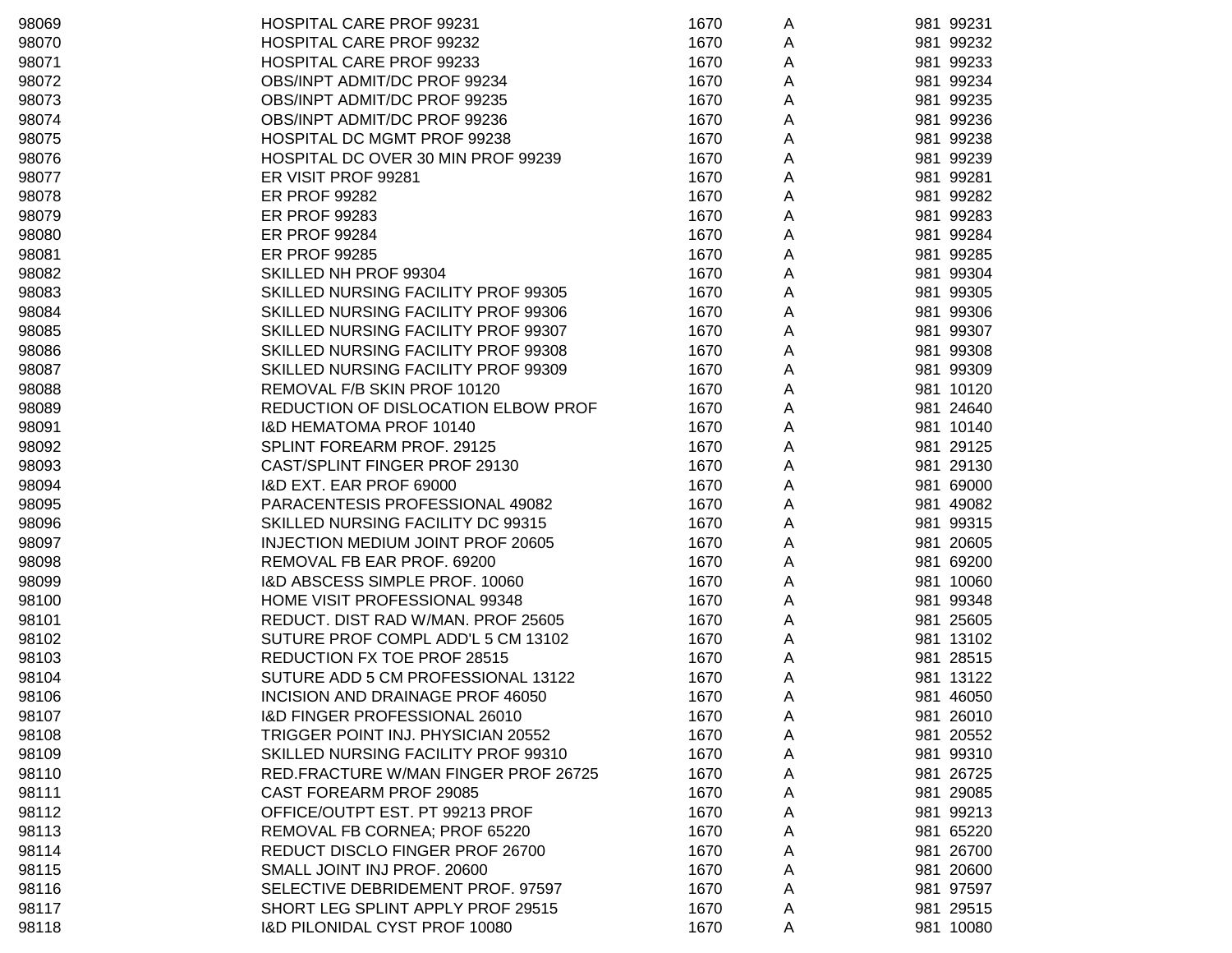| | | | | | |
|---|---|---|---|---|---|
| 98069 | HOSPITAL CARE PROF 99231 | 1670 | A | 981 | 99231 |
| 98070 | HOSPITAL CARE PROF 99232 | 1670 | A | 981 | 99232 |
| 98071 | HOSPITAL CARE PROF 99233 | 1670 | A | 981 | 99233 |
| 98072 | OBS/INPT ADMIT/DC PROF 99234 | 1670 | A | 981 | 99234 |
| 98073 | OBS/INPT ADMIT/DC PROF 99235 | 1670 | A | 981 | 99235 |
| 98074 | OBS/INPT ADMIT/DC PROF 99236 | 1670 | A | 981 | 99236 |
| 98075 | HOSPITAL DC MGMT PROF 99238 | 1670 | A | 981 | 99238 |
| 98076 | HOSPITAL DC OVER 30 MIN PROF 99239 | 1670 | A | 981 | 99239 |
| 98077 | ER VISIT PROF 99281 | 1670 | A | 981 | 99281 |
| 98078 | ER PROF 99282 | 1670 | A | 981 | 99282 |
| 98079 | ER PROF 99283 | 1670 | A | 981 | 99283 |
| 98080 | ER PROF 99284 | 1670 | A | 981 | 99284 |
| 98081 | ER PROF 99285 | 1670 | A | 981 | 99285 |
| 98082 | SKILLED NH PROF 99304 | 1670 | A | 981 | 99304 |
| 98083 | SKILLED NURSING FACILITY PROF 99305 | 1670 | A | 981 | 99305 |
| 98084 | SKILLED NURSING FACILITY PROF 99306 | 1670 | A | 981 | 99306 |
| 98085 | SKILLED NURSING FACILITY PROF 99307 | 1670 | A | 981 | 99307 |
| 98086 | SKILLED NURSING FACILITY PROF 99308 | 1670 | A | 981 | 99308 |
| 98087 | SKILLED NURSING FACILITY PROF 99309 | 1670 | A | 981 | 99309 |
| 98088 | REMOVAL F/B SKIN PROF 10120 | 1670 | A | 981 | 10120 |
| 98089 | REDUCTION OF DISLOCATION ELBOW PROF | 1670 | A | 981 | 24640 |
| 98091 | I&D HEMATOMA PROF 10140 | 1670 | A | 981 | 10140 |
| 98092 | SPLINT FOREARM PROF. 29125 | 1670 | A | 981 | 29125 |
| 98093 | CAST/SPLINT FINGER PROF 29130 | 1670 | A | 981 | 29130 |
| 98094 | I&D EXT. EAR PROF 69000 | 1670 | A | 981 | 69000 |
| 98095 | PARACENTESIS PROFESSIONAL 49082 | 1670 | A | 981 | 49082 |
| 98096 | SKILLED NURSING FACILITY DC 99315 | 1670 | A | 981 | 99315 |
| 98097 | INJECTION MEDIUM JOINT PROF 20605 | 1670 | A | 981 | 20605 |
| 98098 | REMOVAL FB EAR PROF. 69200 | 1670 | A | 981 | 69200 |
| 98099 | I&D ABSCESS SIMPLE PROF. 10060 | 1670 | A | 981 | 10060 |
| 98100 | HOME VISIT PROFESSIONAL 99348 | 1670 | A | 981 | 99348 |
| 98101 | REDUCT. DIST RAD W/MAN. PROF 25605 | 1670 | A | 981 | 25605 |
| 98102 | SUTURE PROF COMPL ADD'L 5 CM 13102 | 1670 | A | 981 | 13102 |
| 98103 | REDUCTION FX TOE PROF 28515 | 1670 | A | 981 | 28515 |
| 98104 | SUTURE ADD 5 CM PROFESSIONAL 13122 | 1670 | A | 981 | 13122 |
| 98106 | INCISION AND DRAINAGE PROF 46050 | 1670 | A | 981 | 46050 |
| 98107 | I&D FINGER PROFESSIONAL 26010 | 1670 | A | 981 | 26010 |
| 98108 | TRIGGER POINT INJ. PHYSICIAN 20552 | 1670 | A | 981 | 20552 |
| 98109 | SKILLED NURSING FACILITY PROF 99310 | 1670 | A | 981 | 99310 |
| 98110 | RED.FRACTURE W/MAN FINGER PROF 26725 | 1670 | A | 981 | 26725 |
| 98111 | CAST FOREARM PROF 29085 | 1670 | A | 981 | 29085 |
| 98112 | OFFICE/OUTPT EST. PT 99213 PROF | 1670 | A | 981 | 99213 |
| 98113 | REMOVAL FB CORNEA; PROF 65220 | 1670 | A | 981 | 65220 |
| 98114 | REDUCT DISCLO FINGER PROF 26700 | 1670 | A | 981 | 26700 |
| 98115 | SMALL JOINT INJ PROF. 20600 | 1670 | A | 981 | 20600 |
| 98116 | SELECTIVE DEBRIDEMENT PROF. 97597 | 1670 | A | 981 | 97597 |
| 98117 | SHORT LEG SPLINT APPLY PROF 29515 | 1670 | A | 981 | 29515 |
| 98118 | I&D PILONIDAL CYST PROF 10080 | 1670 | A | 981 | 10080 |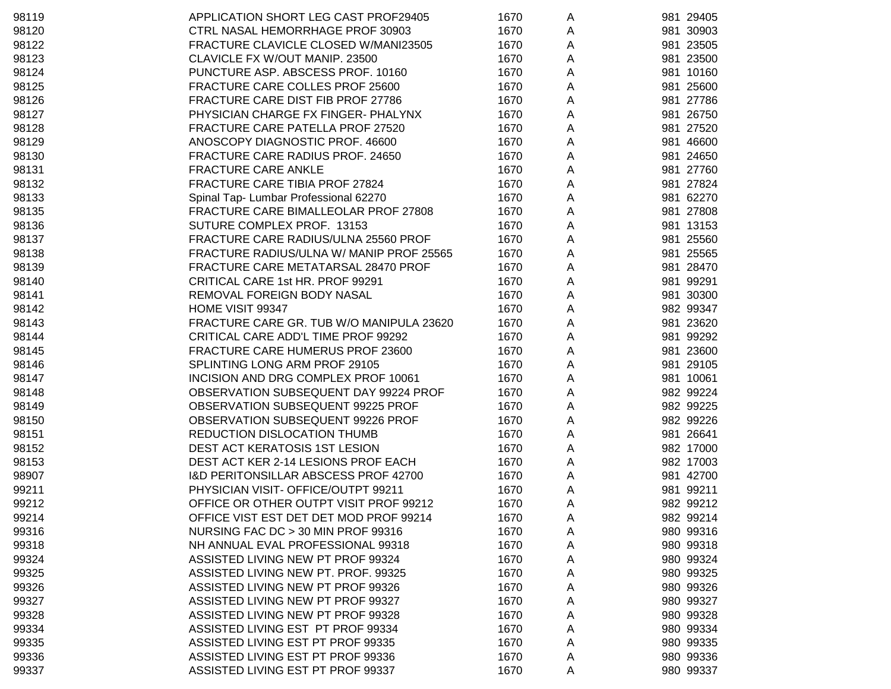| | | | | | |
|---|---|---|---|---|---|
| 98119 | APPLICATION SHORT LEG CAST PROF29405 | 1670 | A | 981 | 29405 |
| 98120 | CTRL NASAL HEMORRHAGE PROF 30903 | 1670 | A | 981 | 30903 |
| 98122 | FRACTURE CLAVICLE CLOSED W/MANI23505 | 1670 | A | 981 | 23505 |
| 98123 | CLAVICLE FX W/OUT MANIP. 23500 | 1670 | A | 981 | 23500 |
| 98124 | PUNCTURE ASP. ABSCESS PROF. 10160 | 1670 | A | 981 | 10160 |
| 98125 | FRACTURE CARE COLLES PROF 25600 | 1670 | A | 981 | 25600 |
| 98126 | FRACTURE CARE DIST FIB PROF 27786 | 1670 | A | 981 | 27786 |
| 98127 | PHYSICIAN CHARGE FX FINGER- PHALYNX | 1670 | A | 981 | 26750 |
| 98128 | FRACTURE CARE PATELLA PROF 27520 | 1670 | A | 981 | 27520 |
| 98129 | ANOSCOPY DIAGNOSTIC PROF. 46600 | 1670 | A | 981 | 46600 |
| 98130 | FRACTURE CARE RADIUS PROF. 24650 | 1670 | A | 981 | 24650 |
| 98131 | FRACTURE CARE ANKLE | 1670 | A | 981 | 27760 |
| 98132 | FRACTURE CARE TIBIA PROF 27824 | 1670 | A | 981 | 27824 |
| 98133 | Spinal Tap- Lumbar Professional 62270 | 1670 | A | 981 | 62270 |
| 98135 | FRACTURE CARE BIMALLEOLAR PROF 27808 | 1670 | A | 981 | 27808 |
| 98136 | SUTURE COMPLEX PROF. 13153 | 1670 | A | 981 | 13153 |
| 98137 | FRACTURE CARE RADIUS/ULNA 25560 PROF | 1670 | A | 981 | 25560 |
| 98138 | FRACTURE RADIUS/ULNA W/ MANIP PROF 25565 | 1670 | A | 981 | 25565 |
| 98139 | FRACTURE CARE METATARSAL 28470 PROF | 1670 | A | 981 | 28470 |
| 98140 | CRITICAL CARE 1st HR. PROF 99291 | 1670 | A | 981 | 99291 |
| 98141 | REMOVAL FOREIGN BODY NASAL | 1670 | A | 981 | 30300 |
| 98142 | HOME VISIT 99347 | 1670 | A | 982 | 99347 |
| 98143 | FRACTURE CARE GR. TUB W/O MANIPULA 23620 | 1670 | A | 981 | 23620 |
| 98144 | CRITICAL CARE ADD'L TIME PROF 99292 | 1670 | A | 981 | 99292 |
| 98145 | FRACTURE CARE HUMERUS PROF 23600 | 1670 | A | 981 | 23600 |
| 98146 | SPLINTING LONG ARM PROF 29105 | 1670 | A | 981 | 29105 |
| 98147 | INCISION AND DRG COMPLEX PROF 10061 | 1670 | A | 981 | 10061 |
| 98148 | OBSERVATION SUBSEQUENT DAY 99224 PROF | 1670 | A | 982 | 99224 |
| 98149 | OBSERVATION SUBSEQUENT 99225 PROF | 1670 | A | 982 | 99225 |
| 98150 | OBSERVATION SUBSEQUENT 99226 PROF | 1670 | A | 982 | 99226 |
| 98151 | REDUCTION DISLOCATION THUMB | 1670 | A | 981 | 26641 |
| 98152 | DEST ACT KERATOSIS 1ST LESION | 1670 | A | 982 | 17000 |
| 98153 | DEST ACT KER 2-14 LESIONS PROF EACH | 1670 | A | 982 | 17003 |
| 98907 | I&D PERITONSILLAR ABSCESS PROF 42700 | 1670 | A | 981 | 42700 |
| 99211 | PHYSICIAN VISIT- OFFICE/OUTPT 99211 | 1670 | A | 981 | 99211 |
| 99212 | OFFICE OR OTHER OUTPT VISIT PROF 99212 | 1670 | A | 982 | 99212 |
| 99214 | OFFICE VIST EST DET DET MOD PROF 99214 | 1670 | A | 982 | 99214 |
| 99316 | NURSING FAC DC > 30 MIN PROF 99316 | 1670 | A | 980 | 99316 |
| 99318 | NH ANNUAL EVAL PROFESSIONAL 99318 | 1670 | A | 980 | 99318 |
| 99324 | ASSISTED LIVING NEW PT PROF 99324 | 1670 | A | 980 | 99324 |
| 99325 | ASSISTED LIVING NEW PT. PROF. 99325 | 1670 | A | 980 | 99325 |
| 99326 | ASSISTED LIVING NEW PT PROF 99326 | 1670 | A | 980 | 99326 |
| 99327 | ASSISTED LIVING NEW PT PROF 99327 | 1670 | A | 980 | 99327 |
| 99328 | ASSISTED LIVING NEW PT PROF 99328 | 1670 | A | 980 | 99328 |
| 99334 | ASSISTED LIVING EST PT PROF 99334 | 1670 | A | 980 | 99334 |
| 99335 | ASSISTED LIVING EST PT PROF 99335 | 1670 | A | 980 | 99335 |
| 99336 | ASSISTED LIVING EST PT PROF 99336 | 1670 | A | 980 | 99336 |
| 99337 | ASSISTED LIVING EST PT PROF 99337 | 1670 | A | 980 | 99337 |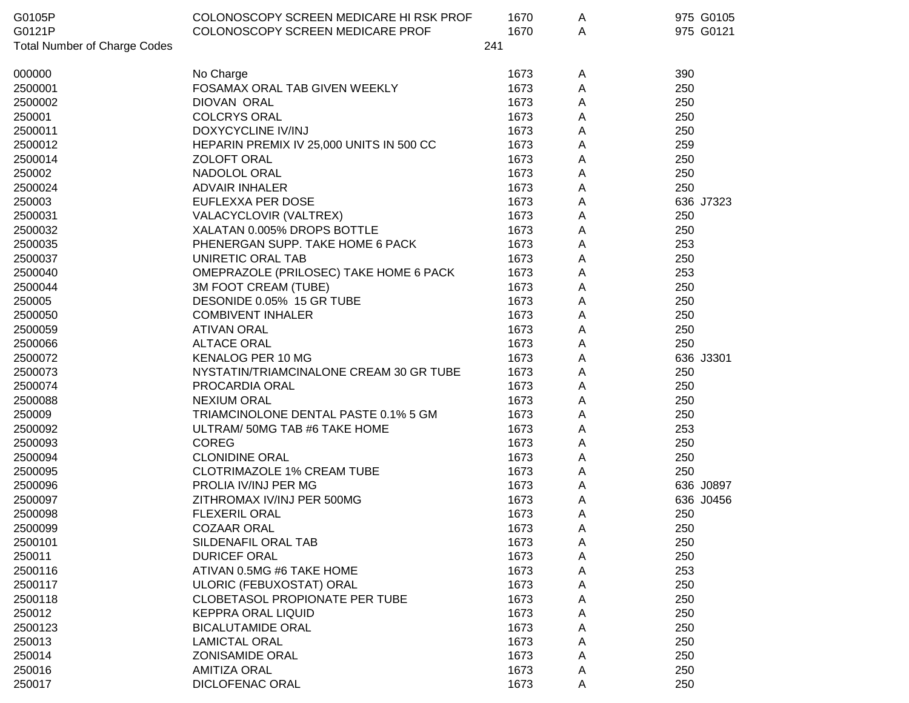| | | | | | |
|---|---|---|---|---|---|
| G0105P | COLONOSCOPY SCREEN MEDICARE HI RSK PROF | 1670 | A | 975 | G0105 |
| G0121P | COLONOSCOPY SCREEN MEDICARE PROF | 1670 | A | 975 | G0121 |
| Total Number of Charge Codes | | 241 | | | |

| | | | | | |
|---|---|---|---|---|---|
| 000000 | No Charge | 1673 | A | 390 | |
| 2500001 | FOSAMAX ORAL TAB GIVEN WEEKLY | 1673 | A | 250 | |
| 2500002 | DIOVAN  ORAL | 1673 | A | 250 | |
| 250001 | COLCRYS ORAL | 1673 | A | 250 | |
| 2500011 | DOXYCYCLINE IV/INJ | 1673 | A | 250 | |
| 2500012 | HEPARIN PREMIX IV 25,000 UNITS IN 500 CC | 1673 | A | 259 | |
| 2500014 | ZOLOFT ORAL | 1673 | A | 250 | |
| 250002 | NADOLOL ORAL | 1673 | A | 250 | |
| 2500024 | ADVAIR INHALER | 1673 | A | 250 | |
| 250003 | EUFLEXXA PER DOSE | 1673 | A | 636 | J7323 |
| 2500031 | VALACYCLOVIR (VALTREX) | 1673 | A | 250 | |
| 2500032 | XALATAN 0.005% DROPS BOTTLE | 1673 | A | 250 | |
| 2500035 | PHENERGAN SUPP. TAKE HOME 6 PACK | 1673 | A | 253 | |
| 2500037 | UNIRETIC ORAL TAB | 1673 | A | 250 | |
| 2500040 | OMEPRAZOLE (PRILOSEC) TAKE HOME 6 PACK | 1673 | A | 253 | |
| 2500044 | 3M FOOT CREAM (TUBE) | 1673 | A | 250 | |
| 250005 | DESONIDE 0.05%  15 GR TUBE | 1673 | A | 250 | |
| 2500050 | COMBIVENT INHALER | 1673 | A | 250 | |
| 2500059 | ATIVAN ORAL | 1673 | A | 250 | |
| 2500066 | ALTACE ORAL | 1673 | A | 250 | |
| 2500072 | KENALOG PER 10 MG | 1673 | A | 636 | J3301 |
| 2500073 | NYSTATIN/TRIAMCINALONE CREAM 30 GR TUBE | 1673 | A | 250 | |
| 2500074 | PROCARDIA ORAL | 1673 | A | 250 | |
| 2500088 | NEXIUM ORAL | 1673 | A | 250 | |
| 250009 | TRIAMCINOLONE DENTAL PASTE 0.1% 5 GM | 1673 | A | 250 | |
| 2500092 | ULTRAM/ 50MG TAB #6 TAKE HOME | 1673 | A | 253 | |
| 2500093 | COREG | 1673 | A | 250 | |
| 2500094 | CLONIDINE ORAL | 1673 | A | 250 | |
| 2500095 | CLOTRIMAZOLE 1% CREAM TUBE | 1673 | A | 250 | |
| 2500096 | PROLIA IV/INJ PER MG | 1673 | A | 636 | J0897 |
| 2500097 | ZITHROMAX IV/INJ PER 500MG | 1673 | A | 636 | J0456 |
| 2500098 | FLEXERIL ORAL | 1673 | A | 250 | |
| 2500099 | COZAAR ORAL | 1673 | A | 250 | |
| 2500101 | SILDENAFIL ORAL TAB | 1673 | A | 250 | |
| 250011 | DURICEF ORAL | 1673 | A | 250 | |
| 2500116 | ATIVAN 0.5MG #6 TAKE HOME | 1673 | A | 253 | |
| 2500117 | ULORIC (FEBUXOSTAT) ORAL | 1673 | A | 250 | |
| 2500118 | CLOBETASOL PROPIONATE PER TUBE | 1673 | A | 250 | |
| 250012 | KEPPRA ORAL LIQUID | 1673 | A | 250 | |
| 2500123 | BICALUTAMIDE ORAL | 1673 | A | 250 | |
| 250013 | LAMICTAL ORAL | 1673 | A | 250 | |
| 250014 | ZONISAMIDE ORAL | 1673 | A | 250 | |
| 250016 | AMITIZA ORAL | 1673 | A | 250 | |
| 250017 | DICLOFENAC ORAL | 1673 | A | 250 | |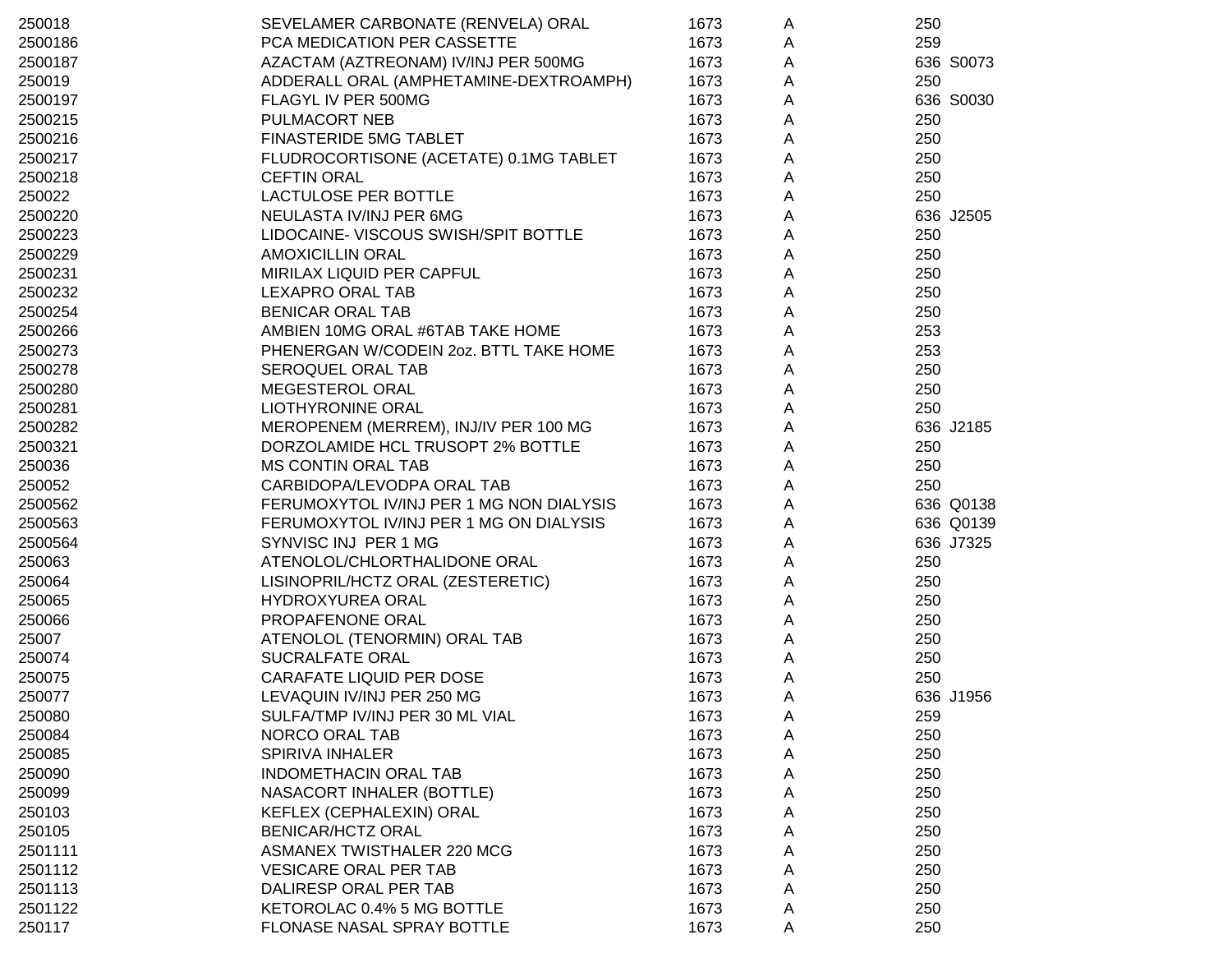| | | | | | |
|---|---|---|---|---|---|
| 250018 | SEVELAMER CARBONATE (RENVELA) ORAL | 1673 | A | 250 | |
| 2500186 | PCA MEDICATION PER CASSETTE | 1673 | A | 259 | |
| 2500187 | AZACTAM (AZTREONAM) IV/INJ PER 500MG | 1673 | A | 636 | S0073 |
| 250019 | ADDERALL ORAL (AMPHETAMINE-DEXTROAMPH) | 1673 | A | 250 | |
| 2500197 | FLAGYL IV PER 500MG | 1673 | A | 636 | S0030 |
| 2500215 | PULMACORT NEB | 1673 | A | 250 | |
| 2500216 | FINASTERIDE 5MG TABLET | 1673 | A | 250 | |
| 2500217 | FLUDROCORTISONE (ACETATE) 0.1MG TABLET | 1673 | A | 250 | |
| 2500218 | CEFTIN ORAL | 1673 | A | 250 | |
| 250022 | LACTULOSE PER BOTTLE | 1673 | A | 250 | |
| 2500220 | NEULASTA IV/INJ PER 6MG | 1673 | A | 636 | J2505 |
| 2500223 | LIDOCAINE- VISCOUS SWISH/SPIT BOTTLE | 1673 | A | 250 | |
| 2500229 | AMOXICILLIN ORAL | 1673 | A | 250 | |
| 2500231 | MIRILAX LIQUID PER CAPFUL | 1673 | A | 250 | |
| 2500232 | LEXAPRO ORAL TAB | 1673 | A | 250 | |
| 2500254 | BENICAR ORAL TAB | 1673 | A | 250 | |
| 2500266 | AMBIEN 10MG ORAL #6TAB TAKE HOME | 1673 | A | 253 | |
| 2500273 | PHENERGAN W/CODEIN 2oz. BTTL TAKE HOME | 1673 | A | 253 | |
| 2500278 | SEROQUEL ORAL TAB | 1673 | A | 250 | |
| 2500280 | MEGESTEROL ORAL | 1673 | A | 250 | |
| 2500281 | LIOTHYRONINE ORAL | 1673 | A | 250 | |
| 2500282 | MEROPENEM (MERREM), INJ/IV PER 100 MG | 1673 | A | 636 | J2185 |
| 2500321 | DORZOLAMIDE HCL TRUSOPT 2% BOTTLE | 1673 | A | 250 | |
| 250036 | MS CONTIN ORAL TAB | 1673 | A | 250 | |
| 250052 | CARBIDOPA/LEVODPA ORAL TAB | 1673 | A | 250 | |
| 2500562 | FERUMOXYTOL IV/INJ PER 1 MG NON DIALYSIS | 1673 | A | 636 | Q0138 |
| 2500563 | FERUMOXYTOL IV/INJ PER 1 MG ON DIALYSIS | 1673 | A | 636 | Q0139 |
| 2500564 | SYNVISC INJ PER 1 MG | 1673 | A | 636 | J7325 |
| 250063 | ATENOLOL/CHLORTHALIDONE ORAL | 1673 | A | 250 | |
| 250064 | LISINOPRIL/HCTZ ORAL (ZESTERETIC) | 1673 | A | 250 | |
| 250065 | HYDROXYUREA ORAL | 1673 | A | 250 | |
| 250066 | PROPAFENONE ORAL | 1673 | A | 250 | |
| 25007 | ATENOLOL (TENORMIN) ORAL TAB | 1673 | A | 250 | |
| 250074 | SUCRALFATE ORAL | 1673 | A | 250 | |
| 250075 | CARAFATE LIQUID PER DOSE | 1673 | A | 250 | |
| 250077 | LEVAQUIN IV/INJ PER 250 MG | 1673 | A | 636 | J1956 |
| 250080 | SULFA/TMP IV/INJ PER 30 ML VIAL | 1673 | A | 259 | |
| 250084 | NORCO ORAL TAB | 1673 | A | 250 | |
| 250085 | SPIRIVA INHALER | 1673 | A | 250 | |
| 250090 | INDOMETHACIN ORAL TAB | 1673 | A | 250 | |
| 250099 | NASACORT INHALER (BOTTLE) | 1673 | A | 250 | |
| 250103 | KEFLEX (CEPHALEXIN) ORAL | 1673 | A | 250 | |
| 250105 | BENICAR/HCTZ ORAL | 1673 | A | 250 | |
| 2501111 | ASMANEX TWISTHALER 220 MCG | 1673 | A | 250 | |
| 2501112 | VESICARE ORAL PER TAB | 1673 | A | 250 | |
| 2501113 | DALIRESP ORAL PER TAB | 1673 | A | 250 | |
| 2501122 | KETOROLAC 0.4% 5 MG BOTTLE | 1673 | A | 250 | |
| 250117 | FLONASE NASAL SPRAY BOTTLE | 1673 | A | 250 | |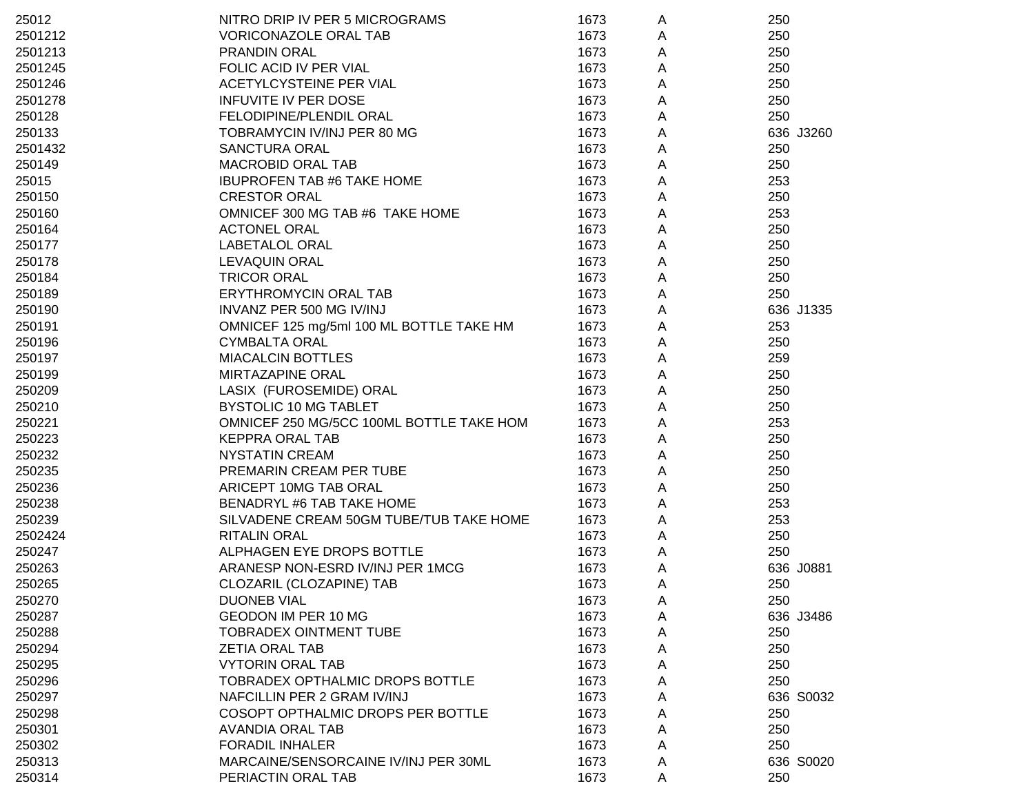| | | | | | |
|---|---|---|---|---|---|
| 25012 | NITRO DRIP IV PER 5 MICROGRAMS | 1673 | A | 250 | |
| 2501212 | VORICONAZOLE ORAL TAB | 1673 | A | 250 | |
| 2501213 | PRANDIN ORAL | 1673 | A | 250 | |
| 2501245 | FOLIC ACID IV PER VIAL | 1673 | A | 250 | |
| 2501246 | ACETYLCYSTEINE PER VIAL | 1673 | A | 250 | |
| 2501278 | INFUVITE IV PER DOSE | 1673 | A | 250 | |
| 250128 | FELODIPINE/PLENDIL ORAL | 1673 | A | 250 | |
| 250133 | TOBRAMYCIN IV/INJ PER 80 MG | 1673 | A | 636 | J3260 |
| 2501432 | SANCTURA ORAL | 1673 | A | 250 | |
| 250149 | MACROBID ORAL TAB | 1673 | A | 250 | |
| 25015 | IBUPROFEN TAB #6 TAKE HOME | 1673 | A | 253 | |
| 250150 | CRESTOR ORAL | 1673 | A | 250 | |
| 250160 | OMNICEF 300 MG TAB #6 TAKE HOME | 1673 | A | 253 | |
| 250164 | ACTONEL ORAL | 1673 | A | 250 | |
| 250177 | LABETALOL ORAL | 1673 | A | 250 | |
| 250178 | LEVAQUIN ORAL | 1673 | A | 250 | |
| 250184 | TRICOR ORAL | 1673 | A | 250 | |
| 250189 | ERYTHROMYCIN ORAL TAB | 1673 | A | 250 | |
| 250190 | INVANZ PER 500 MG IV/INJ | 1673 | A | 636 | J1335 |
| 250191 | OMNICEF 125 mg/5ml 100 ML BOTTLE TAKE HM | 1673 | A | 253 | |
| 250196 | CYMBALTA ORAL | 1673 | A | 250 | |
| 250197 | MIACALCIN BOTTLES | 1673 | A | 259 | |
| 250199 | MIRTAZAPINE ORAL | 1673 | A | 250 | |
| 250209 | LASIX (FUROSEMIDE) ORAL | 1673 | A | 250 | |
| 250210 | BYSTOLIC 10 MG TABLET | 1673 | A | 250 | |
| 250221 | OMNICEF 250 MG/5CC 100ML BOTTLE TAKE HOM | 1673 | A | 253 | |
| 250223 | KEPPRA ORAL TAB | 1673 | A | 250 | |
| 250232 | NYSTATIN CREAM | 1673 | A | 250 | |
| 250235 | PREMARIN CREAM PER TUBE | 1673 | A | 250 | |
| 250236 | ARICEPT 10MG TAB ORAL | 1673 | A | 250 | |
| 250238 | BENADRYL #6 TAB TAKE HOME | 1673 | A | 253 | |
| 250239 | SILVADENE CREAM 50GM TUBE/TUB TAKE HOME | 1673 | A | 253 | |
| 2502424 | RITALIN ORAL | 1673 | A | 250 | |
| 250247 | ALPHAGEN EYE DROPS BOTTLE | 1673 | A | 250 | |
| 250263 | ARANESP NON-ESRD IV/INJ PER 1MCG | 1673 | A | 636 | J0881 |
| 250265 | CLOZARIL (CLOZAPINE) TAB | 1673 | A | 250 | |
| 250270 | DUONEB VIAL | 1673 | A | 250 | |
| 250287 | GEODON IM PER 10 MG | 1673 | A | 636 | J3486 |
| 250288 | TOBRADEX OINTMENT TUBE | 1673 | A | 250 | |
| 250294 | ZETIA ORAL TAB | 1673 | A | 250 | |
| 250295 | VYTORIN ORAL TAB | 1673 | A | 250 | |
| 250296 | TOBRADEX OPTHALMIC DROPS BOTTLE | 1673 | A | 250 | |
| 250297 | NAFCILLIN PER 2 GRAM IV/INJ | 1673 | A | 636 | S0032 |
| 250298 | COSOPT OPTHALMIC DROPS PER BOTTLE | 1673 | A | 250 | |
| 250301 | AVANDIA ORAL TAB | 1673 | A | 250 | |
| 250302 | FORADIL INHALER | 1673 | A | 250 | |
| 250313 | MARCAINE/SENSORCAINE IV/INJ PER 30ML | 1673 | A | 636 | S0020 |
| 250314 | PERIACTIN ORAL TAB | 1673 | A | 250 | |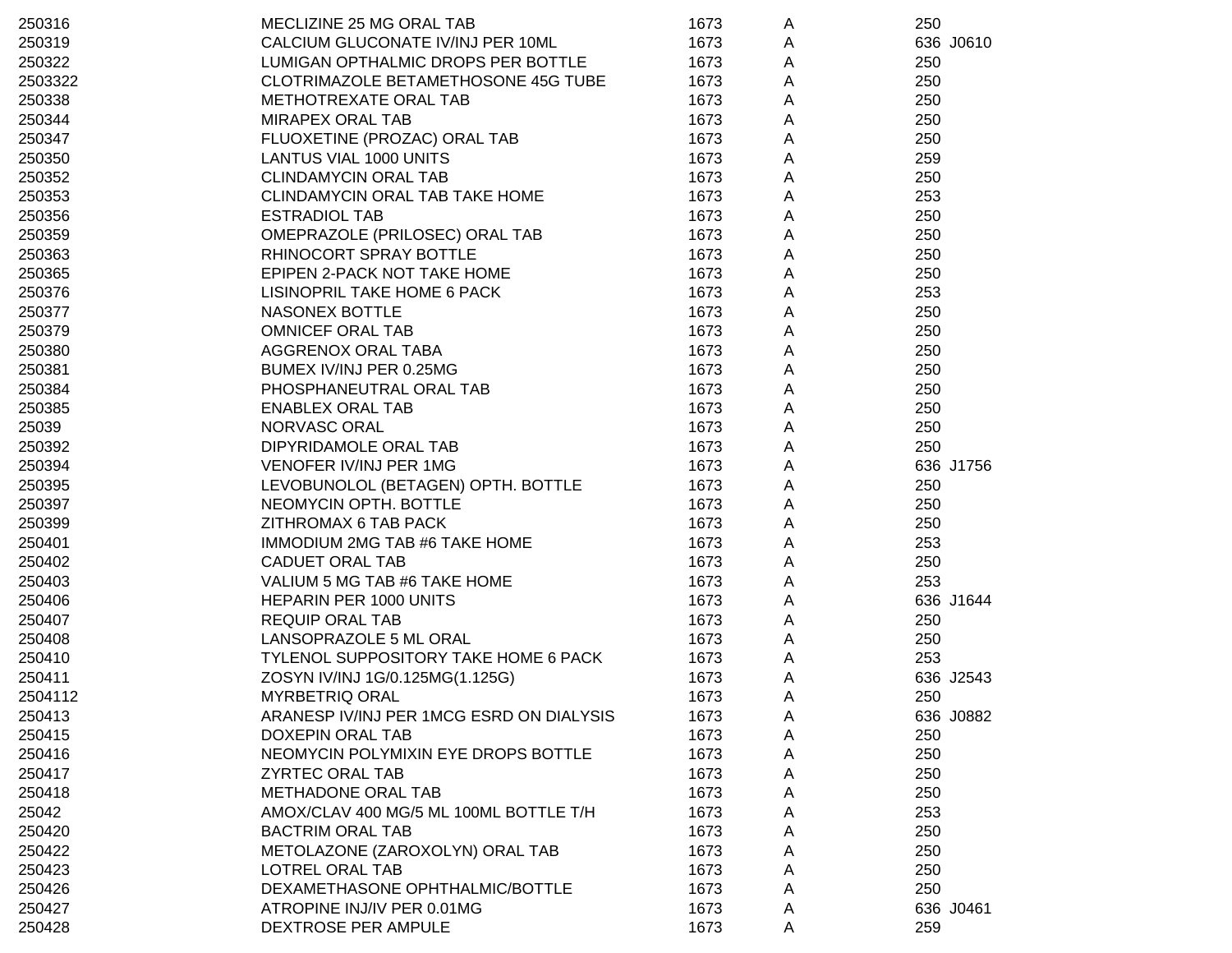| | | | | | |
|---|---|---|---|---|---|
| 250316 | MECLIZINE 25 MG ORAL TAB | 1673 | A | 250 | |
| 250319 | CALCIUM GLUCONATE IV/INJ PER 10ML | 1673 | A | 636 | J0610 |
| 250322 | LUMIGAN OPTHALMIC DROPS PER BOTTLE | 1673 | A | 250 | |
| 2503322 | CLOTRIMAZOLE BETAMETHOSONE 45G TUBE | 1673 | A | 250 | |
| 250338 | METHOTREXATE ORAL TAB | 1673 | A | 250 | |
| 250344 | MIRAPEX ORAL TAB | 1673 | A | 250 | |
| 250347 | FLUOXETINE (PROZAC) ORAL TAB | 1673 | A | 250 | |
| 250350 | LANTUS VIAL 1000 UNITS | 1673 | A | 259 | |
| 250352 | CLINDAMYCIN ORAL TAB | 1673 | A | 250 | |
| 250353 | CLINDAMYCIN ORAL TAB TAKE HOME | 1673 | A | 253 | |
| 250356 | ESTRADIOL TAB | 1673 | A | 250 | |
| 250359 | OMEPRAZOLE (PRILOSEC) ORAL TAB | 1673 | A | 250 | |
| 250363 | RHINOCORT SPRAY BOTTLE | 1673 | A | 250 | |
| 250365 | EPIPEN 2-PACK NOT TAKE HOME | 1673 | A | 250 | |
| 250376 | LISINOPRIL TAKE HOME 6 PACK | 1673 | A | 253 | |
| 250377 | NASONEX BOTTLE | 1673 | A | 250 | |
| 250379 | OMNICEF ORAL TAB | 1673 | A | 250 | |
| 250380 | AGGRENOX ORAL TABA | 1673 | A | 250 | |
| 250381 | BUMEX IV/INJ PER 0.25MG | 1673 | A | 250 | |
| 250384 | PHOSPHANEUTRAL ORAL TAB | 1673 | A | 250 | |
| 250385 | ENABLEX ORAL TAB | 1673 | A | 250 | |
| 25039 | NORVASC ORAL | 1673 | A | 250 | |
| 250392 | DIPYRIDAMOLE ORAL TAB | 1673 | A | 250 | |
| 250394 | VENOFER IV/INJ PER 1MG | 1673 | A | 636 | J1756 |
| 250395 | LEVOBUNOLOL (BETAGEN) OPTH. BOTTLE | 1673 | A | 250 | |
| 250397 | NEOMYCIN OPTH. BOTTLE | 1673 | A | 250 | |
| 250399 | ZITHROMAX 6 TAB PACK | 1673 | A | 250 | |
| 250401 | IMMODIUM 2MG TAB #6 TAKE HOME | 1673 | A | 253 | |
| 250402 | CADUET ORAL TAB | 1673 | A | 250 | |
| 250403 | VALIUM 5 MG TAB #6 TAKE HOME | 1673 | A | 253 | |
| 250406 | HEPARIN PER 1000 UNITS | 1673 | A | 636 | J1644 |
| 250407 | REQUIP ORAL TAB | 1673 | A | 250 | |
| 250408 | LANSOPRAZOLE 5 ML ORAL | 1673 | A | 250 | |
| 250410 | TYLENOL SUPPOSITORY TAKE HOME 6 PACK | 1673 | A | 253 | |
| 250411 | ZOSYN IV/INJ 1G/0.125MG(1.125G) | 1673 | A | 636 | J2543 |
| 2504112 | MYRBETRIQ ORAL | 1673 | A | 250 | |
| 250413 | ARANESP IV/INJ PER 1MCG ESRD ON DIALYSIS | 1673 | A | 636 | J0882 |
| 250415 | DOXEPIN ORAL TAB | 1673 | A | 250 | |
| 250416 | NEOMYCIN POLYMIXIN EYE DROPS BOTTLE | 1673 | A | 250 | |
| 250417 | ZYRTEC ORAL TAB | 1673 | A | 250 | |
| 250418 | METHADONE ORAL TAB | 1673 | A | 250 | |
| 25042 | AMOX/CLAV 400 MG/5 ML 100ML BOTTLE T/H | 1673 | A | 253 | |
| 250420 | BACTRIM ORAL TAB | 1673 | A | 250 | |
| 250422 | METOLAZONE (ZAROXOLYN) ORAL TAB | 1673 | A | 250 | |
| 250423 | LOTREL ORAL TAB | 1673 | A | 250 | |
| 250426 | DEXAMETHASONE OPHTHALMIC/BOTTLE | 1673 | A | 250 | |
| 250427 | ATROPINE INJ/IV PER 0.01MG | 1673 | A | 636 | J0461 |
| 250428 | DEXTROSE PER AMPULE | 1673 | A | 259 | |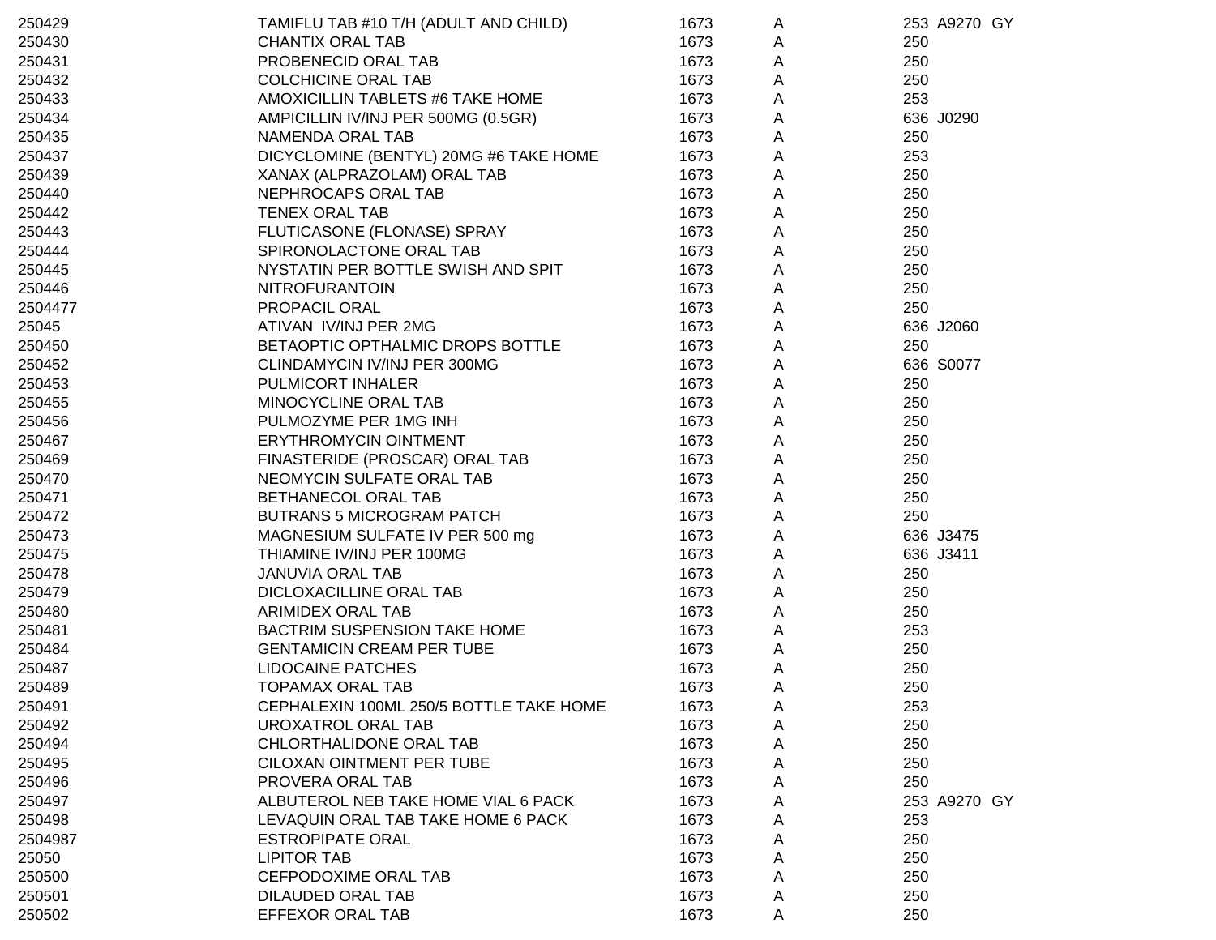| | | | | | | |
|---|---|---|---|---|---|---|
| 250429 | TAMIFLU TAB #10 T/H (ADULT AND CHILD) | 1673 | A | 253 | A9270 | GY |
| 250430 | CHANTIX ORAL TAB | 1673 | A | 250 | | |
| 250431 | PROBENECID ORAL TAB | 1673 | A | 250 | | |
| 250432 | COLCHICINE ORAL TAB | 1673 | A | 250 | | |
| 250433 | AMOXICILLIN TABLETS #6 TAKE HOME | 1673 | A | 253 | | |
| 250434 | AMPICILLIN IV/INJ PER 500MG (0.5GR) | 1673 | A | 636 | J0290 | |
| 250435 | NAMENDA ORAL TAB | 1673 | A | 250 | | |
| 250437 | DICYCLOMINE (BENTYL) 20MG #6 TAKE HOME | 1673 | A | 253 | | |
| 250439 | XANAX (ALPRAZOLAM) ORAL TAB | 1673 | A | 250 | | |
| 250440 | NEPHROCAPS ORAL TAB | 1673 | A | 250 | | |
| 250442 | TENEX ORAL TAB | 1673 | A | 250 | | |
| 250443 | FLUTICASONE (FLONASE) SPRAY | 1673 | A | 250 | | |
| 250444 | SPIRONOLACTONE ORAL TAB | 1673 | A | 250 | | |
| 250445 | NYSTATIN PER BOTTLE SWISH AND SPIT | 1673 | A | 250 | | |
| 250446 | NITROFURANTOIN | 1673 | A | 250 | | |
| 2504477 | PROPACIL ORAL | 1673 | A | 250 | | |
| 25045 | ATIVAN IV/INJ PER 2MG | 1673 | A | 636 | J2060 | |
| 250450 | BETAOPTIC OPTHALMIC DROPS BOTTLE | 1673 | A | 250 | | |
| 250452 | CLINDAMYCIN IV/INJ PER 300MG | 1673 | A | 636 | S0077 | |
| 250453 | PULMICORT INHALER | 1673 | A | 250 | | |
| 250455 | MINOCYCLINE ORAL TAB | 1673 | A | 250 | | |
| 250456 | PULMOZYME PER 1MG INH | 1673 | A | 250 | | |
| 250467 | ERYTHROMYCIN OINTMENT | 1673 | A | 250 | | |
| 250469 | FINASTERIDE (PROSCAR) ORAL TAB | 1673 | A | 250 | | |
| 250470 | NEOMYCIN SULFATE ORAL TAB | 1673 | A | 250 | | |
| 250471 | BETHANECOL ORAL TAB | 1673 | A | 250 | | |
| 250472 | BUTRANS 5 MICROGRAM PATCH | 1673 | A | 250 | | |
| 250473 | MAGNESIUM SULFATE IV PER 500 mg | 1673 | A | 636 | J3475 | |
| 250475 | THIAMINE IV/INJ PER 100MG | 1673 | A | 636 | J3411 | |
| 250478 | JANUVIA ORAL TAB | 1673 | A | 250 | | |
| 250479 | DICLOXACILLINE ORAL TAB | 1673 | A | 250 | | |
| 250480 | ARIMIDEX ORAL TAB | 1673 | A | 250 | | |
| 250481 | BACTRIM SUSPENSION TAKE HOME | 1673 | A | 253 | | |
| 250484 | GENTAMICIN CREAM PER TUBE | 1673 | A | 250 | | |
| 250487 | LIDOCAINE PATCHES | 1673 | A | 250 | | |
| 250489 | TOPAMAX ORAL TAB | 1673 | A | 250 | | |
| 250491 | CEPHALEXIN 100ML 250/5 BOTTLE TAKE HOME | 1673 | A | 253 | | |
| 250492 | UROXATROL ORAL TAB | 1673 | A | 250 | | |
| 250494 | CHLORTHALIDONE ORAL TAB | 1673 | A | 250 | | |
| 250495 | CILOXAN OINTMENT PER TUBE | 1673 | A | 250 | | |
| 250496 | PROVERA ORAL TAB | 1673 | A | 250 | | |
| 250497 | ALBUTEROL NEB TAKE HOME VIAL 6 PACK | 1673 | A | 253 | A9270 | GY |
| 250498 | LEVAQUIN ORAL TAB TAKE HOME 6 PACK | 1673 | A | 253 | | |
| 2504987 | ESTROPIPATE ORAL | 1673 | A | 250 | | |
| 25050 | LIPITOR TAB | 1673 | A | 250 | | |
| 250500 | CEFPODOXIME ORAL TAB | 1673 | A | 250 | | |
| 250501 | DILAUDED ORAL TAB | 1673 | A | 250 | | |
| 250502 | EFFEXOR ORAL TAB | 1673 | A | 250 | | |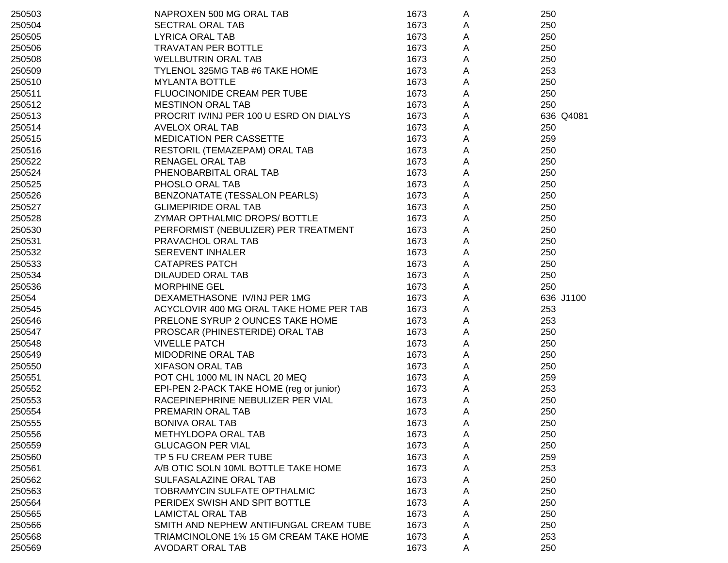| | | | | | |
|---|---|---|---|---|---|
| 250503 | NAPROXEN 500 MG ORAL TAB | 1673 | A | 250 | |
| 250504 | SECTRAL ORAL TAB | 1673 | A | 250 | |
| 250505 | LYRICA ORAL TAB | 1673 | A | 250 | |
| 250506 | TRAVATAN PER BOTTLE | 1673 | A | 250 | |
| 250508 | WELLBUTRIN ORAL TAB | 1673 | A | 250 | |
| 250509 | TYLENOL 325MG TAB #6 TAKE HOME | 1673 | A | 253 | |
| 250510 | MYLANTA BOTTLE | 1673 | A | 250 | |
| 250511 | FLUOCINONIDE CREAM PER TUBE | 1673 | A | 250 | |
| 250512 | MESTINON ORAL TAB | 1673 | A | 250 | |
| 250513 | PROCRIT IV/INJ PER 100 U ESRD ON DIALYS | 1673 | A | 636 | Q4081 |
| 250514 | AVELOX ORAL TAB | 1673 | A | 250 | |
| 250515 | MEDICATION PER CASSETTE | 1673 | A | 259 | |
| 250516 | RESTORIL (TEMAZEPAM) ORAL TAB | 1673 | A | 250 | |
| 250522 | RENAGEL ORAL TAB | 1673 | A | 250 | |
| 250524 | PHENOBARBITAL ORAL TAB | 1673 | A | 250 | |
| 250525 | PHOSLO ORAL TAB | 1673 | A | 250 | |
| 250526 | BENZONATATE (TESSALON PEARLS) | 1673 | A | 250 | |
| 250527 | GLIMEPIRIDE ORAL TAB | 1673 | A | 250 | |
| 250528 | ZYMAR OPTHALMIC DROPS/ BOTTLE | 1673 | A | 250 | |
| 250530 | PERFORMIST (NEBULIZER) PER TREATMENT | 1673 | A | 250 | |
| 250531 | PRAVACHOL ORAL TAB | 1673 | A | 250 | |
| 250532 | SEREVENT INHALER | 1673 | A | 250 | |
| 250533 | CATAPRES PATCH | 1673 | A | 250 | |
| 250534 | DILAUDED ORAL TAB | 1673 | A | 250 | |
| 250536 | MORPHINE GEL | 1673 | A | 250 | |
| 25054 | DEXAMETHASONE IV/INJ PER 1MG | 1673 | A | 636 | J1100 |
| 250545 | ACYCLOVIR 400 MG ORAL TAKE HOME PER TAB | 1673 | A | 253 | |
| 250546 | PRELONE SYRUP 2 OUNCES TAKE HOME | 1673 | A | 253 | |
| 250547 | PROSCAR (PHINESTERIDE) ORAL TAB | 1673 | A | 250 | |
| 250548 | VIVELLE PATCH | 1673 | A | 250 | |
| 250549 | MIDODRINE ORAL TAB | 1673 | A | 250 | |
| 250550 | XIFASON ORAL TAB | 1673 | A | 250 | |
| 250551 | POT CHL 1000 ML IN NACL 20 MEQ | 1673 | A | 259 | |
| 250552 | EPI-PEN 2-PACK TAKE HOME (reg or junior) | 1673 | A | 253 | |
| 250553 | RACEPINEPHRINE NEBULIZER PER VIAL | 1673 | A | 250 | |
| 250554 | PREMARIN ORAL TAB | 1673 | A | 250 | |
| 250555 | BONIVA ORAL TAB | 1673 | A | 250 | |
| 250556 | METHYLDOPA ORAL TAB | 1673 | A | 250 | |
| 250559 | GLUCAGON PER VIAL | 1673 | A | 250 | |
| 250560 | TP 5 FU CREAM PER TUBE | 1673 | A | 259 | |
| 250561 | A/B OTIC SOLN 10ML BOTTLE TAKE HOME | 1673 | A | 253 | |
| 250562 | SULFASALAZINE ORAL TAB | 1673 | A | 250 | |
| 250563 | TOBRAMYCIN SULFATE OPTHALMIC | 1673 | A | 250 | |
| 250564 | PERIDEX SWISH AND SPIT BOTTLE | 1673 | A | 250 | |
| 250565 | LAMICTAL ORAL TAB | 1673 | A | 250 | |
| 250566 | SMITH AND NEPHEW ANTIFUNGAL CREAM TUBE | 1673 | A | 250 | |
| 250568 | TRIAMCINOLONE 1% 15 GM CREAM TAKE HOME | 1673 | A | 253 | |
| 250569 | AVODART ORAL TAB | 1673 | A | 250 | |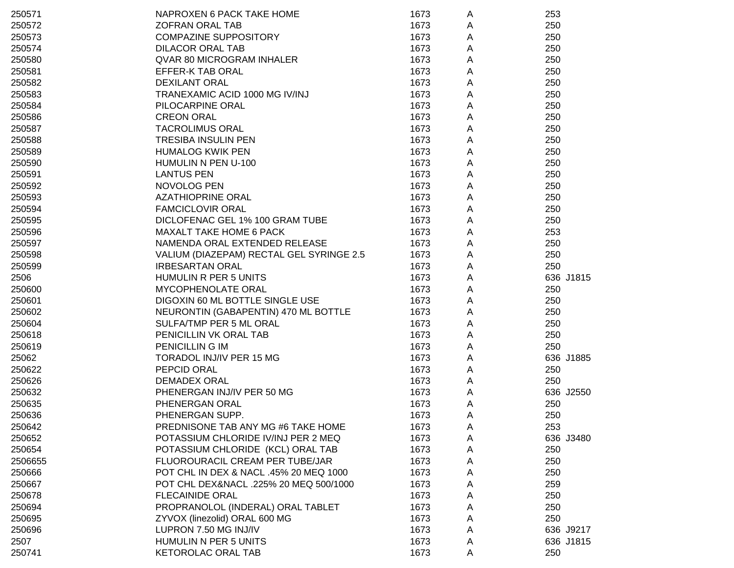| | | | | | |
|---|---|---|---|---|---|
| 250571 | NAPROXEN 6 PACK TAKE HOME | 1673 | A | 253 | |
| 250572 | ZOFRAN ORAL TAB | 1673 | A | 250 | |
| 250573 | COMPAZINE SUPPOSITORY | 1673 | A | 250 | |
| 250574 | DILACOR ORAL TAB | 1673 | A | 250 | |
| 250580 | QVAR 80 MICROGRAM INHALER | 1673 | A | 250 | |
| 250581 | EFFER-K TAB ORAL | 1673 | A | 250 | |
| 250582 | DEXILANT ORAL | 1673 | A | 250 | |
| 250583 | TRANEXAMIC ACID 1000 MG IV/INJ | 1673 | A | 250 | |
| 250584 | PILOCARPINE ORAL | 1673 | A | 250 | |
| 250586 | CREON ORAL | 1673 | A | 250 | |
| 250587 | TACROLIMUS ORAL | 1673 | A | 250 | |
| 250588 | TRESIBA INSULIN PEN | 1673 | A | 250 | |
| 250589 | HUMALOG KWIK PEN | 1673 | A | 250 | |
| 250590 | HUMULIN N PEN U-100 | 1673 | A | 250 | |
| 250591 | LANTUS PEN | 1673 | A | 250 | |
| 250592 | NOVOLOG PEN | 1673 | A | 250 | |
| 250593 | AZATHIOPRINE ORAL | 1673 | A | 250 | |
| 250594 | FAMCICLOVIR ORAL | 1673 | A | 250 | |
| 250595 | DICLOFENAC GEL 1% 100 GRAM TUBE | 1673 | A | 250 | |
| 250596 | MAXALT TAKE HOME 6 PACK | 1673 | A | 253 | |
| 250597 | NAMENDA ORAL EXTENDED RELEASE | 1673 | A | 250 | |
| 250598 | VALIUM (DIAZEPAM) RECTAL GEL SYRINGE 2.5 | 1673 | A | 250 | |
| 250599 | IRBESARTAN ORAL | 1673 | A | 250 | |
| 2506 | HUMULIN R PER 5 UNITS | 1673 | A | 636 | J1815 |
| 250600 | MYCOPHENOLATE ORAL | 1673 | A | 250 | |
| 250601 | DIGOXIN 60 ML BOTTLE SINGLE USE | 1673 | A | 250 | |
| 250602 | NEURONTIN (GABAPENTIN) 470 ML BOTTLE | 1673 | A | 250 | |
| 250604 | SULFA/TMP PER 5 ML ORAL | 1673 | A | 250 | |
| 250618 | PENICILLIN VK ORAL TAB | 1673 | A | 250 | |
| 250619 | PENICILLIN G IM | 1673 | A | 250 | |
| 25062 | TORADOL INJ/IV PER 15 MG | 1673 | A | 636 | J1885 |
| 250622 | PEPCID ORAL | 1673 | A | 250 | |
| 250626 | DEMADEX ORAL | 1673 | A | 250 | |
| 250632 | PHENERGAN INJ/IV PER 50 MG | 1673 | A | 636 | J2550 |
| 250635 | PHENERGAN ORAL | 1673 | A | 250 | |
| 250636 | PHENERGAN SUPP. | 1673 | A | 250 | |
| 250642 | PREDNISONE TAB ANY MG #6 TAKE HOME | 1673 | A | 253 | |
| 250652 | POTASSIUM CHLORIDE IV/INJ PER 2 MEQ | 1673 | A | 636 | J3480 |
| 250654 | POTASSIUM CHLORIDE (KCL) ORAL TAB | 1673 | A | 250 | |
| 2506655 | FLUOROURACIL CREAM PER TUBE/JAR | 1673 | A | 250 | |
| 250666 | POT CHL IN DEX & NACL .45% 20 MEQ 1000 | 1673 | A | 250 | |
| 250667 | POT CHL DEX&NACL .225% 20 MEQ 500/1000 | 1673 | A | 259 | |
| 250678 | FLECAINIDE ORAL | 1673 | A | 250 | |
| 250694 | PROPRANOLOL (INDERAL) ORAL TABLET | 1673 | A | 250 | |
| 250695 | ZYVOX (linezolid) ORAL 600 MG | 1673 | A | 250 | |
| 250696 | LUPRON 7.50 MG INJ/IV | 1673 | A | 636 | J9217 |
| 2507 | HUMULIN N PER 5 UNITS | 1673 | A | 636 | J1815 |
| 250741 | KETOROLAC ORAL TAB | 1673 | A | 250 | |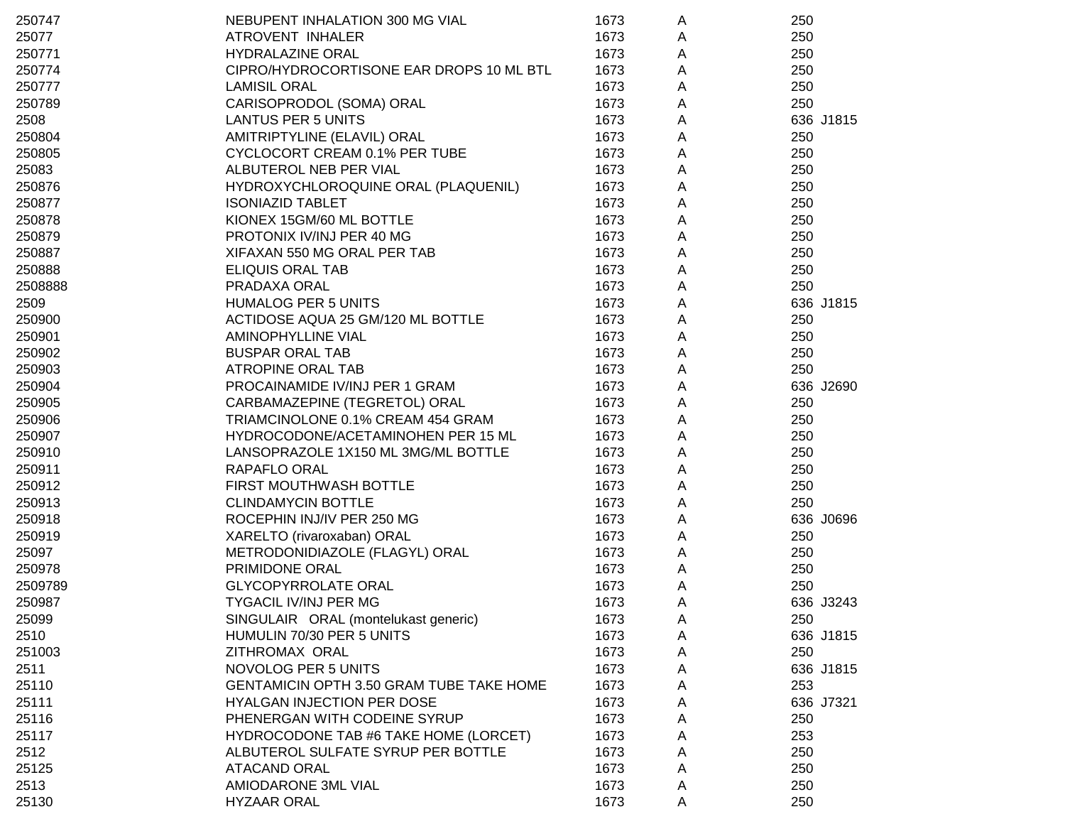| | | | | | |
|---|---|---|---|---|---|
| 250747 | NEBUPENT INHALATION 300 MG VIAL | 1673 | A | 250 | |
| 25077 | ATROVENT INHALER | 1673 | A | 250 | |
| 250771 | HYDRALAZINE ORAL | 1673 | A | 250 | |
| 250774 | CIPRO/HYDROCORTISONE EAR DROPS 10 ML BTL | 1673 | A | 250 | |
| 250777 | LAMISIL ORAL | 1673 | A | 250 | |
| 250789 | CARISOPRODOL (SOMA) ORAL | 1673 | A | 250 | |
| 2508 | LANTUS PER 5 UNITS | 1673 | A | 636 | J1815 |
| 250804 | AMITRIPTYLINE (ELAVIL) ORAL | 1673 | A | 250 | |
| 250805 | CYCLOCORT CREAM 0.1% PER TUBE | 1673 | A | 250 | |
| 25083 | ALBUTEROL NEB PER VIAL | 1673 | A | 250 | |
| 250876 | HYDROXYCHLOROQUINE ORAL (PLAQUENIL) | 1673 | A | 250 | |
| 250877 | ISONIAZID TABLET | 1673 | A | 250 | |
| 250878 | KIONEX 15GM/60 ML BOTTLE | 1673 | A | 250 | |
| 250879 | PROTONIX IV/INJ PER 40 MG | 1673 | A | 250 | |
| 250887 | XIFAXAN 550 MG ORAL PER TAB | 1673 | A | 250 | |
| 250888 | ELIQUIS ORAL TAB | 1673 | A | 250 | |
| 2508888 | PRADAXA ORAL | 1673 | A | 250 | |
| 2509 | HUMALOG PER 5 UNITS | 1673 | A | 636 | J1815 |
| 250900 | ACTIDOSE AQUA 25 GM/120 ML BOTTLE | 1673 | A | 250 | |
| 250901 | AMINOPHYLLINE VIAL | 1673 | A | 250 | |
| 250902 | BUSPAR ORAL TAB | 1673 | A | 250 | |
| 250903 | ATROPINE ORAL TAB | 1673 | A | 250 | |
| 250904 | PROCAINAMIDE IV/INJ PER 1 GRAM | 1673 | A | 636 | J2690 |
| 250905 | CARBAMAZEPINE (TEGRETOL) ORAL | 1673 | A | 250 | |
| 250906 | TRIAMCINOLONE 0.1% CREAM 454 GRAM | 1673 | A | 250 | |
| 250907 | HYDROCODONE/ACETAMINOHEN PER 15 ML | 1673 | A | 250 | |
| 250910 | LANSOPRAZOLE 1X150 ML 3MG/ML BOTTLE | 1673 | A | 250 | |
| 250911 | RAPAFLO ORAL | 1673 | A | 250 | |
| 250912 | FIRST MOUTHWASH BOTTLE | 1673 | A | 250 | |
| 250913 | CLINDAMYCIN BOTTLE | 1673 | A | 250 | |
| 250918 | ROCEPHIN INJ/IV PER 250 MG | 1673 | A | 636 | J0696 |
| 250919 | XARELTO (rivaroxaban) ORAL | 1673 | A | 250 | |
| 25097 | METRODONIDIAZOLE (FLAGYL) ORAL | 1673 | A | 250 | |
| 250978 | PRIMIDONE ORAL | 1673 | A | 250 | |
| 2509789 | GLYCOPYRROLATE ORAL | 1673 | A | 250 | |
| 250987 | TYGACIL IV/INJ PER MG | 1673 | A | 636 | J3243 |
| 25099 | SINGULAIR ORAL (montelukast generic) | 1673 | A | 250 | |
| 2510 | HUMULIN 70/30 PER 5 UNITS | 1673 | A | 636 | J1815 |
| 251003 | ZITHROMAX ORAL | 1673 | A | 250 | |
| 2511 | NOVOLOG PER 5 UNITS | 1673 | A | 636 | J1815 |
| 25110 | GENTAMICIN OPTH 3.50 GRAM TUBE TAKE HOME | 1673 | A | 253 | |
| 25111 | HYALGAN INJECTION PER DOSE | 1673 | A | 636 | J7321 |
| 25116 | PHENERGAN WITH CODEINE SYRUP | 1673 | A | 250 | |
| 25117 | HYDROCODONE TAB #6 TAKE HOME (LORCET) | 1673 | A | 253 | |
| 2512 | ALBUTEROL SULFATE SYRUP PER BOTTLE | 1673 | A | 250 | |
| 25125 | ATACAND ORAL | 1673 | A | 250 | |
| 2513 | AMIODARONE 3ML VIAL | 1673 | A | 250 | |
| 25130 | HYZAAR ORAL | 1673 | A | 250 | |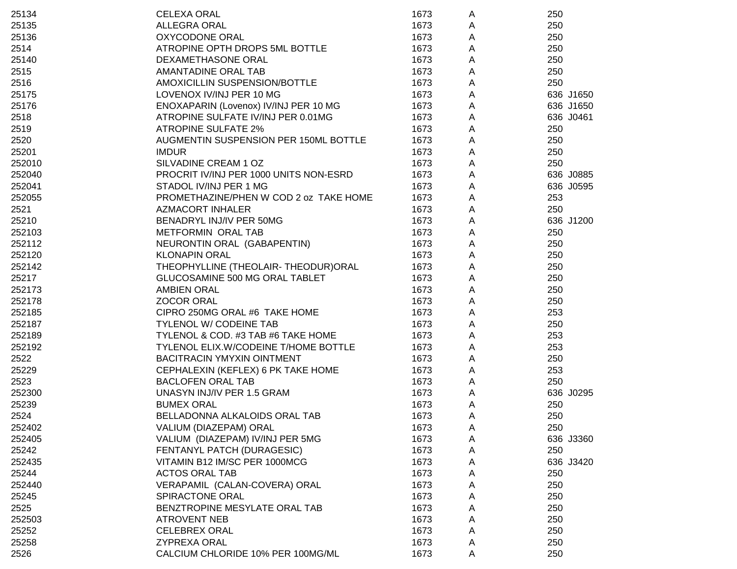| | | | | | |
|---|---|---|---|---|---|
| 25134 | CELEXA ORAL | 1673 | A | 250 | |
| 25135 | ALLEGRA ORAL | 1673 | A | 250 | |
| 25136 | OXYCODONE ORAL | 1673 | A | 250 | |
| 2514 | ATROPINE OPTH DROPS 5ML BOTTLE | 1673 | A | 250 | |
| 25140 | DEXAMETHASONE ORAL | 1673 | A | 250 | |
| 2515 | AMANTADINE ORAL TAB | 1673 | A | 250 | |
| 2516 | AMOXICILLIN SUSPENSION/BOTTLE | 1673 | A | 250 | |
| 25175 | LOVENOX IV/INJ PER 10 MG | 1673 | A | 636 | J1650 |
| 25176 | ENOXAPARIN (Lovenox) IV/INJ PER 10 MG | 1673 | A | 636 | J1650 |
| 2518 | ATROPINE SULFATE IV/INJ PER 0.01MG | 1673 | A | 636 | J0461 |
| 2519 | ATROPINE SULFATE 2% | 1673 | A | 250 | |
| 2520 | AUGMENTIN SUSPENSION PER 150ML BOTTLE | 1673 | A | 250 | |
| 25201 | IMDUR | 1673 | A | 250 | |
| 252010 | SILVADINE CREAM 1 OZ | 1673 | A | 250 | |
| 252040 | PROCRIT IV/INJ PER 1000 UNITS NON-ESRD | 1673 | A | 636 | J0885 |
| 252041 | STADOL IV/INJ PER 1 MG | 1673 | A | 636 | J0595 |
| 252055 | PROMETHAZINE/PHEN W COD 2 oz TAKE HOME | 1673 | A | 253 | |
| 2521 | AZMACORT INHALER | 1673 | A | 250 | |
| 25210 | BENADRYL INJ/IV PER 50MG | 1673 | A | 636 | J1200 |
| 252103 | METFORMIN ORAL TAB | 1673 | A | 250 | |
| 252112 | NEURONTIN ORAL (GABAPENTIN) | 1673 | A | 250 | |
| 252120 | KLONAPIN ORAL | 1673 | A | 250 | |
| 252142 | THEOPHYLLINE (THEOLAIR- THEODUR)ORAL | 1673 | A | 250 | |
| 25217 | GLUCOSAMINE 500 MG ORAL TABLET | 1673 | A | 250 | |
| 252173 | AMBIEN ORAL | 1673 | A | 250 | |
| 252178 | ZOCOR ORAL | 1673 | A | 250 | |
| 252185 | CIPRO 250MG ORAL #6 TAKE HOME | 1673 | A | 253 | |
| 252187 | TYLENOL W/ CODEINE TAB | 1673 | A | 250 | |
| 252189 | TYLENOL & COD. #3 TAB #6 TAKE HOME | 1673 | A | 253 | |
| 252192 | TYLENOL ELIX.W/CODEINE T/HOME BOTTLE | 1673 | A | 253 | |
| 2522 | BACITRACIN YMYXIN OINTMENT | 1673 | A | 250 | |
| 25229 | CEPHALEXIN (KEFLEX) 6 PK TAKE HOME | 1673 | A | 253 | |
| 2523 | BACLOFEN ORAL TAB | 1673 | A | 250 | |
| 252300 | UNASYN INJ/IV PER 1.5 GRAM | 1673 | A | 636 | J0295 |
| 25239 | BUMEX ORAL | 1673 | A | 250 | |
| 2524 | BELLADONNA ALKALOIDS ORAL TAB | 1673 | A | 250 | |
| 252402 | VALIUM (DIAZEPAM) ORAL | 1673 | A | 250 | |
| 252405 | VALIUM (DIAZEPAM) IV/INJ PER 5MG | 1673 | A | 636 | J3360 |
| 25242 | FENTANYL PATCH (DURAGESIC) | 1673 | A | 250 | |
| 252435 | VITAMIN B12 IM/SC PER 1000MCG | 1673 | A | 636 | J3420 |
| 25244 | ACTOS ORAL TAB | 1673 | A | 250 | |
| 252440 | VERAPAMIL (CALAN-COVERA) ORAL | 1673 | A | 250 | |
| 25245 | SPIRACTONE ORAL | 1673 | A | 250 | |
| 2525 | BENZTROPINE MESYLATE ORAL TAB | 1673 | A | 250 | |
| 252503 | ATROVENT NEB | 1673 | A | 250 | |
| 25252 | CELEBREX ORAL | 1673 | A | 250 | |
| 25258 | ZYPREXA ORAL | 1673 | A | 250 | |
| 2526 | CALCIUM CHLORIDE 10% PER 100MG/ML | 1673 | A | 250 | |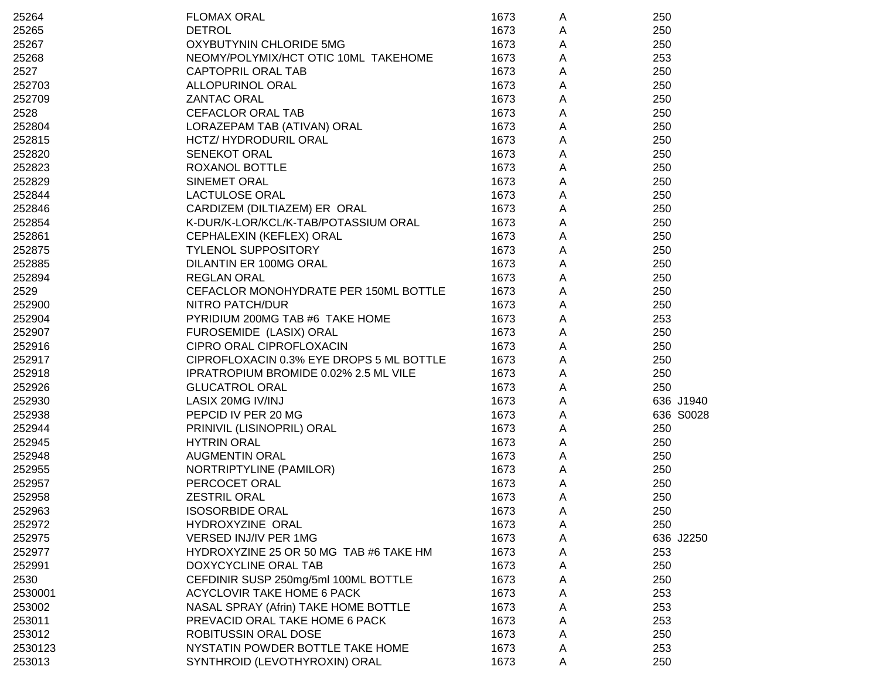| | | | | | |
|---|---|---|---|---|---|
| 25264 | FLOMAX ORAL | 1673 | A | 250 | |
| 25265 | DETROL | 1673 | A | 250 | |
| 25267 | OXYBUTYNIN CHLORIDE 5MG | 1673 | A | 250 | |
| 25268 | NEOMY/POLYMIX/HCT OTIC 10ML TAKEHOME | 1673 | A | 253 | |
| 2527 | CAPTOPRIL ORAL TAB | 1673 | A | 250 | |
| 252703 | ALLOPURINOL ORAL | 1673 | A | 250 | |
| 252709 | ZANTAC ORAL | 1673 | A | 250 | |
| 2528 | CEFACLOR ORAL TAB | 1673 | A | 250 | |
| 252804 | LORAZEPAM TAB (ATIVAN) ORAL | 1673 | A | 250 | |
| 252815 | HCTZ/ HYDRODURIL ORAL | 1673 | A | 250 | |
| 252820 | SENEKOT ORAL | 1673 | A | 250 | |
| 252823 | ROXANOL BOTTLE | 1673 | A | 250 | |
| 252829 | SINEMET ORAL | 1673 | A | 250 | |
| 252844 | LACTULOSE ORAL | 1673 | A | 250 | |
| 252846 | CARDIZEM (DILTIAZEM) ER ORAL | 1673 | A | 250 | |
| 252854 | K-DUR/K-LOR/KCL/K-TAB/POTASSIUM ORAL | 1673 | A | 250 | |
| 252861 | CEPHALEXIN (KEFLEX) ORAL | 1673 | A | 250 | |
| 252875 | TYLENOL SUPPOSITORY | 1673 | A | 250 | |
| 252885 | DILANTIN ER 100MG ORAL | 1673 | A | 250 | |
| 252894 | REGLAN ORAL | 1673 | A | 250 | |
| 2529 | CEFACLOR MONOHYDRATE PER 150ML BOTTLE | 1673 | A | 250 | |
| 252900 | NITRO PATCH/DUR | 1673 | A | 250 | |
| 252904 | PYRIDIUM 200MG TAB #6 TAKE HOME | 1673 | A | 253 | |
| 252907 | FUROSEMIDE (LASIX) ORAL | 1673 | A | 250 | |
| 252916 | CIPRO ORAL CIPROFLOXACIN | 1673 | A | 250 | |
| 252917 | CIPROFLOXACIN 0.3% EYE DROPS 5 ML BOTTLE | 1673 | A | 250 | |
| 252918 | IPRATROPIUM BROMIDE 0.02% 2.5 ML VILE | 1673 | A | 250 | |
| 252926 | GLUCATROL ORAL | 1673 | A | 250 | |
| 252930 | LASIX 20MG IV/INJ | 1673 | A | 636 | J1940 |
| 252938 | PEPCID IV PER 20 MG | 1673 | A | 636 | S0028 |
| 252944 | PRINIVIL (LISINOPRIL) ORAL | 1673 | A | 250 | |
| 252945 | HYTRIN ORAL | 1673 | A | 250 | |
| 252948 | AUGMENTIN ORAL | 1673 | A | 250 | |
| 252955 | NORTRIPTYLINE (PAMILOR) | 1673 | A | 250 | |
| 252957 | PERCOCET ORAL | 1673 | A | 250 | |
| 252958 | ZESTRIL ORAL | 1673 | A | 250 | |
| 252963 | ISOSORBIDE ORAL | 1673 | A | 250 | |
| 252972 | HYDROXYZINE ORAL | 1673 | A | 250 | |
| 252975 | VERSED INJ/IV PER 1MG | 1673 | A | 636 | J2250 |
| 252977 | HYDROXYZINE 25 OR 50 MG TAB #6 TAKE HM | 1673 | A | 253 | |
| 252991 | DOXYCYCLINE ORAL TAB | 1673 | A | 250 | |
| 2530 | CEFDINIR SUSP 250mg/5ml 100ML BOTTLE | 1673 | A | 250 | |
| 2530001 | ACYCLOVIR TAKE HOME 6 PACK | 1673 | A | 253 | |
| 253002 | NASAL SPRAY (Afrin) TAKE HOME BOTTLE | 1673 | A | 253 | |
| 253011 | PREVACID ORAL TAKE HOME 6 PACK | 1673 | A | 253 | |
| 253012 | ROBITUSSIN ORAL DOSE | 1673 | A | 250 | |
| 2530123 | NYSTATIN POWDER BOTTLE TAKE HOME | 1673 | A | 253 | |
| 253013 | SYNTHROID (LEVOTHYROXIN) ORAL | 1673 | A | 250 | |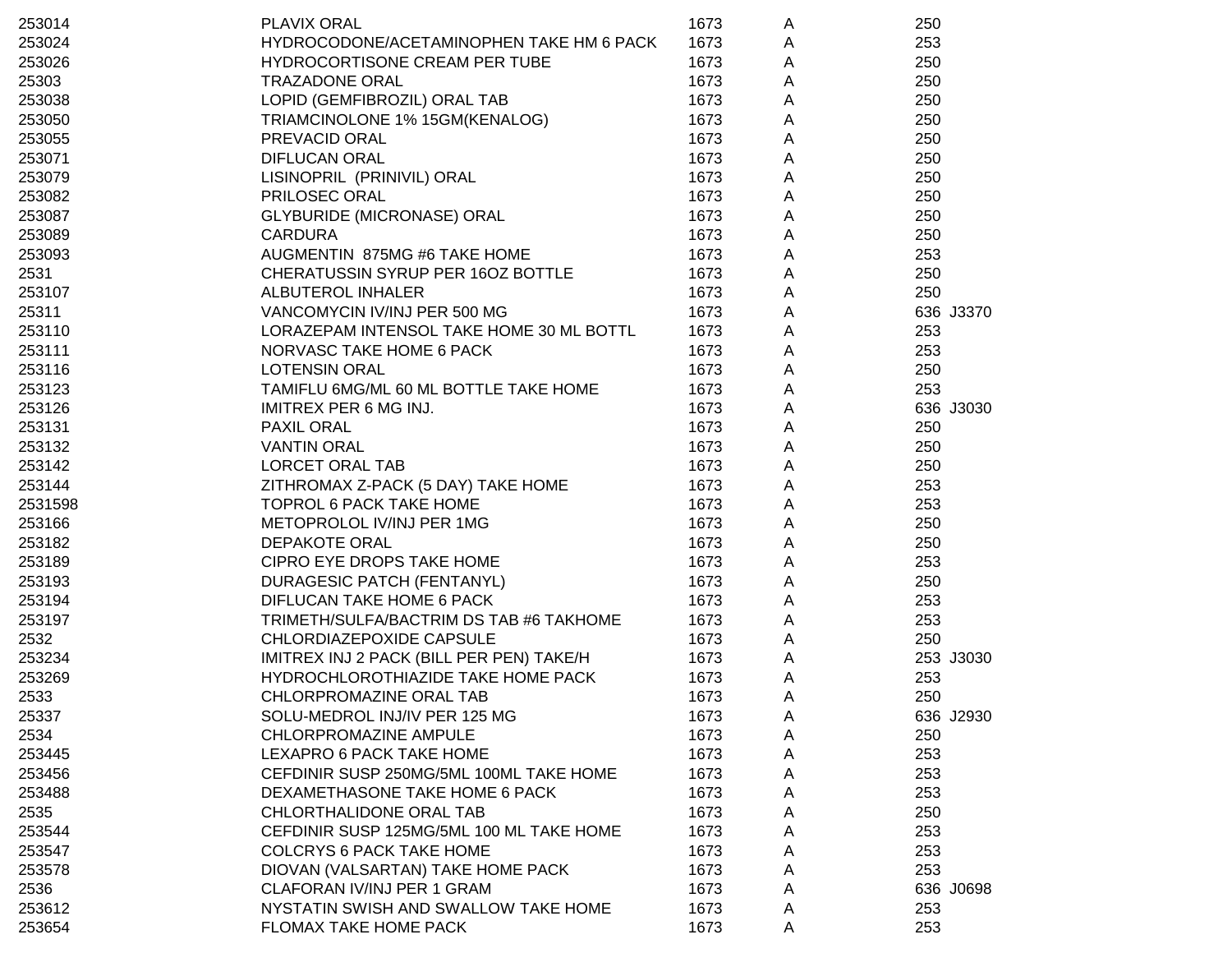| | | | | | |
|---|---|---|---|---|---|
| 253014 | PLAVIX ORAL | 1673 | A | 250 | |
| 253024 | HYDROCODONE/ACETAMINOPHEN TAKE HM 6 PACK | 1673 | A | 253 | |
| 253026 | HYDROCORTISONE CREAM PER TUBE | 1673 | A | 250 | |
| 25303 | TRAZADONE ORAL | 1673 | A | 250 | |
| 253038 | LOPID (GEMFIBROZIL) ORAL TAB | 1673 | A | 250 | |
| 253050 | TRIAMCINOLONE 1% 15GM(KENALOG) | 1673 | A | 250 | |
| 253055 | PREVACID ORAL | 1673 | A | 250 | |
| 253071 | DIFLUCAN ORAL | 1673 | A | 250 | |
| 253079 | LISINOPRIL (PRINIVIL) ORAL | 1673 | A | 250 | |
| 253082 | PRILOSEC ORAL | 1673 | A | 250 | |
| 253087 | GLYBURIDE (MICRONASE) ORAL | 1673 | A | 250 | |
| 253089 | CARDURA | 1673 | A | 250 | |
| 253093 | AUGMENTIN 875MG #6 TAKE HOME | 1673 | A | 253 | |
| 2531 | CHERATUSSIN SYRUP PER 16OZ BOTTLE | 1673 | A | 250 | |
| 253107 | ALBUTEROL INHALER | 1673 | A | 250 | |
| 25311 | VANCOMYCIN IV/INJ PER 500 MG | 1673 | A | 636 | J3370 |
| 253110 | LORAZEPAM INTENSOL TAKE HOME 30 ML BOTTL | 1673 | A | 253 | |
| 253111 | NORVASC TAKE HOME 6 PACK | 1673 | A | 253 | |
| 253116 | LOTENSIN ORAL | 1673 | A | 250 | |
| 253123 | TAMIFLU 6MG/ML 60 ML BOTTLE TAKE HOME | 1673 | A | 253 | |
| 253126 | IMITREX PER 6 MG INJ. | 1673 | A | 636 | J3030 |
| 253131 | PAXIL ORAL | 1673 | A | 250 | |
| 253132 | VANTIN ORAL | 1673 | A | 250 | |
| 253142 | LORCET ORAL TAB | 1673 | A | 250 | |
| 253144 | ZITHROMAX Z-PACK (5 DAY) TAKE HOME | 1673 | A | 253 | |
| 2531598 | TOPROL 6 PACK TAKE HOME | 1673 | A | 253 | |
| 253166 | METOPROLOL IV/INJ PER 1MG | 1673 | A | 250 | |
| 253182 | DEPAKOTE ORAL | 1673 | A | 250 | |
| 253189 | CIPRO EYE DROPS TAKE HOME | 1673 | A | 253 | |
| 253193 | DURAGESIC PATCH (FENTANYL) | 1673 | A | 250 | |
| 253194 | DIFLUCAN TAKE HOME 6 PACK | 1673 | A | 253 | |
| 253197 | TRIMETH/SULFA/BACTRIM DS TAB #6 TAKHOME | 1673 | A | 253 | |
| 2532 | CHLORDIAZEPOXIDE CAPSULE | 1673 | A | 250 | |
| 253234 | IMITREX INJ 2 PACK (BILL PER PEN) TAKE/H | 1673 | A | 253 | J3030 |
| 253269 | HYDROCHLOROTHIAZIDE TAKE HOME PACK | 1673 | A | 253 | |
| 2533 | CHLORPROMAZINE ORAL TAB | 1673 | A | 250 | |
| 25337 | SOLU-MEDROL INJ/IV PER 125 MG | 1673 | A | 636 | J2930 |
| 2534 | CHLORPROMAZINE AMPULE | 1673 | A | 250 | |
| 253445 | LEXAPRO 6 PACK TAKE HOME | 1673 | A | 253 | |
| 253456 | CEFDINIR SUSP 250MG/5ML 100ML TAKE HOME | 1673 | A | 253 | |
| 253488 | DEXAMETHASONE TAKE HOME 6 PACK | 1673 | A | 253 | |
| 2535 | CHLORTHALIDONE ORAL TAB | 1673 | A | 250 | |
| 253544 | CEFDINIR SUSP 125MG/5ML 100 ML TAKE HOME | 1673 | A | 253 | |
| 253547 | COLCRYS 6 PACK TAKE HOME | 1673 | A | 253 | |
| 253578 | DIOVAN (VALSARTAN) TAKE HOME PACK | 1673 | A | 253 | |
| 2536 | CLAFORAN IV/INJ PER 1 GRAM | 1673 | A | 636 | J0698 |
| 253612 | NYSTATIN SWISH AND SWALLOW TAKE HOME | 1673 | A | 253 | |
| 253654 | FLOMAX TAKE HOME PACK | 1673 | A | 253 | |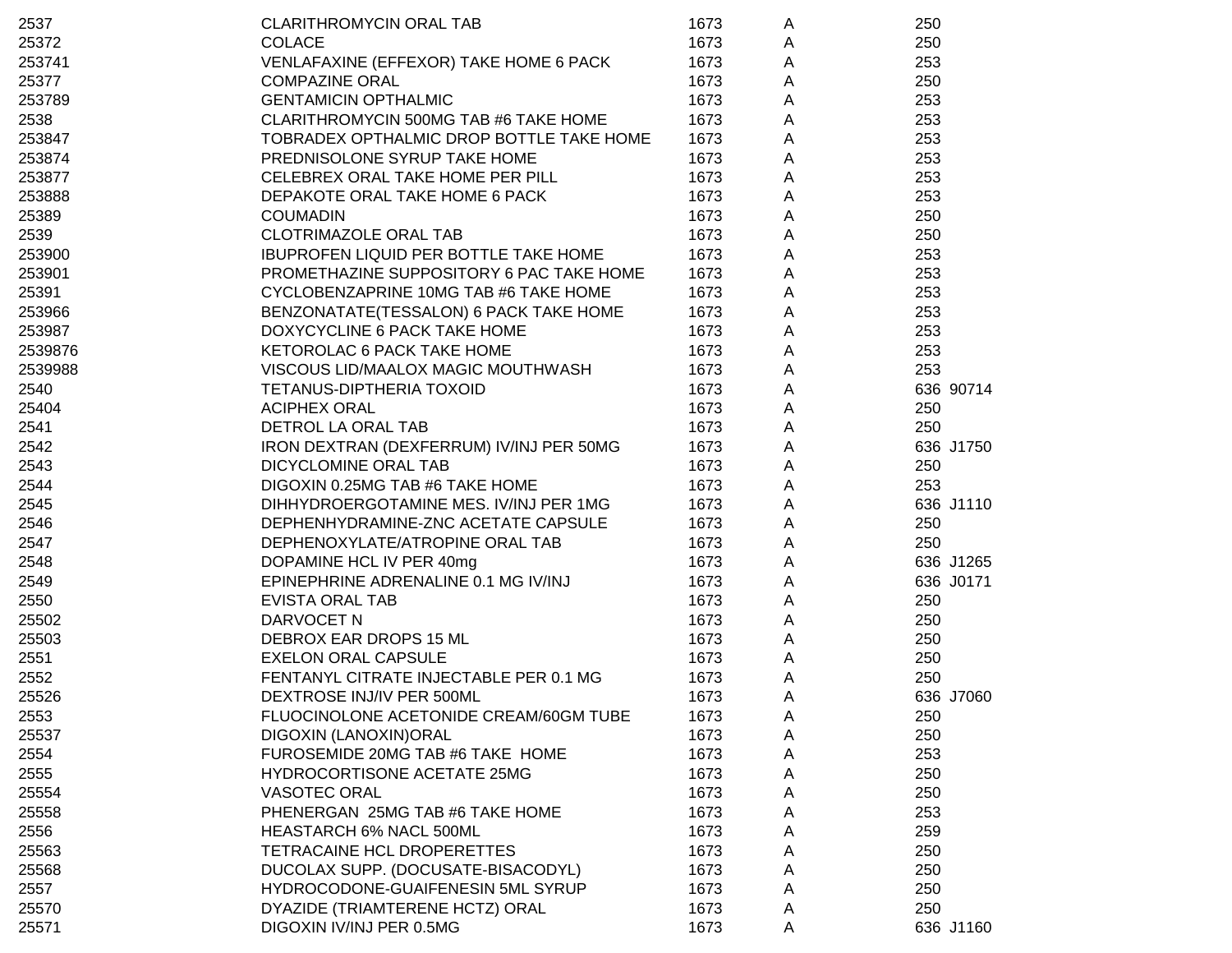| | | | | | |
|---|---|---|---|---|---|
| 2537 | CLARITHROMYCIN ORAL TAB | 1673 | A | 250 | |
| 25372 | COLACE | 1673 | A | 250 | |
| 253741 | VENLAFAXINE (EFFEXOR) TAKE HOME 6 PACK | 1673 | A | 253 | |
| 25377 | COMPAZINE ORAL | 1673 | A | 250 | |
| 253789 | GENTAMICIN OPTHALMIC | 1673 | A | 253 | |
| 2538 | CLARITHROMYCIN 500MG TAB #6 TAKE HOME | 1673 | A | 253 | |
| 253847 | TOBRADEX OPTHALMIC DROP BOTTLE TAKE HOME | 1673 | A | 253 | |
| 253874 | PREDNISOLONE SYRUP TAKE HOME | 1673 | A | 253 | |
| 253877 | CELEBREX ORAL TAKE HOME PER PILL | 1673 | A | 253 | |
| 253888 | DEPAKOTE ORAL TAKE HOME 6 PACK | 1673 | A | 253 | |
| 25389 | COUMADIN | 1673 | A | 250 | |
| 2539 | CLOTRIMAZOLE ORAL TAB | 1673 | A | 250 | |
| 253900 | IBUPROFEN LIQUID PER BOTTLE TAKE HOME | 1673 | A | 253 | |
| 253901 | PROMETHAZINE SUPPOSITORY 6 PAC TAKE HOME | 1673 | A | 253 | |
| 25391 | CYCLOBENZAPRINE 10MG TAB #6 TAKE HOME | 1673 | A | 253 | |
| 253966 | BENZONATATE(TESSALON) 6 PACK TAKE HOME | 1673 | A | 253 | |
| 253987 | DOXYCYCLINE 6 PACK TAKE HOME | 1673 | A | 253 | |
| 2539876 | KETOROLAC 6 PACK TAKE HOME | 1673 | A | 253 | |
| 2539988 | VISCOUS LID/MAALOX MAGIC MOUTHWASH | 1673 | A | 253 | |
| 2540 | TETANUS-DIPTHERIA TOXOID | 1673 | A | 636 | 90714 |
| 25404 | ACIPHEX ORAL | 1673 | A | 250 | |
| 2541 | DETROL LA ORAL TAB | 1673 | A | 250 | |
| 2542 | IRON DEXTRAN (DEXFERRUM) IV/INJ PER 50MG | 1673 | A | 636 | J1750 |
| 2543 | DICYCLOMINE ORAL TAB | 1673 | A | 250 | |
| 2544 | DIGOXIN 0.25MG TAB #6 TAKE HOME | 1673 | A | 253 | |
| 2545 | DIHHYDROERGOTAMINE MES. IV/INJ PER 1MG | 1673 | A | 636 | J1110 |
| 2546 | DEPHENHYDRAMINE-ZNC ACETATE CAPSULE | 1673 | A | 250 | |
| 2547 | DEPHENOXYLATE/ATROPINE ORAL TAB | 1673 | A | 250 | |
| 2548 | DOPAMINE HCL IV PER 40mg | 1673 | A | 636 | J1265 |
| 2549 | EPINEPHRINE ADRENALINE 0.1 MG IV/INJ | 1673 | A | 636 | J0171 |
| 2550 | EVISTA ORAL TAB | 1673 | A | 250 | |
| 25502 | DARVOCET N | 1673 | A | 250 | |
| 25503 | DEBROX EAR DROPS 15 ML | 1673 | A | 250 | |
| 2551 | EXELON ORAL CAPSULE | 1673 | A | 250 | |
| 2552 | FENTANYL CITRATE INJECTABLE PER 0.1 MG | 1673 | A | 250 | |
| 25526 | DEXTROSE INJ/IV PER 500ML | 1673 | A | 636 | J7060 |
| 2553 | FLUOCINOLONE ACETONIDE CREAM/60GM TUBE | 1673 | A | 250 | |
| 25537 | DIGOXIN (LANOXIN)ORAL | 1673 | A | 250 | |
| 2554 | FUROSEMIDE 20MG TAB #6 TAKE HOME | 1673 | A | 253 | |
| 2555 | HYDROCORTISONE ACETATE 25MG | 1673 | A | 250 | |
| 25554 | VASOTEC ORAL | 1673 | A | 250 | |
| 25558 | PHENERGAN 25MG TAB #6 TAKE HOME | 1673 | A | 253 | |
| 2556 | HEASTARCH 6% NACL 500ML | 1673 | A | 259 | |
| 25563 | TETRACAINE HCL DROPERETTES | 1673 | A | 250 | |
| 25568 | DUCOLAX SUPP. (DOCUSATE-BISACODYL) | 1673 | A | 250 | |
| 2557 | HYDROCODONE-GUAIFENESIN 5ML SYRUP | 1673 | A | 250 | |
| 25570 | DYAZIDE (TRIAMTERENE HCTZ) ORAL | 1673 | A | 250 | |
| 25571 | DIGOXIN IV/INJ PER 0.5MG | 1673 | A | 636 | J1160 |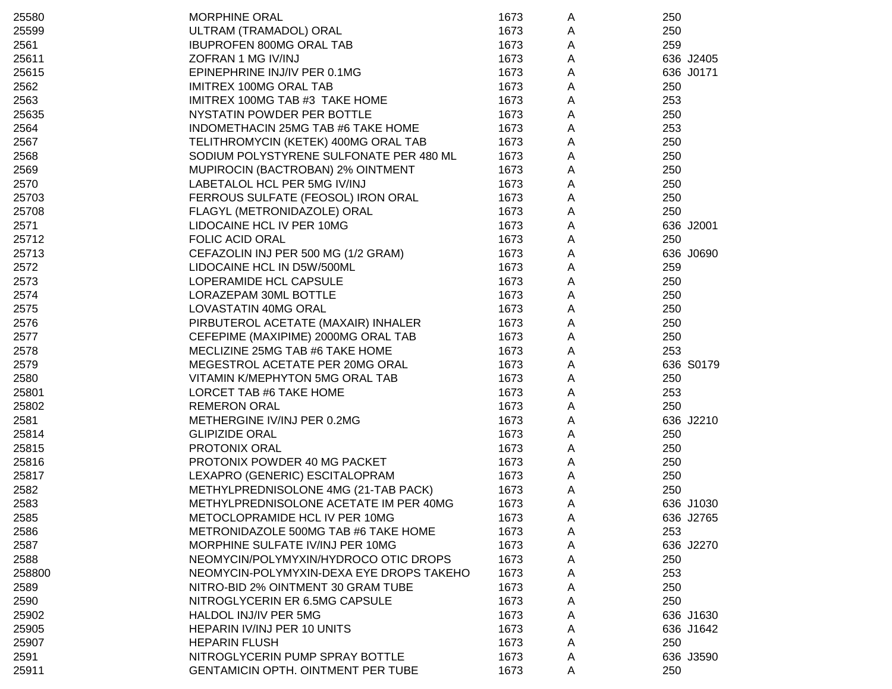| | | | | | |
|---|---|---|---|---|---|
| 25580 | MORPHINE ORAL | 1673 | A | 250 | |
| 25599 | ULTRAM (TRAMADOL) ORAL | 1673 | A | 250 | |
| 2561 | IBUPROFEN 800MG ORAL TAB | 1673 | A | 259 | |
| 25611 | ZOFRAN 1 MG IV/INJ | 1673 | A | 636 | J2405 |
| 25615 | EPINEPHRINE INJ/IV PER 0.1MG | 1673 | A | 636 | J0171 |
| 2562 | IMITREX 100MG ORAL TAB | 1673 | A | 250 | |
| 2563 | IMITREX 100MG TAB #3 TAKE HOME | 1673 | A | 253 | |
| 25635 | NYSTATIN POWDER PER BOTTLE | 1673 | A | 250 | |
| 2564 | INDOMETHACIN 25MG TAB #6 TAKE HOME | 1673 | A | 253 | |
| 2567 | TELITHROMYCIN (KETEK) 400MG ORAL TAB | 1673 | A | 250 | |
| 2568 | SODIUM POLYSTYRENE SULFONATE PER 480 ML | 1673 | A | 250 | |
| 2569 | MUPIROCIN (BACTROBAN) 2% OINTMENT | 1673 | A | 250 | |
| 2570 | LABETALOL HCL PER 5MG IV/INJ | 1673 | A | 250 | |
| 25703 | FERROUS SULFATE (FEOSOL) IRON ORAL | 1673 | A | 250 | |
| 25708 | FLAGYL (METRONIDAZOLE) ORAL | 1673 | A | 250 | |
| 2571 | LIDOCAINE HCL IV PER 10MG | 1673 | A | 636 | J2001 |
| 25712 | FOLIC ACID ORAL | 1673 | A | 250 | |
| 25713 | CEFAZOLIN INJ PER 500 MG (1/2 GRAM) | 1673 | A | 636 | J0690 |
| 2572 | LIDOCAINE HCL IN D5W/500ML | 1673 | A | 259 | |
| 2573 | LOPERAMIDE HCL CAPSULE | 1673 | A | 250 | |
| 2574 | LORAZEPAM 30ML BOTTLE | 1673 | A | 250 | |
| 2575 | LOVASTATIN 40MG ORAL | 1673 | A | 250 | |
| 2576 | PIRBUTEROL ACETATE (MAXAIR) INHALER | 1673 | A | 250 | |
| 2577 | CEFEPIME (MAXIPIME) 2000MG ORAL TAB | 1673 | A | 250 | |
| 2578 | MECLIZINE 25MG TAB #6 TAKE HOME | 1673 | A | 253 | |
| 2579 | MEGESTROL ACETATE PER 20MG ORAL | 1673 | A | 636 | S0179 |
| 2580 | VITAMIN K/MEPHYTON 5MG ORAL TAB | 1673 | A | 250 | |
| 25801 | LORCET TAB #6 TAKE HOME | 1673 | A | 253 | |
| 25802 | REMERON ORAL | 1673 | A | 250 | |
| 2581 | METHERGINE IV/INJ PER 0.2MG | 1673 | A | 636 | J2210 |
| 25814 | GLIPIZIDE ORAL | 1673 | A | 250 | |
| 25815 | PROTONIX ORAL | 1673 | A | 250 | |
| 25816 | PROTONIX POWDER 40 MG PACKET | 1673 | A | 250 | |
| 25817 | LEXAPRO (GENERIC) ESCITALOPRAM | 1673 | A | 250 | |
| 2582 | METHYLPREDNISOLONE 4MG (21-TAB PACK) | 1673 | A | 250 | |
| 2583 | METHYLPREDNISOLONE ACETATE IM PER 40MG | 1673 | A | 636 | J1030 |
| 2585 | METOCLOPRAMIDE HCL IV PER 10MG | 1673 | A | 636 | J2765 |
| 2586 | METRONIDAZOLE 500MG TAB #6 TAKE HOME | 1673 | A | 253 | |
| 2587 | MORPHINE SULFATE IV/INJ PER 10MG | 1673 | A | 636 | J2270 |
| 2588 | NEOMYCIN/POLYMYXIN/HYDROCO OTIC DROPS | 1673 | A | 250 | |
| 258800 | NEOMYCIN-POLYMYXIN-DEXA EYE DROPS TAKEHO | 1673 | A | 253 | |
| 2589 | NITRO-BID 2% OINTMENT 30 GRAM TUBE | 1673 | A | 250 | |
| 2590 | NITROGLYCERIN ER 6.5MG CAPSULE | 1673 | A | 250 | |
| 25902 | HALDOL INJ/IV PER 5MG | 1673 | A | 636 | J1630 |
| 25905 | HEPARIN IV/INJ PER 10 UNITS | 1673 | A | 636 | J1642 |
| 25907 | HEPARIN FLUSH | 1673 | A | 250 | |
| 2591 | NITROGLYCERIN PUMP SPRAY BOTTLE | 1673 | A | 636 | J3590 |
| 25911 | GENTAMICIN OPTH. OINTMENT PER TUBE | 1673 | A | 250 | |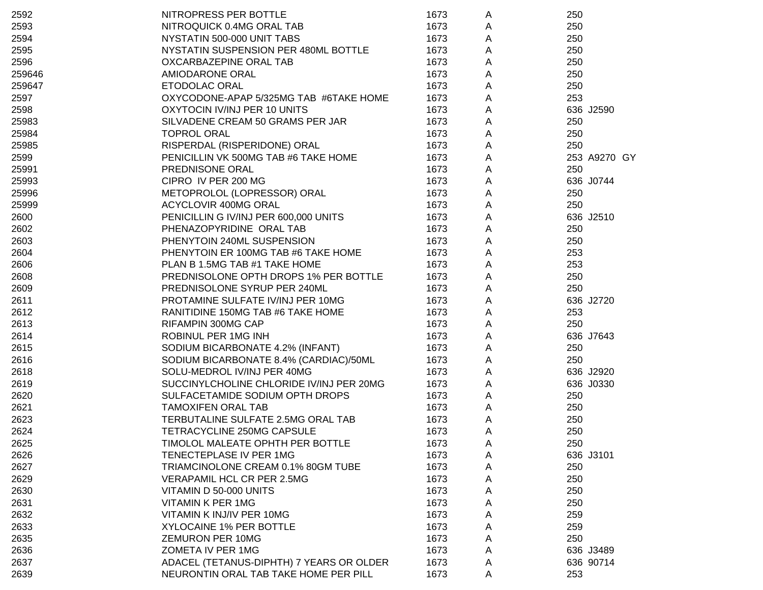| | | | | | |
|---|---|---|---|---|---|
| 2592 | NITROPRESS PER BOTTLE | 1673 | A | 250 | |
| 2593 | NITROQUICK 0.4MG ORAL TAB | 1673 | A | 250 | |
| 2594 | NYSTATIN 500-000 UNIT TABS | 1673 | A | 250 | |
| 2595 | NYSTATIN SUSPENSION PER 480ML BOTTLE | 1673 | A | 250 | |
| 2596 | OXCARBAZEPINE ORAL TAB | 1673 | A | 250 | |
| 259646 | AMIODARONE ORAL | 1673 | A | 250 | |
| 259647 | ETODOLAC ORAL | 1673 | A | 250 | |
| 2597 | OXYCODONE-APAP 5/325MG TAB #6TAKE HOME | 1673 | A | 253 | |
| 2598 | OXYTOCIN IV/INJ PER 10 UNITS | 1673 | A | 636 | J2590 |
| 25983 | SILVADENE CREAM 50 GRAMS PER JAR | 1673 | A | 250 | |
| 25984 | TOPROL ORAL | 1673 | A | 250 | |
| 25985 | RISPERDAL (RISPERIDONE) ORAL | 1673 | A | 250 | |
| 2599 | PENICILLIN VK 500MG TAB #6 TAKE HOME | 1673 | A | 253 | A9270 GY |
| 25991 | PREDNISONE ORAL | 1673 | A | 250 | |
| 25993 | CIPRO IV PER 200 MG | 1673 | A | 636 | J0744 |
| 25996 | METOPROLOL (LOPRESSOR) ORAL | 1673 | A | 250 | |
| 25999 | ACYCLOVIR 400MG ORAL | 1673 | A | 250 | |
| 2600 | PENICILLIN G IV/INJ PER 600,000 UNITS | 1673 | A | 636 | J2510 |
| 2602 | PHENAZOPYRIDINE ORAL TAB | 1673 | A | 250 | |
| 2603 | PHENYTOIN 240ML SUSPENSION | 1673 | A | 250 | |
| 2604 | PHENYTOIN ER 100MG TAB #6 TAKE HOME | 1673 | A | 253 | |
| 2606 | PLAN B 1.5MG TAB #1 TAKE HOME | 1673 | A | 253 | |
| 2608 | PREDNISOLONE OPTH DROPS 1% PER BOTTLE | 1673 | A | 250 | |
| 2609 | PREDNISOLONE SYRUP PER 240ML | 1673 | A | 250 | |
| 2611 | PROTAMINE SULFATE IV/INJ PER 10MG | 1673 | A | 636 | J2720 |
| 2612 | RANITIDINE 150MG TAB #6 TAKE HOME | 1673 | A | 253 | |
| 2613 | RIFAMPIN 300MG CAP | 1673 | A | 250 | |
| 2614 | ROBINUL PER 1MG INH | 1673 | A | 636 | J7643 |
| 2615 | SODIUM BICARBONATE 4.2% (INFANT) | 1673 | A | 250 | |
| 2616 | SODIUM BICARBONATE 8.4% (CARDIAC)/50ML | 1673 | A | 250 | |
| 2618 | SOLU-MEDROL IV/INJ PER 40MG | 1673 | A | 636 | J2920 |
| 2619 | SUCCINYLCHOLINE CHLORIDE IV/INJ PER 20MG | 1673 | A | 636 | J0330 |
| 2620 | SULFACETAMIDE SODIUM OPTH DROPS | 1673 | A | 250 | |
| 2621 | TAMOXIFEN ORAL TAB | 1673 | A | 250 | |
| 2623 | TERBUTALINE SULFATE 2.5MG ORAL TAB | 1673 | A | 250 | |
| 2624 | TETRACYCLINE 250MG CAPSULE | 1673 | A | 250 | |
| 2625 | TIMOLOL MALEATE OPHTH PER BOTTLE | 1673 | A | 250 | |
| 2626 | TENECTEPLASE IV PER 1MG | 1673 | A | 636 | J3101 |
| 2627 | TRIAMCINOLONE CREAM 0.1% 80GM TUBE | 1673 | A | 250 | |
| 2629 | VERAPAMIL HCL CR PER 2.5MG | 1673 | A | 250 | |
| 2630 | VITAMIN D 50-000 UNITS | 1673 | A | 250 | |
| 2631 | VITAMIN K PER 1MG | 1673 | A | 250 | |
| 2632 | VITAMIN K INJ/IV PER 10MG | 1673 | A | 259 | |
| 2633 | XYLOCAINE 1% PER BOTTLE | 1673 | A | 259 | |
| 2635 | ZEMURON PER 10MG | 1673 | A | 250 | |
| 2636 | ZOMETA IV PER 1MG | 1673 | A | 636 | J3489 |
| 2637 | ADACEL (TETANUS-DIPHTH) 7 YEARS OR OLDER | 1673 | A | 636 | 90714 |
| 2639 | NEURONTIN ORAL TAB TAKE HOME PER PILL | 1673 | A | 253 | |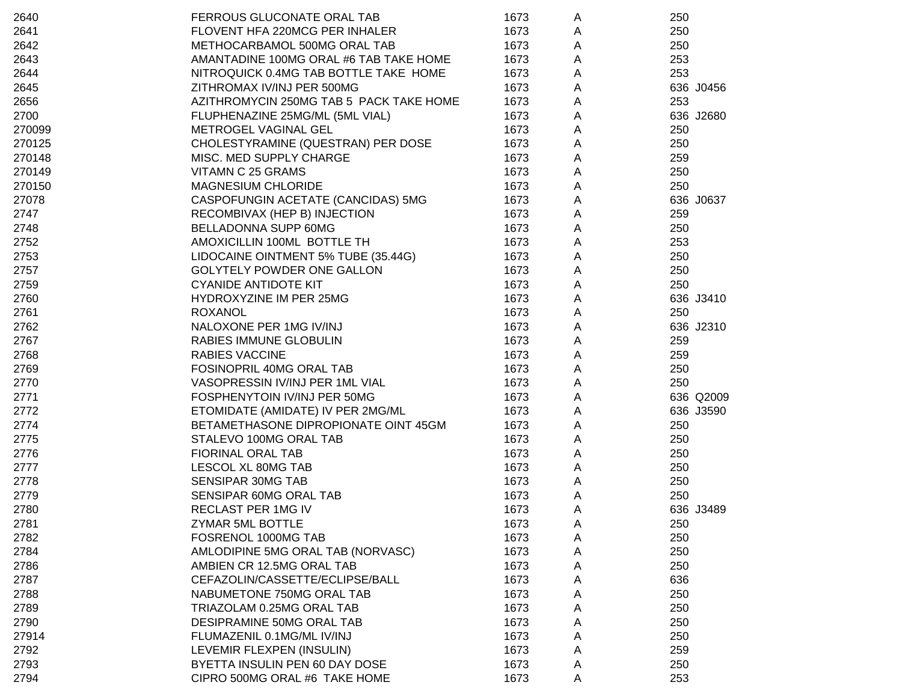| | | | | | |
|---|---|---|---|---|---|
| 2640 | FERROUS GLUCONATE ORAL TAB | 1673 | A | 250 | |
| 2641 | FLOVENT HFA 220MCG PER INHALER | 1673 | A | 250 | |
| 2642 | METHOCARBAMOL 500MG ORAL TAB | 1673 | A | 250 | |
| 2643 | AMANTADINE 100MG ORAL #6 TAB TAKE HOME | 1673 | A | 253 | |
| 2644 | NITROQUICK 0.4MG TAB BOTTLE TAKE HOME | 1673 | A | 253 | |
| 2645 | ZITHROMAX IV/INJ PER 500MG | 1673 | A | 636 | J0456 |
| 2656 | AZITHROMYCIN 250MG TAB 5 PACK TAKE HOME | 1673 | A | 253 | |
| 2700 | FLUPHENAZINE 25MG/ML (5ML VIAL) | 1673 | A | 636 | J2680 |
| 270099 | METROGEL VAGINAL GEL | 1673 | A | 250 | |
| 270125 | CHOLESTYRAMINE (QUESTRAN) PER DOSE | 1673 | A | 250 | |
| 270148 | MISC. MED SUPPLY CHARGE | 1673 | A | 259 | |
| 270149 | VITAMN C 25 GRAMS | 1673 | A | 250 | |
| 270150 | MAGNESIUM CHLORIDE | 1673 | A | 250 | |
| 27078 | CASPOFUNGIN ACETATE (CANCIDAS) 5MG | 1673 | A | 636 | J0637 |
| 2747 | RECOMBIVAX (HEP B) INJECTION | 1673 | A | 259 | |
| 2748 | BELLADONNA SUPP 60MG | 1673 | A | 250 | |
| 2752 | AMOXICILLIN 100ML BOTTLE TH | 1673 | A | 253 | |
| 2753 | LIDOCAINE OINTMENT 5% TUBE (35.44G) | 1673 | A | 250 | |
| 2757 | GOLYTELY POWDER ONE GALLON | 1673 | A | 250 | |
| 2759 | CYANIDE ANTIDOTE KIT | 1673 | A | 250 | |
| 2760 | HYDROXYZINE IM PER 25MG | 1673 | A | 636 | J3410 |
| 2761 | ROXANOL | 1673 | A | 250 | |
| 2762 | NALOXONE PER 1MG IV/INJ | 1673 | A | 636 | J2310 |
| 2767 | RABIES IMMUNE GLOBULIN | 1673 | A | 259 | |
| 2768 | RABIES VACCINE | 1673 | A | 259 | |
| 2769 | FOSINOPRIL 40MG ORAL TAB | 1673 | A | 250 | |
| 2770 | VASOPRESSIN IV/INJ PER 1ML VIAL | 1673 | A | 250 | |
| 2771 | FOSPHENYTOIN IV/INJ PER 50MG | 1673 | A | 636 | Q2009 |
| 2772 | ETOMIDATE (AMIDATE) IV PER 2MG/ML | 1673 | A | 636 | J3590 |
| 2774 | BETAMETHASONE DIPROPIONATE OINT 45GM | 1673 | A | 250 | |
| 2775 | STALEVO 100MG ORAL TAB | 1673 | A | 250 | |
| 2776 | FIORINAL ORAL TAB | 1673 | A | 250 | |
| 2777 | LESCOL XL 80MG TAB | 1673 | A | 250 | |
| 2778 | SENSIPAR 30MG TAB | 1673 | A | 250 | |
| 2779 | SENSIPAR 60MG ORAL TAB | 1673 | A | 250 | |
| 2780 | RECLAST PER 1MG IV | 1673 | A | 636 | J3489 |
| 2781 | ZYMAR 5ML BOTTLE | 1673 | A | 250 | |
| 2782 | FOSRENOL 1000MG TAB | 1673 | A | 250 | |
| 2784 | AMLODIPINE 5MG ORAL TAB (NORVASC) | 1673 | A | 250 | |
| 2786 | AMBIEN CR 12.5MG ORAL TAB | 1673 | A | 250 | |
| 2787 | CEFAZOLIN/CASSETTE/ECLIPSE/BALL | 1673 | A | 636 | |
| 2788 | NABUMETONE 750MG ORAL TAB | 1673 | A | 250 | |
| 2789 | TRIAZOLAM 0.25MG ORAL TAB | 1673 | A | 250 | |
| 2790 | DESIPRAMINE 50MG ORAL TAB | 1673 | A | 250 | |
| 27914 | FLUMAZENIL 0.1MG/ML IV/INJ | 1673 | A | 250 | |
| 2792 | LEVEMIR FLEXPEN (INSULIN) | 1673 | A | 259 | |
| 2793 | BYETTA INSULIN PEN 60 DAY DOSE | 1673 | A | 250 | |
| 2794 | CIPRO 500MG ORAL #6 TAKE HOME | 1673 | A | 253 | |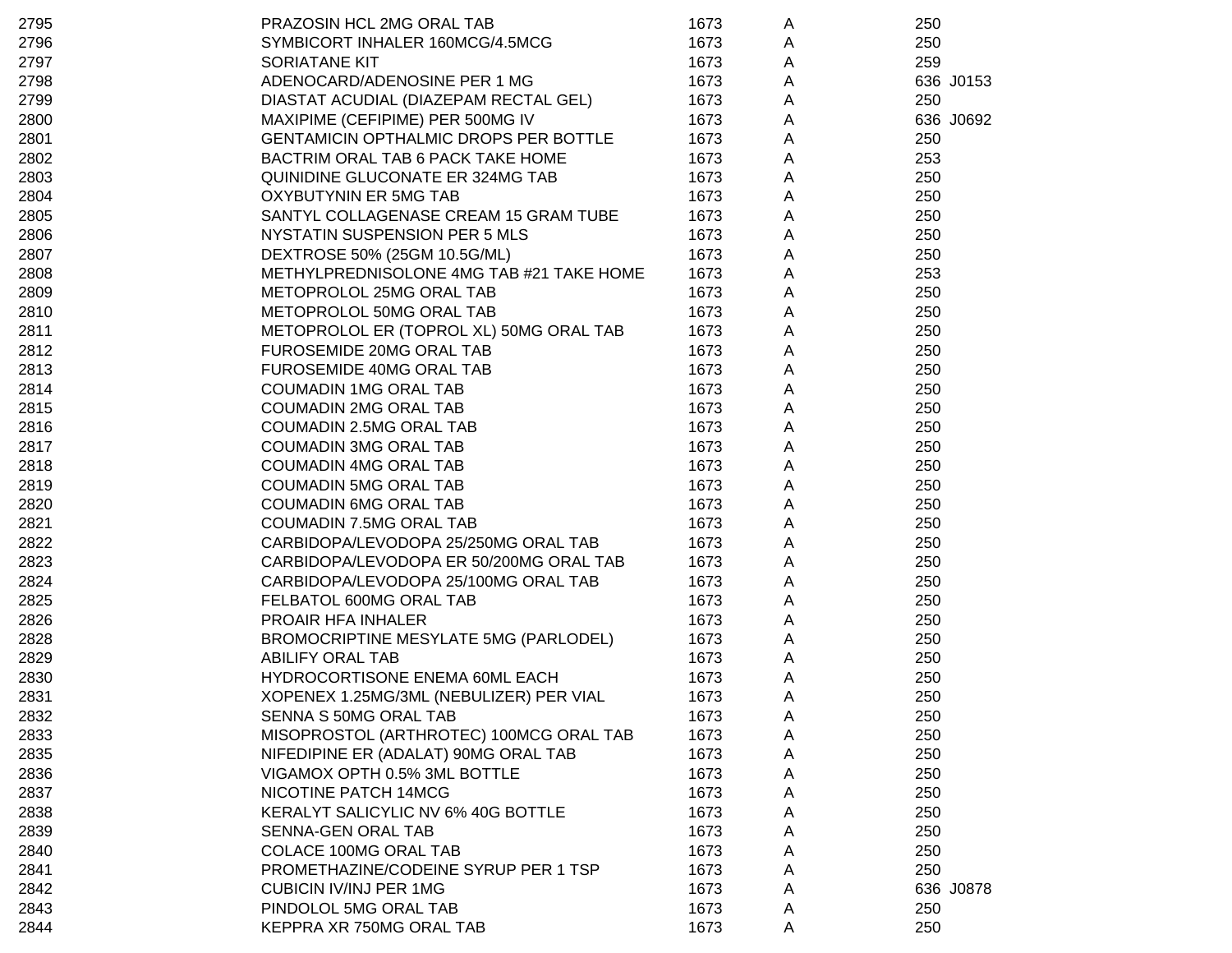| | | | | | |
|---|---|---|---|---|---|
| 2795 | PRAZOSIN HCL 2MG ORAL TAB | 1673 | A | 250 | |
| 2796 | SYMBICORT INHALER 160MCG/4.5MCG | 1673 | A | 250 | |
| 2797 | SORIATANE KIT | 1673 | A | 259 | |
| 2798 | ADENOCARD/ADENOSINE PER 1 MG | 1673 | A | 636 | J0153 |
| 2799 | DIASTAT ACUDIAL (DIAZEPAM RECTAL GEL) | 1673 | A | 250 | |
| 2800 | MAXIPIME (CEFIPIME) PER 500MG IV | 1673 | A | 636 | J0692 |
| 2801 | GENTAMICIN OPTHALMIC DROPS PER BOTTLE | 1673 | A | 250 | |
| 2802 | BACTRIM ORAL TAB 6 PACK TAKE HOME | 1673 | A | 253 | |
| 2803 | QUINIDINE GLUCONATE ER 324MG TAB | 1673 | A | 250 | |
| 2804 | OXYBUTYNIN ER 5MG TAB | 1673 | A | 250 | |
| 2805 | SANTYL COLLAGENASE CREAM 15 GRAM TUBE | 1673 | A | 250 | |
| 2806 | NYSTATIN SUSPENSION PER 5 MLS | 1673 | A | 250 | |
| 2807 | DEXTROSE 50% (25GM 10.5G/ML) | 1673 | A | 250 | |
| 2808 | METHYLPREDNISOLONE 4MG TAB #21 TAKE HOME | 1673 | A | 253 | |
| 2809 | METOPROLOL 25MG ORAL TAB | 1673 | A | 250 | |
| 2810 | METOPROLOL 50MG ORAL TAB | 1673 | A | 250 | |
| 2811 | METOPROLOL ER (TOPROL XL) 50MG ORAL TAB | 1673 | A | 250 | |
| 2812 | FUROSEMIDE 20MG ORAL TAB | 1673 | A | 250 | |
| 2813 | FUROSEMIDE 40MG ORAL TAB | 1673 | A | 250 | |
| 2814 | COUMADIN 1MG ORAL TAB | 1673 | A | 250 | |
| 2815 | COUMADIN 2MG ORAL TAB | 1673 | A | 250 | |
| 2816 | COUMADIN 2.5MG ORAL TAB | 1673 | A | 250 | |
| 2817 | COUMADIN 3MG ORAL TAB | 1673 | A | 250 | |
| 2818 | COUMADIN 4MG ORAL TAB | 1673 | A | 250 | |
| 2819 | COUMADIN 5MG ORAL TAB | 1673 | A | 250 | |
| 2820 | COUMADIN 6MG ORAL TAB | 1673 | A | 250 | |
| 2821 | COUMADIN 7.5MG ORAL TAB | 1673 | A | 250 | |
| 2822 | CARBIDOPA/LEVODOPA 25/250MG ORAL TAB | 1673 | A | 250 | |
| 2823 | CARBIDOPA/LEVODOPA ER 50/200MG ORAL TAB | 1673 | A | 250 | |
| 2824 | CARBIDOPA/LEVODOPA 25/100MG ORAL TAB | 1673 | A | 250 | |
| 2825 | FELBATOL 600MG ORAL TAB | 1673 | A | 250 | |
| 2826 | PROAIR HFA INHALER | 1673 | A | 250 | |
| 2828 | BROMOCRIPTINE MESYLATE 5MG (PARLODEL) | 1673 | A | 250 | |
| 2829 | ABILIFY ORAL TAB | 1673 | A | 250 | |
| 2830 | HYDROCORTISONE ENEMA 60ML EACH | 1673 | A | 250 | |
| 2831 | XOPENEX 1.25MG/3ML (NEBULIZER) PER VIAL | 1673 | A | 250 | |
| 2832 | SENNA S 50MG ORAL TAB | 1673 | A | 250 | |
| 2833 | MISOPROSTOL (ARTHROTEC) 100MCG ORAL TAB | 1673 | A | 250 | |
| 2835 | NIFEDIPINE ER (ADALAT) 90MG ORAL TAB | 1673 | A | 250 | |
| 2836 | VIGAMOX OPTH 0.5% 3ML BOTTLE | 1673 | A | 250 | |
| 2837 | NICOTINE PATCH 14MCG | 1673 | A | 250 | |
| 2838 | KERALYT SALICYLIC NV 6% 40G BOTTLE | 1673 | A | 250 | |
| 2839 | SENNA-GEN ORAL TAB | 1673 | A | 250 | |
| 2840 | COLACE 100MG ORAL TAB | 1673 | A | 250 | |
| 2841 | PROMETHAZINE/CODEINE SYRUP PER 1 TSP | 1673 | A | 250 | |
| 2842 | CUBICIN IV/INJ PER 1MG | 1673 | A | 636 | J0878 |
| 2843 | PINDOLOL 5MG ORAL TAB | 1673 | A | 250 | |
| 2844 | KEPPRA XR 750MG ORAL TAB | 1673 | A | 250 | |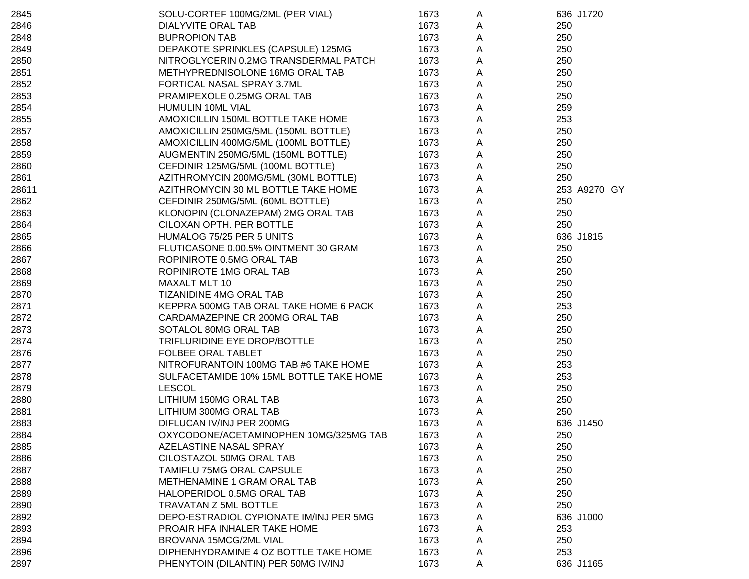| | | | | | | |
|---|---|---|---|---|---|---|
| 2845 | SOLU-CORTEF 100MG/2ML (PER VIAL) | 1673 | A | 636 | J1720 | |
| 2846 | DIALYVITE ORAL TAB | 1673 | A | 250 | | |
| 2848 | BUPROPION TAB | 1673 | A | 250 | | |
| 2849 | DEPAKOTE SPRINKLES (CAPSULE) 125MG | 1673 | A | 250 | | |
| 2850 | NITROGLYCERIN 0.2MG TRANSDERMAL PATCH | 1673 | A | 250 | | |
| 2851 | METHYPREDNISOLONE 16MG ORAL TAB | 1673 | A | 250 | | |
| 2852 | FORTICAL NASAL SPRAY 3.7ML | 1673 | A | 250 | | |
| 2853 | PRAMIPEXOLE 0.25MG ORAL TAB | 1673 | A | 250 | | |
| 2854 | HUMULIN 10ML VIAL | 1673 | A | 259 | | |
| 2855 | AMOXICILLIN 150ML BOTTLE TAKE HOME | 1673 | A | 253 | | |
| 2857 | AMOXICILLIN 250MG/5ML (150ML BOTTLE) | 1673 | A | 250 | | |
| 2858 | AMOXICILLIN 400MG/5ML (100ML BOTTLE) | 1673 | A | 250 | | |
| 2859 | AUGMENTIN 250MG/5ML (150ML BOTTLE) | 1673 | A | 250 | | |
| 2860 | CEFDINIR 125MG/5ML (100ML BOTTLE) | 1673 | A | 250 | | |
| 2861 | AZITHROMYCIN 200MG/5ML (30ML BOTTLE) | 1673 | A | 250 | | |
| 28611 | AZITHROMYCIN 30 ML BOTTLE TAKE HOME | 1673 | A | 253 | A9270 | GY |
| 2862 | CEFDINIR 250MG/5ML (60ML BOTTLE) | 1673 | A | 250 | | |
| 2863 | KLONOPIN (CLONAZEPAM) 2MG ORAL TAB | 1673 | A | 250 | | |
| 2864 | CILOXAN OPTH. PER BOTTLE | 1673 | A | 250 | | |
| 2865 | HUMALOG 75/25 PER 5 UNITS | 1673 | A | 636 | J1815 | |
| 2866 | FLUTICASONE 0.00.5% OINTMENT 30 GRAM | 1673 | A | 250 | | |
| 2867 | ROPINIROTE 0.5MG ORAL TAB | 1673 | A | 250 | | |
| 2868 | ROPINIROTE 1MG ORAL TAB | 1673 | A | 250 | | |
| 2869 | MAXALT MLT 10 | 1673 | A | 250 | | |
| 2870 | TIZANIDINE 4MG ORAL TAB | 1673 | A | 250 | | |
| 2871 | KEPPRA 500MG TAB ORAL TAKE HOME 6 PACK | 1673 | A | 253 | | |
| 2872 | CARDAMAZEPINE CR 200MG ORAL TAB | 1673 | A | 250 | | |
| 2873 | SOTALOL 80MG ORAL TAB | 1673 | A | 250 | | |
| 2874 | TRIFLURIDINE EYE DROP/BOTTLE | 1673 | A | 250 | | |
| 2876 | FOLBEE ORAL TABLET | 1673 | A | 250 | | |
| 2877 | NITROFURANTOIN 100MG TAB #6 TAKE HOME | 1673 | A | 253 | | |
| 2878 | SULFACETAMIDE 10% 15ML BOTTLE TAKE HOME | 1673 | A | 253 | | |
| 2879 | LESCOL | 1673 | A | 250 | | |
| 2880 | LITHIUM 150MG ORAL TAB | 1673 | A | 250 | | |
| 2881 | LITHIUM 300MG ORAL TAB | 1673 | A | 250 | | |
| 2883 | DIFLUCAN IV/INJ PER 200MG | 1673 | A | 636 | J1450 | |
| 2884 | OXYCODONE/ACETAMINOPHEN 10MG/325MG TAB | 1673 | A | 250 | | |
| 2885 | AZELASTINE NASAL SPRAY | 1673 | A | 250 | | |
| 2886 | CILOSTAZOL 50MG ORAL TAB | 1673 | A | 250 | | |
| 2887 | TAMIFLU 75MG ORAL CAPSULE | 1673 | A | 250 | | |
| 2888 | METHENAMINE 1 GRAM ORAL TAB | 1673 | A | 250 | | |
| 2889 | HALOPERIDOL 0.5MG ORAL TAB | 1673 | A | 250 | | |
| 2890 | TRAVATAN Z 5ML BOTTLE | 1673 | A | 250 | | |
| 2892 | DEPO-ESTRADIOL CYPIONATE IM/INJ PER 5MG | 1673 | A | 636 | J1000 | |
| 2893 | PROAIR HFA INHALER TAKE HOME | 1673 | A | 253 | | |
| 2894 | BROVANA 15MCG/2ML VIAL | 1673 | A | 250 | | |
| 2896 | DIPHENHYDRAMINE 4 OZ BOTTLE TAKE HOME | 1673 | A | 253 | | |
| 2897 | PHENYTOIN (DILANTIN) PER 50MG IV/INJ | 1673 | A | 636 | J1165 | |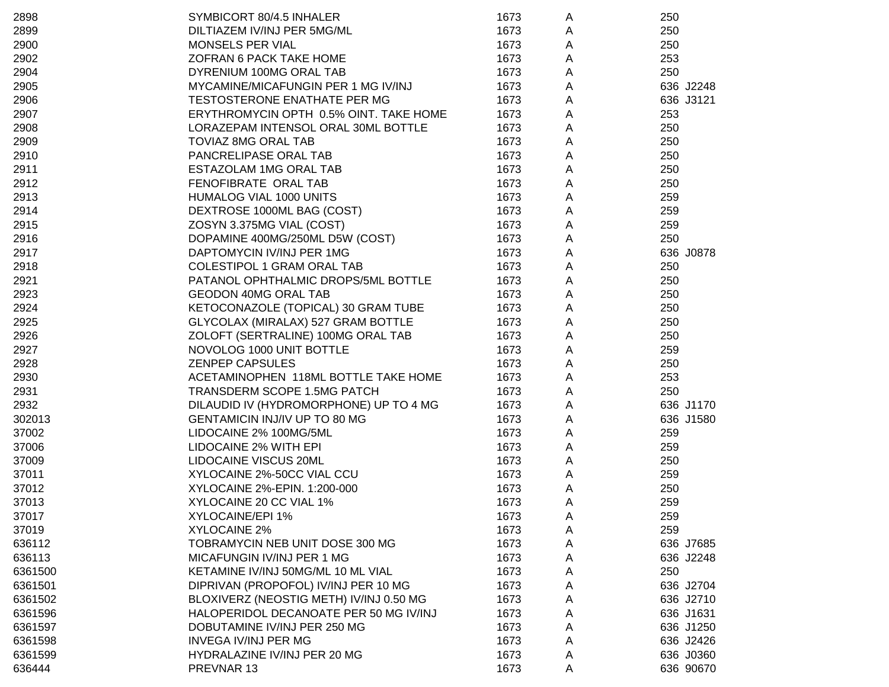| | | | | | |
|---|---|---|---|---|---|
| 2898 | SYMBICORT 80/4.5 INHALER | 1673 | A | 250 | |
| 2899 | DILTIAZEM IV/INJ PER 5MG/ML | 1673 | A | 250 | |
| 2900 | MONSELS PER VIAL | 1673 | A | 250 | |
| 2902 | ZOFRAN 6 PACK TAKE HOME | 1673 | A | 253 | |
| 2904 | DYRENIUM 100MG ORAL TAB | 1673 | A | 250 | |
| 2905 | MYCAMINE/MICAFUNGIN PER 1 MG IV/INJ | 1673 | A | 636 | J2248 |
| 2906 | TESTOSTERONE ENATHATE PER MG | 1673 | A | 636 | J3121 |
| 2907 | ERYTHROMYCIN OPTH 0.5% OINT. TAKE HOME | 1673 | A | 253 | |
| 2908 | LORAZEPAM INTENSOL ORAL 30ML BOTTLE | 1673 | A | 250 | |
| 2909 | TOVIAZ 8MG ORAL TAB | 1673 | A | 250 | |
| 2910 | PANCRELIPASE ORAL TAB | 1673 | A | 250 | |
| 2911 | ESTAZOLAM 1MG ORAL TAB | 1673 | A | 250 | |
| 2912 | FENOFIBRATE ORAL TAB | 1673 | A | 250 | |
| 2913 | HUMALOG VIAL 1000 UNITS | 1673 | A | 259 | |
| 2914 | DEXTROSE 1000ML BAG (COST) | 1673 | A | 259 | |
| 2915 | ZOSYN 3.375MG VIAL (COST) | 1673 | A | 259 | |
| 2916 | DOPAMINE 400MG/250ML D5W (COST) | 1673 | A | 250 | |
| 2917 | DAPTOMYCIN IV/INJ PER 1MG | 1673 | A | 636 | J0878 |
| 2918 | COLESTIPOL 1 GRAM ORAL TAB | 1673 | A | 250 | |
| 2921 | PATANOL OPHTHALMIC DROPS/5ML BOTTLE | 1673 | A | 250 | |
| 2923 | GEODON 40MG ORAL TAB | 1673 | A | 250 | |
| 2924 | KETOCONAZOLE (TOPICAL) 30 GRAM TUBE | 1673 | A | 250 | |
| 2925 | GLYCOLAX (MIRALAX) 527 GRAM BOTTLE | 1673 | A | 250 | |
| 2926 | ZOLOFT (SERTRALINE) 100MG ORAL TAB | 1673 | A | 250 | |
| 2927 | NOVOLOG 1000 UNIT BOTTLE | 1673 | A | 259 | |
| 2928 | ZENPEP CAPSULES | 1673 | A | 250 | |
| 2930 | ACETAMINOPHEN 118ML BOTTLE TAKE HOME | 1673 | A | 253 | |
| 2931 | TRANSDERM SCOPE 1.5MG PATCH | 1673 | A | 250 | |
| 2932 | DILAUDID IV (HYDROMORPHONE) UP TO 4 MG | 1673 | A | 636 | J1170 |
| 302013 | GENTAMICIN INJ/IV UP TO 80 MG | 1673 | A | 636 | J1580 |
| 37002 | LIDOCAINE 2% 100MG/5ML | 1673 | A | 259 | |
| 37006 | LIDOCAINE 2% WITH EPI | 1673 | A | 259 | |
| 37009 | LIDOCAINE VISCUS 20ML | 1673 | A | 250 | |
| 37011 | XYLOCAINE 2%-50CC VIAL CCU | 1673 | A | 259 | |
| 37012 | XYLOCAINE 2%-EPIN. 1:200-000 | 1673 | A | 250 | |
| 37013 | XYLOCAINE 20 CC VIAL 1% | 1673 | A | 259 | |
| 37017 | XYLOCAINE/EPI 1% | 1673 | A | 259 | |
| 37019 | XYLOCAINE 2% | 1673 | A | 259 | |
| 636112 | TOBRAMYCIN NEB UNIT DOSE 300 MG | 1673 | A | 636 | J7685 |
| 636113 | MICAFUNGIN IV/INJ PER 1 MG | 1673 | A | 636 | J2248 |
| 6361500 | KETAMINE IV/INJ 50MG/ML 10 ML VIAL | 1673 | A | 250 | |
| 6361501 | DIPRIVAN (PROPOFOL) IV/INJ PER 10 MG | 1673 | A | 636 | J2704 |
| 6361502 | BLOXIVERZ (NEOSTIG METH) IV/INJ 0.50 MG | 1673 | A | 636 | J2710 |
| 6361596 | HALOPERIDOL DECANOATE PER 50 MG IV/INJ | 1673 | A | 636 | J1631 |
| 6361597 | DOBUTAMINE IV/INJ PER 250 MG | 1673 | A | 636 | J1250 |
| 6361598 | INVEGA IV/INJ PER MG | 1673 | A | 636 | J2426 |
| 6361599 | HYDRALAZINE IV/INJ PER 20 MG | 1673 | A | 636 | J0360 |
| 636444 | PREVNAR 13 | 1673 | A | 636 | 90670 |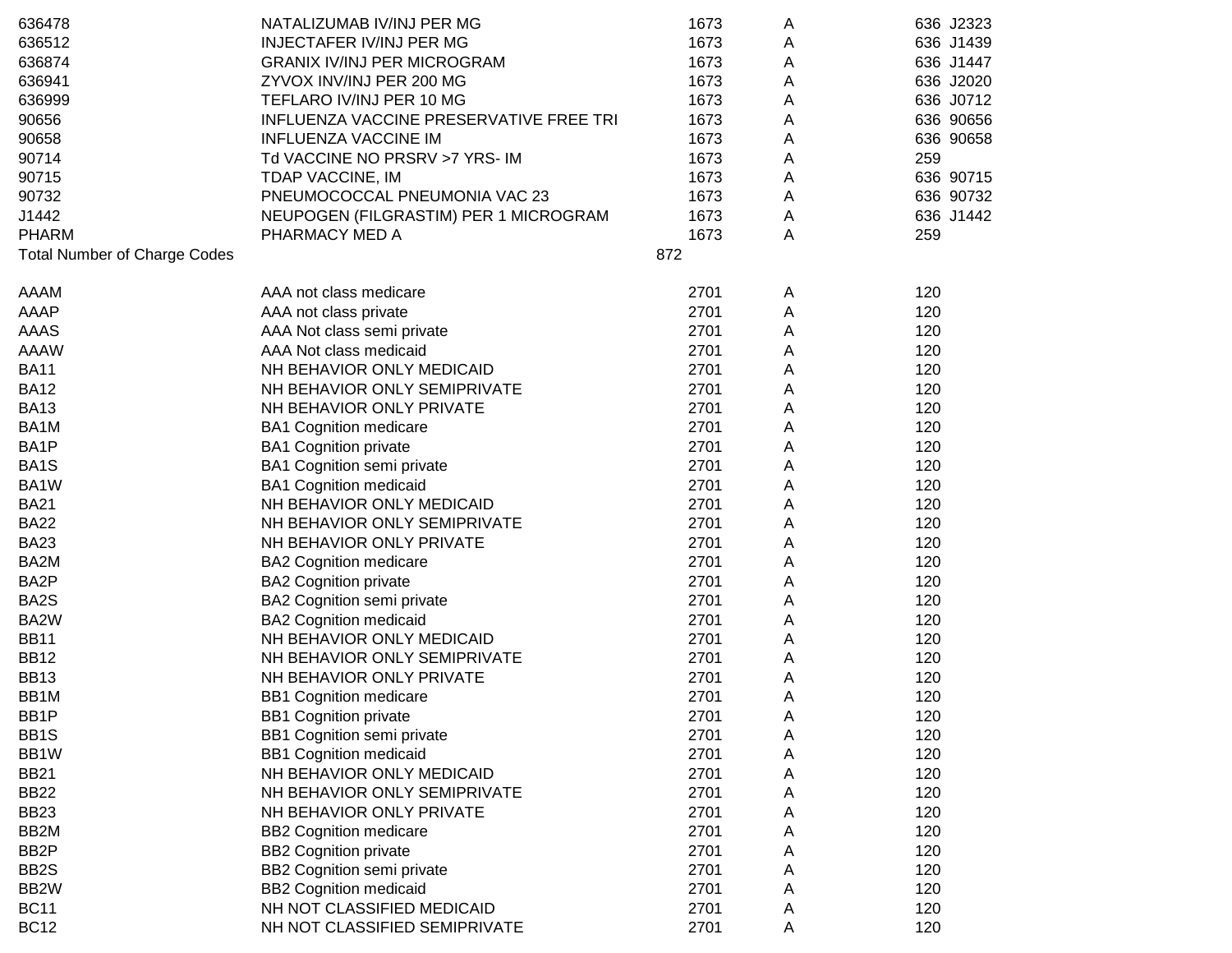| | | | | |
|---|---|---|---|---|
| 636478 | NATALIZUMAB IV/INJ PER MG | 1673 | A | 636 J2323 |
| 636512 | INJECTAFER IV/INJ PER MG | 1673 | A | 636 J1439 |
| 636874 | GRANIX IV/INJ PER MICROGRAM | 1673 | A | 636 J1447 |
| 636941 | ZYVOX INV/INJ PER 200 MG | 1673 | A | 636 J2020 |
| 636999 | TEFLARO IV/INJ PER 10 MG | 1673 | A | 636 J0712 |
| 90656 | INFLUENZA VACCINE PRESERVATIVE FREE TRI | 1673 | A | 636 90656 |
| 90658 | INFLUENZA VACCINE IM | 1673 | A | 636 90658 |
| 90714 | Td VACCINE NO PRSRV >7 YRS- IM | 1673 | A | 259 |
| 90715 | TDAP VACCINE, IM | 1673 | A | 636 90715 |
| 90732 | PNEUMOCOCCAL PNEUMONIA VAC 23 | 1673 | A | 636 90732 |
| J1442 | NEUPOGEN (FILGRASTIM) PER 1 MICROGRAM | 1673 | A | 636 J1442 |
| PHARM | PHARMACY MED A | 1673 | A | 259 |
| Total Number of Charge Codes | | 872 | | |

| | | | | |
|---|---|---|---|---|
| AAAM | AAA not class medicare | 2701 | A | 120 |
| AAAP | AAA not class private | 2701 | A | 120 |
| AAAS | AAA Not class semi private | 2701 | A | 120 |
| AAAW | AAA Not class medicaid | 2701 | A | 120 |
| BA11 | NH BEHAVIOR ONLY MEDICAID | 2701 | A | 120 |
| BA12 | NH BEHAVIOR ONLY SEMIPRIVATE | 2701 | A | 120 |
| BA13 | NH BEHAVIOR ONLY PRIVATE | 2701 | A | 120 |
| BA1M | BA1 Cognition medicare | 2701 | A | 120 |
| BA1P | BA1 Cognition private | 2701 | A | 120 |
| BA1S | BA1 Cognition semi private | 2701 | A | 120 |
| BA1W | BA1 Cognition medicaid | 2701 | A | 120 |
| BA21 | NH BEHAVIOR ONLY MEDICAID | 2701 | A | 120 |
| BA22 | NH BEHAVIOR ONLY SEMIPRIVATE | 2701 | A | 120 |
| BA23 | NH BEHAVIOR ONLY PRIVATE | 2701 | A | 120 |
| BA2M | BA2 Cognition medicare | 2701 | A | 120 |
| BA2P | BA2 Cognition private | 2701 | A | 120 |
| BA2S | BA2 Cognition semi private | 2701 | A | 120 |
| BA2W | BA2 Cognition medicaid | 2701 | A | 120 |
| BB11 | NH BEHAVIOR ONLY MEDICAID | 2701 | A | 120 |
| BB12 | NH BEHAVIOR ONLY SEMIPRIVATE | 2701 | A | 120 |
| BB13 | NH BEHAVIOR ONLY PRIVATE | 2701 | A | 120 |
| BB1M | BB1 Cognition medicare | 2701 | A | 120 |
| BB1P | BB1 Cognition private | 2701 | A | 120 |
| BB1S | BB1 Cognition semi private | 2701 | A | 120 |
| BB1W | BB1 Cognition medicaid | 2701 | A | 120 |
| BB21 | NH BEHAVIOR ONLY MEDICAID | 2701 | A | 120 |
| BB22 | NH BEHAVIOR ONLY SEMIPRIVATE | 2701 | A | 120 |
| BB23 | NH BEHAVIOR ONLY PRIVATE | 2701 | A | 120 |
| BB2M | BB2 Cognition medicare | 2701 | A | 120 |
| BB2P | BB2 Cognition private | 2701 | A | 120 |
| BB2S | BB2 Cognition semi private | 2701 | A | 120 |
| BB2W | BB2 Cognition medicaid | 2701 | A | 120 |
| BC11 | NH NOT CLASSIFIED MEDICAID | 2701 | A | 120 |
| BC12 | NH NOT CLASSIFIED SEMIPRIVATE | 2701 | A | 120 |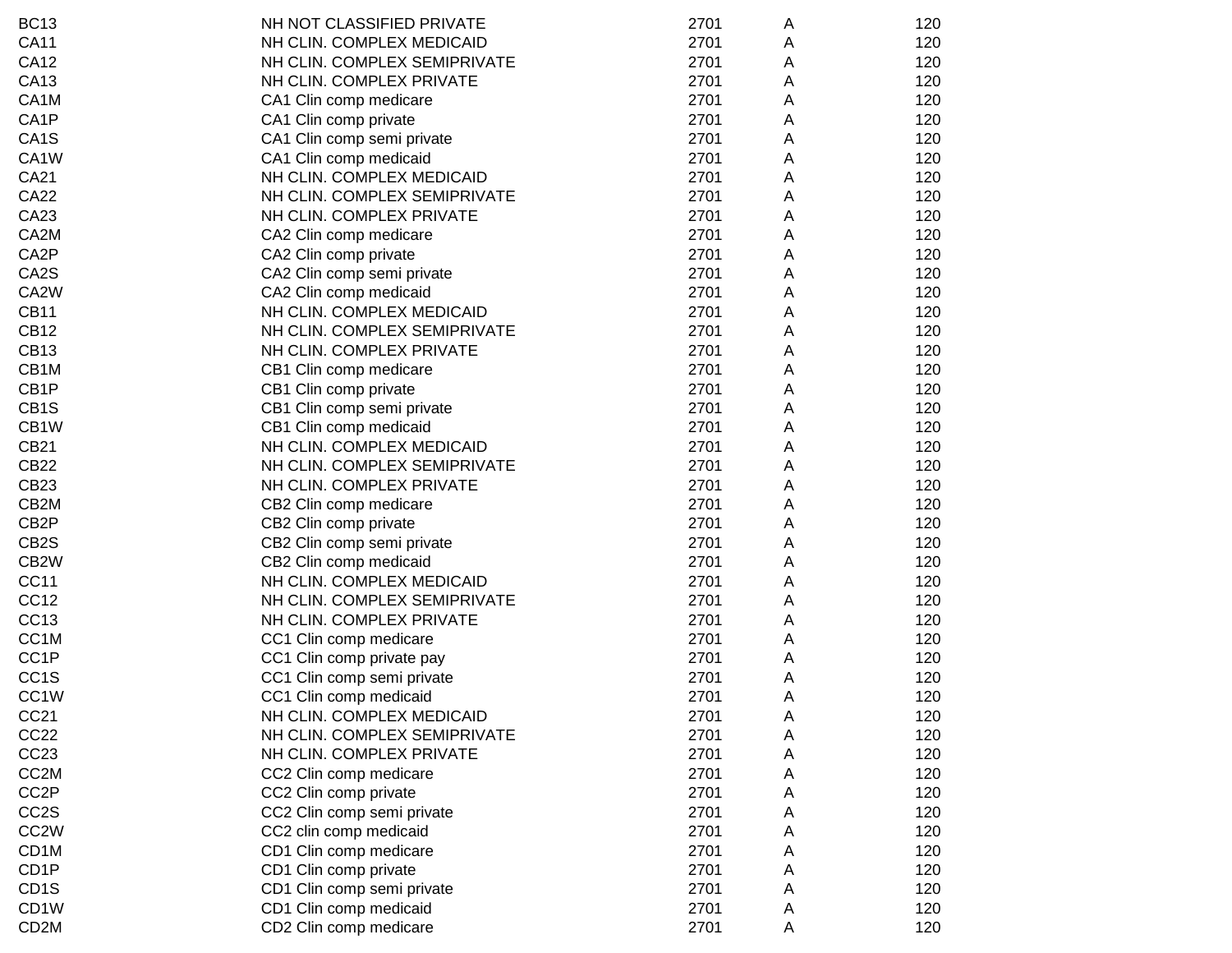| | | | | |
|---|---|---|---|---|
| BC13 | NH NOT CLASSIFIED PRIVATE | 2701 | A | 120 |
| CA11 | NH CLIN. COMPLEX MEDICAID | 2701 | A | 120 |
| CA12 | NH CLIN. COMPLEX SEMIPRIVATE | 2701 | A | 120 |
| CA13 | NH CLIN. COMPLEX PRIVATE | 2701 | A | 120 |
| CA1M | CA1 Clin comp medicare | 2701 | A | 120 |
| CA1P | CA1 Clin comp private | 2701 | A | 120 |
| CA1S | CA1 Clin comp semi private | 2701 | A | 120 |
| CA1W | CA1 Clin comp medicaid | 2701 | A | 120 |
| CA21 | NH CLIN. COMPLEX MEDICAID | 2701 | A | 120 |
| CA22 | NH CLIN. COMPLEX SEMIPRIVATE | 2701 | A | 120 |
| CA23 | NH CLIN. COMPLEX PRIVATE | 2701 | A | 120 |
| CA2M | CA2 Clin comp medicare | 2701 | A | 120 |
| CA2P | CA2 Clin comp private | 2701 | A | 120 |
| CA2S | CA2 Clin comp semi private | 2701 | A | 120 |
| CA2W | CA2 Clin comp medicaid | 2701 | A | 120 |
| CB11 | NH CLIN. COMPLEX MEDICAID | 2701 | A | 120 |
| CB12 | NH CLIN. COMPLEX SEMIPRIVATE | 2701 | A | 120 |
| CB13 | NH CLIN. COMPLEX PRIVATE | 2701 | A | 120 |
| CB1M | CB1 Clin comp medicare | 2701 | A | 120 |
| CB1P | CB1 Clin comp private | 2701 | A | 120 |
| CB1S | CB1 Clin comp semi private | 2701 | A | 120 |
| CB1W | CB1 Clin comp medicaid | 2701 | A | 120 |
| CB21 | NH CLIN. COMPLEX MEDICAID | 2701 | A | 120 |
| CB22 | NH CLIN. COMPLEX SEMIPRIVATE | 2701 | A | 120 |
| CB23 | NH CLIN. COMPLEX PRIVATE | 2701 | A | 120 |
| CB2M | CB2 Clin comp medicare | 2701 | A | 120 |
| CB2P | CB2 Clin comp private | 2701 | A | 120 |
| CB2S | CB2 Clin comp semi private | 2701 | A | 120 |
| CB2W | CB2 Clin comp medicaid | 2701 | A | 120 |
| CC11 | NH CLIN. COMPLEX MEDICAID | 2701 | A | 120 |
| CC12 | NH CLIN. COMPLEX SEMIPRIVATE | 2701 | A | 120 |
| CC13 | NH CLIN. COMPLEX PRIVATE | 2701 | A | 120 |
| CC1M | CC1 Clin comp medicare | 2701 | A | 120 |
| CC1P | CC1 Clin comp private pay | 2701 | A | 120 |
| CC1S | CC1 Clin comp semi private | 2701 | A | 120 |
| CC1W | CC1 Clin comp medicaid | 2701 | A | 120 |
| CC21 | NH CLIN. COMPLEX MEDICAID | 2701 | A | 120 |
| CC22 | NH CLIN. COMPLEX SEMIPRIVATE | 2701 | A | 120 |
| CC23 | NH CLIN. COMPLEX PRIVATE | 2701 | A | 120 |
| CC2M | CC2 Clin comp medicare | 2701 | A | 120 |
| CC2P | CC2 Clin comp private | 2701 | A | 120 |
| CC2S | CC2 Clin comp semi private | 2701 | A | 120 |
| CC2W | CC2 clin comp medicaid | 2701 | A | 120 |
| CD1M | CD1 Clin comp medicare | 2701 | A | 120 |
| CD1P | CD1 Clin comp private | 2701 | A | 120 |
| CD1S | CD1 Clin comp semi private | 2701 | A | 120 |
| CD1W | CD1 Clin comp medicaid | 2701 | A | 120 |
| CD2M | CD2 Clin comp medicare | 2701 | A | 120 |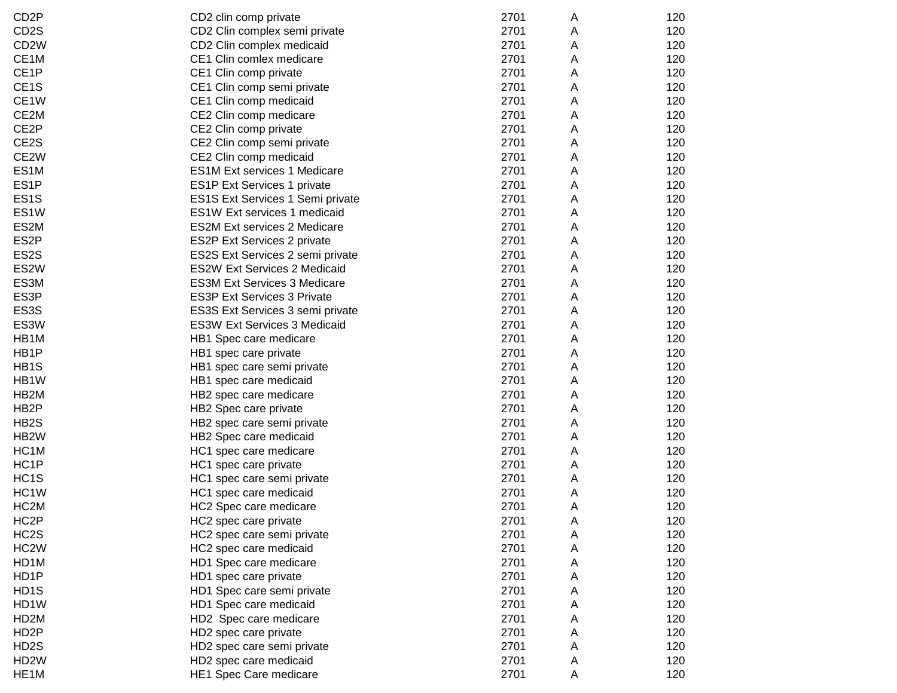| | | | | |
|---|---|---|---|---|
| CD2P | CD2 clin comp private | 2701 | A | 120 |
| CD2S | CD2 Clin complex semi private | 2701 | A | 120 |
| CD2W | CD2 Clin complex medicaid | 2701 | A | 120 |
| CE1M | CE1 Clin comlex medicare | 2701 | A | 120 |
| CE1P | CE1 Clin comp private | 2701 | A | 120 |
| CE1S | CE1 Clin comp semi private | 2701 | A | 120 |
| CE1W | CE1 Clin comp medicaid | 2701 | A | 120 |
| CE2M | CE2 Clin comp medicare | 2701 | A | 120 |
| CE2P | CE2 Clin comp private | 2701 | A | 120 |
| CE2S | CE2 Clin comp semi private | 2701 | A | 120 |
| CE2W | CE2 Clin comp medicaid | 2701 | A | 120 |
| ES1M | ES1M Ext services 1 Medicare | 2701 | A | 120 |
| ES1P | ES1P Ext Services 1 private | 2701 | A | 120 |
| ES1S | ES1S Ext Services 1 Semi private | 2701 | A | 120 |
| ES1W | ES1W Ext services 1 medicaid | 2701 | A | 120 |
| ES2M | ES2M Ext services 2 Medicare | 2701 | A | 120 |
| ES2P | ES2P Ext Services 2 private | 2701 | A | 120 |
| ES2S | ES2S Ext Services 2 semi private | 2701 | A | 120 |
| ES2W | ES2W Ext Services 2 Medicaid | 2701 | A | 120 |
| ES3M | ES3M Ext Services 3 Medicare | 2701 | A | 120 |
| ES3P | ES3P Ext Services 3 Private | 2701 | A | 120 |
| ES3S | ES3S Ext Services 3 semi private | 2701 | A | 120 |
| ES3W | ES3W Ext Services 3 Medicaid | 2701 | A | 120 |
| HB1M | HB1 Spec care medicare | 2701 | A | 120 |
| HB1P | HB1 spec care private | 2701 | A | 120 |
| HB1S | HB1 spec care semi private | 2701 | A | 120 |
| HB1W | HB1 spec care medicaid | 2701 | A | 120 |
| HB2M | HB2 spec care medicare | 2701 | A | 120 |
| HB2P | HB2 Spec care private | 2701 | A | 120 |
| HB2S | HB2 spec care semi private | 2701 | A | 120 |
| HB2W | HB2 Spec care medicaid | 2701 | A | 120 |
| HC1M | HC1 spec care medicare | 2701 | A | 120 |
| HC1P | HC1 spec care private | 2701 | A | 120 |
| HC1S | HC1 spec care semi private | 2701 | A | 120 |
| HC1W | HC1 spec care medicaid | 2701 | A | 120 |
| HC2M | HC2 Spec care medicare | 2701 | A | 120 |
| HC2P | HC2 spec care private | 2701 | A | 120 |
| HC2S | HC2 spec care semi private | 2701 | A | 120 |
| HC2W | HC2 spec care medicaid | 2701 | A | 120 |
| HD1M | HD1 Spec care medicare | 2701 | A | 120 |
| HD1P | HD1 spec care private | 2701 | A | 120 |
| HD1S | HD1 Spec care semi private | 2701 | A | 120 |
| HD1W | HD1 Spec care medicaid | 2701 | A | 120 |
| HD2M | HD2  Spec care medicare | 2701 | A | 120 |
| HD2P | HD2 spec care private | 2701 | A | 120 |
| HD2S | HD2 spec care semi private | 2701 | A | 120 |
| HD2W | HD2 spec care medicaid | 2701 | A | 120 |
| HE1M | HE1 Spec Care medicare | 2701 | A | 120 |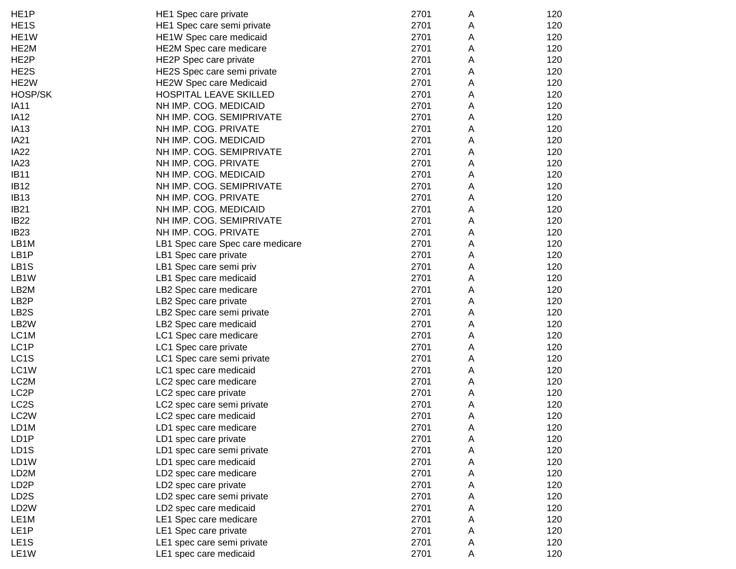| | | | | |
|---|---|---|---|---|
| HE1P | HE1 Spec care private | 2701 | A | 120 |
| HE1S | HE1 Spec care semi private | 2701 | A | 120 |
| HE1W | HE1W Spec care medicaid | 2701 | A | 120 |
| HE2M | HE2M Spec care medicare | 2701 | A | 120 |
| HE2P | HE2P Spec care private | 2701 | A | 120 |
| HE2S | HE2S Spec care semi private | 2701 | A | 120 |
| HE2W | HE2W Spec care Medicaid | 2701 | A | 120 |
| HOSP/SK | HOSPITAL LEAVE SKILLED | 2701 | A | 120 |
| IA11 | NH IMP. COG. MEDICAID | 2701 | A | 120 |
| IA12 | NH IMP. COG. SEMIPRIVATE | 2701 | A | 120 |
| IA13 | NH IMP. COG. PRIVATE | 2701 | A | 120 |
| IA21 | NH IMP. COG. MEDICAID | 2701 | A | 120 |
| IA22 | NH IMP. COG. SEMIPRIVATE | 2701 | A | 120 |
| IA23 | NH IMP. COG. PRIVATE | 2701 | A | 120 |
| IB11 | NH IMP. COG. MEDICAID | 2701 | A | 120 |
| IB12 | NH IMP. COG. SEMIPRIVATE | 2701 | A | 120 |
| IB13 | NH IMP. COG. PRIVATE | 2701 | A | 120 |
| IB21 | NH IMP. COG. MEDICAID | 2701 | A | 120 |
| IB22 | NH IMP. COG. SEMIPRIVATE | 2701 | A | 120 |
| IB23 | NH IMP. COG. PRIVATE | 2701 | A | 120 |
| LB1M | LB1 Spec care Spec care medicare | 2701 | A | 120 |
| LB1P | LB1 Spec care private | 2701 | A | 120 |
| LB1S | LB1 Spec care semi priv | 2701 | A | 120 |
| LB1W | LB1 Spec care medicaid | 2701 | A | 120 |
| LB2M | LB2 Spec care medicare | 2701 | A | 120 |
| LB2P | LB2 Spec care private | 2701 | A | 120 |
| LB2S | LB2 Spec care semi private | 2701 | A | 120 |
| LB2W | LB2 Spec care medicaid | 2701 | A | 120 |
| LC1M | LC1 Spec care medicare | 2701 | A | 120 |
| LC1P | LC1 Spec care private | 2701 | A | 120 |
| LC1S | LC1 Spec care semi private | 2701 | A | 120 |
| LC1W | LC1 spec care medicaid | 2701 | A | 120 |
| LC2M | LC2 spec care medicare | 2701 | A | 120 |
| LC2P | LC2 spec care private | 2701 | A | 120 |
| LC2S | LC2 spec care semi private | 2701 | A | 120 |
| LC2W | LC2 spec care medicaid | 2701 | A | 120 |
| LD1M | LD1 spec care medicare | 2701 | A | 120 |
| LD1P | LD1 spec care private | 2701 | A | 120 |
| LD1S | LD1 spec care semi private | 2701 | A | 120 |
| LD1W | LD1 spec care medicaid | 2701 | A | 120 |
| LD2M | LD2 spec care medicare | 2701 | A | 120 |
| LD2P | LD2 spec care private | 2701 | A | 120 |
| LD2S | LD2 spec care semi private | 2701 | A | 120 |
| LD2W | LD2 spec care medicaid | 2701 | A | 120 |
| LE1M | LE1 Spec care medicare | 2701 | A | 120 |
| LE1P | LE1 Spec care private | 2701 | A | 120 |
| LE1S | LE1 spec care semi private | 2701 | A | 120 |
| LE1W | LE1 spec care medicaid | 2701 | A | 120 |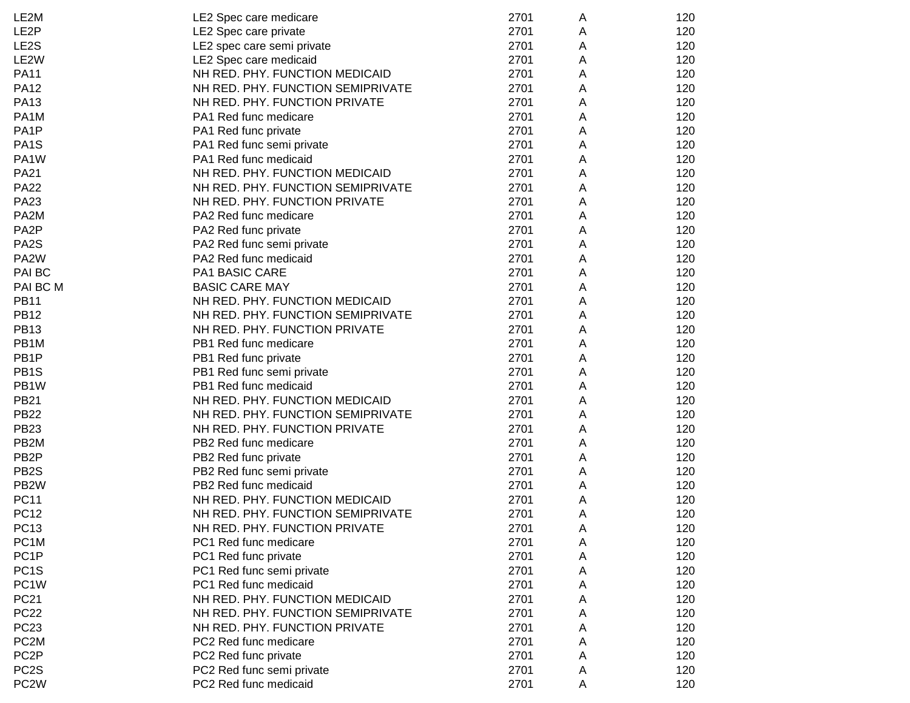| | | | | |
|---|---|---|---|---|
| LE2M | LE2 Spec care medicare | 2701 | A | 120 |
| LE2P | LE2 Spec care private | 2701 | A | 120 |
| LE2S | LE2 spec care semi private | 2701 | A | 120 |
| LE2W | LE2 Spec care medicaid | 2701 | A | 120 |
| PA11 | NH RED. PHY. FUNCTION MEDICAID | 2701 | A | 120 |
| PA12 | NH RED. PHY. FUNCTION SEMIPRIVATE | 2701 | A | 120 |
| PA13 | NH RED. PHY. FUNCTION PRIVATE | 2701 | A | 120 |
| PA1M | PA1 Red func medicare | 2701 | A | 120 |
| PA1P | PA1 Red func private | 2701 | A | 120 |
| PA1S | PA1 Red func semi private | 2701 | A | 120 |
| PA1W | PA1 Red func medicaid | 2701 | A | 120 |
| PA21 | NH RED. PHY. FUNCTION MEDICAID | 2701 | A | 120 |
| PA22 | NH RED. PHY. FUNCTION SEMIPRIVATE | 2701 | A | 120 |
| PA23 | NH RED. PHY. FUNCTION PRIVATE | 2701 | A | 120 |
| PA2M | PA2 Red func medicare | 2701 | A | 120 |
| PA2P | PA2 Red func private | 2701 | A | 120 |
| PA2S | PA2 Red func semi private | 2701 | A | 120 |
| PA2W | PA2 Red func medicaid | 2701 | A | 120 |
| PAI BC | PA1 BASIC CARE | 2701 | A | 120 |
| PAI BC M | BASIC CARE MAY | 2701 | A | 120 |
| PB11 | NH RED. PHY. FUNCTION MEDICAID | 2701 | A | 120 |
| PB12 | NH RED. PHY. FUNCTION SEMIPRIVATE | 2701 | A | 120 |
| PB13 | NH RED. PHY. FUNCTION PRIVATE | 2701 | A | 120 |
| PB1M | PB1 Red func medicare | 2701 | A | 120 |
| PB1P | PB1 Red func private | 2701 | A | 120 |
| PB1S | PB1 Red func semi private | 2701 | A | 120 |
| PB1W | PB1 Red func medicaid | 2701 | A | 120 |
| PB21 | NH RED. PHY. FUNCTION MEDICAID | 2701 | A | 120 |
| PB22 | NH RED. PHY. FUNCTION SEMIPRIVATE | 2701 | A | 120 |
| PB23 | NH RED. PHY. FUNCTION PRIVATE | 2701 | A | 120 |
| PB2M | PB2 Red func medicare | 2701 | A | 120 |
| PB2P | PB2 Red func private | 2701 | A | 120 |
| PB2S | PB2 Red func semi private | 2701 | A | 120 |
| PB2W | PB2 Red func medicaid | 2701 | A | 120 |
| PC11 | NH RED. PHY. FUNCTION MEDICAID | 2701 | A | 120 |
| PC12 | NH RED. PHY. FUNCTION SEMIPRIVATE | 2701 | A | 120 |
| PC13 | NH RED. PHY. FUNCTION PRIVATE | 2701 | A | 120 |
| PC1M | PC1 Red func medicare | 2701 | A | 120 |
| PC1P | PC1 Red func private | 2701 | A | 120 |
| PC1S | PC1 Red func semi private | 2701 | A | 120 |
| PC1W | PC1 Red func medicaid | 2701 | A | 120 |
| PC21 | NH RED. PHY. FUNCTION MEDICAID | 2701 | A | 120 |
| PC22 | NH RED. PHY. FUNCTION SEMIPRIVATE | 2701 | A | 120 |
| PC23 | NH RED. PHY. FUNCTION PRIVATE | 2701 | A | 120 |
| PC2M | PC2 Red func medicare | 2701 | A | 120 |
| PC2P | PC2 Red func private | 2701 | A | 120 |
| PC2S | PC2 Red func semi private | 2701 | A | 120 |
| PC2W | PC2 Red func medicaid | 2701 | A | 120 |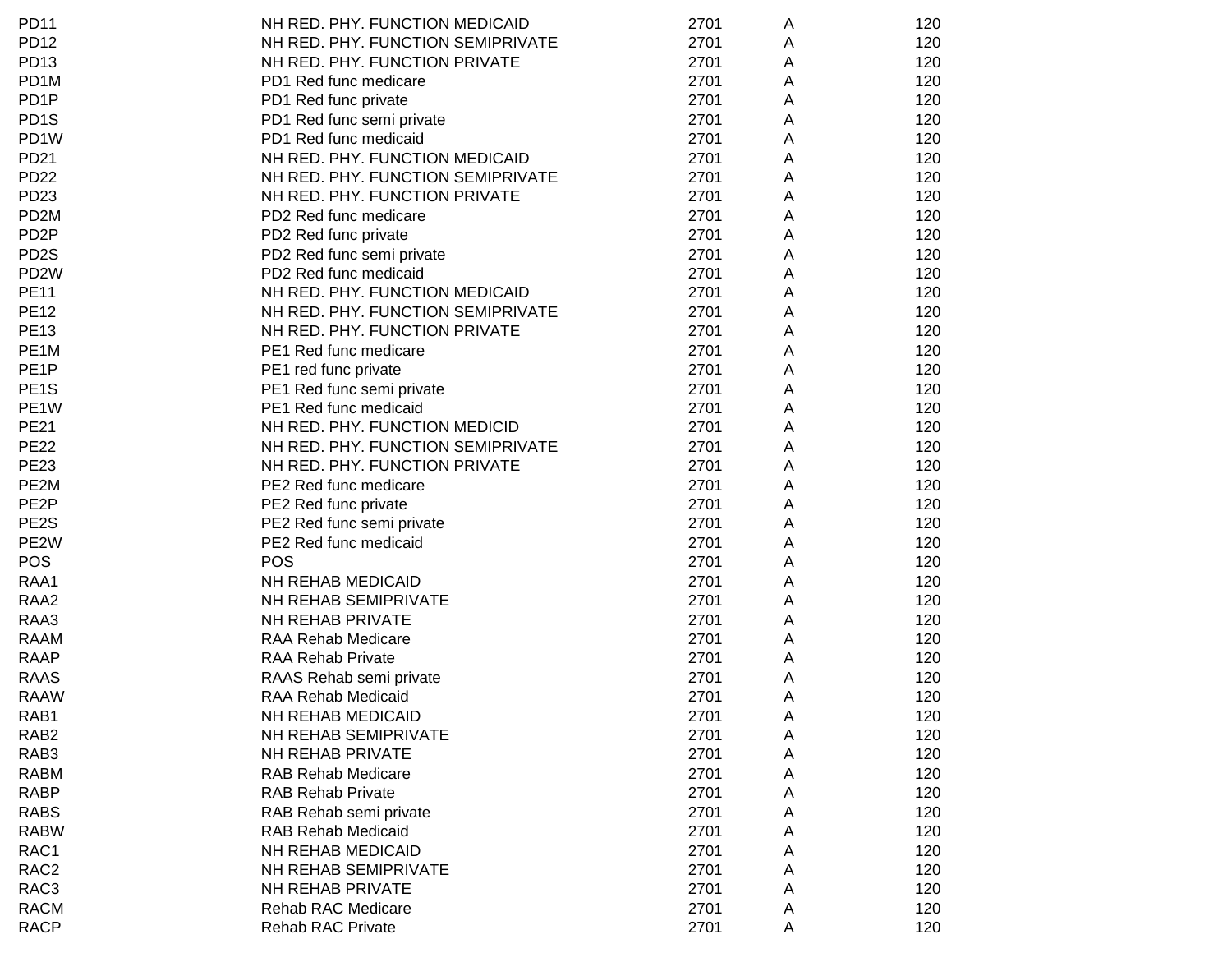| | | | | |
|---|---|---|---|---|
| PD11 | NH RED. PHY. FUNCTION MEDICAID | 2701 | A | 120 |
| PD12 | NH RED. PHY. FUNCTION SEMIPRIVATE | 2701 | A | 120 |
| PD13 | NH RED. PHY. FUNCTION PRIVATE | 2701 | A | 120 |
| PD1M | PD1 Red func medicare | 2701 | A | 120 |
| PD1P | PD1 Red func private | 2701 | A | 120 |
| PD1S | PD1 Red func semi private | 2701 | A | 120 |
| PD1W | PD1 Red func medicaid | 2701 | A | 120 |
| PD21 | NH RED. PHY. FUNCTION MEDICAID | 2701 | A | 120 |
| PD22 | NH RED. PHY. FUNCTION SEMIPRIVATE | 2701 | A | 120 |
| PD23 | NH RED. PHY. FUNCTION PRIVATE | 2701 | A | 120 |
| PD2M | PD2 Red func medicare | 2701 | A | 120 |
| PD2P | PD2 Red func private | 2701 | A | 120 |
| PD2S | PD2 Red func semi private | 2701 | A | 120 |
| PD2W | PD2 Red func medicaid | 2701 | A | 120 |
| PE11 | NH RED. PHY. FUNCTION MEDICAID | 2701 | A | 120 |
| PE12 | NH RED. PHY. FUNCTION SEMIPRIVATE | 2701 | A | 120 |
| PE13 | NH RED. PHY. FUNCTION PRIVATE | 2701 | A | 120 |
| PE1M | PE1 Red func medicare | 2701 | A | 120 |
| PE1P | PE1 red func private | 2701 | A | 120 |
| PE1S | PE1 Red func semi private | 2701 | A | 120 |
| PE1W | PE1 Red func medicaid | 2701 | A | 120 |
| PE21 | NH RED. PHY. FUNCTION MEDICID | 2701 | A | 120 |
| PE22 | NH RED. PHY. FUNCTION SEMIPRIVATE | 2701 | A | 120 |
| PE23 | NH RED. PHY. FUNCTION PRIVATE | 2701 | A | 120 |
| PE2M | PE2 Red func medicare | 2701 | A | 120 |
| PE2P | PE2 Red func private | 2701 | A | 120 |
| PE2S | PE2 Red func semi private | 2701 | A | 120 |
| PE2W | PE2 Red func medicaid | 2701 | A | 120 |
| POS | POS | 2701 | A | 120 |
| RAA1 | NH REHAB MEDICAID | 2701 | A | 120 |
| RAA2 | NH REHAB SEMIPRIVATE | 2701 | A | 120 |
| RAA3 | NH REHAB PRIVATE | 2701 | A | 120 |
| RAAM | RAA Rehab Medicare | 2701 | A | 120 |
| RAAP | RAA Rehab Private | 2701 | A | 120 |
| RAAS | RAAS Rehab semi private | 2701 | A | 120 |
| RAAW | RAA Rehab Medicaid | 2701 | A | 120 |
| RAB1 | NH REHAB MEDICAID | 2701 | A | 120 |
| RAB2 | NH REHAB SEMIPRIVATE | 2701 | A | 120 |
| RAB3 | NH REHAB PRIVATE | 2701 | A | 120 |
| RABM | RAB Rehab Medicare | 2701 | A | 120 |
| RABP | RAB Rehab Private | 2701 | A | 120 |
| RABS | RAB Rehab semi private | 2701 | A | 120 |
| RABW | RAB Rehab Medicaid | 2701 | A | 120 |
| RAC1 | NH REHAB MEDICAID | 2701 | A | 120 |
| RAC2 | NH REHAB SEMIPRIVATE | 2701 | A | 120 |
| RAC3 | NH REHAB PRIVATE | 2701 | A | 120 |
| RACM | Rehab RAC Medicare | 2701 | A | 120 |
| RACP | Rehab RAC Private | 2701 | A | 120 |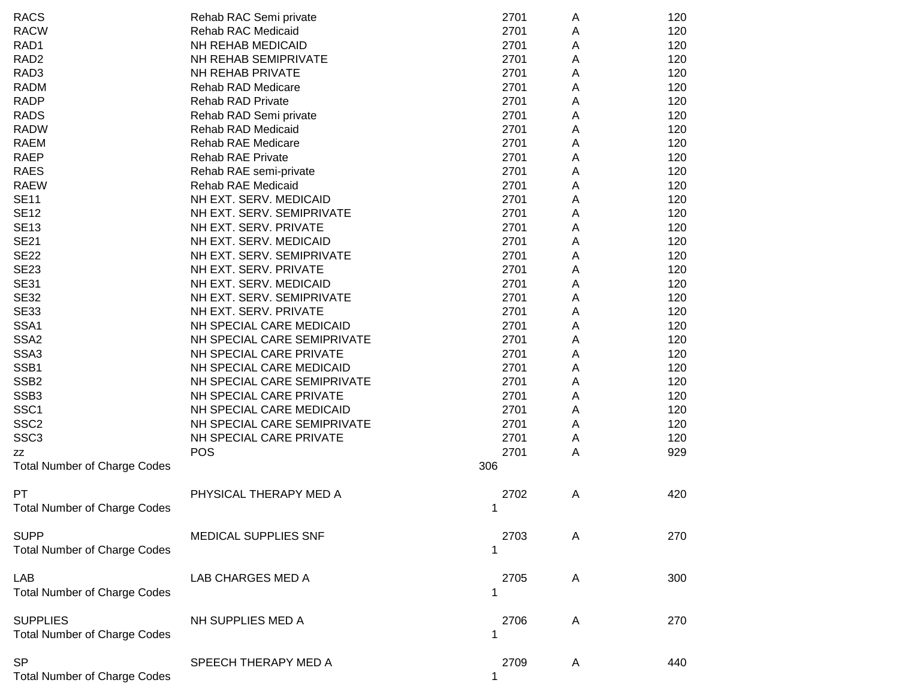| | | | | |
|---|---|---|---|---|
| RACS | Rehab RAC Semi private | 2701 | A | 120 |
| RACW | Rehab RAC Medicaid | 2701 | A | 120 |
| RAD1 | NH REHAB MEDICAID | 2701 | A | 120 |
| RAD2 | NH REHAB SEMIPRIVATE | 2701 | A | 120 |
| RAD3 | NH REHAB PRIVATE | 2701 | A | 120 |
| RADM | Rehab RAD Medicare | 2701 | A | 120 |
| RADP | Rehab RAD Private | 2701 | A | 120 |
| RADS | Rehab RAD Semi private | 2701 | A | 120 |
| RADW | Rehab RAD Medicaid | 2701 | A | 120 |
| RAEM | Rehab RAE Medicare | 2701 | A | 120 |
| RAEP | Rehab RAE Private | 2701 | A | 120 |
| RAES | Rehab RAE semi-private | 2701 | A | 120 |
| RAEW | Rehab RAE Medicaid | 2701 | A | 120 |
| SE11 | NH EXT. SERV. MEDICAID | 2701 | A | 120 |
| SE12 | NH EXT. SERV. SEMIPRIVATE | 2701 | A | 120 |
| SE13 | NH EXT. SERV. PRIVATE | 2701 | A | 120 |
| SE21 | NH EXT. SERV. MEDICAID | 2701 | A | 120 |
| SE22 | NH EXT. SERV. SEMIPRIVATE | 2701 | A | 120 |
| SE23 | NH EXT. SERV. PRIVATE | 2701 | A | 120 |
| SE31 | NH EXT. SERV. MEDICAID | 2701 | A | 120 |
| SE32 | NH EXT. SERV. SEMIPRIVATE | 2701 | A | 120 |
| SE33 | NH EXT. SERV. PRIVATE | 2701 | A | 120 |
| SSA1 | NH SPECIAL CARE MEDICAID | 2701 | A | 120 |
| SSA2 | NH SPECIAL CARE SEMIPRIVATE | 2701 | A | 120 |
| SSA3 | NH SPECIAL CARE PRIVATE | 2701 | A | 120 |
| SSB1 | NH SPECIAL CARE MEDICAID | 2701 | A | 120 |
| SSB2 | NH SPECIAL CARE SEMIPRIVATE | 2701 | A | 120 |
| SSB3 | NH SPECIAL CARE PRIVATE | 2701 | A | 120 |
| SSC1 | NH SPECIAL CARE MEDICAID | 2701 | A | 120 |
| SSC2 | NH SPECIAL CARE SEMIPRIVATE | 2701 | A | 120 |
| SSC3 | NH SPECIAL CARE PRIVATE | 2701 | A | 120 |
| zz | POS | 2701 | A | 929 |
| Total Number of Charge Codes | | 306 | | |
| | | | | |
| PT | PHYSICAL THERAPY MED A | 2702 | A | 420 |
| Total Number of Charge Codes | | 1 | | |
| | | | | |
| SUPP | MEDICAL SUPPLIES SNF | 2703 | A | 270 |
| Total Number of Charge Codes | | 1 | | |
| | | | | |
| LAB | LAB CHARGES MED A | 2705 | A | 300 |
| Total Number of Charge Codes | | 1 | | |
| | | | | |
| SUPPLIES | NH SUPPLIES MED A | 2706 | A | 270 |
| Total Number of Charge Codes | | 1 | | |
| | | | | |
| SP | SPEECH THERAPY MED A | 2709 | A | 440 |
| Total Number of Charge Codes | | 1 | | |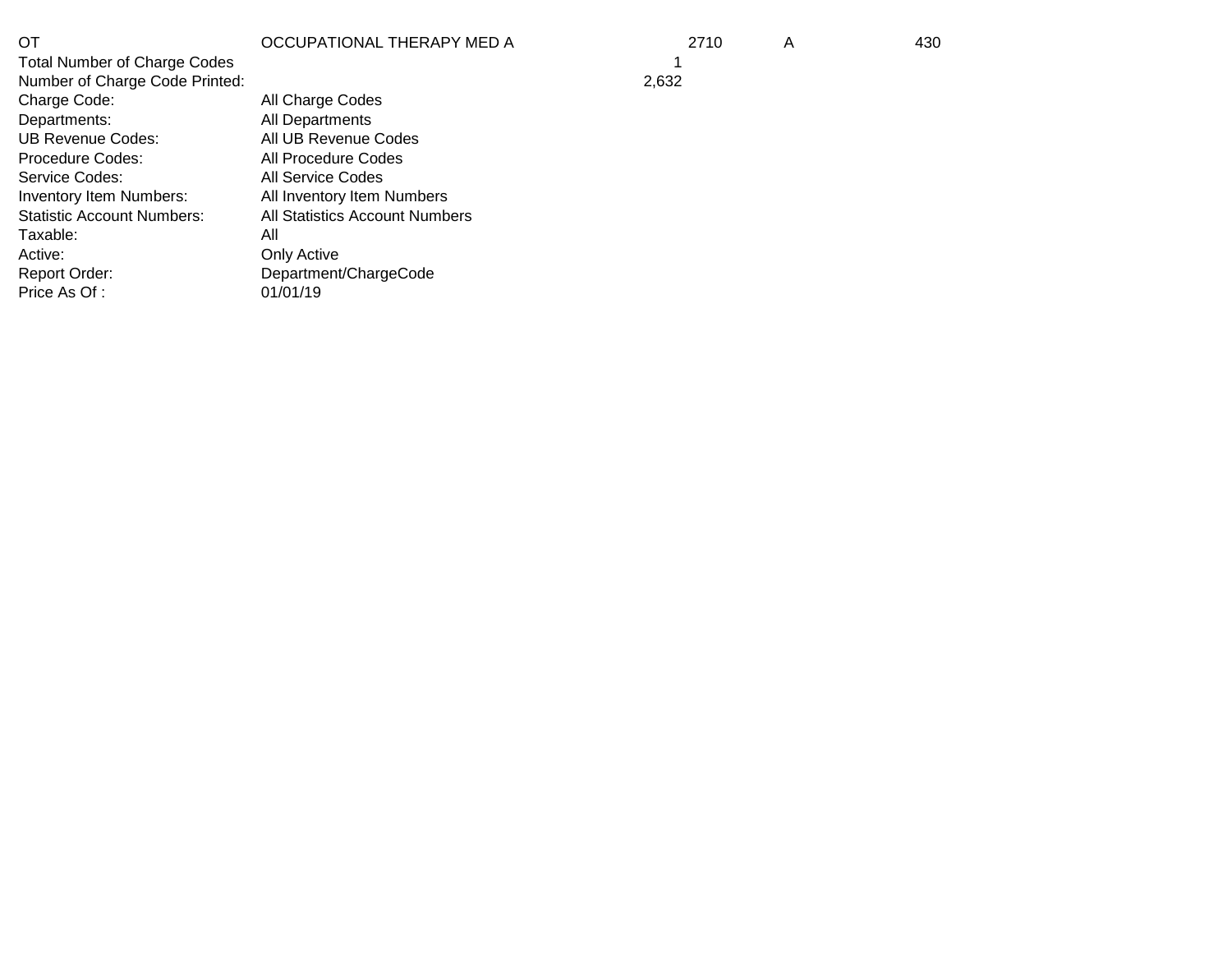| OT | OCCUPATIONAL THERAPY MED A | | 2710 | A | 430 |
|---|---|---|---|---|---|
| Total Number of Charge Codes | | 1 | | | |
| Number of Charge Code Printed: | | 2,632 | | | |
| Charge Code: | All Charge Codes | | | | |
| Departments: | All Departments | | | | |
| UB Revenue Codes: | All UB Revenue Codes | | | | |
| Procedure Codes: | All Procedure Codes | | | | |
| Service Codes: | All Service Codes | | | | |
| Inventory Item Numbers: | All Inventory Item Numbers | | | | |
| Statistic Account Numbers: | All Statistics Account Numbers | | | | |
| Taxable: | All | | | | |
| Active: | Only Active | | | | |
| Report Order: | Department/ChargeCode | | | | |
| Price As Of : | 01/01/19 | | | | |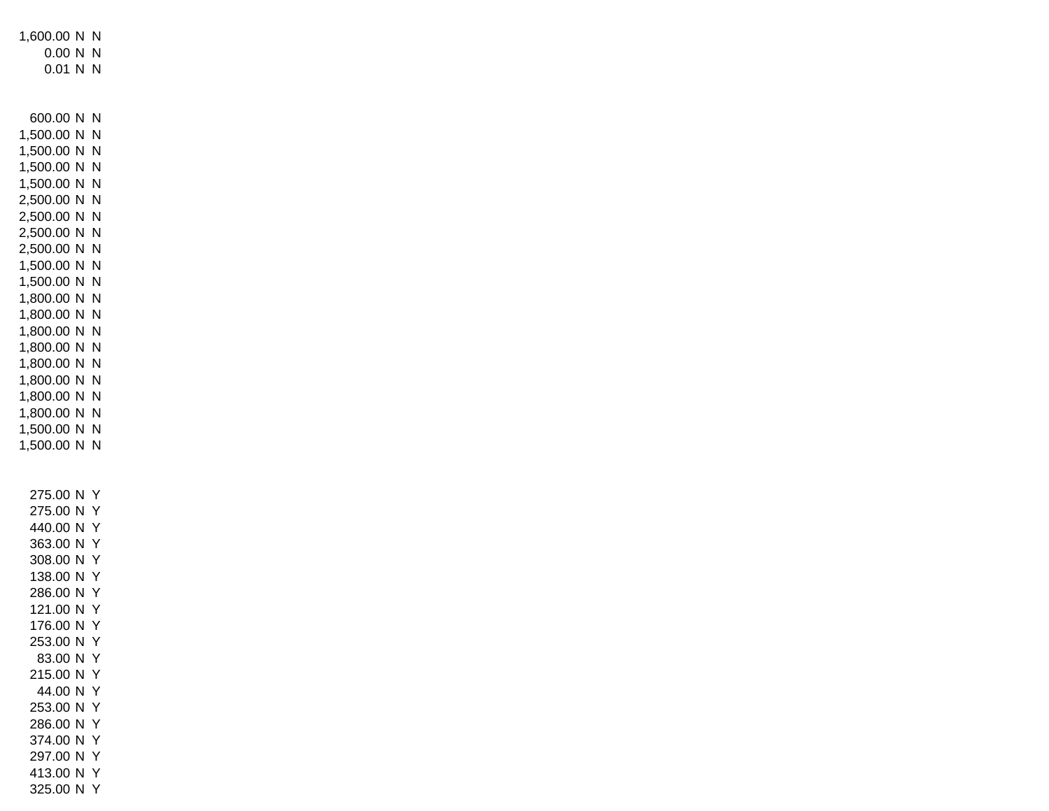| | | |
|---|---|---|
| 1,600.00 | N | N |
| 0.00 | N | N |
| 0.01 | N | N |
| | | |
| 600.00 | N | N |
| 1,500.00 | N | N |
| 1,500.00 | N | N |
| 1,500.00 | N | N |
| 1,500.00 | N | N |
| 2,500.00 | N | N |
| 2,500.00 | N | N |
| 2,500.00 | N | N |
| 2,500.00 | N | N |
| 1,500.00 | N | N |
| 1,500.00 | N | N |
| 1,800.00 | N | N |
| 1,800.00 | N | N |
| 1,800.00 | N | N |
| 1,800.00 | N | N |
| 1,800.00 | N | N |
| 1,800.00 | N | N |
| 1,800.00 | N | N |
| 1,800.00 | N | N |
| 1,500.00 | N | N |
| 1,500.00 | N | N |
| | | |
| 275.00 | N | Y |
| 275.00 | N | Y |
| 440.00 | N | Y |
| 363.00 | N | Y |
| 308.00 | N | Y |
| 138.00 | N | Y |
| 286.00 | N | Y |
| 121.00 | N | Y |
| 176.00 | N | Y |
| 253.00 | N | Y |
| 83.00 | N | Y |
| 215.00 | N | Y |
| 44.00 | N | Y |
| 253.00 | N | Y |
| 286.00 | N | Y |
| 374.00 | N | Y |
| 297.00 | N | Y |
| 413.00 | N | Y |
| 325.00 | N | Y |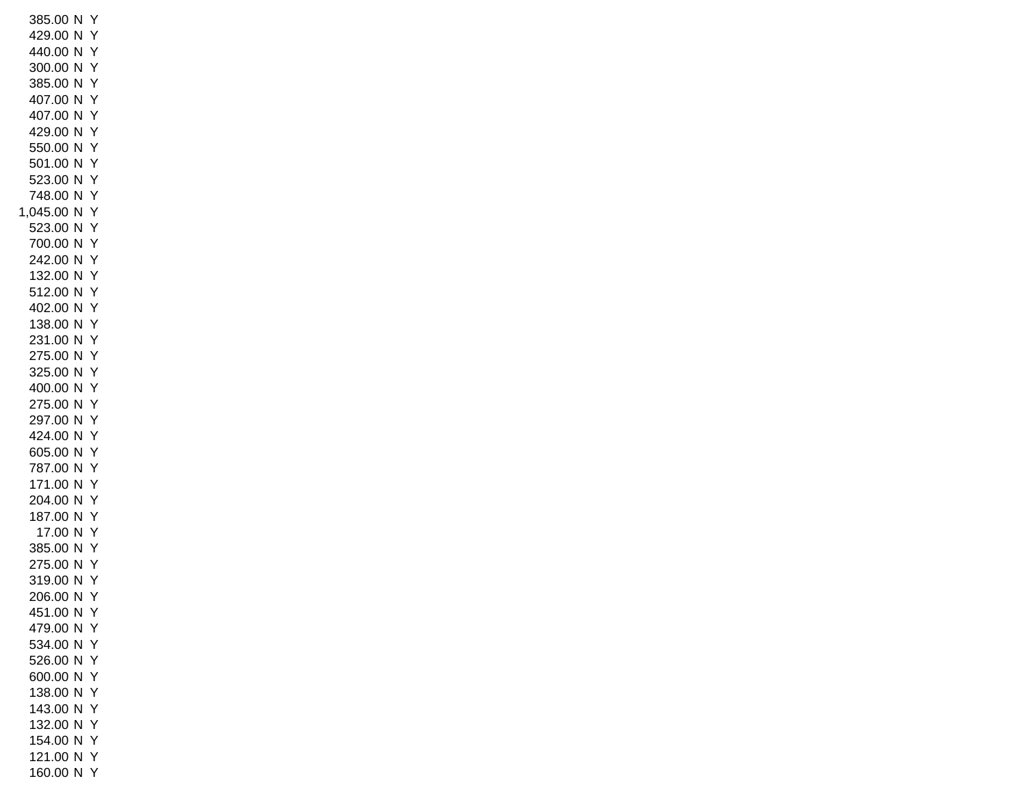| | | |
|---|---|---|
| 385.00 | N | Y |
| 429.00 | N | Y |
| 440.00 | N | Y |
| 300.00 | N | Y |
| 385.00 | N | Y |
| 407.00 | N | Y |
| 407.00 | N | Y |
| 429.00 | N | Y |
| 550.00 | N | Y |
| 501.00 | N | Y |
| 523.00 | N | Y |
| 748.00 | N | Y |
| 1,045.00 | N | Y |
| 523.00 | N | Y |
| 700.00 | N | Y |
| 242.00 | N | Y |
| 132.00 | N | Y |
| 512.00 | N | Y |
| 402.00 | N | Y |
| 138.00 | N | Y |
| 231.00 | N | Y |
| 275.00 | N | Y |
| 325.00 | N | Y |
| 400.00 | N | Y |
| 275.00 | N | Y |
| 297.00 | N | Y |
| 424.00 | N | Y |
| 605.00 | N | Y |
| 787.00 | N | Y |
| 171.00 | N | Y |
| 204.00 | N | Y |
| 187.00 | N | Y |
| 17.00 | N | Y |
| 385.00 | N | Y |
| 275.00 | N | Y |
| 319.00 | N | Y |
| 206.00 | N | Y |
| 451.00 | N | Y |
| 479.00 | N | Y |
| 534.00 | N | Y |
| 526.00 | N | Y |
| 600.00 | N | Y |
| 138.00 | N | Y |
| 143.00 | N | Y |
| 132.00 | N | Y |
| 154.00 | N | Y |
| 121.00 | N | Y |
| 160.00 | N | Y |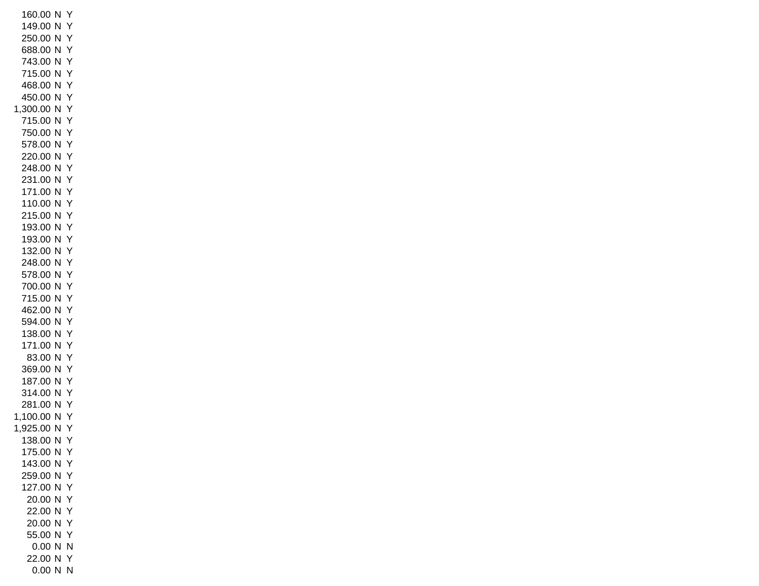| | | |
|---|---|---|
| 160.00 | N | Y |
| 149.00 | N | Y |
| 250.00 | N | Y |
| 688.00 | N | Y |
| 743.00 | N | Y |
| 715.00 | N | Y |
| 468.00 | N | Y |
| 450.00 | N | Y |
| 1,300.00 | N | Y |
| 715.00 | N | Y |
| 750.00 | N | Y |
| 578.00 | N | Y |
| 220.00 | N | Y |
| 248.00 | N | Y |
| 231.00 | N | Y |
| 171.00 | N | Y |
| 110.00 | N | Y |
| 215.00 | N | Y |
| 193.00 | N | Y |
| 193.00 | N | Y |
| 132.00 | N | Y |
| 248.00 | N | Y |
| 578.00 | N | Y |
| 700.00 | N | Y |
| 715.00 | N | Y |
| 462.00 | N | Y |
| 594.00 | N | Y |
| 138.00 | N | Y |
| 171.00 | N | Y |
| 83.00 | N | Y |
| 369.00 | N | Y |
| 187.00 | N | Y |
| 314.00 | N | Y |
| 281.00 | N | Y |
| 1,100.00 | N | Y |
| 1,925.00 | N | Y |
| 138.00 | N | Y |
| 175.00 | N | Y |
| 143.00 | N | Y |
| 259.00 | N | Y |
| 127.00 | N | Y |
| 20.00 | N | Y |
| 22.00 | N | Y |
| 20.00 | N | Y |
| 55.00 | N | Y |
| 0.00 | N | N |
| 22.00 | N | Y |
| 0.00 | N | N |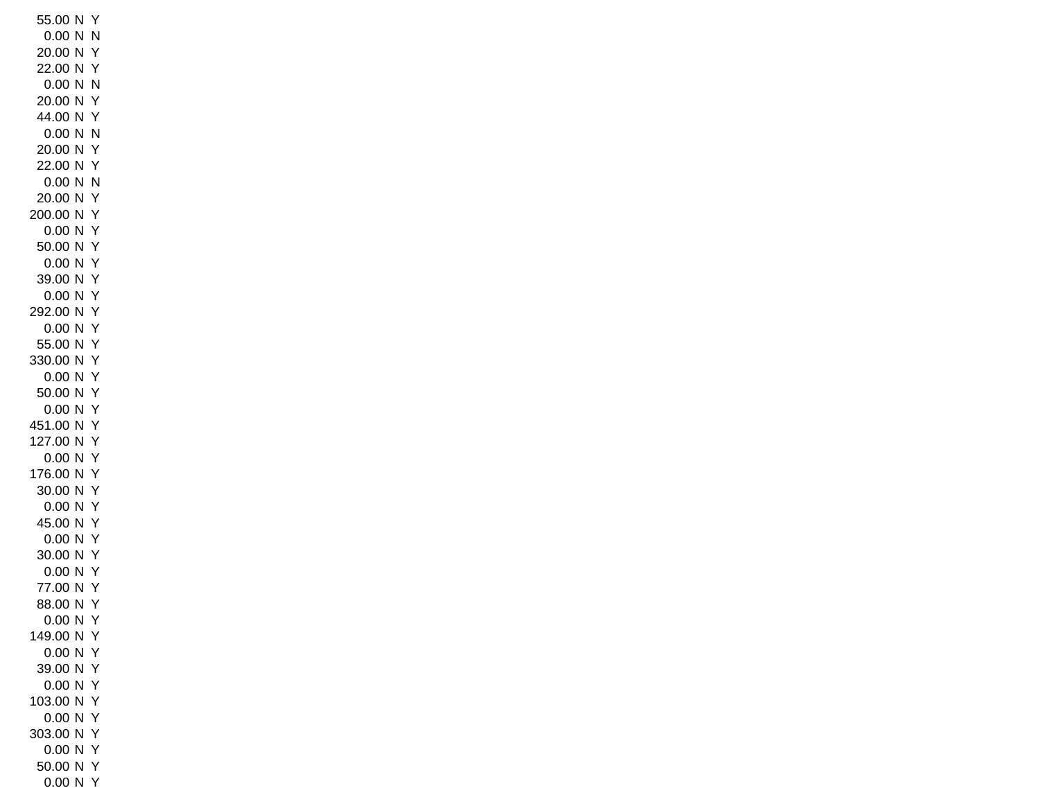| | | |
|---|---|---|
| 55.00 | N | Y |
| 0.00 | N | N |
| 20.00 | N | Y |
| 22.00 | N | Y |
| 0.00 | N | N |
| 20.00 | N | Y |
| 44.00 | N | Y |
| 0.00 | N | N |
| 20.00 | N | Y |
| 22.00 | N | Y |
| 0.00 | N | N |
| 20.00 | N | Y |
| 200.00 | N | Y |
| 0.00 | N | Y |
| 50.00 | N | Y |
| 0.00 | N | Y |
| 39.00 | N | Y |
| 0.00 | N | Y |
| 292.00 | N | Y |
| 0.00 | N | Y |
| 55.00 | N | Y |
| 330.00 | N | Y |
| 0.00 | N | Y |
| 50.00 | N | Y |
| 0.00 | N | Y |
| 451.00 | N | Y |
| 127.00 | N | Y |
| 0.00 | N | Y |
| 176.00 | N | Y |
| 30.00 | N | Y |
| 0.00 | N | Y |
| 45.00 | N | Y |
| 0.00 | N | Y |
| 30.00 | N | Y |
| 0.00 | N | Y |
| 77.00 | N | Y |
| 88.00 | N | Y |
| 0.00 | N | Y |
| 149.00 | N | Y |
| 0.00 | N | Y |
| 39.00 | N | Y |
| 0.00 | N | Y |
| 103.00 | N | Y |
| 0.00 | N | Y |
| 303.00 | N | Y |
| 0.00 | N | Y |
| 50.00 | N | Y |
| 0.00 | N | Y |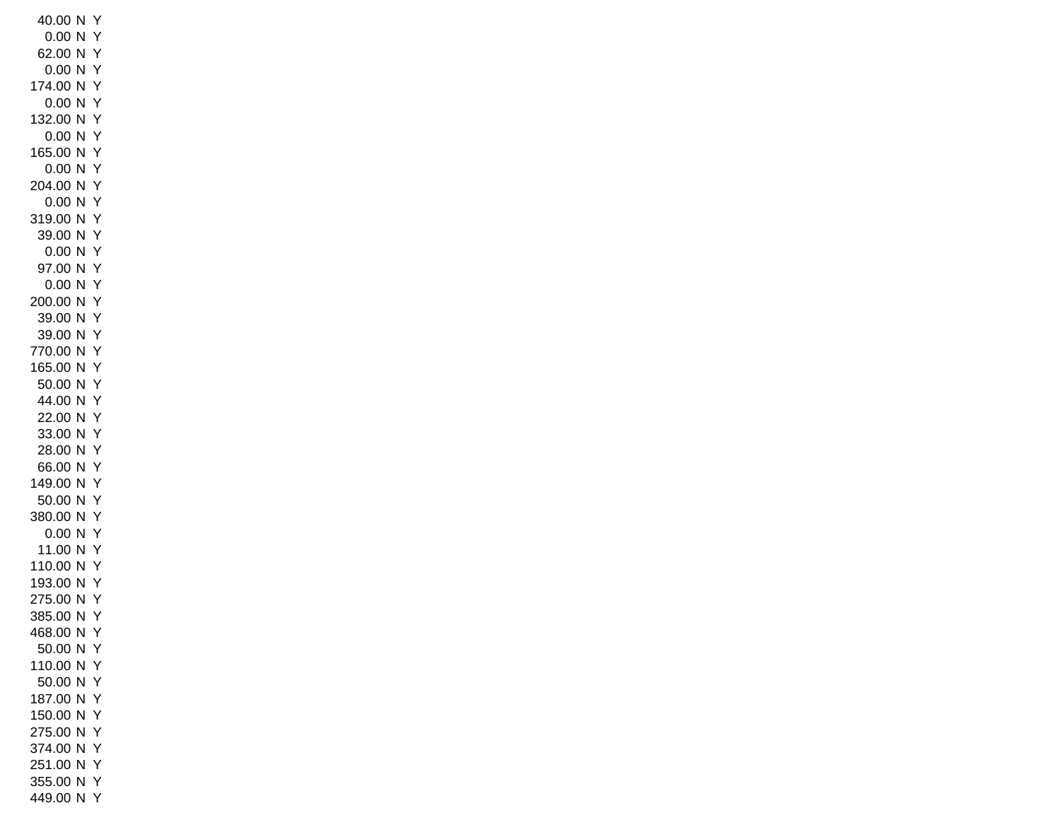| | | |
|---|---|---|
| 40.00 | N | Y |
| 0.00 | N | Y |
| 62.00 | N | Y |
| 0.00 | N | Y |
| 174.00 | N | Y |
| 0.00 | N | Y |
| 132.00 | N | Y |
| 0.00 | N | Y |
| 165.00 | N | Y |
| 0.00 | N | Y |
| 204.00 | N | Y |
| 0.00 | N | Y |
| 319.00 | N | Y |
| 39.00 | N | Y |
| 0.00 | N | Y |
| 97.00 | N | Y |
| 0.00 | N | Y |
| 200.00 | N | Y |
| 39.00 | N | Y |
| 39.00 | N | Y |
| 770.00 | N | Y |
| 165.00 | N | Y |
| 50.00 | N | Y |
| 44.00 | N | Y |
| 22.00 | N | Y |
| 33.00 | N | Y |
| 28.00 | N | Y |
| 66.00 | N | Y |
| 149.00 | N | Y |
| 50.00 | N | Y |
| 380.00 | N | Y |
| 0.00 | N | Y |
| 11.00 | N | Y |
| 110.00 | N | Y |
| 193.00 | N | Y |
| 275.00 | N | Y |
| 385.00 | N | Y |
| 468.00 | N | Y |
| 50.00 | N | Y |
| 110.00 | N | Y |
| 50.00 | N | Y |
| 187.00 | N | Y |
| 150.00 | N | Y |
| 275.00 | N | Y |
| 374.00 | N | Y |
| 251.00 | N | Y |
| 355.00 | N | Y |
| 449.00 | N | Y |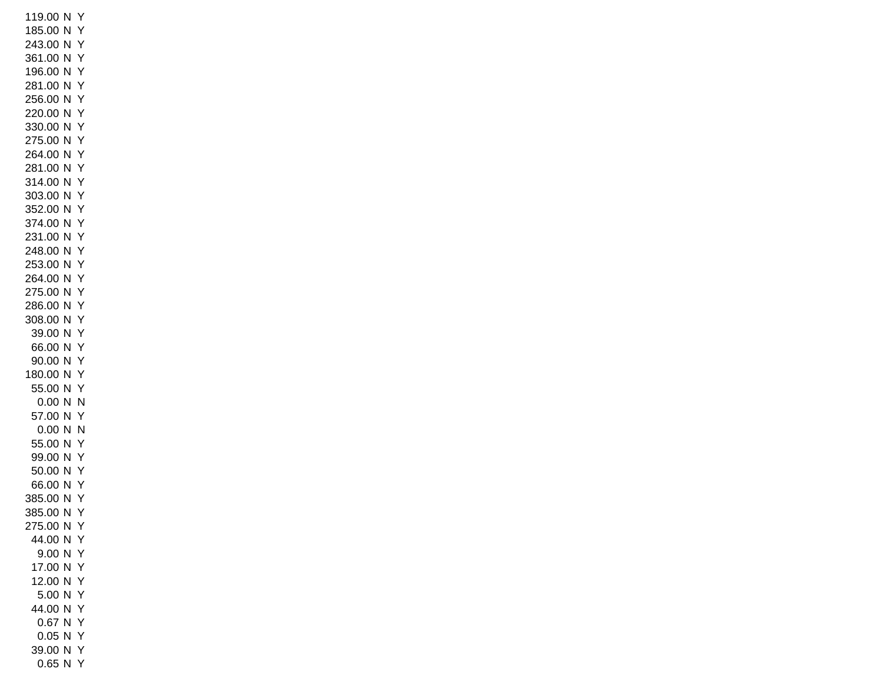| | | |
|---|---|---|
| 119.00 | N | Y |
| 185.00 | N | Y |
| 243.00 | N | Y |
| 361.00 | N | Y |
| 196.00 | N | Y |
| 281.00 | N | Y |
| 256.00 | N | Y |
| 220.00 | N | Y |
| 330.00 | N | Y |
| 275.00 | N | Y |
| 264.00 | N | Y |
| 281.00 | N | Y |
| 314.00 | N | Y |
| 303.00 | N | Y |
| 352.00 | N | Y |
| 374.00 | N | Y |
| 231.00 | N | Y |
| 248.00 | N | Y |
| 253.00 | N | Y |
| 264.00 | N | Y |
| 275.00 | N | Y |
| 286.00 | N | Y |
| 308.00 | N | Y |
| 39.00 | N | Y |
| 66.00 | N | Y |
| 90.00 | N | Y |
| 180.00 | N | Y |
| 55.00 | N | Y |
| 0.00 | N | N |
| 57.00 | N | Y |
| 0.00 | N | N |
| 55.00 | N | Y |
| 99.00 | N | Y |
| 50.00 | N | Y |
| 66.00 | N | Y |
| 385.00 | N | Y |
| 385.00 | N | Y |
| 275.00 | N | Y |
| 44.00 | N | Y |
| 9.00 | N | Y |
| 17.00 | N | Y |
| 12.00 | N | Y |
| 5.00 | N | Y |
| 44.00 | N | Y |
| 0.67 | N | Y |
| 0.05 | N | Y |
| 39.00 | N | Y |
| 0.65 | N | Y |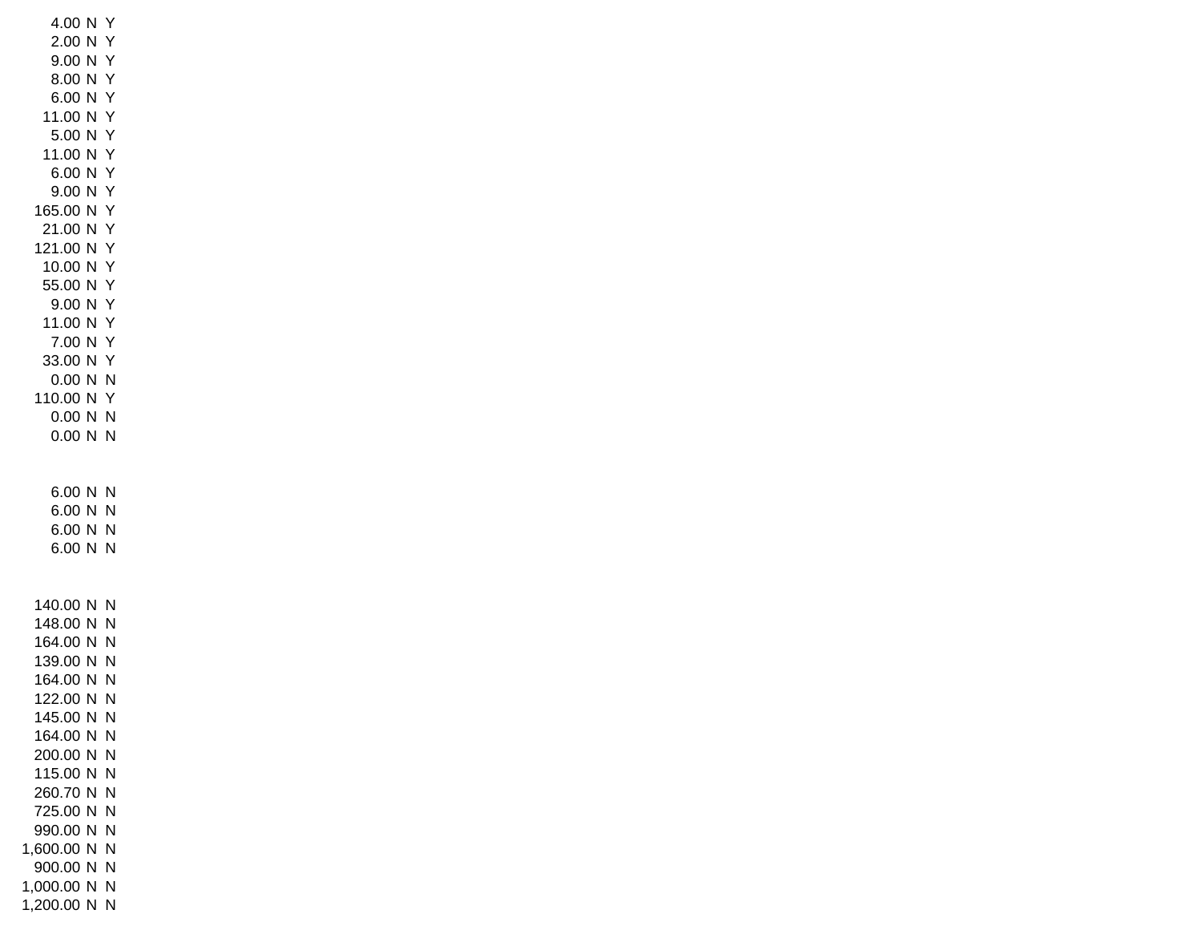| | | |
|---|---|---|
| 4.00 | N | Y |
| 2.00 | N | Y |
| 9.00 | N | Y |
| 8.00 | N | Y |
| 6.00 | N | Y |
| 11.00 | N | Y |
| 5.00 | N | Y |
| 11.00 | N | Y |
| 6.00 | N | Y |
| 9.00 | N | Y |
| 165.00 | N | Y |
| 21.00 | N | Y |
| 121.00 | N | Y |
| 10.00 | N | Y |
| 55.00 | N | Y |
| 9.00 | N | Y |
| 11.00 | N | Y |
| 7.00 | N | Y |
| 33.00 | N | Y |
| 0.00 | N | N |
| 110.00 | N | Y |
| 0.00 | N | N |
| 0.00 | N | N |

| | | |
|---|---|---|
| 6.00 | N | N |
| 6.00 | N | N |
| 6.00 | N | N |
| 6.00 | N | N |

| | | |
|---|---|---|
| 140.00 | N | N |
| 148.00 | N | N |
| 164.00 | N | N |
| 139.00 | N | N |
| 164.00 | N | N |
| 122.00 | N | N |
| 145.00 | N | N |
| 164.00 | N | N |
| 200.00 | N | N |
| 115.00 | N | N |
| 260.70 | N | N |
| 725.00 | N | N |
| 990.00 | N | N |
| 1,600.00 | N | N |
| 900.00 | N | N |
| 1,000.00 | N | N |
| 1,200.00 | N | N |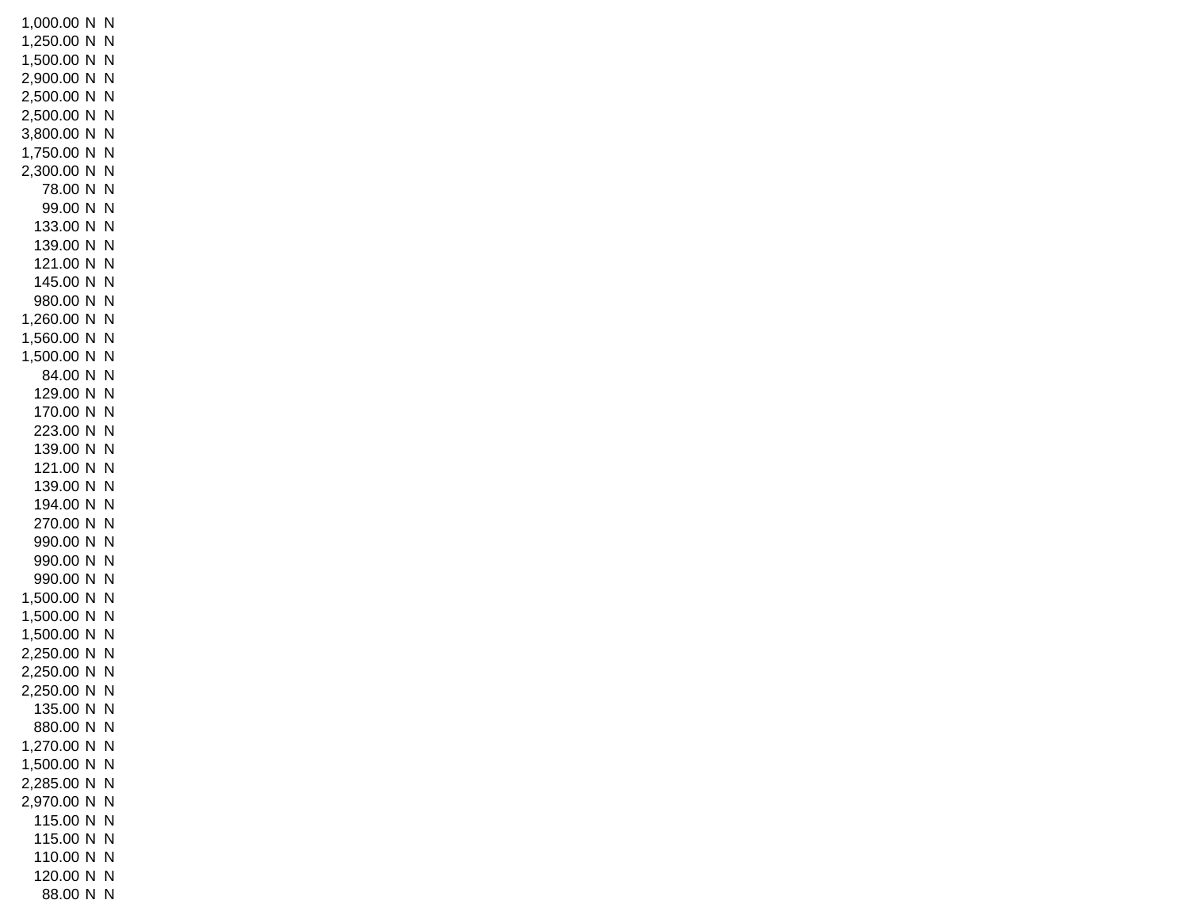| | | |
|---|---|---|
| 1,000.00 | N | N |
| 1,250.00 | N | N |
| 1,500.00 | N | N |
| 2,900.00 | N | N |
| 2,500.00 | N | N |
| 2,500.00 | N | N |
| 3,800.00 | N | N |
| 1,750.00 | N | N |
| 2,300.00 | N | N |
| 78.00 | N | N |
| 99.00 | N | N |
| 133.00 | N | N |
| 139.00 | N | N |
| 121.00 | N | N |
| 145.00 | N | N |
| 980.00 | N | N |
| 1,260.00 | N | N |
| 1,560.00 | N | N |
| 1,500.00 | N | N |
| 84.00 | N | N |
| 129.00 | N | N |
| 170.00 | N | N |
| 223.00 | N | N |
| 139.00 | N | N |
| 121.00 | N | N |
| 139.00 | N | N |
| 194.00 | N | N |
| 270.00 | N | N |
| 990.00 | N | N |
| 990.00 | N | N |
| 990.00 | N | N |
| 1,500.00 | N | N |
| 1,500.00 | N | N |
| 1,500.00 | N | N |
| 2,250.00 | N | N |
| 2,250.00 | N | N |
| 2,250.00 | N | N |
| 135.00 | N | N |
| 880.00 | N | N |
| 1,270.00 | N | N |
| 1,500.00 | N | N |
| 2,285.00 | N | N |
| 2,970.00 | N | N |
| 115.00 | N | N |
| 115.00 | N | N |
| 110.00 | N | N |
| 120.00 | N | N |
| 88.00 | N | N |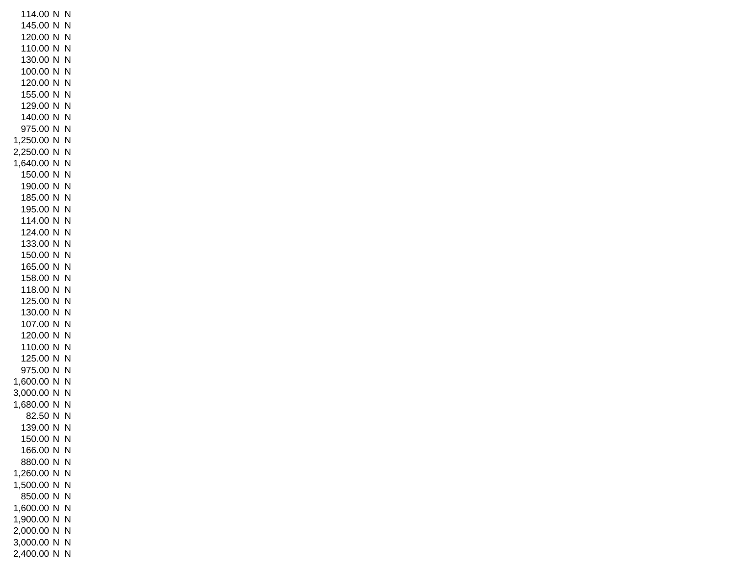| | | |
|---|---|---|
| 114.00 | N | N |
| 145.00 | N | N |
| 120.00 | N | N |
| 110.00 | N | N |
| 130.00 | N | N |
| 100.00 | N | N |
| 120.00 | N | N |
| 155.00 | N | N |
| 129.00 | N | N |
| 140.00 | N | N |
| 975.00 | N | N |
| 1,250.00 | N | N |
| 2,250.00 | N | N |
| 1,640.00 | N | N |
| 150.00 | N | N |
| 190.00 | N | N |
| 185.00 | N | N |
| 195.00 | N | N |
| 114.00 | N | N |
| 124.00 | N | N |
| 133.00 | N | N |
| 150.00 | N | N |
| 165.00 | N | N |
| 158.00 | N | N |
| 118.00 | N | N |
| 125.00 | N | N |
| 130.00 | N | N |
| 107.00 | N | N |
| 120.00 | N | N |
| 110.00 | N | N |
| 125.00 | N | N |
| 975.00 | N | N |
| 1,600.00 | N | N |
| 3,000.00 | N | N |
| 1,680.00 | N | N |
| 82.50 | N | N |
| 139.00 | N | N |
| 150.00 | N | N |
| 166.00 | N | N |
| 880.00 | N | N |
| 1,260.00 | N | N |
| 1,500.00 | N | N |
| 850.00 | N | N |
| 1,600.00 | N | N |
| 1,900.00 | N | N |
| 2,000.00 | N | N |
| 3,000.00 | N | N |
| 2,400.00 | N | N |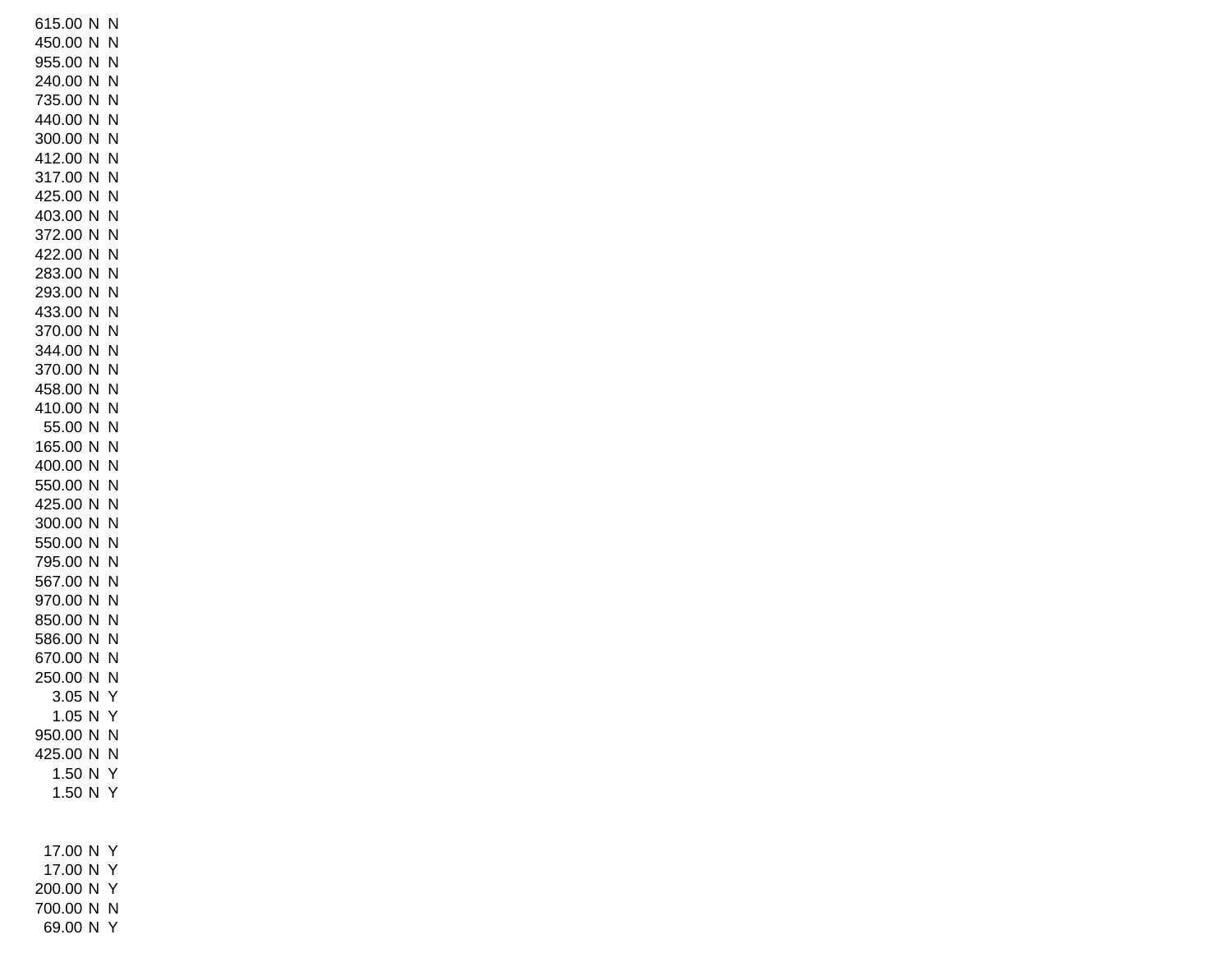| | | |
|---|---|---|
| 615.00 | N | N |
| 450.00 | N | N |
| 955.00 | N | N |
| 240.00 | N | N |
| 735.00 | N | N |
| 440.00 | N | N |
| 300.00 | N | N |
| 412.00 | N | N |
| 317.00 | N | N |
| 425.00 | N | N |
| 403.00 | N | N |
| 372.00 | N | N |
| 422.00 | N | N |
| 283.00 | N | N |
| 293.00 | N | N |
| 433.00 | N | N |
| 370.00 | N | N |
| 344.00 | N | N |
| 370.00 | N | N |
| 458.00 | N | N |
| 410.00 | N | N |
| 55.00 | N | N |
| 165.00 | N | N |
| 400.00 | N | N |
| 550.00 | N | N |
| 425.00 | N | N |
| 300.00 | N | N |
| 550.00 | N | N |
| 795.00 | N | N |
| 567.00 | N | N |
| 970.00 | N | N |
| 850.00 | N | N |
| 586.00 | N | N |
| 670.00 | N | N |
| 250.00 | N | N |
| 3.05 | N | Y |
| 1.05 | N | Y |
| 950.00 | N | N |
| 425.00 | N | N |
| 1.50 | N | Y |
| 1.50 | N | Y |
| | | |
| | | |
| 17.00 | N | Y |
| 17.00 | N | Y |
| 200.00 | N | Y |
| 700.00 | N | N |
| 69.00 | N | Y |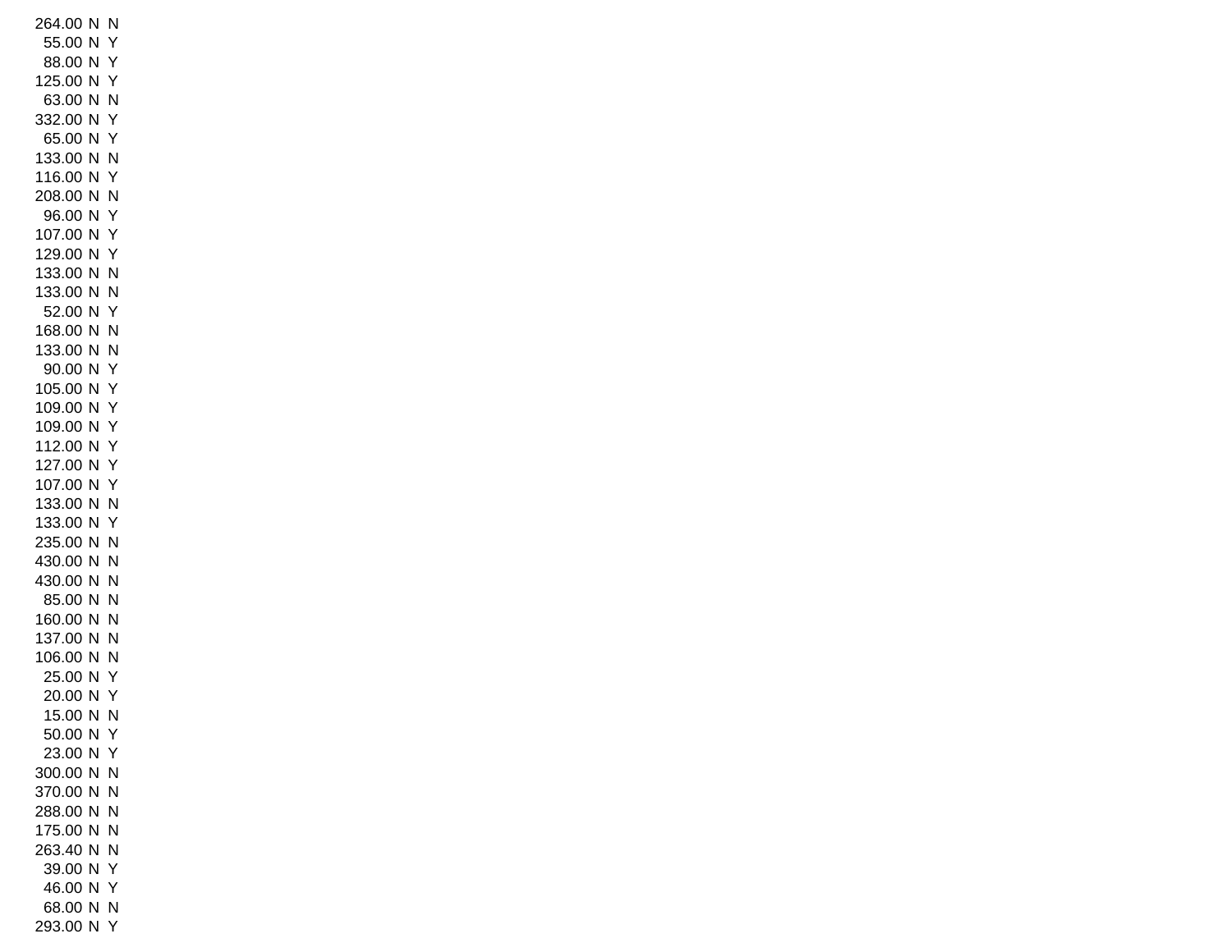| | | |
|---|---|---|
| 264.00 | N | N |
| 55.00 | N | Y |
| 88.00 | N | Y |
| 125.00 | N | Y |
| 63.00 | N | N |
| 332.00 | N | Y |
| 65.00 | N | Y |
| 133.00 | N | N |
| 116.00 | N | Y |
| 208.00 | N | N |
| 96.00 | N | Y |
| 107.00 | N | Y |
| 129.00 | N | Y |
| 133.00 | N | N |
| 133.00 | N | N |
| 52.00 | N | Y |
| 168.00 | N | N |
| 133.00 | N | N |
| 90.00 | N | Y |
| 105.00 | N | Y |
| 109.00 | N | Y |
| 109.00 | N | Y |
| 112.00 | N | Y |
| 127.00 | N | Y |
| 107.00 | N | Y |
| 133.00 | N | N |
| 133.00 | N | Y |
| 235.00 | N | N |
| 430.00 | N | N |
| 430.00 | N | N |
| 85.00 | N | N |
| 160.00 | N | N |
| 137.00 | N | N |
| 106.00 | N | N |
| 25.00 | N | Y |
| 20.00 | N | Y |
| 15.00 | N | N |
| 50.00 | N | Y |
| 23.00 | N | Y |
| 300.00 | N | N |
| 370.00 | N | N |
| 288.00 | N | N |
| 175.00 | N | N |
| 263.40 | N | N |
| 39.00 | N | Y |
| 46.00 | N | Y |
| 68.00 | N | N |
| 293.00 | N | Y |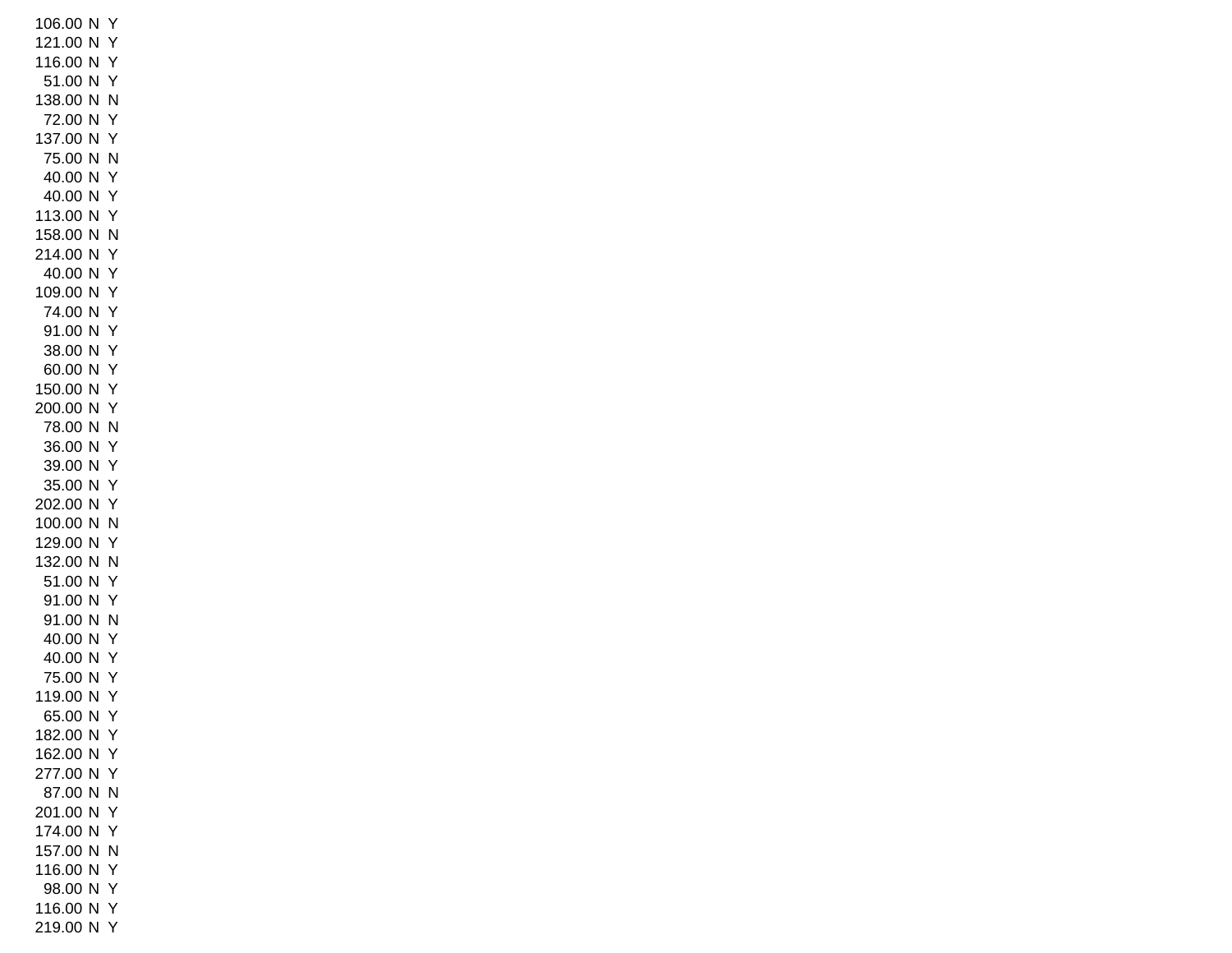| | | |
|---|---|---|
| 106.00 | N | Y |
| 121.00 | N | Y |
| 116.00 | N | Y |
| 51.00 | N | Y |
| 138.00 | N | N |
| 72.00 | N | Y |
| 137.00 | N | Y |
| 75.00 | N | N |
| 40.00 | N | Y |
| 40.00 | N | Y |
| 113.00 | N | Y |
| 158.00 | N | N |
| 214.00 | N | Y |
| 40.00 | N | Y |
| 109.00 | N | Y |
| 74.00 | N | Y |
| 91.00 | N | Y |
| 38.00 | N | Y |
| 60.00 | N | Y |
| 150.00 | N | Y |
| 200.00 | N | Y |
| 78.00 | N | N |
| 36.00 | N | Y |
| 39.00 | N | Y |
| 35.00 | N | Y |
| 202.00 | N | Y |
| 100.00 | N | N |
| 129.00 | N | Y |
| 132.00 | N | N |
| 51.00 | N | Y |
| 91.00 | N | Y |
| 91.00 | N | N |
| 40.00 | N | Y |
| 40.00 | N | Y |
| 75.00 | N | Y |
| 119.00 | N | Y |
| 65.00 | N | Y |
| 182.00 | N | Y |
| 162.00 | N | Y |
| 277.00 | N | Y |
| 87.00 | N | N |
| 201.00 | N | Y |
| 174.00 | N | Y |
| 157.00 | N | N |
| 116.00 | N | Y |
| 98.00 | N | Y |
| 116.00 | N | Y |
| 219.00 | N | Y |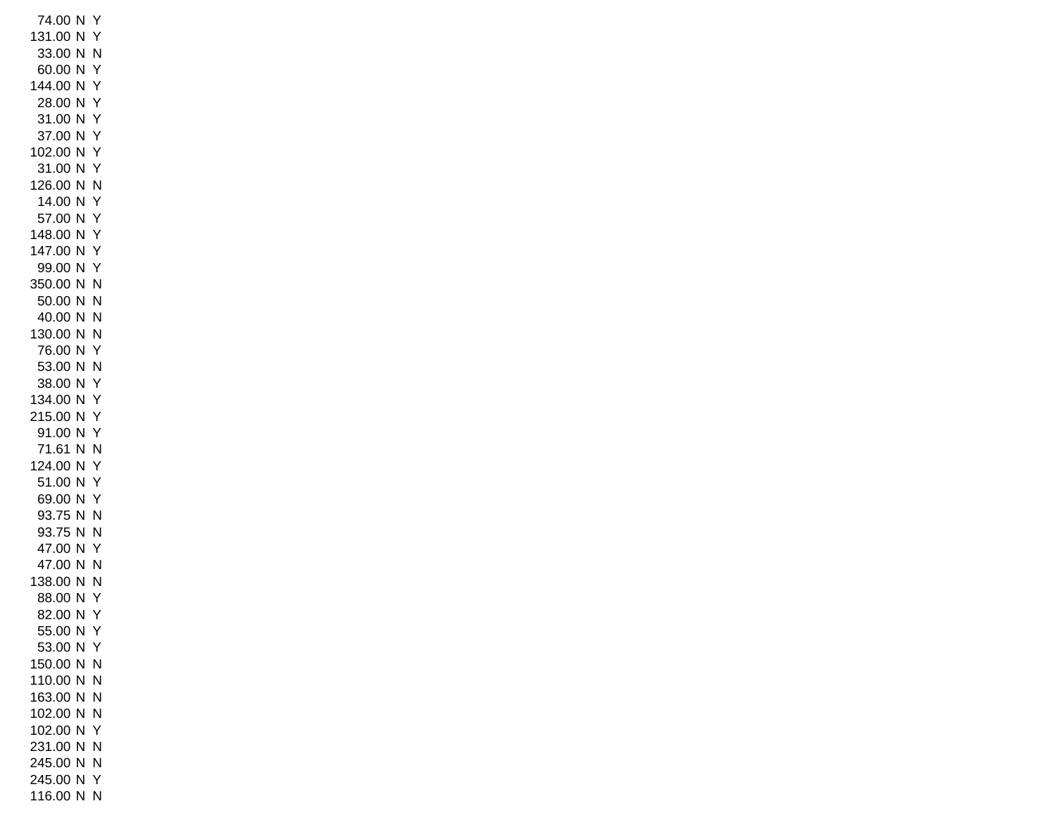| | | |
|---|---|---|
| 74.00 | N | Y |
| 131.00 | N | Y |
| 33.00 | N | N |
| 60.00 | N | Y |
| 144.00 | N | Y |
| 28.00 | N | Y |
| 31.00 | N | Y |
| 37.00 | N | Y |
| 102.00 | N | Y |
| 31.00 | N | Y |
| 126.00 | N | N |
| 14.00 | N | Y |
| 57.00 | N | Y |
| 148.00 | N | Y |
| 147.00 | N | Y |
| 99.00 | N | Y |
| 350.00 | N | N |
| 50.00 | N | N |
| 40.00 | N | N |
| 130.00 | N | N |
| 76.00 | N | Y |
| 53.00 | N | N |
| 38.00 | N | Y |
| 134.00 | N | Y |
| 215.00 | N | Y |
| 91.00 | N | Y |
| 71.61 | N | N |
| 124.00 | N | Y |
| 51.00 | N | Y |
| 69.00 | N | Y |
| 93.75 | N | N |
| 93.75 | N | N |
| 47.00 | N | Y |
| 47.00 | N | N |
| 138.00 | N | N |
| 88.00 | N | Y |
| 82.00 | N | Y |
| 55.00 | N | Y |
| 53.00 | N | Y |
| 150.00 | N | N |
| 110.00 | N | N |
| 163.00 | N | N |
| 102.00 | N | N |
| 102.00 | N | Y |
| 231.00 | N | N |
| 245.00 | N | N |
| 245.00 | N | Y |
| 116.00 | N | N |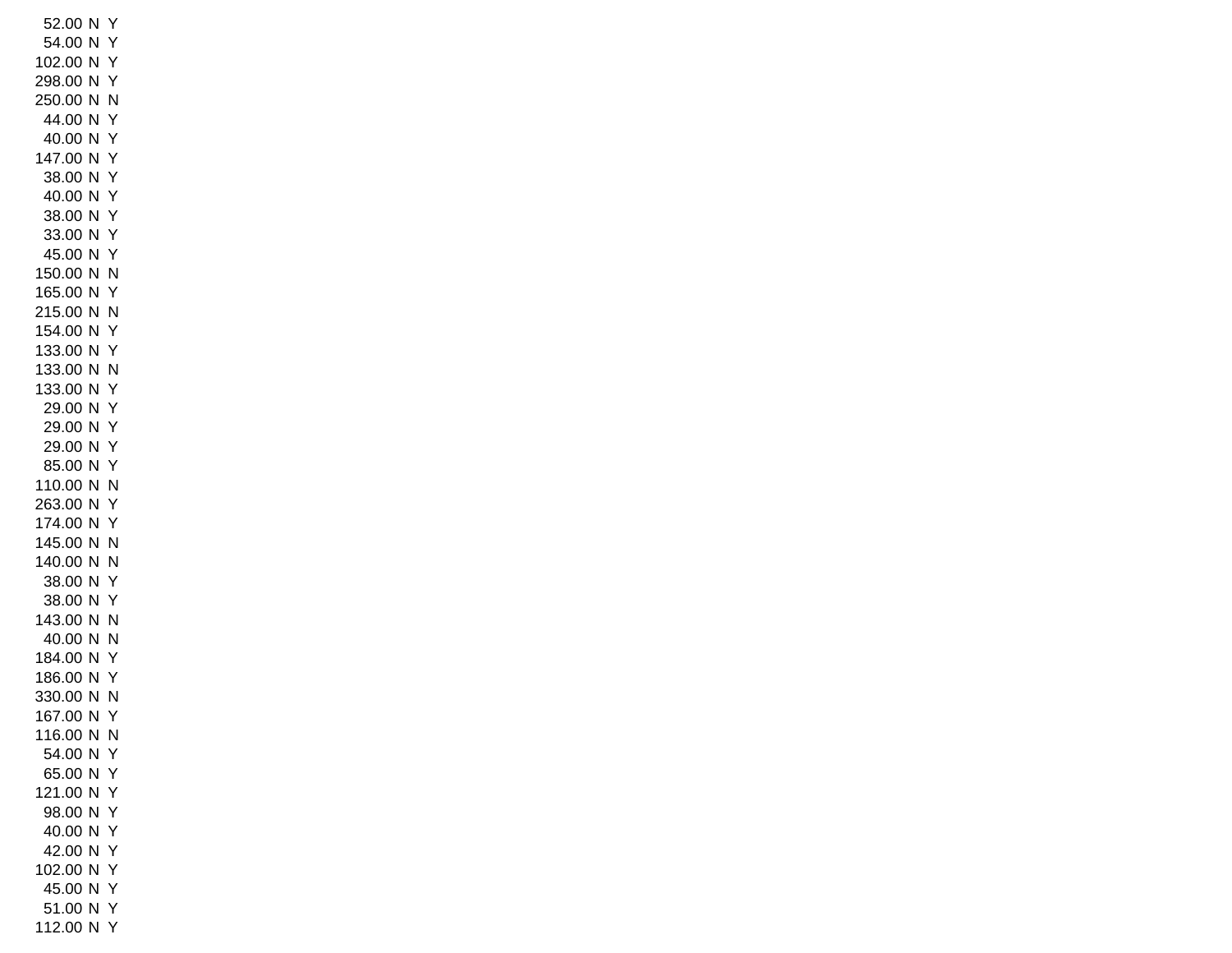| | | |
|---|---|---|
| 52.00 | N | Y |
| 54.00 | N | Y |
| 102.00 | N | Y |
| 298.00 | N | Y |
| 250.00 | N | N |
| 44.00 | N | Y |
| 40.00 | N | Y |
| 147.00 | N | Y |
| 38.00 | N | Y |
| 40.00 | N | Y |
| 38.00 | N | Y |
| 33.00 | N | Y |
| 45.00 | N | Y |
| 150.00 | N | N |
| 165.00 | N | Y |
| 215.00 | N | N |
| 154.00 | N | Y |
| 133.00 | N | Y |
| 133.00 | N | N |
| 133.00 | N | Y |
| 29.00 | N | Y |
| 29.00 | N | Y |
| 29.00 | N | Y |
| 85.00 | N | Y |
| 110.00 | N | N |
| 263.00 | N | Y |
| 174.00 | N | Y |
| 145.00 | N | N |
| 140.00 | N | N |
| 38.00 | N | Y |
| 38.00 | N | Y |
| 143.00 | N | N |
| 40.00 | N | N |
| 184.00 | N | Y |
| 186.00 | N | Y |
| 330.00 | N | N |
| 167.00 | N | Y |
| 116.00 | N | N |
| 54.00 | N | Y |
| 65.00 | N | Y |
| 121.00 | N | Y |
| 98.00 | N | Y |
| 40.00 | N | Y |
| 42.00 | N | Y |
| 102.00 | N | Y |
| 45.00 | N | Y |
| 51.00 | N | Y |
| 112.00 | N | Y |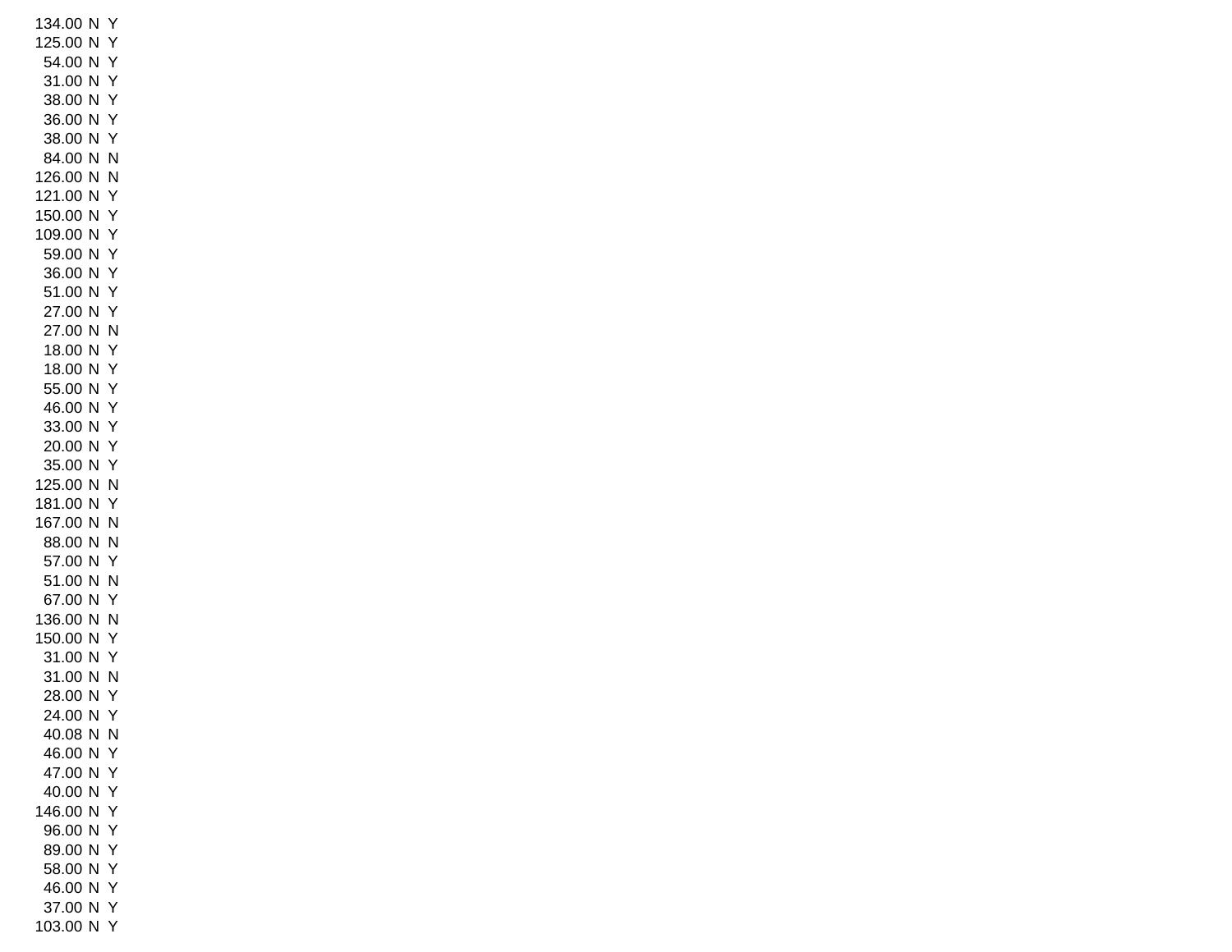| | | |
|---|---|---|
| 134.00 | N | Y |
| 125.00 | N | Y |
| 54.00 | N | Y |
| 31.00 | N | Y |
| 38.00 | N | Y |
| 36.00 | N | Y |
| 38.00 | N | Y |
| 84.00 | N | N |
| 126.00 | N | N |
| 121.00 | N | Y |
| 150.00 | N | Y |
| 109.00 | N | Y |
| 59.00 | N | Y |
| 36.00 | N | Y |
| 51.00 | N | Y |
| 27.00 | N | Y |
| 27.00 | N | N |
| 18.00 | N | Y |
| 18.00 | N | Y |
| 55.00 | N | Y |
| 46.00 | N | Y |
| 33.00 | N | Y |
| 20.00 | N | Y |
| 35.00 | N | Y |
| 125.00 | N | N |
| 181.00 | N | Y |
| 167.00 | N | N |
| 88.00 | N | N |
| 57.00 | N | Y |
| 51.00 | N | N |
| 67.00 | N | Y |
| 136.00 | N | N |
| 150.00 | N | Y |
| 31.00 | N | Y |
| 31.00 | N | N |
| 28.00 | N | Y |
| 24.00 | N | Y |
| 40.08 | N | N |
| 46.00 | N | Y |
| 47.00 | N | Y |
| 40.00 | N | Y |
| 146.00 | N | Y |
| 96.00 | N | Y |
| 89.00 | N | Y |
| 58.00 | N | Y |
| 46.00 | N | Y |
| 37.00 | N | Y |
| 103.00 | N | Y |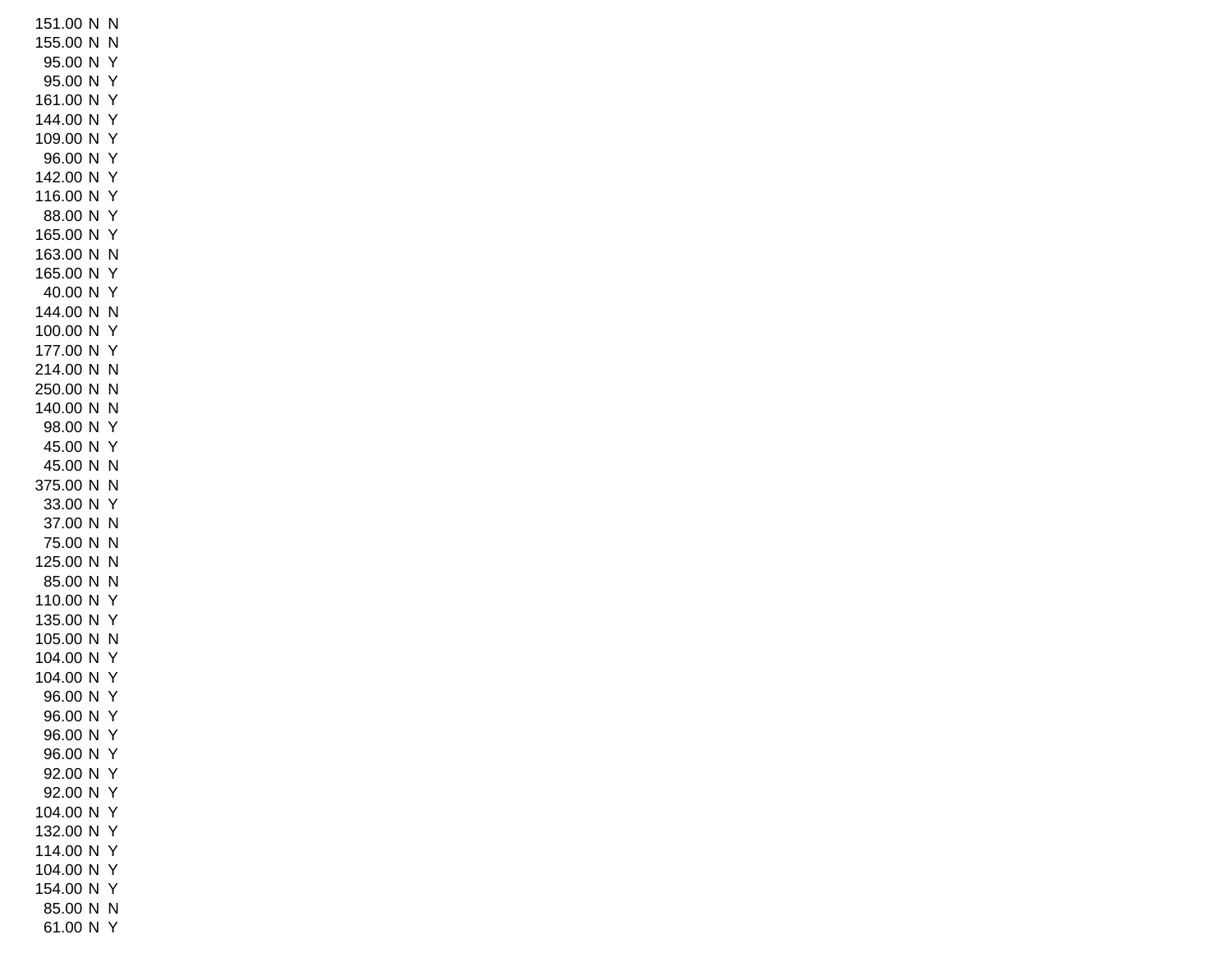| | | |
|---|---|---|
| 151.00 | N | N |
| 155.00 | N | N |
| 95.00 | N | Y |
| 95.00 | N | Y |
| 161.00 | N | Y |
| 144.00 | N | Y |
| 109.00 | N | Y |
| 96.00 | N | Y |
| 142.00 | N | Y |
| 116.00 | N | Y |
| 88.00 | N | Y |
| 165.00 | N | Y |
| 163.00 | N | N |
| 165.00 | N | Y |
| 40.00 | N | Y |
| 144.00 | N | N |
| 100.00 | N | Y |
| 177.00 | N | Y |
| 214.00 | N | N |
| 250.00 | N | N |
| 140.00 | N | N |
| 98.00 | N | Y |
| 45.00 | N | Y |
| 45.00 | N | N |
| 375.00 | N | N |
| 33.00 | N | Y |
| 37.00 | N | N |
| 75.00 | N | N |
| 125.00 | N | N |
| 85.00 | N | N |
| 110.00 | N | Y |
| 135.00 | N | Y |
| 105.00 | N | N |
| 104.00 | N | Y |
| 104.00 | N | Y |
| 96.00 | N | Y |
| 96.00 | N | Y |
| 96.00 | N | Y |
| 96.00 | N | Y |
| 92.00 | N | Y |
| 92.00 | N | Y |
| 104.00 | N | Y |
| 132.00 | N | Y |
| 114.00 | N | Y |
| 104.00 | N | Y |
| 154.00 | N | Y |
| 85.00 | N | N |
| 61.00 | N | Y |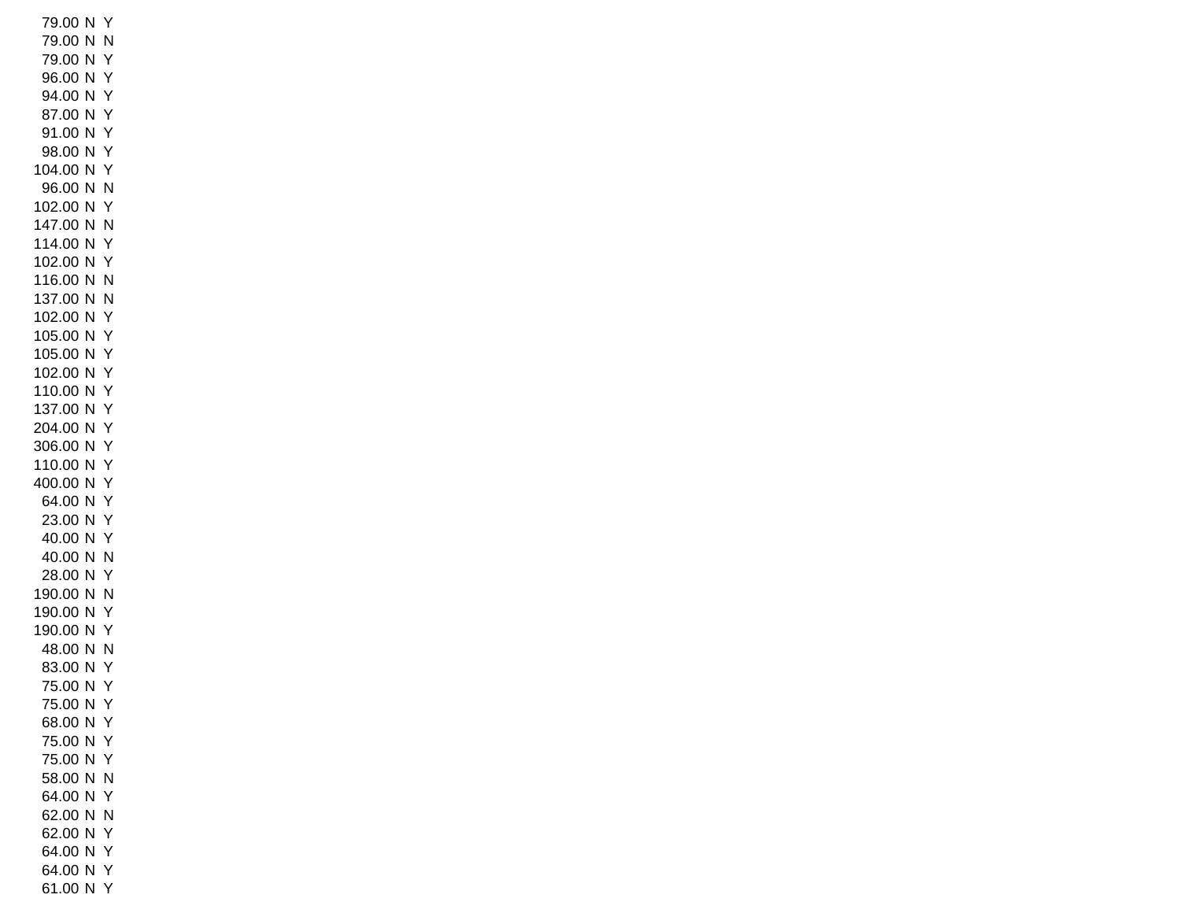| | | |
|---|---|---|
| 79.00 | N | Y |
| 79.00 | N | N |
| 79.00 | N | Y |
| 96.00 | N | Y |
| 94.00 | N | Y |
| 87.00 | N | Y |
| 91.00 | N | Y |
| 98.00 | N | Y |
| 104.00 | N | Y |
| 96.00 | N | N |
| 102.00 | N | Y |
| 147.00 | N | N |
| 114.00 | N | Y |
| 102.00 | N | Y |
| 116.00 | N | N |
| 137.00 | N | N |
| 102.00 | N | Y |
| 105.00 | N | Y |
| 105.00 | N | Y |
| 102.00 | N | Y |
| 110.00 | N | Y |
| 137.00 | N | Y |
| 204.00 | N | Y |
| 306.00 | N | Y |
| 110.00 | N | Y |
| 400.00 | N | Y |
| 64.00 | N | Y |
| 23.00 | N | Y |
| 40.00 | N | Y |
| 40.00 | N | N |
| 28.00 | N | Y |
| 190.00 | N | N |
| 190.00 | N | Y |
| 190.00 | N | Y |
| 48.00 | N | N |
| 83.00 | N | Y |
| 75.00 | N | Y |
| 75.00 | N | Y |
| 68.00 | N | Y |
| 75.00 | N | Y |
| 75.00 | N | Y |
| 58.00 | N | N |
| 64.00 | N | Y |
| 62.00 | N | N |
| 62.00 | N | Y |
| 64.00 | N | Y |
| 64.00 | N | Y |
| 61.00 | N | Y |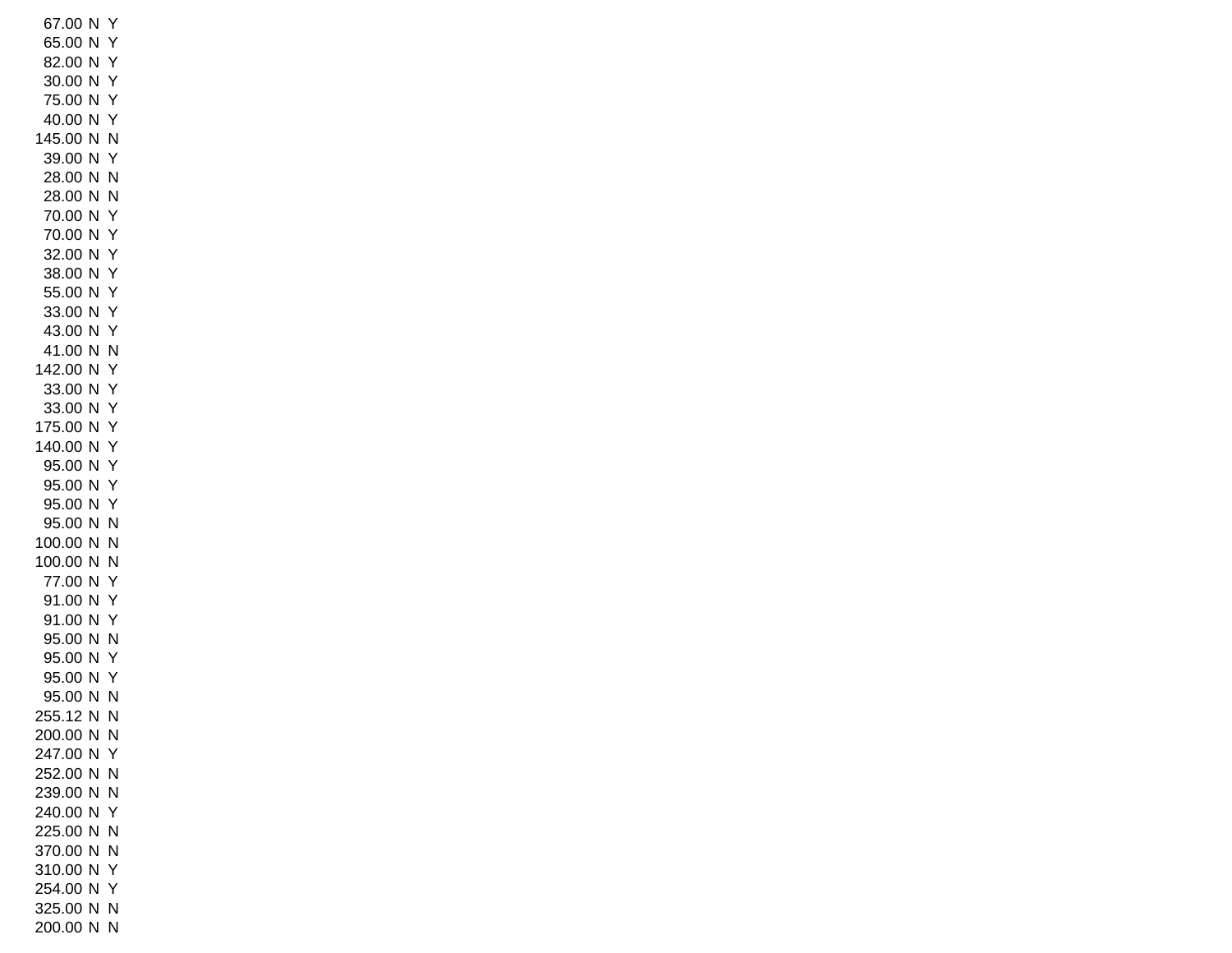| | | |
|---|---|---|
| 67.00 | N | Y |
| 65.00 | N | Y |
| 82.00 | N | Y |
| 30.00 | N | Y |
| 75.00 | N | Y |
| 40.00 | N | Y |
| 145.00 | N | N |
| 39.00 | N | Y |
| 28.00 | N | N |
| 28.00 | N | N |
| 70.00 | N | Y |
| 70.00 | N | Y |
| 32.00 | N | Y |
| 38.00 | N | Y |
| 55.00 | N | Y |
| 33.00 | N | Y |
| 43.00 | N | Y |
| 41.00 | N | N |
| 142.00 | N | Y |
| 33.00 | N | Y |
| 33.00 | N | Y |
| 175.00 | N | Y |
| 140.00 | N | Y |
| 95.00 | N | Y |
| 95.00 | N | Y |
| 95.00 | N | Y |
| 95.00 | N | N |
| 100.00 | N | N |
| 100.00 | N | N |
| 77.00 | N | Y |
| 91.00 | N | Y |
| 91.00 | N | Y |
| 95.00 | N | N |
| 95.00 | N | Y |
| 95.00 | N | Y |
| 95.00 | N | N |
| 255.12 | N | N |
| 200.00 | N | N |
| 247.00 | N | Y |
| 252.00 | N | N |
| 239.00 | N | N |
| 240.00 | N | Y |
| 225.00 | N | N |
| 370.00 | N | N |
| 310.00 | N | Y |
| 254.00 | N | Y |
| 325.00 | N | N |
| 200.00 | N | N |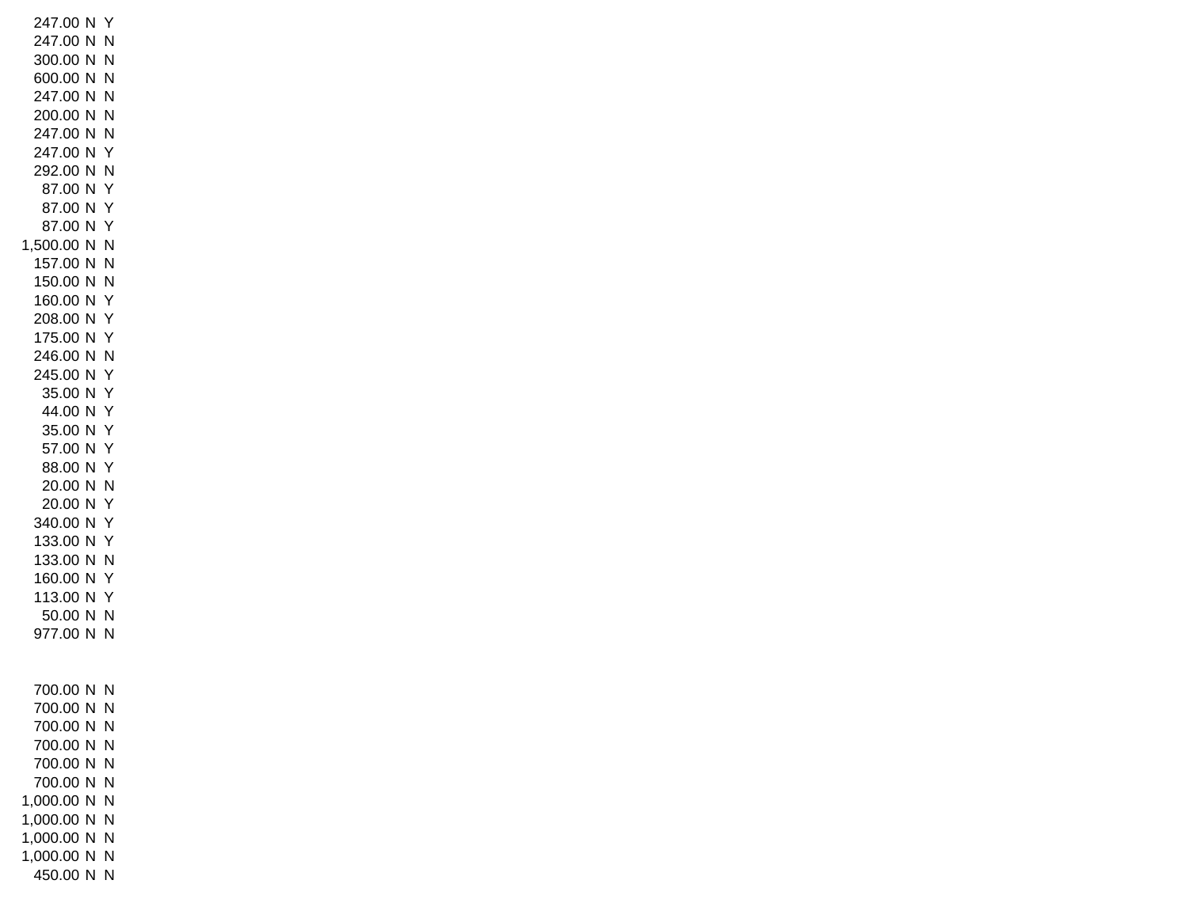| | | |
|---|---|---|
| 247.00 | N | Y |
| 247.00 | N | N |
| 300.00 | N | N |
| 600.00 | N | N |
| 247.00 | N | N |
| 200.00 | N | N |
| 247.00 | N | N |
| 247.00 | N | Y |
| 292.00 | N | N |
| 87.00 | N | Y |
| 87.00 | N | Y |
| 87.00 | N | Y |
| 1,500.00 | N | N |
| 157.00 | N | N |
| 150.00 | N | N |
| 160.00 | N | Y |
| 208.00 | N | Y |
| 175.00 | N | Y |
| 246.00 | N | N |
| 245.00 | N | Y |
| 35.00 | N | Y |
| 44.00 | N | Y |
| 35.00 | N | Y |
| 57.00 | N | Y |
| 88.00 | N | Y |
| 20.00 | N | N |
| 20.00 | N | Y |
| 340.00 | N | Y |
| 133.00 | N | Y |
| 133.00 | N | N |
| 160.00 | N | Y |
| 113.00 | N | Y |
| 50.00 | N | N |
| 977.00 | N | N |

| | | |
|---|---|---|
| 700.00 | N | N |
| 700.00 | N | N |
| 700.00 | N | N |
| 700.00 | N | N |
| 700.00 | N | N |
| 700.00 | N | N |
| 1,000.00 | N | N |
| 1,000.00 | N | N |
| 1,000.00 | N | N |
| 1,000.00 | N | N |
| 450.00 | N | N |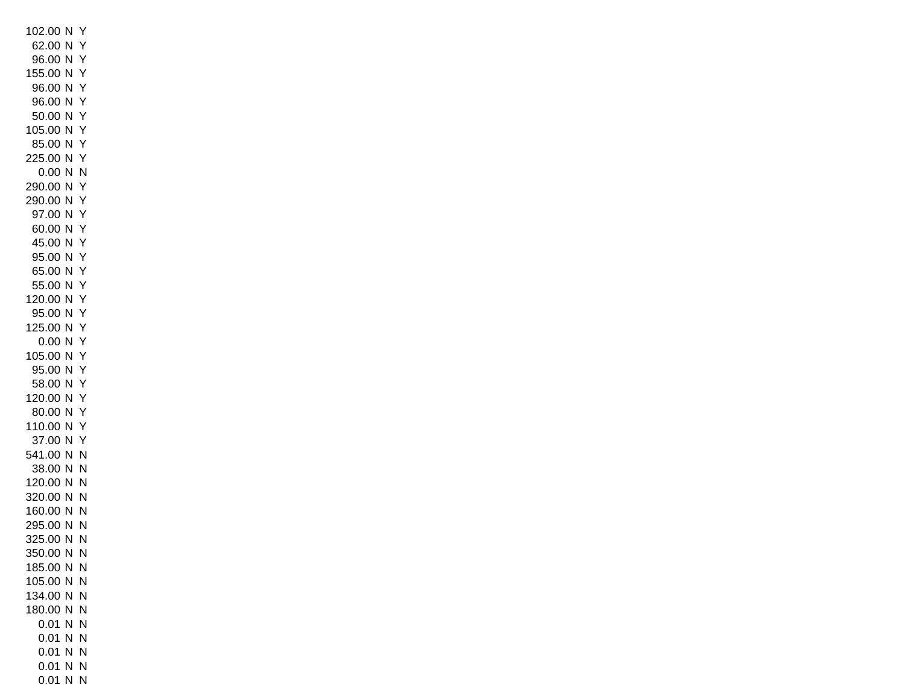| | | |
|---|---|---|
| 102.00 | N | Y |
| 62.00 | N | Y |
| 96.00 | N | Y |
| 155.00 | N | Y |
| 96.00 | N | Y |
| 96.00 | N | Y |
| 50.00 | N | Y |
| 105.00 | N | Y |
| 85.00 | N | Y |
| 225.00 | N | Y |
| 0.00 | N | N |
| 290.00 | N | Y |
| 290.00 | N | Y |
| 97.00 | N | Y |
| 60.00 | N | Y |
| 45.00 | N | Y |
| 95.00 | N | Y |
| 65.00 | N | Y |
| 55.00 | N | Y |
| 120.00 | N | Y |
| 95.00 | N | Y |
| 125.00 | N | Y |
| 0.00 | N | Y |
| 105.00 | N | Y |
| 95.00 | N | Y |
| 58.00 | N | Y |
| 120.00 | N | Y |
| 80.00 | N | Y |
| 110.00 | N | Y |
| 37.00 | N | Y |
| 541.00 | N | N |
| 38.00 | N | N |
| 120.00 | N | N |
| 320.00 | N | N |
| 160.00 | N | N |
| 295.00 | N | N |
| 325.00 | N | N |
| 350.00 | N | N |
| 185.00 | N | N |
| 105.00 | N | N |
| 134.00 | N | N |
| 180.00 | N | N |
| 0.01 | N | N |
| 0.01 | N | N |
| 0.01 | N | N |
| 0.01 | N | N |
| 0.01 | N | N |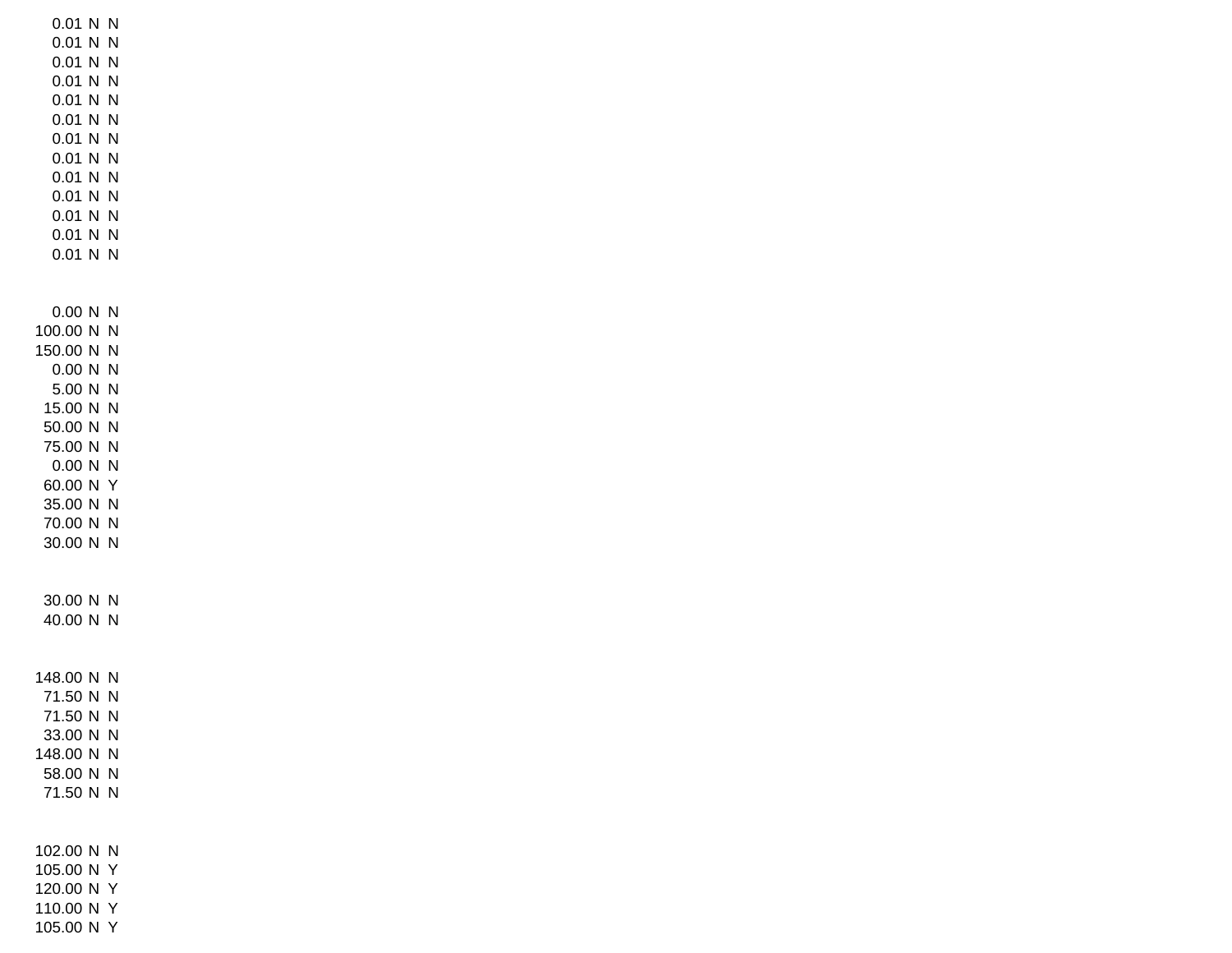| | | |
|---|---|---|
| 0.01 | N | N |
| 0.01 | N | N |
| 0.01 | N | N |
| 0.01 | N | N |
| 0.01 | N | N |
| 0.01 | N | N |
| 0.01 | N | N |
| 0.01 | N | N |
| 0.01 | N | N |
| 0.01 | N | N |
| 0.01 | N | N |
| 0.01 | N | N |
| 0.01 | N | N |

| | | |
|---|---|---|
| 0.00 | N | N |
| 100.00 | N | N |
| 150.00 | N | N |
| 0.00 | N | N |
| 5.00 | N | N |
| 15.00 | N | N |
| 50.00 | N | N |
| 75.00 | N | N |
| 0.00 | N | N |
| 60.00 | N | Y |
| 35.00 | N | N |
| 70.00 | N | N |
| 30.00 | N | N |

| | | |
|---|---|---|
| 30.00 | N | N |
| 40.00 | N | N |

| | | |
|---|---|---|
| 148.00 | N | N |
| 71.50 | N | N |
| 71.50 | N | N |
| 33.00 | N | N |
| 148.00 | N | N |
| 58.00 | N | N |
| 71.50 | N | N |

| | | |
|---|---|---|
| 102.00 | N | N |
| 105.00 | N | Y |
| 120.00 | N | Y |
| 110.00 | N | Y |
| 105.00 | N | Y |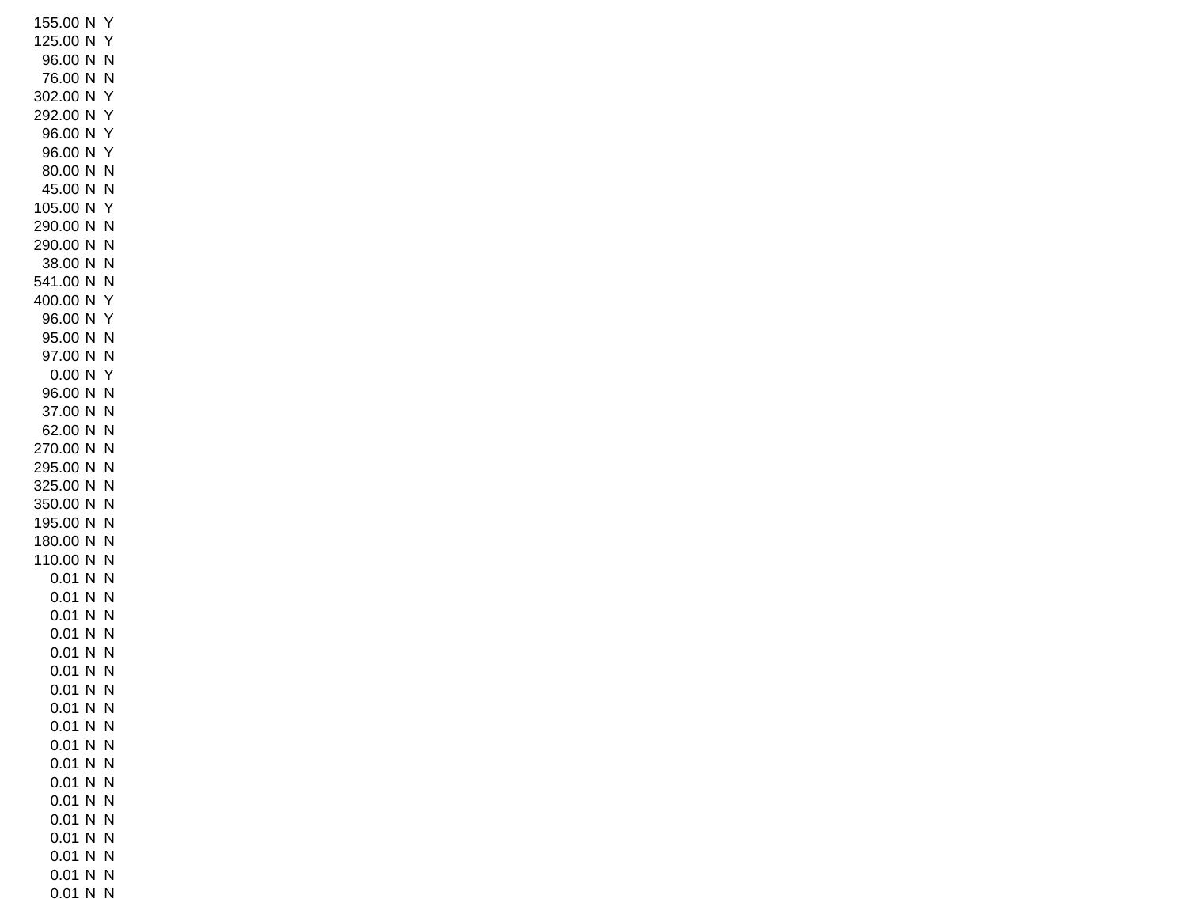| | | |
|---|---|---|
| 155.00 | N | Y |
| 125.00 | N | Y |
| 96.00 | N | N |
| 76.00 | N | N |
| 302.00 | N | Y |
| 292.00 | N | Y |
| 96.00 | N | Y |
| 96.00 | N | Y |
| 80.00 | N | N |
| 45.00 | N | N |
| 105.00 | N | Y |
| 290.00 | N | N |
| 290.00 | N | N |
| 38.00 | N | N |
| 541.00 | N | N |
| 400.00 | N | Y |
| 96.00 | N | Y |
| 95.00 | N | N |
| 97.00 | N | N |
| 0.00 | N | Y |
| 96.00 | N | N |
| 37.00 | N | N |
| 62.00 | N | N |
| 270.00 | N | N |
| 295.00 | N | N |
| 325.00 | N | N |
| 350.00 | N | N |
| 195.00 | N | N |
| 180.00 | N | N |
| 110.00 | N | N |
| 0.01 | N | N |
| 0.01 | N | N |
| 0.01 | N | N |
| 0.01 | N | N |
| 0.01 | N | N |
| 0.01 | N | N |
| 0.01 | N | N |
| 0.01 | N | N |
| 0.01 | N | N |
| 0.01 | N | N |
| 0.01 | N | N |
| 0.01 | N | N |
| 0.01 | N | N |
| 0.01 | N | N |
| 0.01 | N | N |
| 0.01 | N | N |
| 0.01 | N | N |
| 0.01 | N | N |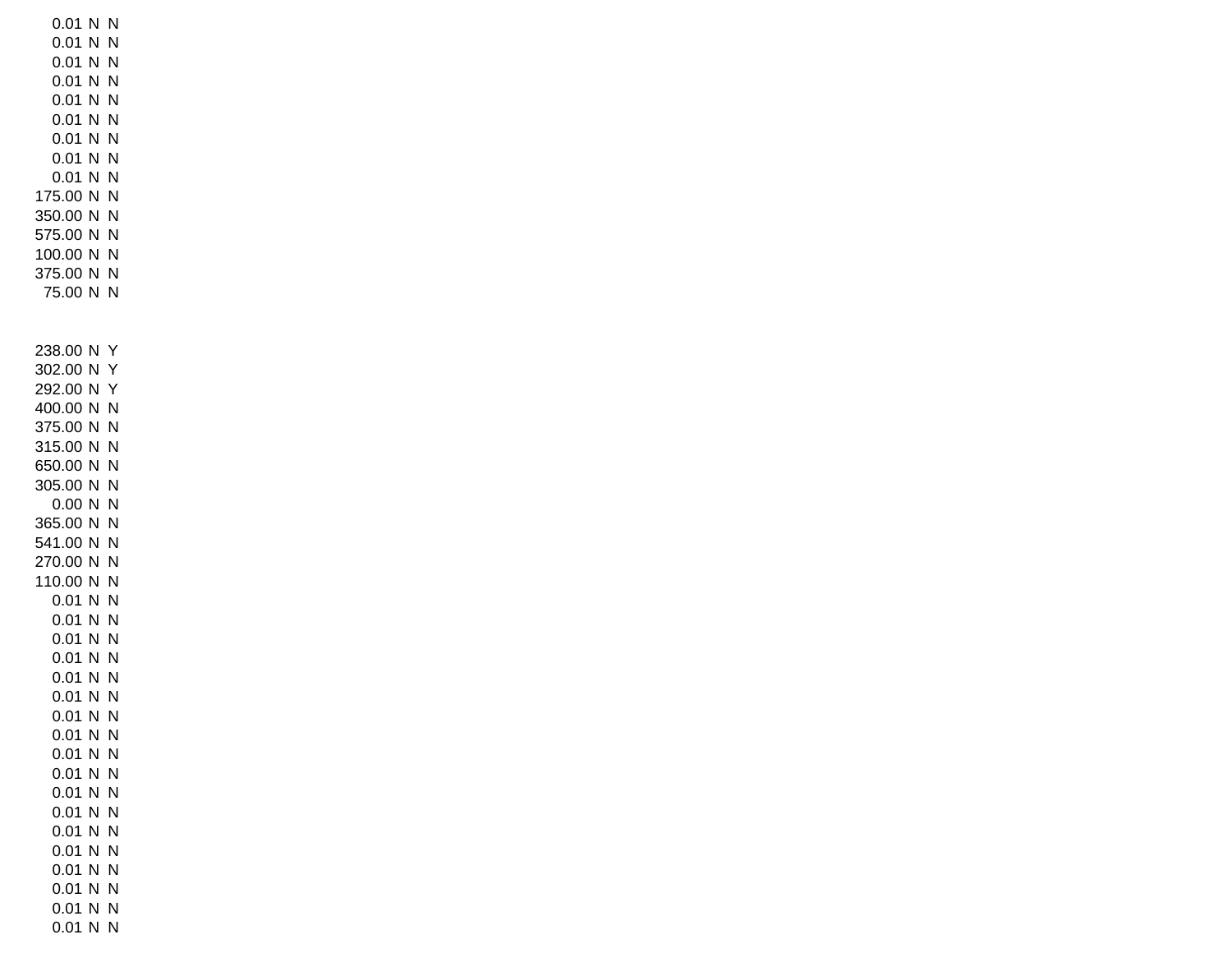| | | |
|---:|---|---|
| 0.01 | N | N |
| 0.01 | N | N |
| 0.01 | N | N |
| 0.01 | N | N |
| 0.01 | N | N |
| 0.01 | N | N |
| 0.01 | N | N |
| 0.01 | N | N |
| 0.01 | N | N |
| 175.00 | N | N |
| 350.00 | N | N |
| 575.00 | N | N |
| 100.00 | N | N |
| 375.00 | N | N |
| 75.00 | N | N |

| | | |
|---:|---|---|
| 238.00 | N | Y |
| 302.00 | N | Y |
| 292.00 | N | Y |
| 400.00 | N | N |
| 375.00 | N | N |
| 315.00 | N | N |
| 650.00 | N | N |
| 305.00 | N | N |
| 0.00 | N | N |
| 365.00 | N | N |
| 541.00 | N | N |
| 270.00 | N | N |
| 110.00 | N | N |
| 0.01 | N | N |
| 0.01 | N | N |
| 0.01 | N | N |
| 0.01 | N | N |
| 0.01 | N | N |
| 0.01 | N | N |
| 0.01 | N | N |
| 0.01 | N | N |
| 0.01 | N | N |
| 0.01 | N | N |
| 0.01 | N | N |
| 0.01 | N | N |
| 0.01 | N | N |
| 0.01 | N | N |
| 0.01 | N | N |
| 0.01 | N | N |
| 0.01 | N | N |
| 0.01 | N | N |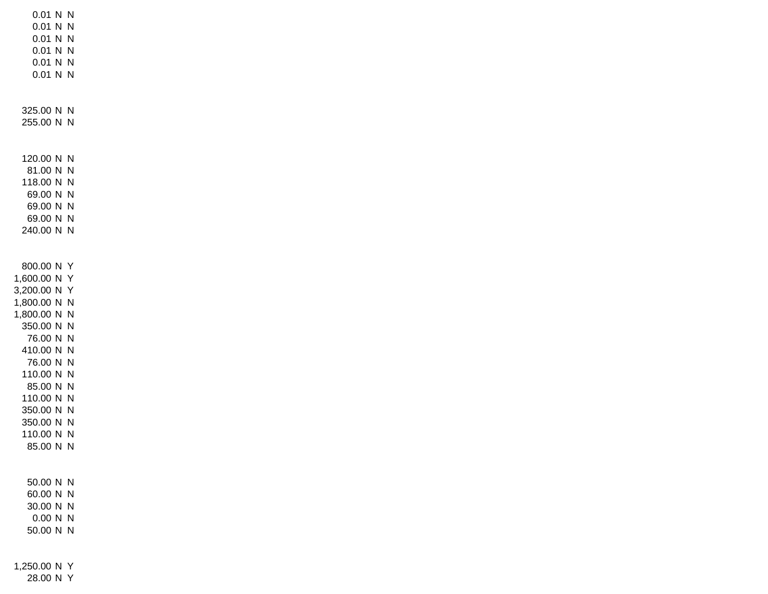| | | |
|---|---|---|
| 0.01 | N | N |
| 0.01 | N | N |
| 0.01 | N | N |
| 0.01 | N | N |
| 0.01 | N | N |
| 0.01 | N | N |
| | | |
| 325.00 | N | N |
| 255.00 | N | N |
| | | |
| 120.00 | N | N |
| 81.00 | N | N |
| 118.00 | N | N |
| 69.00 | N | N |
| 69.00 | N | N |
| 69.00 | N | N |
| 240.00 | N | N |
| | | |
| 800.00 | N | Y |
| 1,600.00 | N | Y |
| 3,200.00 | N | Y |
| 1,800.00 | N | N |
| 1,800.00 | N | N |
| 350.00 | N | N |
| 76.00 | N | N |
| 410.00 | N | N |
| 76.00 | N | N |
| 110.00 | N | N |
| 85.00 | N | N |
| 110.00 | N | N |
| 350.00 | N | N |
| 350.00 | N | N |
| 110.00 | N | N |
| 85.00 | N | N |
| | | |
| 50.00 | N | N |
| 60.00 | N | N |
| 30.00 | N | N |
| 0.00 | N | N |
| 50.00 | N | N |
| | | |
| 1,250.00 | N | Y |
| 28.00 | N | Y |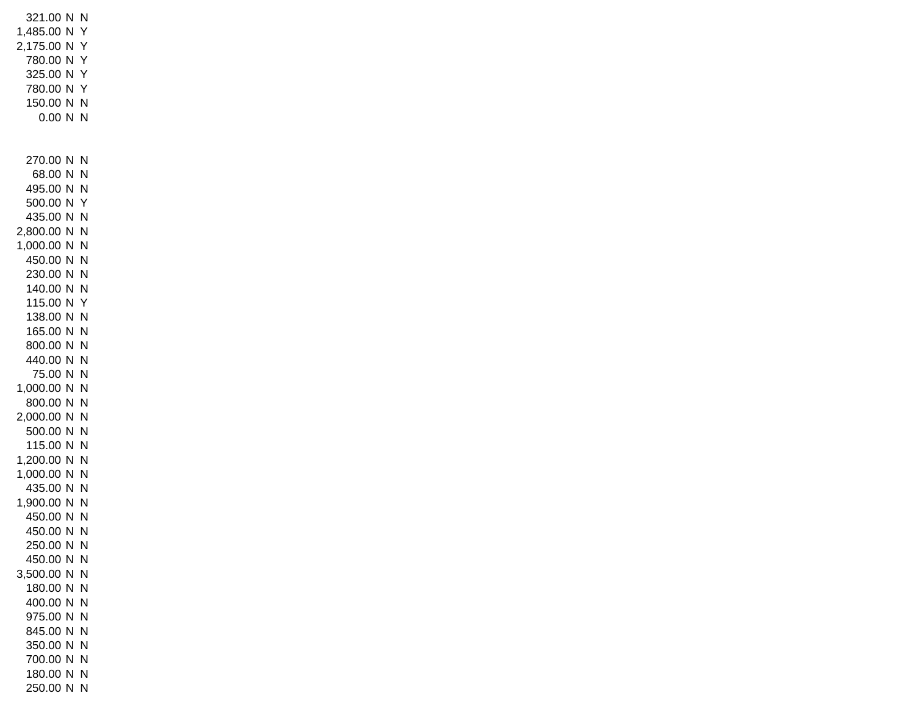| | | |
|---|---|---|
| 321.00 | N | N |
| 1,485.00 | N | Y |
| 2,175.00 | N | Y |
| 780.00 | N | Y |
| 325.00 | N | Y |
| 780.00 | N | Y |
| 150.00 | N | N |
| 0.00 | N | N |

| | | |
|---|---|---|
| 270.00 | N | N |
| 68.00 | N | N |
| 495.00 | N | N |
| 500.00 | N | Y |
| 435.00 | N | N |
| 2,800.00 | N | N |
| 1,000.00 | N | N |
| 450.00 | N | N |
| 230.00 | N | N |
| 140.00 | N | N |
| 115.00 | N | Y |
| 138.00 | N | N |
| 165.00 | N | N |
| 800.00 | N | N |
| 440.00 | N | N |
| 75.00 | N | N |
| 1,000.00 | N | N |
| 800.00 | N | N |
| 2,000.00 | N | N |
| 500.00 | N | N |
| 115.00 | N | N |
| 1,200.00 | N | N |
| 1,000.00 | N | N |
| 435.00 | N | N |
| 1,900.00 | N | N |
| 450.00 | N | N |
| 450.00 | N | N |
| 250.00 | N | N |
| 450.00 | N | N |
| 3,500.00 | N | N |
| 180.00 | N | N |
| 400.00 | N | N |
| 975.00 | N | N |
| 845.00 | N | N |
| 350.00 | N | N |
| 700.00 | N | N |
| 180.00 | N | N |
| 250.00 | N | N |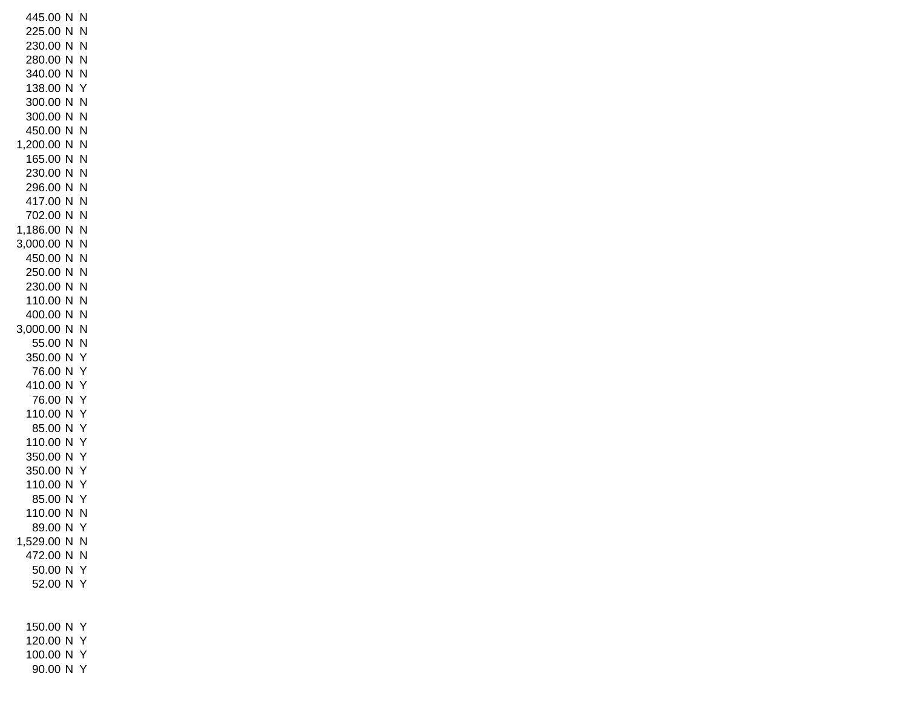| | | |
|---|---|---|
| 445.00 | N | N |
| 225.00 | N | N |
| 230.00 | N | N |
| 280.00 | N | N |
| 340.00 | N | N |
| 138.00 | N | Y |
| 300.00 | N | N |
| 300.00 | N | N |
| 450.00 | N | N |
| 1,200.00 | N | N |
| 165.00 | N | N |
| 230.00 | N | N |
| 296.00 | N | N |
| 417.00 | N | N |
| 702.00 | N | N |
| 1,186.00 | N | N |
| 3,000.00 | N | N |
| 450.00 | N | N |
| 250.00 | N | N |
| 230.00 | N | N |
| 110.00 | N | N |
| 400.00 | N | N |
| 3,000.00 | N | N |
| 55.00 | N | N |
| 350.00 | N | Y |
| 76.00 | N | Y |
| 410.00 | N | Y |
| 76.00 | N | Y |
| 110.00 | N | Y |
| 85.00 | N | Y |
| 110.00 | N | Y |
| 350.00 | N | Y |
| 350.00 | N | Y |
| 110.00 | N | Y |
| 85.00 | N | Y |
| 110.00 | N | N |
| 89.00 | N | Y |
| 1,529.00 | N | N |
| 472.00 | N | N |
| 50.00 | N | Y |
| 52.00 | N | Y |
| | | |
| 150.00 | N | Y |
| 120.00 | N | Y |
| 100.00 | N | Y |
| 90.00 | N | Y |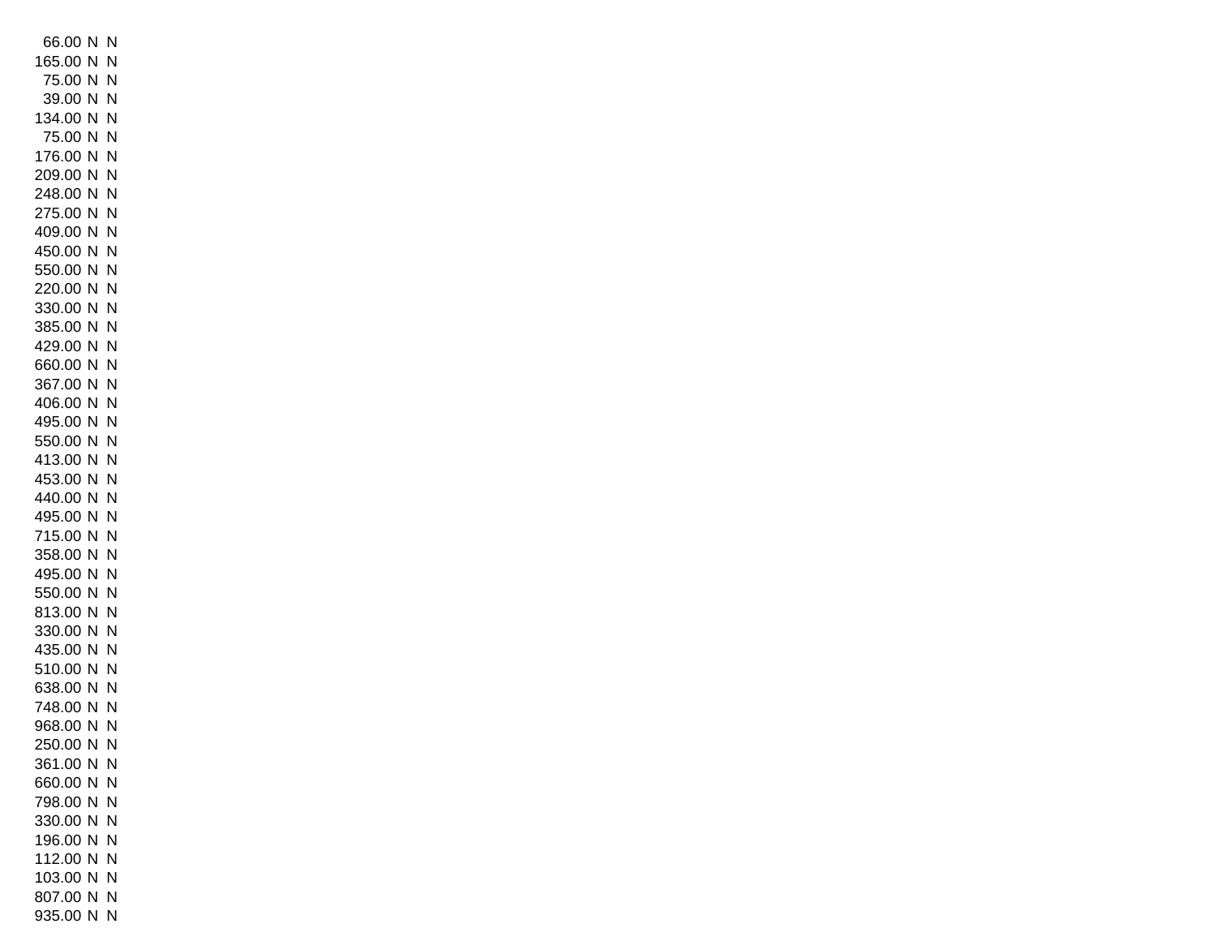| | | |
|---|---|---|
| 66.00 | N | N |
| 165.00 | N | N |
| 75.00 | N | N |
| 39.00 | N | N |
| 134.00 | N | N |
| 75.00 | N | N |
| 176.00 | N | N |
| 209.00 | N | N |
| 248.00 | N | N |
| 275.00 | N | N |
| 409.00 | N | N |
| 450.00 | N | N |
| 550.00 | N | N |
| 220.00 | N | N |
| 330.00 | N | N |
| 385.00 | N | N |
| 429.00 | N | N |
| 660.00 | N | N |
| 367.00 | N | N |
| 406.00 | N | N |
| 495.00 | N | N |
| 550.00 | N | N |
| 413.00 | N | N |
| 453.00 | N | N |
| 440.00 | N | N |
| 495.00 | N | N |
| 715.00 | N | N |
| 358.00 | N | N |
| 495.00 | N | N |
| 550.00 | N | N |
| 813.00 | N | N |
| 330.00 | N | N |
| 435.00 | N | N |
| 510.00 | N | N |
| 638.00 | N | N |
| 748.00 | N | N |
| 968.00 | N | N |
| 250.00 | N | N |
| 361.00 | N | N |
| 660.00 | N | N |
| 798.00 | N | N |
| 330.00 | N | N |
| 196.00 | N | N |
| 112.00 | N | N |
| 103.00 | N | N |
| 807.00 | N | N |
| 935.00 | N | N |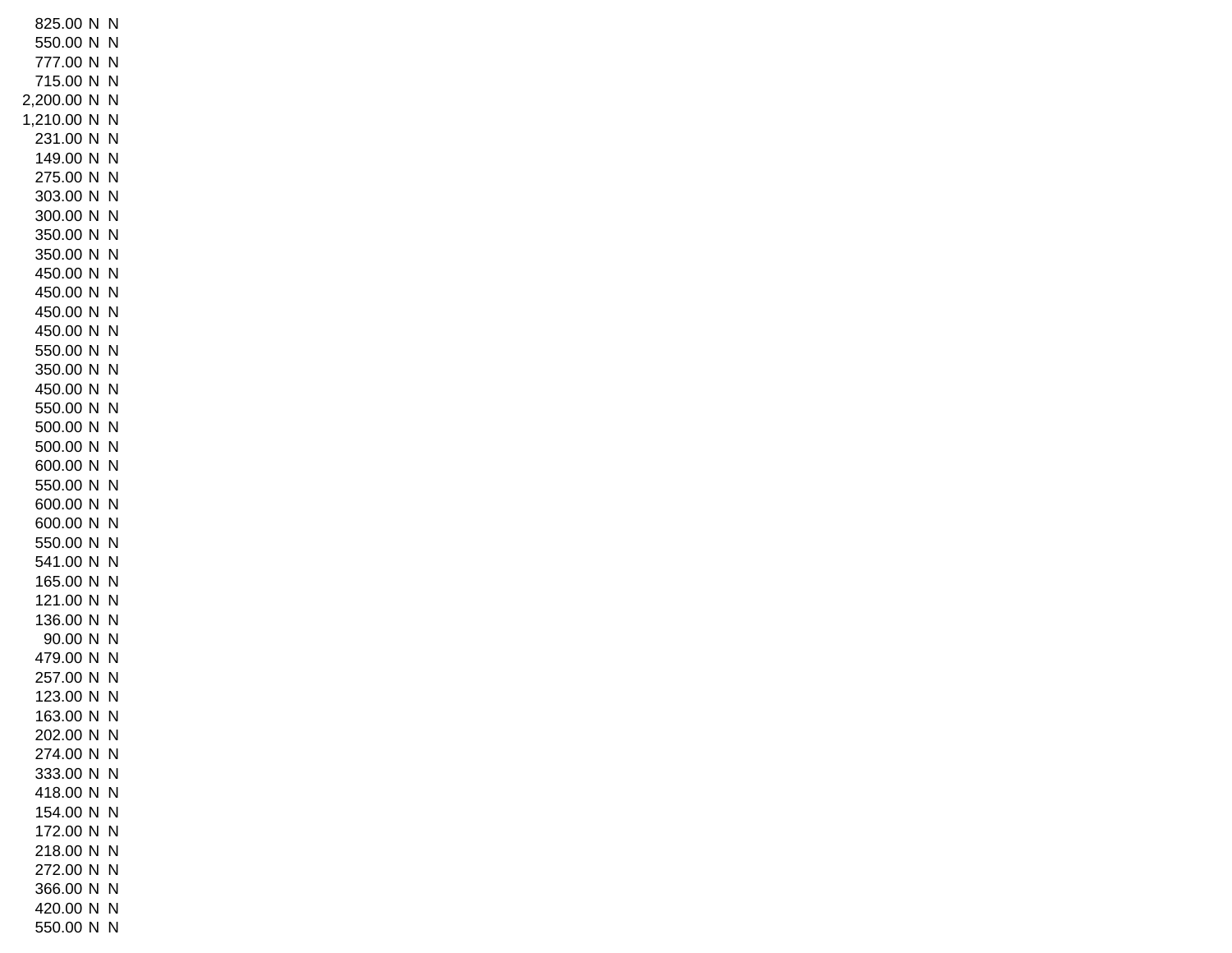| | | |
|---|---|---|
| 825.00 | N | N |
| 550.00 | N | N |
| 777.00 | N | N |
| 715.00 | N | N |
| 2,200.00 | N | N |
| 1,210.00 | N | N |
| 231.00 | N | N |
| 149.00 | N | N |
| 275.00 | N | N |
| 303.00 | N | N |
| 300.00 | N | N |
| 350.00 | N | N |
| 350.00 | N | N |
| 450.00 | N | N |
| 450.00 | N | N |
| 450.00 | N | N |
| 450.00 | N | N |
| 550.00 | N | N |
| 350.00 | N | N |
| 450.00 | N | N |
| 550.00 | N | N |
| 500.00 | N | N |
| 500.00 | N | N |
| 600.00 | N | N |
| 550.00 | N | N |
| 600.00 | N | N |
| 600.00 | N | N |
| 550.00 | N | N |
| 541.00 | N | N |
| 165.00 | N | N |
| 121.00 | N | N |
| 136.00 | N | N |
| 90.00 | N | N |
| 479.00 | N | N |
| 257.00 | N | N |
| 123.00 | N | N |
| 163.00 | N | N |
| 202.00 | N | N |
| 274.00 | N | N |
| 333.00 | N | N |
| 418.00 | N | N |
| 154.00 | N | N |
| 172.00 | N | N |
| 218.00 | N | N |
| 272.00 | N | N |
| 366.00 | N | N |
| 420.00 | N | N |
| 550.00 | N | N |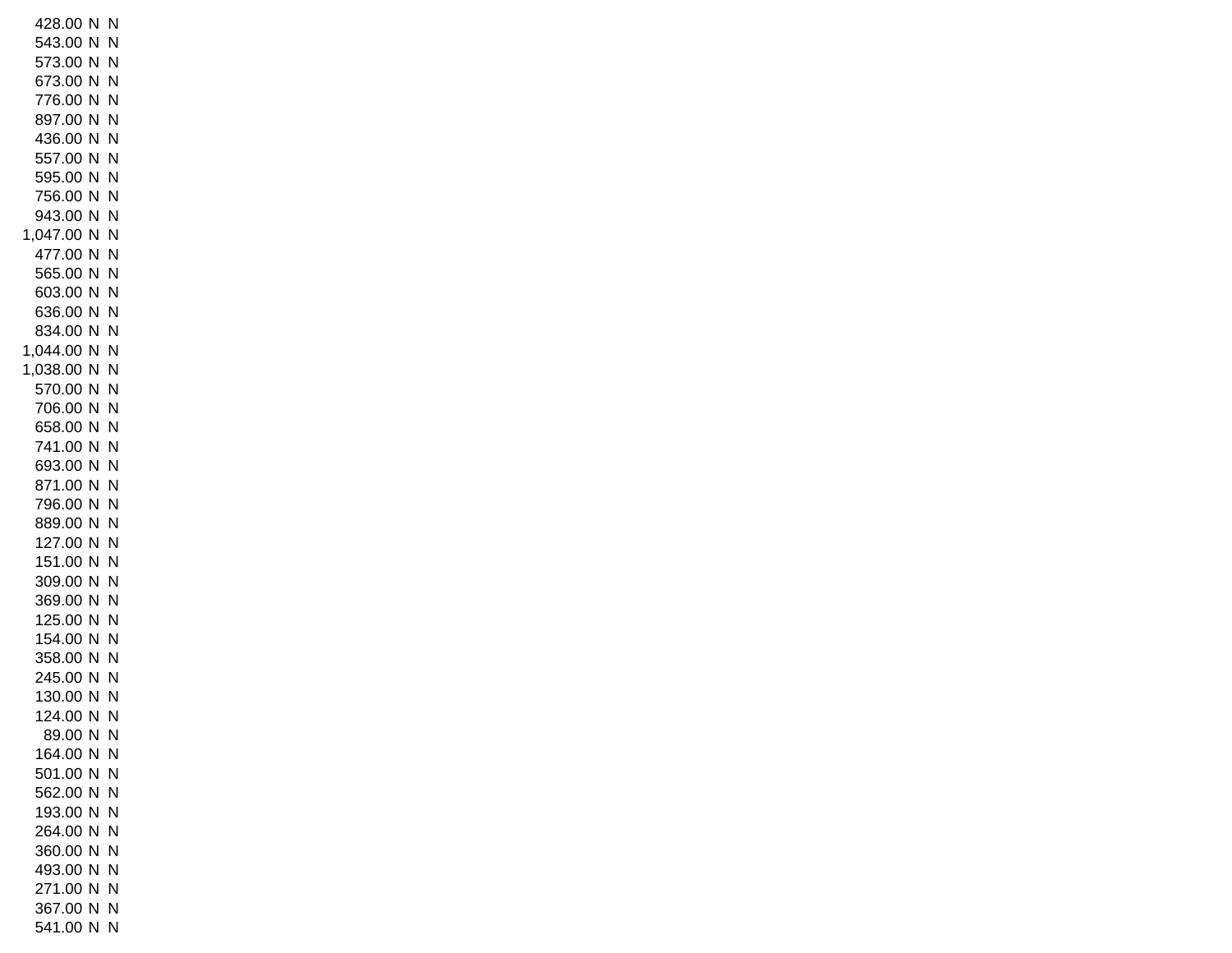| | | |
|---|---|---|
| 428.00 | N | N |
| 543.00 | N | N |
| 573.00 | N | N |
| 673.00 | N | N |
| 776.00 | N | N |
| 897.00 | N | N |
| 436.00 | N | N |
| 557.00 | N | N |
| 595.00 | N | N |
| 756.00 | N | N |
| 943.00 | N | N |
| 1,047.00 | N | N |
| 477.00 | N | N |
| 565.00 | N | N |
| 603.00 | N | N |
| 636.00 | N | N |
| 834.00 | N | N |
| 1,044.00 | N | N |
| 1,038.00 | N | N |
| 570.00 | N | N |
| 706.00 | N | N |
| 658.00 | N | N |
| 741.00 | N | N |
| 693.00 | N | N |
| 871.00 | N | N |
| 796.00 | N | N |
| 889.00 | N | N |
| 127.00 | N | N |
| 151.00 | N | N |
| 309.00 | N | N |
| 369.00 | N | N |
| 125.00 | N | N |
| 154.00 | N | N |
| 358.00 | N | N |
| 245.00 | N | N |
| 130.00 | N | N |
| 124.00 | N | N |
| 89.00 | N | N |
| 164.00 | N | N |
| 501.00 | N | N |
| 562.00 | N | N |
| 193.00 | N | N |
| 264.00 | N | N |
| 360.00 | N | N |
| 493.00 | N | N |
| 271.00 | N | N |
| 367.00 | N | N |
| 541.00 | N | N |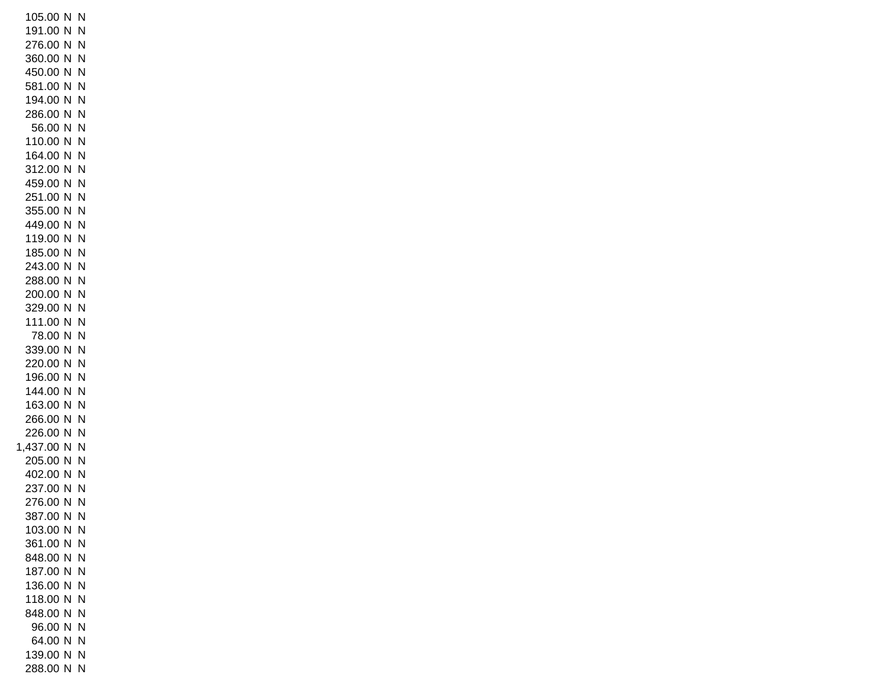| | | |
|---|---|---|
| 105.00 | N | N |
| 191.00 | N | N |
| 276.00 | N | N |
| 360.00 | N | N |
| 450.00 | N | N |
| 581.00 | N | N |
| 194.00 | N | N |
| 286.00 | N | N |
| 56.00 | N | N |
| 110.00 | N | N |
| 164.00 | N | N |
| 312.00 | N | N |
| 459.00 | N | N |
| 251.00 | N | N |
| 355.00 | N | N |
| 449.00 | N | N |
| 119.00 | N | N |
| 185.00 | N | N |
| 243.00 | N | N |
| 288.00 | N | N |
| 200.00 | N | N |
| 329.00 | N | N |
| 111.00 | N | N |
| 78.00 | N | N |
| 339.00 | N | N |
| 220.00 | N | N |
| 196.00 | N | N |
| 144.00 | N | N |
| 163.00 | N | N |
| 266.00 | N | N |
| 226.00 | N | N |
| 1,437.00 | N | N |
| 205.00 | N | N |
| 402.00 | N | N |
| 237.00 | N | N |
| 276.00 | N | N |
| 387.00 | N | N |
| 103.00 | N | N |
| 361.00 | N | N |
| 848.00 | N | N |
| 187.00 | N | N |
| 136.00 | N | N |
| 118.00 | N | N |
| 848.00 | N | N |
| 96.00 | N | N |
| 64.00 | N | N |
| 139.00 | N | N |
| 288.00 | N | N |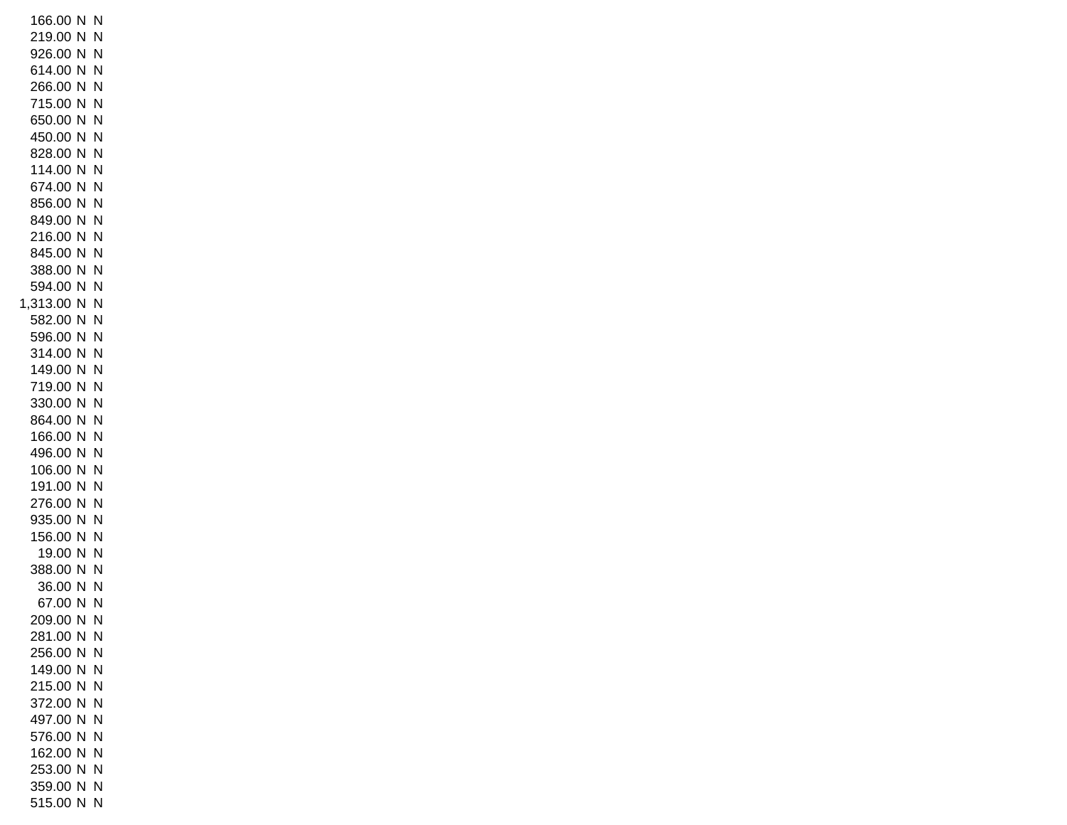| | | |
|---|---|---|
| 166.00 | N | N |
| 219.00 | N | N |
| 926.00 | N | N |
| 614.00 | N | N |
| 266.00 | N | N |
| 715.00 | N | N |
| 650.00 | N | N |
| 450.00 | N | N |
| 828.00 | N | N |
| 114.00 | N | N |
| 674.00 | N | N |
| 856.00 | N | N |
| 849.00 | N | N |
| 216.00 | N | N |
| 845.00 | N | N |
| 388.00 | N | N |
| 594.00 | N | N |
| 1,313.00 | N | N |
| 582.00 | N | N |
| 596.00 | N | N |
| 314.00 | N | N |
| 149.00 | N | N |
| 719.00 | N | N |
| 330.00 | N | N |
| 864.00 | N | N |
| 166.00 | N | N |
| 496.00 | N | N |
| 106.00 | N | N |
| 191.00 | N | N |
| 276.00 | N | N |
| 935.00 | N | N |
| 156.00 | N | N |
| 19.00 | N | N |
| 388.00 | N | N |
| 36.00 | N | N |
| 67.00 | N | N |
| 209.00 | N | N |
| 281.00 | N | N |
| 256.00 | N | N |
| 149.00 | N | N |
| 215.00 | N | N |
| 372.00 | N | N |
| 497.00 | N | N |
| 576.00 | N | N |
| 162.00 | N | N |
| 253.00 | N | N |
| 359.00 | N | N |
| 515.00 | N | N |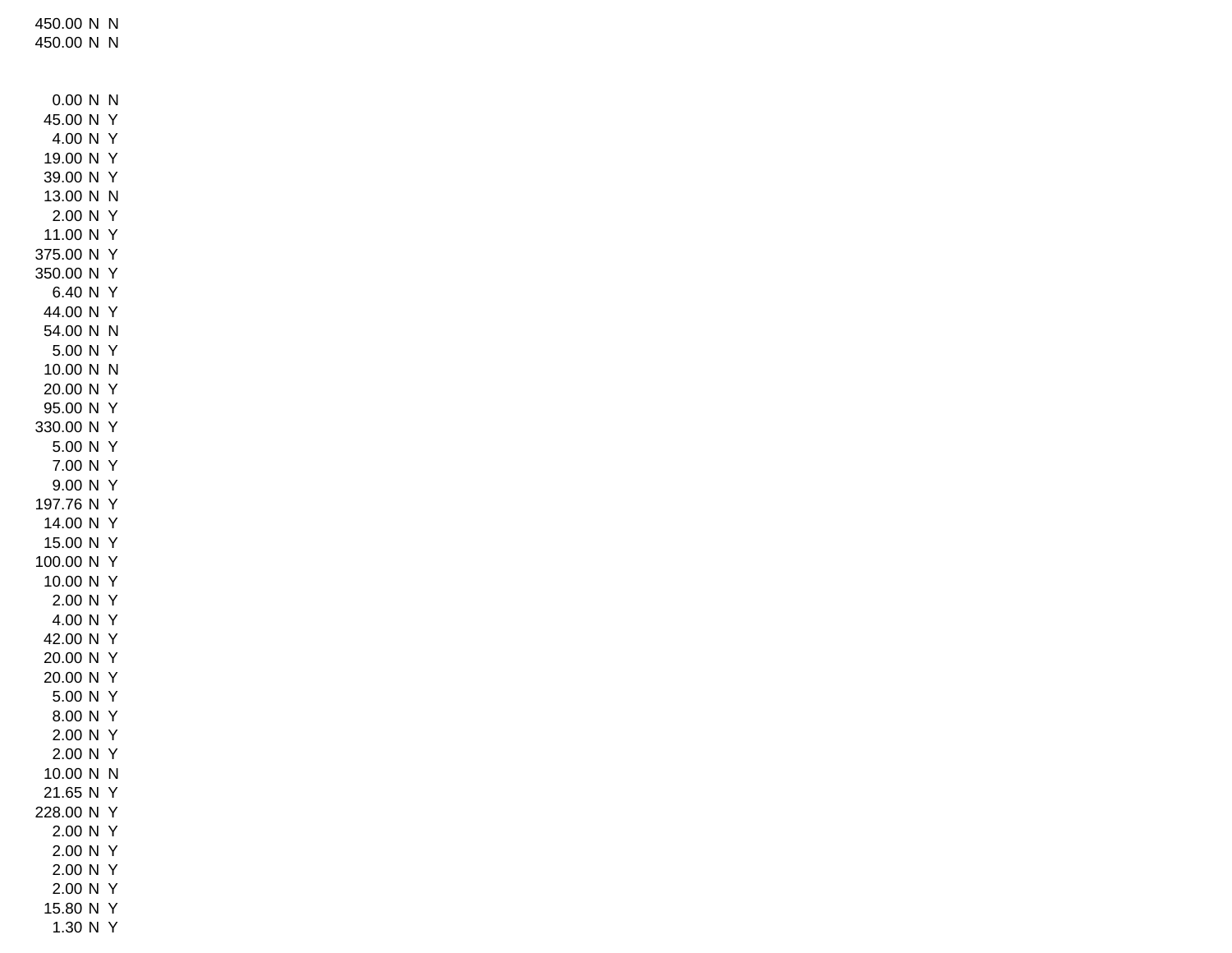| | | |
|---|---|---|
| 450.00 | N | N |
| 450.00 | N | N |
| | | |
| 0.00 | N | N |
| 45.00 | N | Y |
| 4.00 | N | Y |
| 19.00 | N | Y |
| 39.00 | N | Y |
| 13.00 | N | N |
| 2.00 | N | Y |
| 11.00 | N | Y |
| 375.00 | N | Y |
| 350.00 | N | Y |
| 6.40 | N | Y |
| 44.00 | N | Y |
| 54.00 | N | N |
| 5.00 | N | Y |
| 10.00 | N | N |
| 20.00 | N | Y |
| 95.00 | N | Y |
| 330.00 | N | Y |
| 5.00 | N | Y |
| 7.00 | N | Y |
| 9.00 | N | Y |
| 197.76 | N | Y |
| 14.00 | N | Y |
| 15.00 | N | Y |
| 100.00 | N | Y |
| 10.00 | N | Y |
| 2.00 | N | Y |
| 4.00 | N | Y |
| 42.00 | N | Y |
| 20.00 | N | Y |
| 20.00 | N | Y |
| 5.00 | N | Y |
| 8.00 | N | Y |
| 2.00 | N | Y |
| 2.00 | N | Y |
| 10.00 | N | N |
| 21.65 | N | Y |
| 228.00 | N | Y |
| 2.00 | N | Y |
| 2.00 | N | Y |
| 2.00 | N | Y |
| 2.00 | N | Y |
| 15.80 | N | Y |
| 1.30 | N | Y |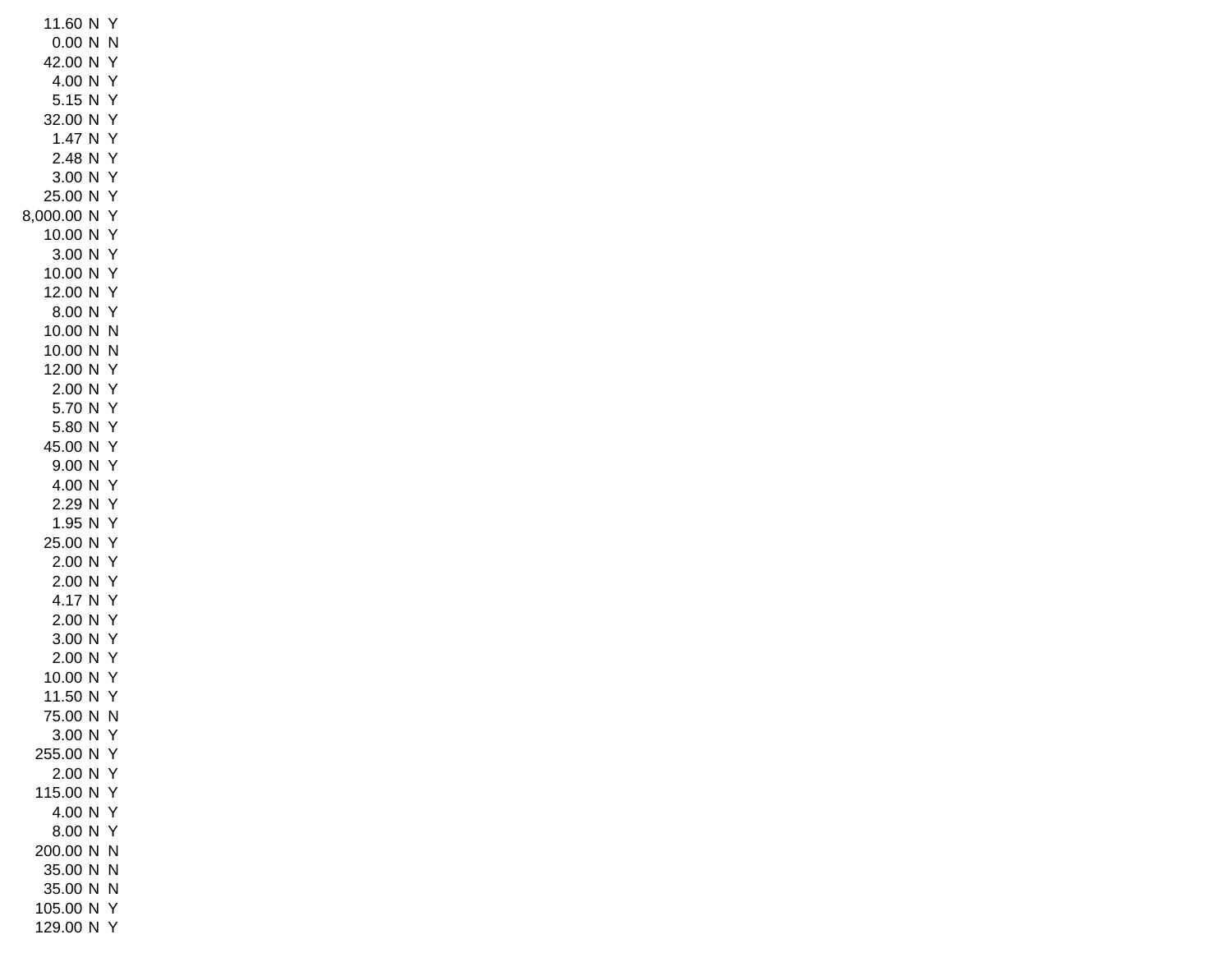| | | |
|---|---|---|
| 11.60 | N | Y |
| 0.00 | N | N |
| 42.00 | N | Y |
| 4.00 | N | Y |
| 5.15 | N | Y |
| 32.00 | N | Y |
| 1.47 | N | Y |
| 2.48 | N | Y |
| 3.00 | N | Y |
| 25.00 | N | Y |
| 8,000.00 | N | Y |
| 10.00 | N | Y |
| 3.00 | N | Y |
| 10.00 | N | Y |
| 12.00 | N | Y |
| 8.00 | N | Y |
| 10.00 | N | N |
| 10.00 | N | N |
| 12.00 | N | Y |
| 2.00 | N | Y |
| 5.70 | N | Y |
| 5.80 | N | Y |
| 45.00 | N | Y |
| 9.00 | N | Y |
| 4.00 | N | Y |
| 2.29 | N | Y |
| 1.95 | N | Y |
| 25.00 | N | Y |
| 2.00 | N | Y |
| 2.00 | N | Y |
| 4.17 | N | Y |
| 2.00 | N | Y |
| 3.00 | N | Y |
| 2.00 | N | Y |
| 10.00 | N | Y |
| 11.50 | N | Y |
| 75.00 | N | N |
| 3.00 | N | Y |
| 255.00 | N | Y |
| 2.00 | N | Y |
| 115.00 | N | Y |
| 4.00 | N | Y |
| 8.00 | N | Y |
| 200.00 | N | N |
| 35.00 | N | N |
| 35.00 | N | N |
| 105.00 | N | Y |
| 129.00 | N | Y |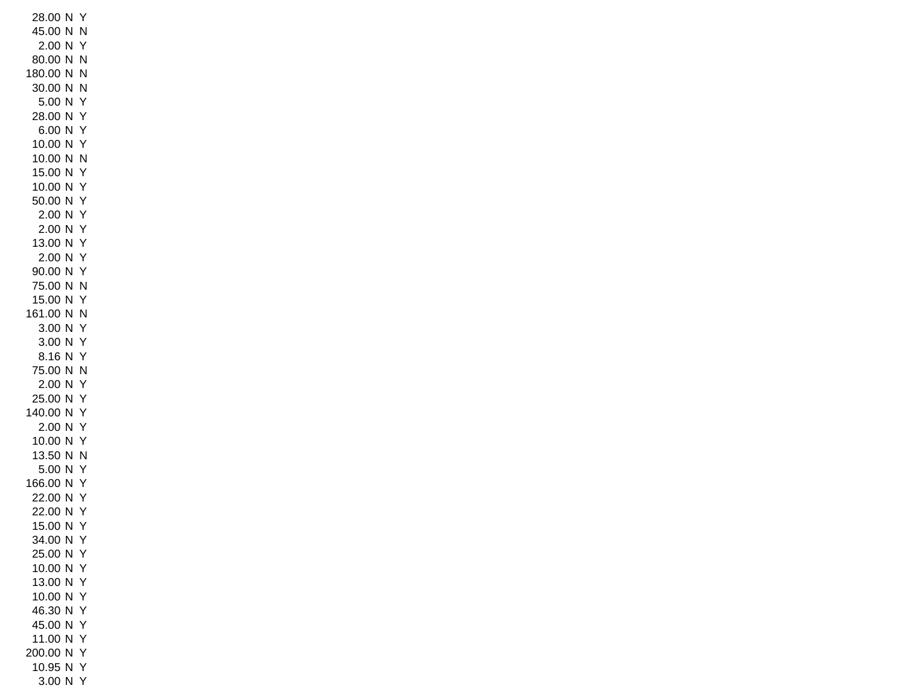| | | |
|---|---|---|
| 28.00 | N | Y |
| 45.00 | N | N |
| 2.00 | N | Y |
| 80.00 | N | N |
| 180.00 | N | N |
| 30.00 | N | N |
| 5.00 | N | Y |
| 28.00 | N | Y |
| 6.00 | N | Y |
| 10.00 | N | Y |
| 10.00 | N | N |
| 15.00 | N | Y |
| 10.00 | N | Y |
| 50.00 | N | Y |
| 2.00 | N | Y |
| 2.00 | N | Y |
| 13.00 | N | Y |
| 2.00 | N | Y |
| 90.00 | N | Y |
| 75.00 | N | N |
| 15.00 | N | Y |
| 161.00 | N | N |
| 3.00 | N | Y |
| 3.00 | N | Y |
| 8.16 | N | Y |
| 75.00 | N | N |
| 2.00 | N | Y |
| 25.00 | N | Y |
| 140.00 | N | Y |
| 2.00 | N | Y |
| 10.00 | N | Y |
| 13.50 | N | N |
| 5.00 | N | Y |
| 166.00 | N | Y |
| 22.00 | N | Y |
| 22.00 | N | Y |
| 15.00 | N | Y |
| 34.00 | N | Y |
| 25.00 | N | Y |
| 10.00 | N | Y |
| 13.00 | N | Y |
| 10.00 | N | Y |
| 46.30 | N | Y |
| 45.00 | N | Y |
| 11.00 | N | Y |
| 200.00 | N | Y |
| 10.95 | N | Y |
| 3.00 | N | Y |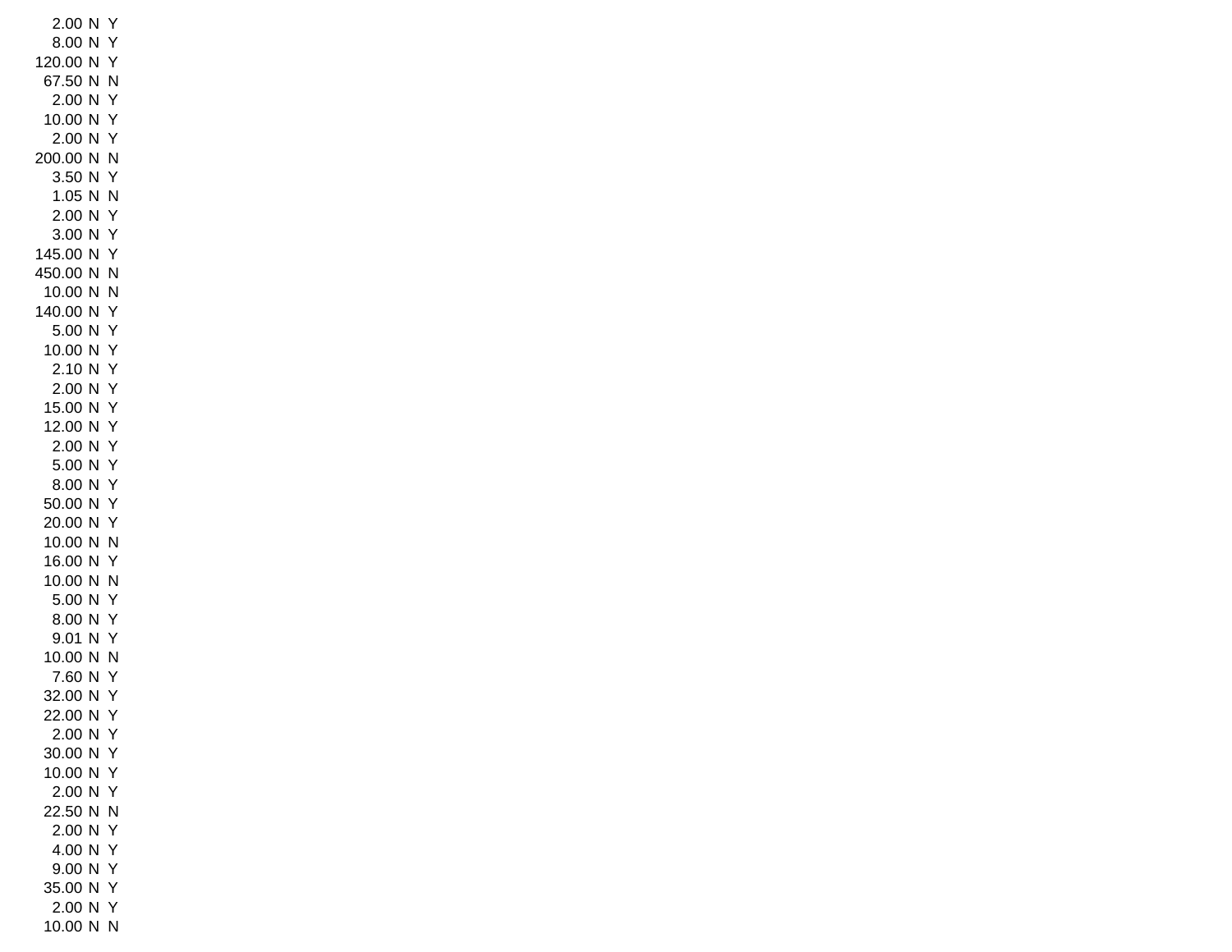| | | |
|---|---|---|
| 2.00 | N | Y |
| 8.00 | N | Y |
| 120.00 | N | Y |
| 67.50 | N | N |
| 2.00 | N | Y |
| 10.00 | N | Y |
| 2.00 | N | Y |
| 200.00 | N | N |
| 3.50 | N | Y |
| 1.05 | N | N |
| 2.00 | N | Y |
| 3.00 | N | Y |
| 145.00 | N | Y |
| 450.00 | N | N |
| 10.00 | N | N |
| 140.00 | N | Y |
| 5.00 | N | Y |
| 10.00 | N | Y |
| 2.10 | N | Y |
| 2.00 | N | Y |
| 15.00 | N | Y |
| 12.00 | N | Y |
| 2.00 | N | Y |
| 5.00 | N | Y |
| 8.00 | N | Y |
| 50.00 | N | Y |
| 20.00 | N | Y |
| 10.00 | N | N |
| 16.00 | N | Y |
| 10.00 | N | N |
| 5.00 | N | Y |
| 8.00 | N | Y |
| 9.01 | N | Y |
| 10.00 | N | N |
| 7.60 | N | Y |
| 32.00 | N | Y |
| 22.00 | N | Y |
| 2.00 | N | Y |
| 30.00 | N | Y |
| 10.00 | N | Y |
| 2.00 | N | Y |
| 22.50 | N | N |
| 2.00 | N | Y |
| 4.00 | N | Y |
| 9.00 | N | Y |
| 35.00 | N | Y |
| 2.00 | N | Y |
| 10.00 | N | N |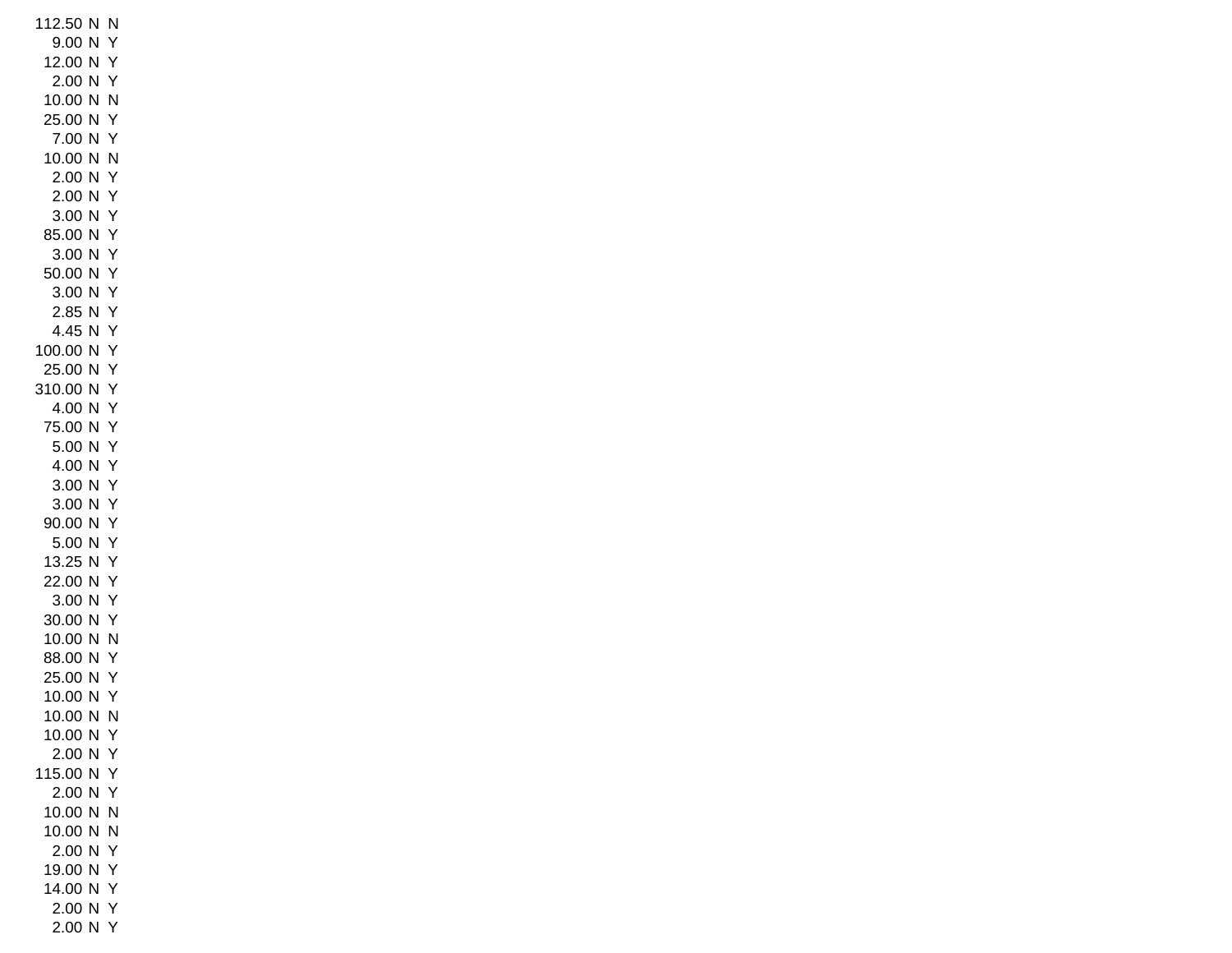| | | |
|---|---|---|
| 112.50 | N | N |
| 9.00 | N | Y |
| 12.00 | N | Y |
| 2.00 | N | Y |
| 10.00 | N | N |
| 25.00 | N | Y |
| 7.00 | N | Y |
| 10.00 | N | N |
| 2.00 | N | Y |
| 2.00 | N | Y |
| 3.00 | N | Y |
| 85.00 | N | Y |
| 3.00 | N | Y |
| 50.00 | N | Y |
| 3.00 | N | Y |
| 2.85 | N | Y |
| 4.45 | N | Y |
| 100.00 | N | Y |
| 25.00 | N | Y |
| 310.00 | N | Y |
| 4.00 | N | Y |
| 75.00 | N | Y |
| 5.00 | N | Y |
| 4.00 | N | Y |
| 3.00 | N | Y |
| 3.00 | N | Y |
| 90.00 | N | Y |
| 5.00 | N | Y |
| 13.25 | N | Y |
| 22.00 | N | Y |
| 3.00 | N | Y |
| 30.00 | N | Y |
| 10.00 | N | N |
| 88.00 | N | Y |
| 25.00 | N | Y |
| 10.00 | N | Y |
| 10.00 | N | N |
| 10.00 | N | Y |
| 2.00 | N | Y |
| 115.00 | N | Y |
| 2.00 | N | Y |
| 10.00 | N | N |
| 10.00 | N | N |
| 2.00 | N | Y |
| 19.00 | N | Y |
| 14.00 | N | Y |
| 2.00 | N | Y |
| 2.00 | N | Y |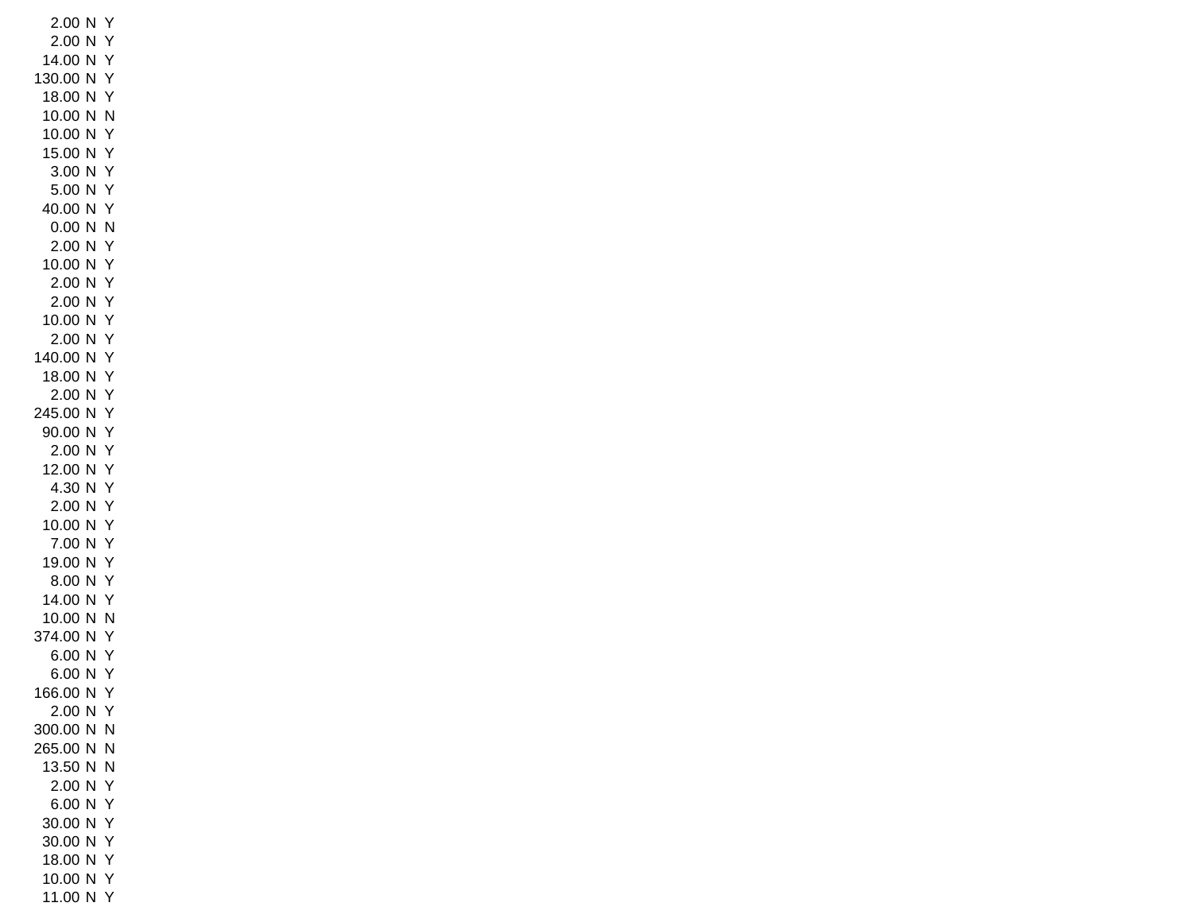| | | |
|---|---|---|
| 2.00 | N | Y |
| 2.00 | N | Y |
| 14.00 | N | Y |
| 130.00 | N | Y |
| 18.00 | N | Y |
| 10.00 | N | N |
| 10.00 | N | Y |
| 15.00 | N | Y |
| 3.00 | N | Y |
| 5.00 | N | Y |
| 40.00 | N | Y |
| 0.00 | N | N |
| 2.00 | N | Y |
| 10.00 | N | Y |
| 2.00 | N | Y |
| 2.00 | N | Y |
| 10.00 | N | Y |
| 2.00 | N | Y |
| 140.00 | N | Y |
| 18.00 | N | Y |
| 2.00 | N | Y |
| 245.00 | N | Y |
| 90.00 | N | Y |
| 2.00 | N | Y |
| 12.00 | N | Y |
| 4.30 | N | Y |
| 2.00 | N | Y |
| 10.00 | N | Y |
| 7.00 | N | Y |
| 19.00 | N | Y |
| 8.00 | N | Y |
| 14.00 | N | Y |
| 10.00 | N | N |
| 374.00 | N | Y |
| 6.00 | N | Y |
| 6.00 | N | Y |
| 166.00 | N | Y |
| 2.00 | N | Y |
| 300.00 | N | N |
| 265.00 | N | N |
| 13.50 | N | N |
| 2.00 | N | Y |
| 6.00 | N | Y |
| 30.00 | N | Y |
| 30.00 | N | Y |
| 18.00 | N | Y |
| 10.00 | N | Y |
| 11.00 | N | Y |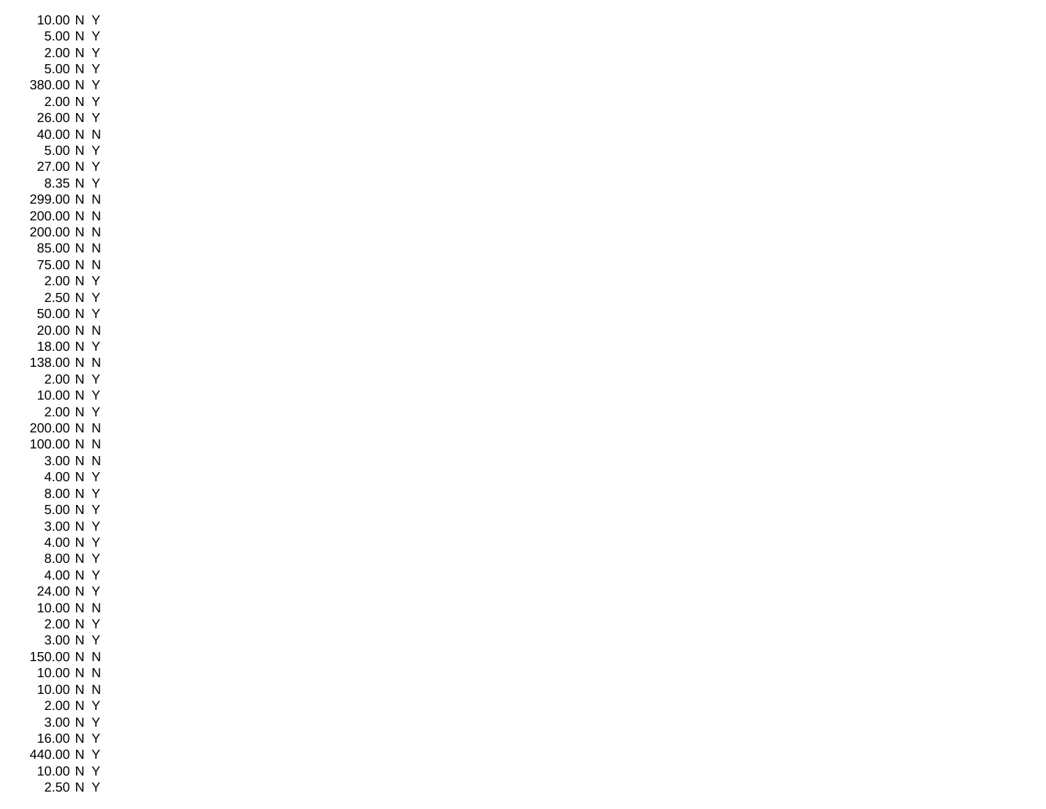| | | |
|---|---|---|
| 10.00 | N | Y |
| 5.00 | N | Y |
| 2.00 | N | Y |
| 5.00 | N | Y |
| 380.00 | N | Y |
| 2.00 | N | Y |
| 26.00 | N | Y |
| 40.00 | N | N |
| 5.00 | N | Y |
| 27.00 | N | Y |
| 8.35 | N | Y |
| 299.00 | N | N |
| 200.00 | N | N |
| 200.00 | N | N |
| 85.00 | N | N |
| 75.00 | N | N |
| 2.00 | N | Y |
| 2.50 | N | Y |
| 50.00 | N | Y |
| 20.00 | N | N |
| 18.00 | N | Y |
| 138.00 | N | N |
| 2.00 | N | Y |
| 10.00 | N | Y |
| 2.00 | N | Y |
| 200.00 | N | N |
| 100.00 | N | N |
| 3.00 | N | N |
| 4.00 | N | Y |
| 8.00 | N | Y |
| 5.00 | N | Y |
| 3.00 | N | Y |
| 4.00 | N | Y |
| 8.00 | N | Y |
| 4.00 | N | Y |
| 24.00 | N | Y |
| 10.00 | N | N |
| 2.00 | N | Y |
| 3.00 | N | Y |
| 150.00 | N | N |
| 10.00 | N | N |
| 10.00 | N | N |
| 2.00 | N | Y |
| 3.00 | N | Y |
| 16.00 | N | Y |
| 440.00 | N | Y |
| 10.00 | N | Y |
| 2.50 | N | Y |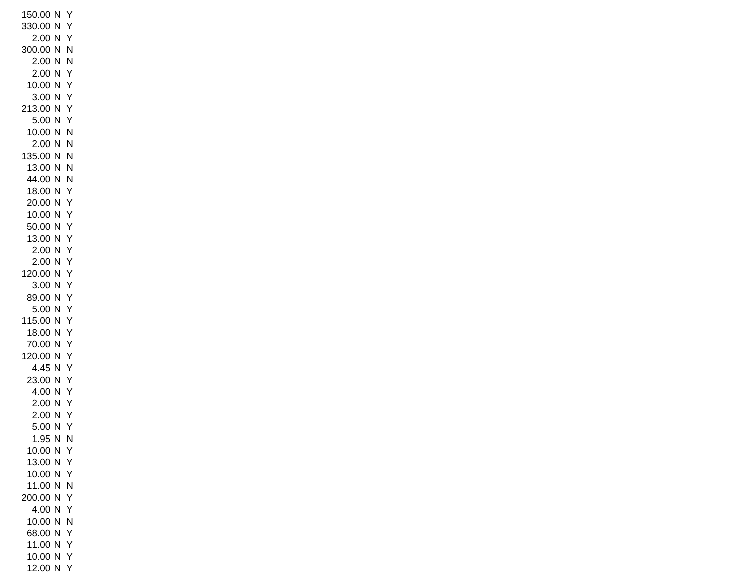| | | |
|---|---|---|
| 150.00 | N | Y |
| 330.00 | N | Y |
| 2.00 | N | Y |
| 300.00 | N | N |
| 2.00 | N | N |
| 2.00 | N | Y |
| 10.00 | N | Y |
| 3.00 | N | Y |
| 213.00 | N | Y |
| 5.00 | N | Y |
| 10.00 | N | N |
| 2.00 | N | N |
| 135.00 | N | N |
| 13.00 | N | N |
| 44.00 | N | N |
| 18.00 | N | Y |
| 20.00 | N | Y |
| 10.00 | N | Y |
| 50.00 | N | Y |
| 13.00 | N | Y |
| 2.00 | N | Y |
| 2.00 | N | Y |
| 120.00 | N | Y |
| 3.00 | N | Y |
| 89.00 | N | Y |
| 5.00 | N | Y |
| 115.00 | N | Y |
| 18.00 | N | Y |
| 70.00 | N | Y |
| 120.00 | N | Y |
| 4.45 | N | Y |
| 23.00 | N | Y |
| 4.00 | N | Y |
| 2.00 | N | Y |
| 2.00 | N | Y |
| 5.00 | N | Y |
| 1.95 | N | N |
| 10.00 | N | Y |
| 13.00 | N | Y |
| 10.00 | N | Y |
| 11.00 | N | N |
| 200.00 | N | Y |
| 4.00 | N | Y |
| 10.00 | N | N |
| 68.00 | N | Y |
| 11.00 | N | Y |
| 10.00 | N | Y |
| 12.00 | N | Y |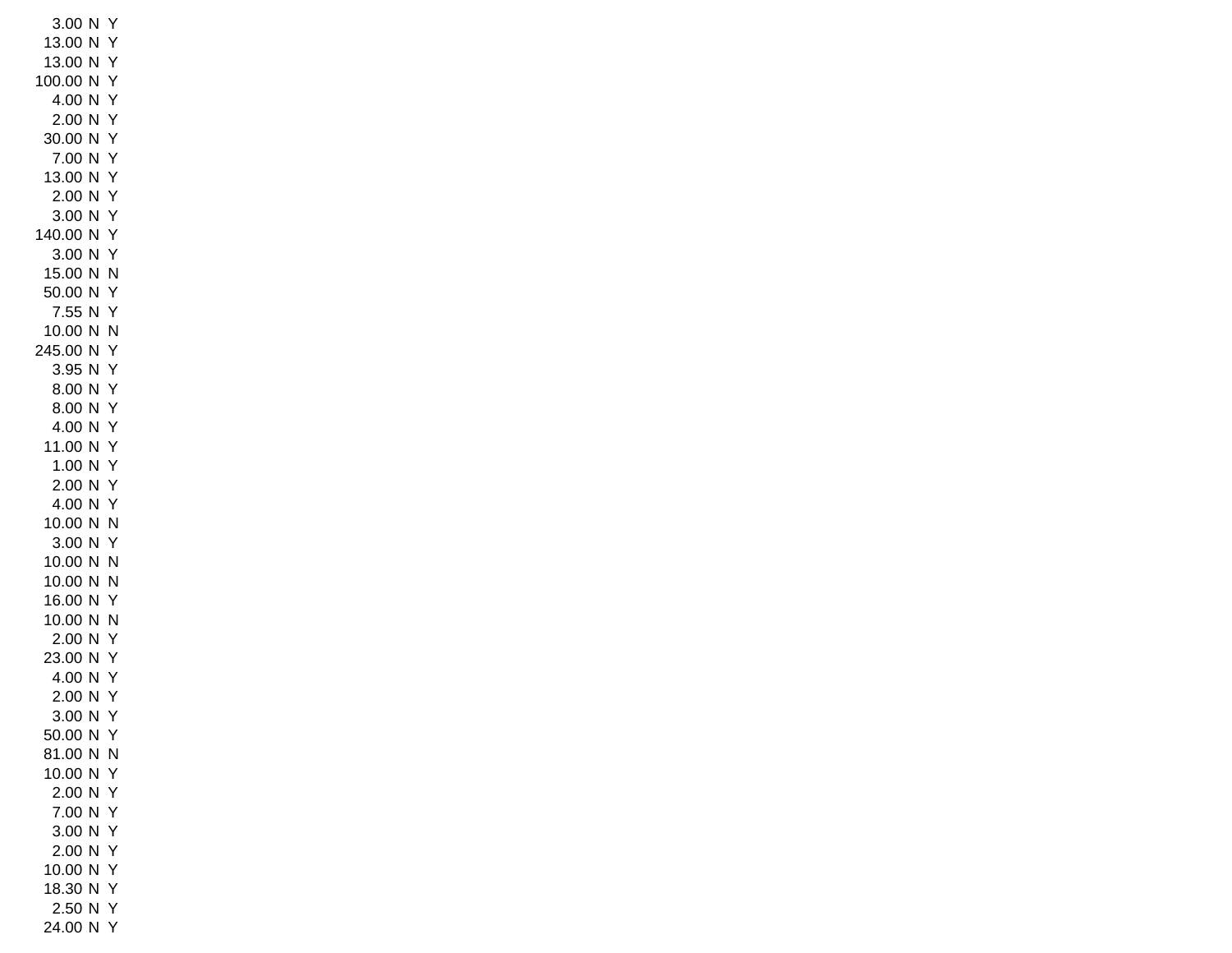| | | |
|---|---|---|
| 3.00 | N | Y |
| 13.00 | N | Y |
| 13.00 | N | Y |
| 100.00 | N | Y |
| 4.00 | N | Y |
| 2.00 | N | Y |
| 30.00 | N | Y |
| 7.00 | N | Y |
| 13.00 | N | Y |
| 2.00 | N | Y |
| 3.00 | N | Y |
| 140.00 | N | Y |
| 3.00 | N | Y |
| 15.00 | N | N |
| 50.00 | N | Y |
| 7.55 | N | Y |
| 10.00 | N | N |
| 245.00 | N | Y |
| 3.95 | N | Y |
| 8.00 | N | Y |
| 8.00 | N | Y |
| 4.00 | N | Y |
| 11.00 | N | Y |
| 1.00 | N | Y |
| 2.00 | N | Y |
| 4.00 | N | Y |
| 10.00 | N | N |
| 3.00 | N | Y |
| 10.00 | N | N |
| 10.00 | N | N |
| 16.00 | N | Y |
| 10.00 | N | N |
| 2.00 | N | Y |
| 23.00 | N | Y |
| 4.00 | N | Y |
| 2.00 | N | Y |
| 3.00 | N | Y |
| 50.00 | N | Y |
| 81.00 | N | N |
| 10.00 | N | Y |
| 2.00 | N | Y |
| 7.00 | N | Y |
| 3.00 | N | Y |
| 2.00 | N | Y |
| 10.00 | N | Y |
| 18.30 | N | Y |
| 2.50 | N | Y |
| 24.00 | N | Y |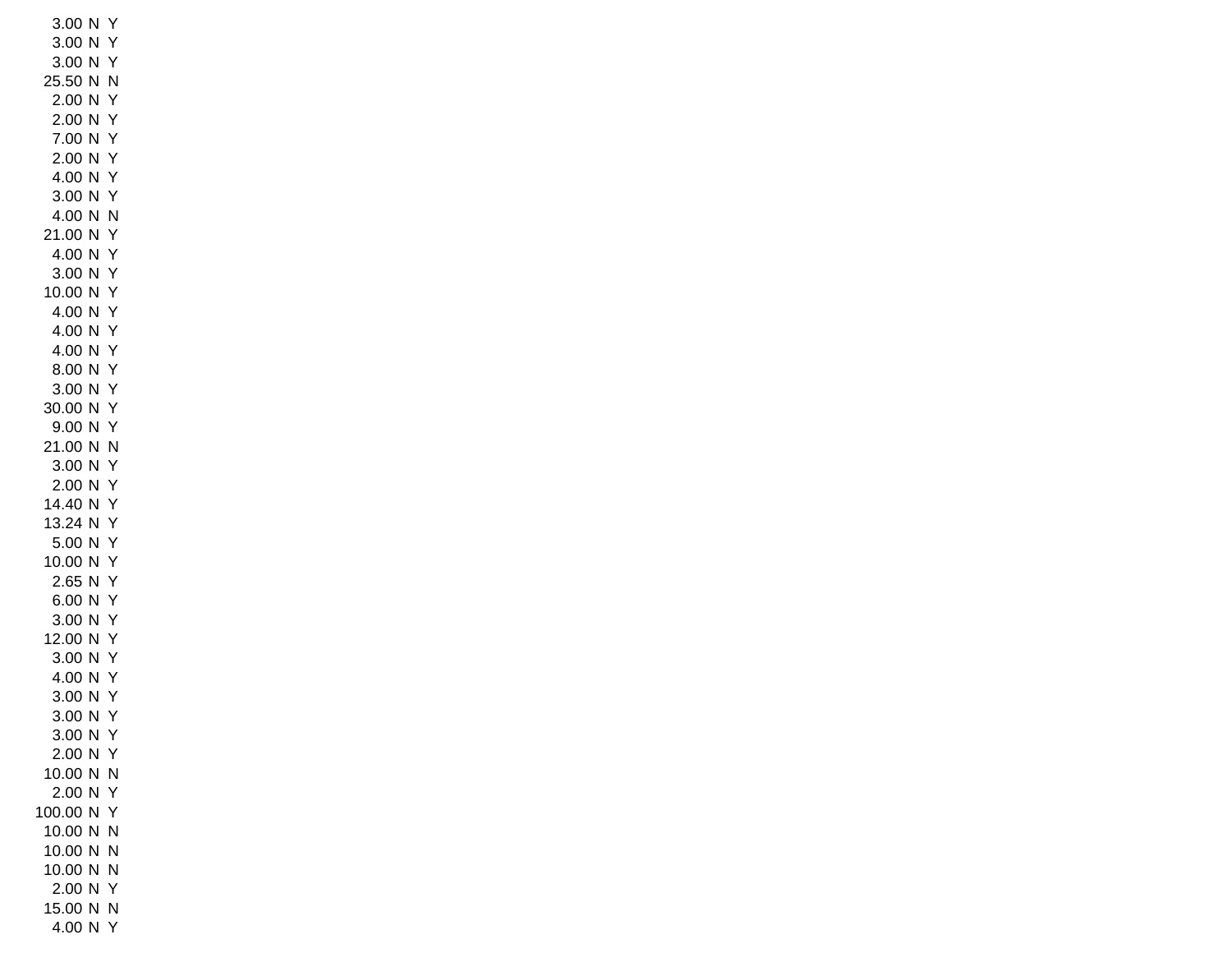| | | |
|---|---|---|
| 3.00 | N | Y |
| 3.00 | N | Y |
| 3.00 | N | Y |
| 25.50 | N | N |
| 2.00 | N | Y |
| 2.00 | N | Y |
| 7.00 | N | Y |
| 2.00 | N | Y |
| 4.00 | N | Y |
| 3.00 | N | Y |
| 4.00 | N | N |
| 21.00 | N | Y |
| 4.00 | N | Y |
| 3.00 | N | Y |
| 10.00 | N | Y |
| 4.00 | N | Y |
| 4.00 | N | Y |
| 4.00 | N | Y |
| 8.00 | N | Y |
| 3.00 | N | Y |
| 30.00 | N | Y |
| 9.00 | N | Y |
| 21.00 | N | N |
| 3.00 | N | Y |
| 2.00 | N | Y |
| 14.40 | N | Y |
| 13.24 | N | Y |
| 5.00 | N | Y |
| 10.00 | N | Y |
| 2.65 | N | Y |
| 6.00 | N | Y |
| 3.00 | N | Y |
| 12.00 | N | Y |
| 3.00 | N | Y |
| 4.00 | N | Y |
| 3.00 | N | Y |
| 3.00 | N | Y |
| 3.00 | N | Y |
| 2.00 | N | Y |
| 10.00 | N | N |
| 2.00 | N | Y |
| 100.00 | N | Y |
| 10.00 | N | N |
| 10.00 | N | N |
| 10.00 | N | N |
| 2.00 | N | Y |
| 15.00 | N | N |
| 4.00 | N | Y |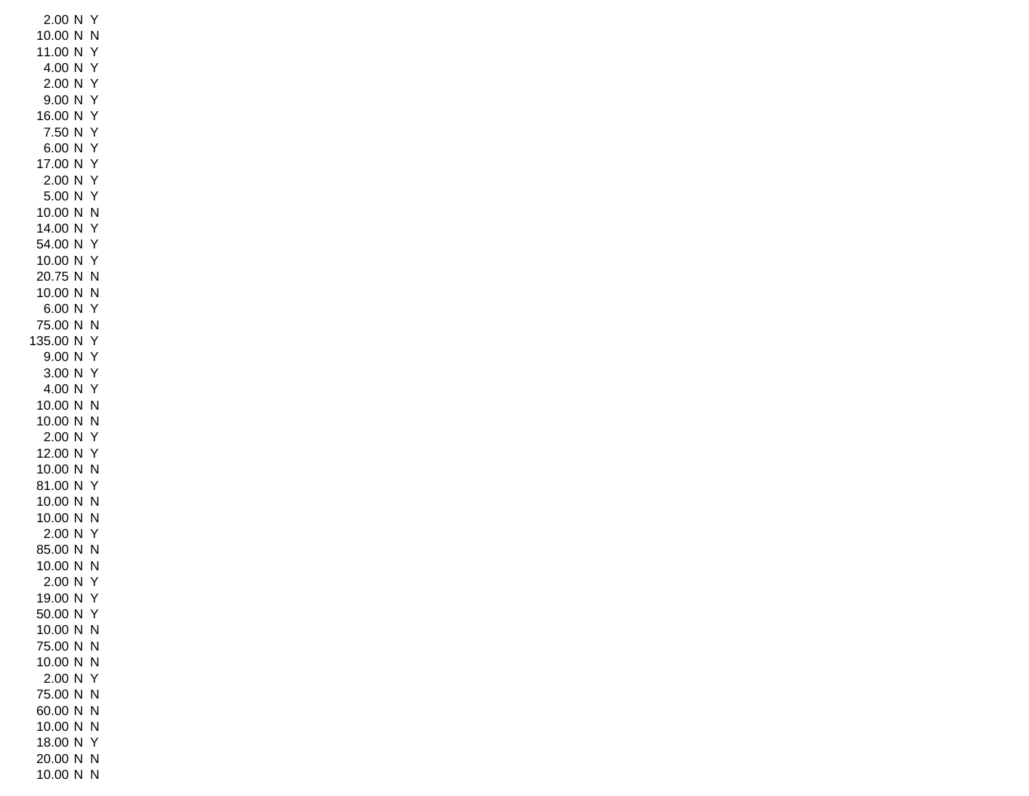| | | |
|---|---|---|
| 2.00 | N | Y |
| 10.00 | N | N |
| 11.00 | N | Y |
| 4.00 | N | Y |
| 2.00 | N | Y |
| 9.00 | N | Y |
| 16.00 | N | Y |
| 7.50 | N | Y |
| 6.00 | N | Y |
| 17.00 | N | Y |
| 2.00 | N | Y |
| 5.00 | N | Y |
| 10.00 | N | N |
| 14.00 | N | Y |
| 54.00 | N | Y |
| 10.00 | N | Y |
| 20.75 | N | N |
| 10.00 | N | N |
| 6.00 | N | Y |
| 75.00 | N | N |
| 135.00 | N | Y |
| 9.00 | N | Y |
| 3.00 | N | Y |
| 4.00 | N | Y |
| 10.00 | N | N |
| 10.00 | N | N |
| 2.00 | N | Y |
| 12.00 | N | Y |
| 10.00 | N | N |
| 81.00 | N | Y |
| 10.00 | N | N |
| 10.00 | N | N |
| 2.00 | N | Y |
| 85.00 | N | N |
| 10.00 | N | N |
| 2.00 | N | Y |
| 19.00 | N | Y |
| 50.00 | N | Y |
| 10.00 | N | N |
| 75.00 | N | N |
| 10.00 | N | N |
| 2.00 | N | Y |
| 75.00 | N | N |
| 60.00 | N | N |
| 10.00 | N | N |
| 18.00 | N | Y |
| 20.00 | N | N |
| 10.00 | N | N |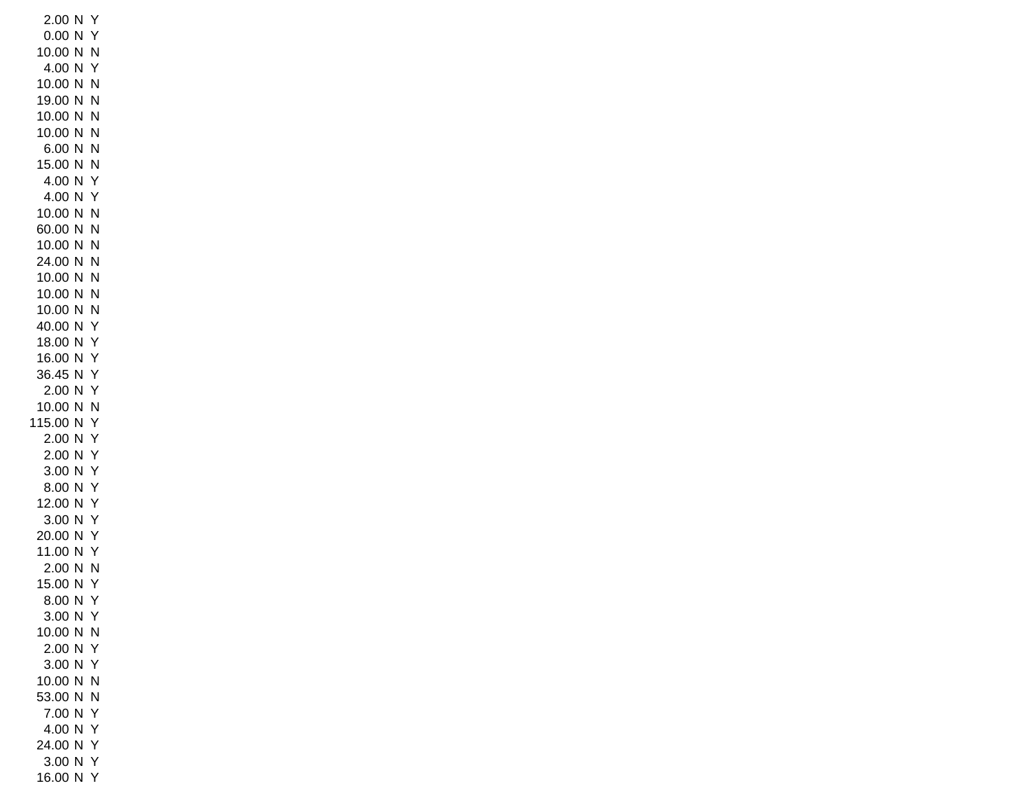| | | |
|---|---|---|
| 2.00 | N | Y |
| 0.00 | N | Y |
| 10.00 | N | N |
| 4.00 | N | Y |
| 10.00 | N | N |
| 19.00 | N | N |
| 10.00 | N | N |
| 10.00 | N | N |
| 6.00 | N | N |
| 15.00 | N | N |
| 4.00 | N | Y |
| 4.00 | N | Y |
| 10.00 | N | N |
| 60.00 | N | N |
| 10.00 | N | N |
| 24.00 | N | N |
| 10.00 | N | N |
| 10.00 | N | N |
| 10.00 | N | N |
| 40.00 | N | Y |
| 18.00 | N | Y |
| 16.00 | N | Y |
| 36.45 | N | Y |
| 2.00 | N | Y |
| 10.00 | N | N |
| 115.00 | N | Y |
| 2.00 | N | Y |
| 2.00 | N | Y |
| 3.00 | N | Y |
| 8.00 | N | Y |
| 12.00 | N | Y |
| 3.00 | N | Y |
| 20.00 | N | Y |
| 11.00 | N | Y |
| 2.00 | N | N |
| 15.00 | N | Y |
| 8.00 | N | Y |
| 3.00 | N | Y |
| 10.00 | N | N |
| 2.00 | N | Y |
| 3.00 | N | Y |
| 10.00 | N | N |
| 53.00 | N | N |
| 7.00 | N | Y |
| 4.00 | N | Y |
| 24.00 | N | Y |
| 3.00 | N | Y |
| 16.00 | N | Y |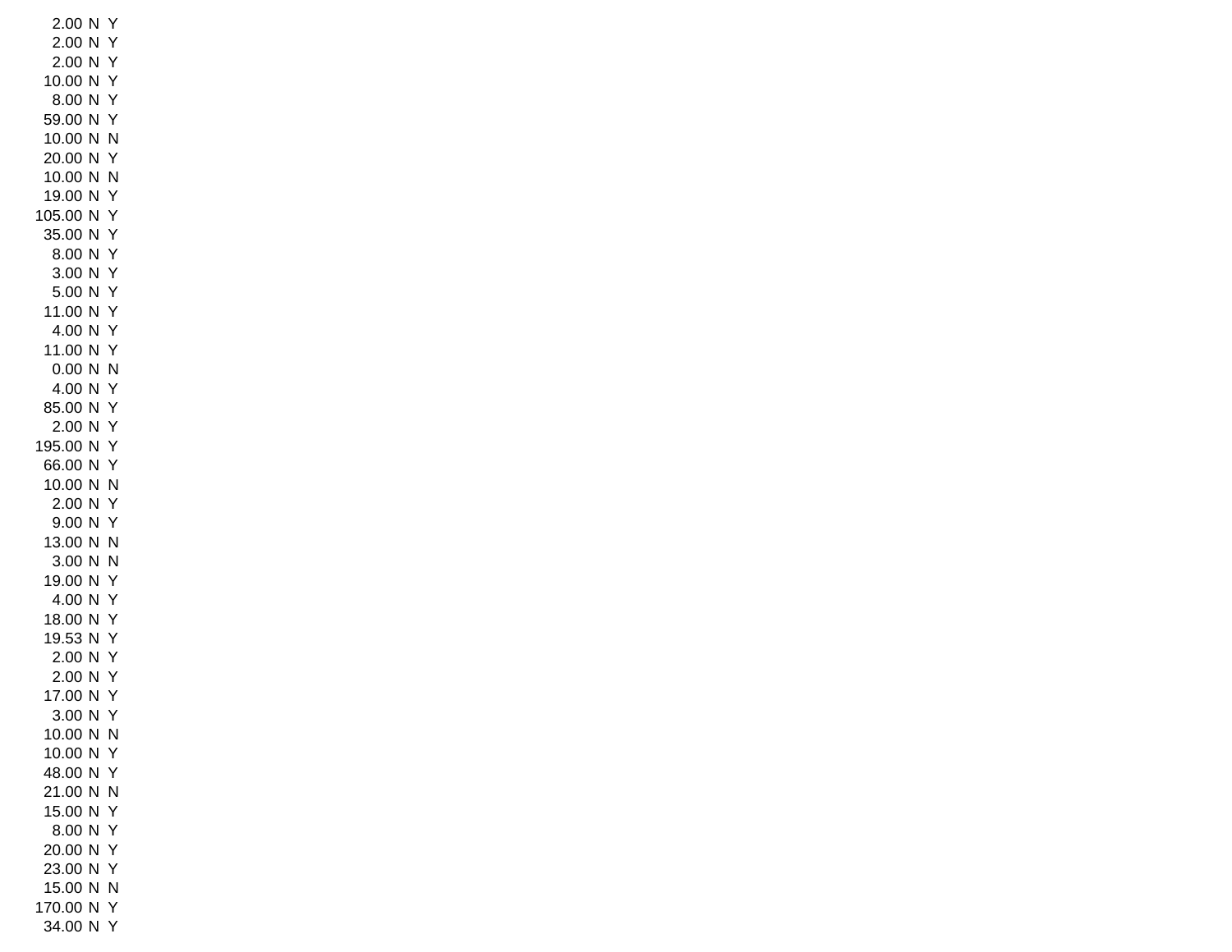| | | |
|---|---|---|
| 2.00 | N | Y |
| 2.00 | N | Y |
| 2.00 | N | Y |
| 10.00 | N | Y |
| 8.00 | N | Y |
| 59.00 | N | Y |
| 10.00 | N | N |
| 20.00 | N | Y |
| 10.00 | N | N |
| 19.00 | N | Y |
| 105.00 | N | Y |
| 35.00 | N | Y |
| 8.00 | N | Y |
| 3.00 | N | Y |
| 5.00 | N | Y |
| 11.00 | N | Y |
| 4.00 | N | Y |
| 11.00 | N | Y |
| 0.00 | N | N |
| 4.00 | N | Y |
| 85.00 | N | Y |
| 2.00 | N | Y |
| 195.00 | N | Y |
| 66.00 | N | Y |
| 10.00 | N | N |
| 2.00 | N | Y |
| 9.00 | N | Y |
| 13.00 | N | N |
| 3.00 | N | N |
| 19.00 | N | Y |
| 4.00 | N | Y |
| 18.00 | N | Y |
| 19.53 | N | Y |
| 2.00 | N | Y |
| 2.00 | N | Y |
| 17.00 | N | Y |
| 3.00 | N | Y |
| 10.00 | N | N |
| 10.00 | N | Y |
| 48.00 | N | Y |
| 21.00 | N | N |
| 15.00 | N | Y |
| 8.00 | N | Y |
| 20.00 | N | Y |
| 23.00 | N | Y |
| 15.00 | N | N |
| 170.00 | N | Y |
| 34.00 | N | Y |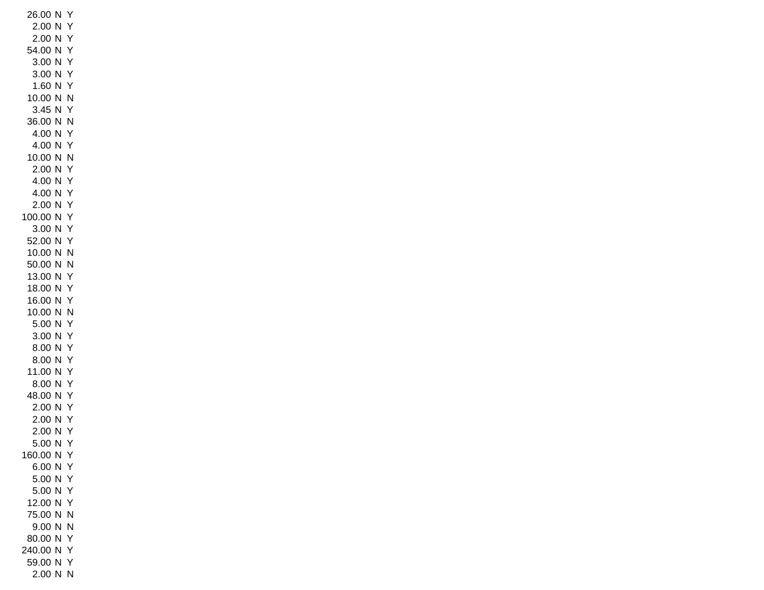| | | |
|---|---|---|
| 26.00 | N | Y |
| 2.00 | N | Y |
| 2.00 | N | Y |
| 54.00 | N | Y |
| 3.00 | N | Y |
| 3.00 | N | Y |
| 1.60 | N | Y |
| 10.00 | N | N |
| 3.45 | N | Y |
| 36.00 | N | N |
| 4.00 | N | Y |
| 4.00 | N | Y |
| 10.00 | N | N |
| 2.00 | N | Y |
| 4.00 | N | Y |
| 4.00 | N | Y |
| 2.00 | N | Y |
| 100.00 | N | Y |
| 3.00 | N | Y |
| 52.00 | N | Y |
| 10.00 | N | N |
| 50.00 | N | N |
| 13.00 | N | Y |
| 18.00 | N | Y |
| 16.00 | N | Y |
| 10.00 | N | N |
| 5.00 | N | Y |
| 3.00 | N | Y |
| 8.00 | N | Y |
| 8.00 | N | Y |
| 11.00 | N | Y |
| 8.00 | N | Y |
| 48.00 | N | Y |
| 2.00 | N | Y |
| 2.00 | N | Y |
| 2.00 | N | Y |
| 5.00 | N | Y |
| 160.00 | N | Y |
| 6.00 | N | Y |
| 5.00 | N | Y |
| 5.00 | N | Y |
| 12.00 | N | Y |
| 75.00 | N | N |
| 9.00 | N | N |
| 80.00 | N | Y |
| 240.00 | N | Y |
| 59.00 | N | Y |
| 2.00 | N | N |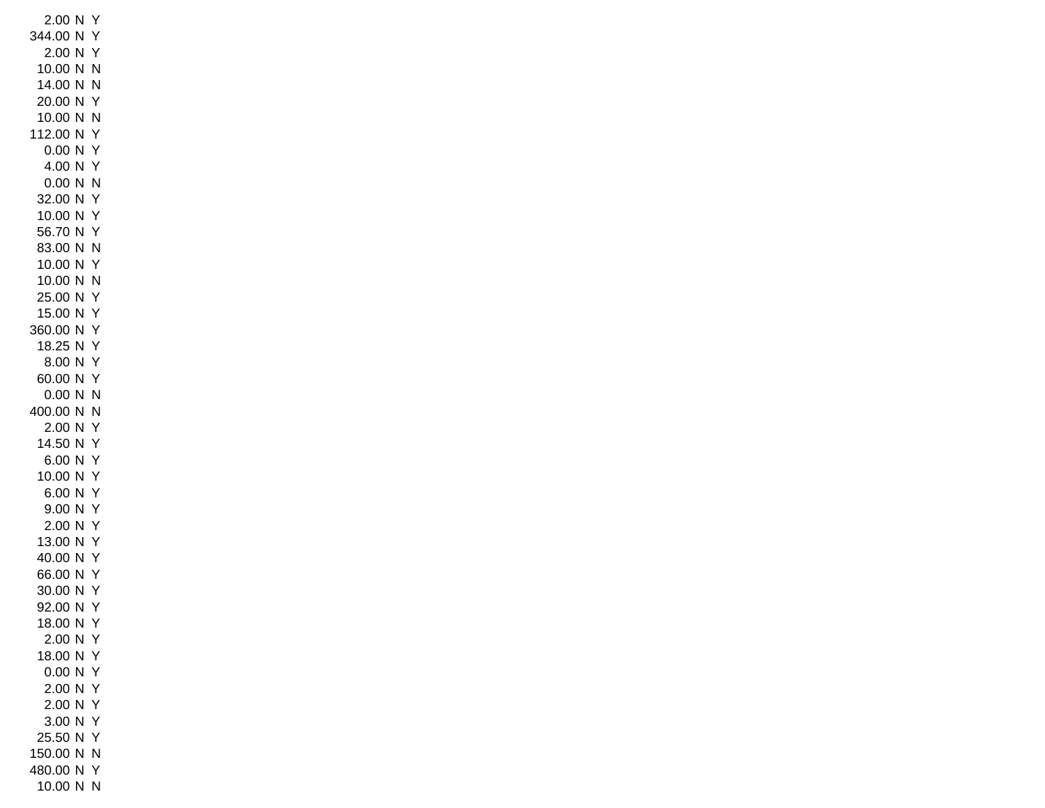| | | |
|---|---|---|
| 2.00 | N | Y |
| 344.00 | N | Y |
| 2.00 | N | Y |
| 10.00 | N | N |
| 14.00 | N | N |
| 20.00 | N | Y |
| 10.00 | N | N |
| 112.00 | N | Y |
| 0.00 | N | Y |
| 4.00 | N | Y |
| 0.00 | N | N |
| 32.00 | N | Y |
| 10.00 | N | Y |
| 56.70 | N | Y |
| 83.00 | N | N |
| 10.00 | N | Y |
| 10.00 | N | N |
| 25.00 | N | Y |
| 15.00 | N | Y |
| 360.00 | N | Y |
| 18.25 | N | Y |
| 8.00 | N | Y |
| 60.00 | N | Y |
| 0.00 | N | N |
| 400.00 | N | N |
| 2.00 | N | Y |
| 14.50 | N | Y |
| 6.00 | N | Y |
| 10.00 | N | Y |
| 6.00 | N | Y |
| 9.00 | N | Y |
| 2.00 | N | Y |
| 13.00 | N | Y |
| 40.00 | N | Y |
| 66.00 | N | Y |
| 30.00 | N | Y |
| 92.00 | N | Y |
| 18.00 | N | Y |
| 2.00 | N | Y |
| 18.00 | N | Y |
| 0.00 | N | Y |
| 2.00 | N | Y |
| 2.00 | N | Y |
| 3.00 | N | Y |
| 25.50 | N | Y |
| 150.00 | N | N |
| 480.00 | N | Y |
| 10.00 | N | N |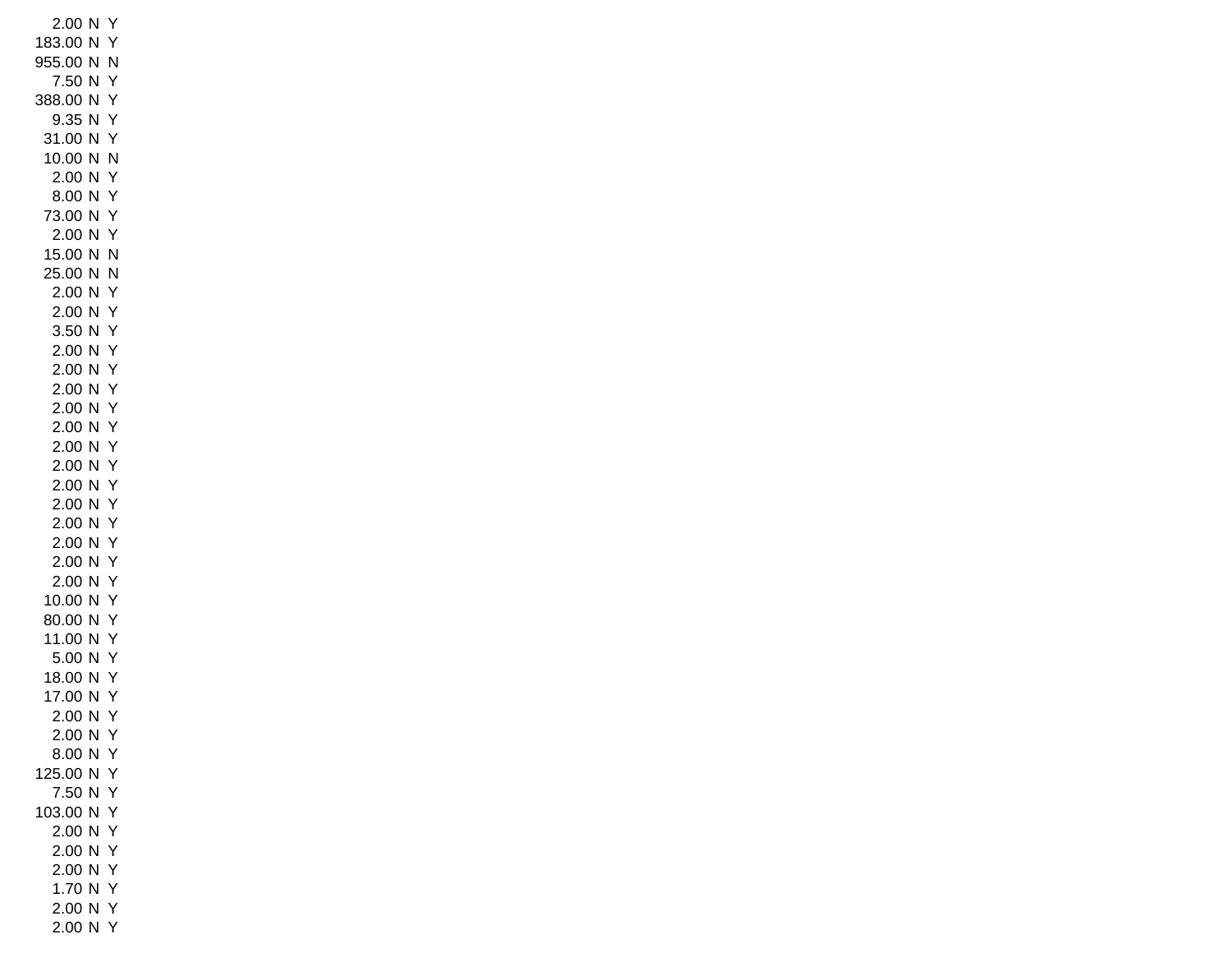| | | |
|---|---|---|
| 2.00 | N | Y |
| 183.00 | N | Y |
| 955.00 | N | N |
| 7.50 | N | Y |
| 388.00 | N | Y |
| 9.35 | N | Y |
| 31.00 | N | Y |
| 10.00 | N | N |
| 2.00 | N | Y |
| 8.00 | N | Y |
| 73.00 | N | Y |
| 2.00 | N | Y |
| 15.00 | N | N |
| 25.00 | N | N |
| 2.00 | N | Y |
| 2.00 | N | Y |
| 3.50 | N | Y |
| 2.00 | N | Y |
| 2.00 | N | Y |
| 2.00 | N | Y |
| 2.00 | N | Y |
| 2.00 | N | Y |
| 2.00 | N | Y |
| 2.00 | N | Y |
| 2.00 | N | Y |
| 2.00 | N | Y |
| 2.00 | N | Y |
| 2.00 | N | Y |
| 2.00 | N | Y |
| 2.00 | N | Y |
| 10.00 | N | Y |
| 80.00 | N | Y |
| 11.00 | N | Y |
| 5.00 | N | Y |
| 18.00 | N | Y |
| 17.00 | N | Y |
| 2.00 | N | Y |
| 2.00 | N | Y |
| 8.00 | N | Y |
| 125.00 | N | Y |
| 7.50 | N | Y |
| 103.00 | N | Y |
| 2.00 | N | Y |
| 2.00 | N | Y |
| 2.00 | N | Y |
| 1.70 | N | Y |
| 2.00 | N | Y |
| 2.00 | N | Y |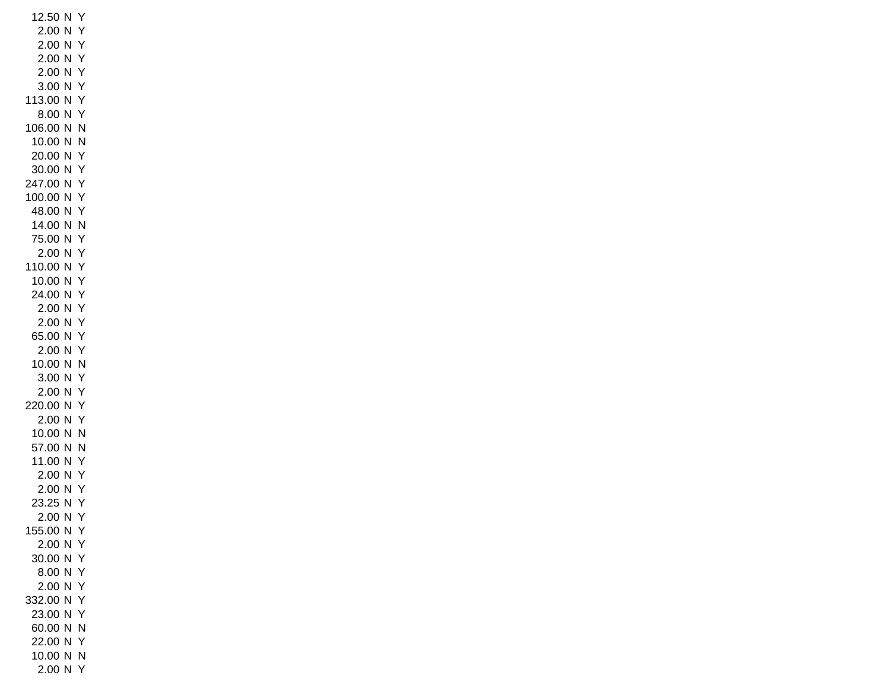| | | |
|---|---|---|
| 12.50 | N | Y |
| 2.00 | N | Y |
| 2.00 | N | Y |
| 2.00 | N | Y |
| 2.00 | N | Y |
| 3.00 | N | Y |
| 113.00 | N | Y |
| 8.00 | N | Y |
| 106.00 | N | N |
| 10.00 | N | N |
| 20.00 | N | Y |
| 30.00 | N | Y |
| 247.00 | N | Y |
| 100.00 | N | Y |
| 48.00 | N | Y |
| 14.00 | N | N |
| 75.00 | N | Y |
| 2.00 | N | Y |
| 110.00 | N | Y |
| 10.00 | N | Y |
| 24.00 | N | Y |
| 2.00 | N | Y |
| 2.00 | N | Y |
| 65.00 | N | Y |
| 2.00 | N | Y |
| 10.00 | N | N |
| 3.00 | N | Y |
| 2.00 | N | Y |
| 220.00 | N | Y |
| 2.00 | N | Y |
| 10.00 | N | N |
| 57.00 | N | N |
| 11.00 | N | Y |
| 2.00 | N | Y |
| 2.00 | N | Y |
| 23.25 | N | Y |
| 2.00 | N | Y |
| 155.00 | N | Y |
| 2.00 | N | Y |
| 30.00 | N | Y |
| 8.00 | N | Y |
| 2.00 | N | Y |
| 332.00 | N | Y |
| 23.00 | N | Y |
| 60.00 | N | N |
| 22.00 | N | Y |
| 10.00 | N | N |
| 2.00 | N | Y |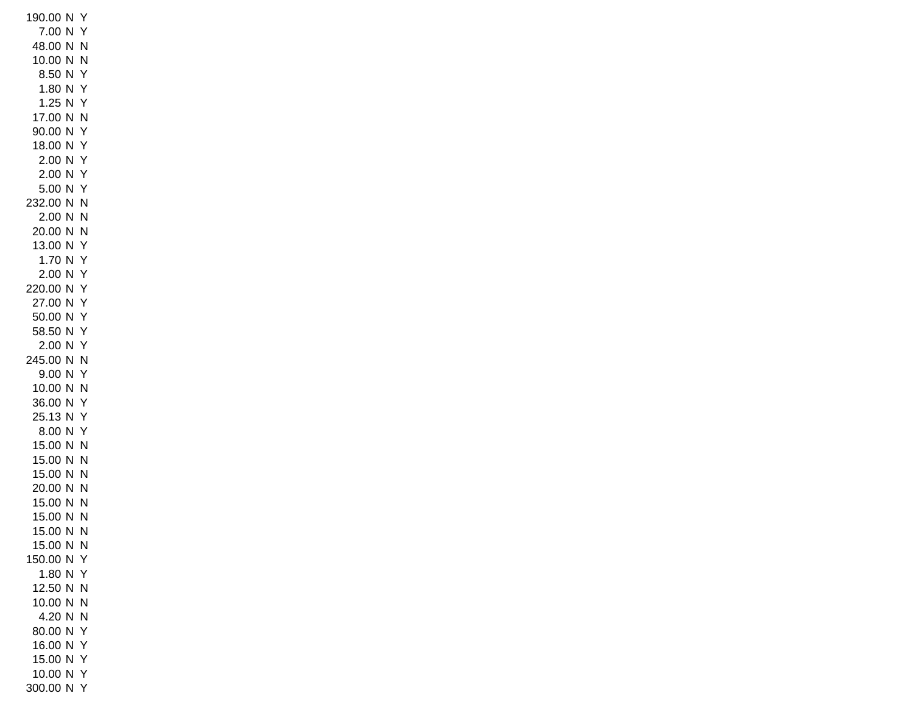| | | |
|---|---|---|
| 190.00 | N | Y |
| 7.00 | N | Y |
| 48.00 | N | N |
| 10.00 | N | N |
| 8.50 | N | Y |
| 1.80 | N | Y |
| 1.25 | N | Y |
| 17.00 | N | N |
| 90.00 | N | Y |
| 18.00 | N | Y |
| 2.00 | N | Y |
| 2.00 | N | Y |
| 5.00 | N | Y |
| 232.00 | N | N |
| 2.00 | N | N |
| 20.00 | N | N |
| 13.00 | N | Y |
| 1.70 | N | Y |
| 2.00 | N | Y |
| 220.00 | N | Y |
| 27.00 | N | Y |
| 50.00 | N | Y |
| 58.50 | N | Y |
| 2.00 | N | Y |
| 245.00 | N | N |
| 9.00 | N | Y |
| 10.00 | N | N |
| 36.00 | N | Y |
| 25.13 | N | Y |
| 8.00 | N | Y |
| 15.00 | N | N |
| 15.00 | N | N |
| 15.00 | N | N |
| 20.00 | N | N |
| 15.00 | N | N |
| 15.00 | N | N |
| 15.00 | N | N |
| 15.00 | N | N |
| 150.00 | N | Y |
| 1.80 | N | Y |
| 12.50 | N | N |
| 10.00 | N | N |
| 4.20 | N | N |
| 80.00 | N | Y |
| 16.00 | N | Y |
| 15.00 | N | Y |
| 10.00 | N | Y |
| 300.00 | N | Y |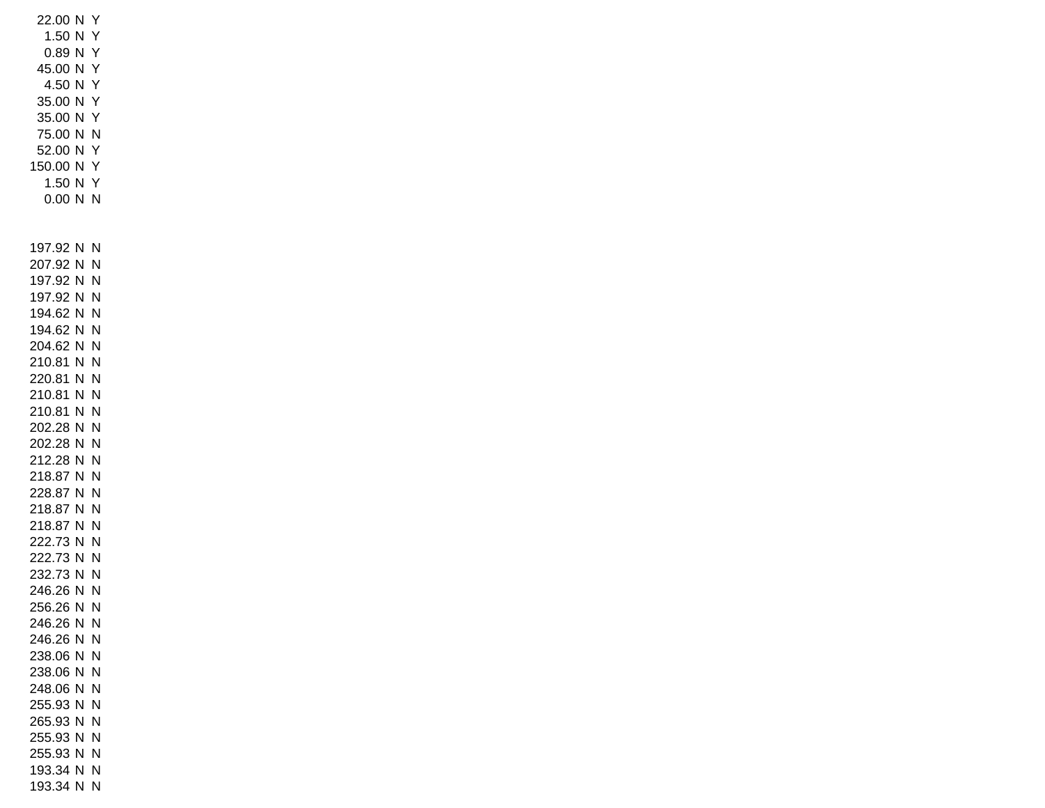| | | |
|---|---|---|
| 22.00 | N | Y |
| 1.50 | N | Y |
| 0.89 | N | Y |
| 45.00 | N | Y |
| 4.50 | N | Y |
| 35.00 | N | Y |
| 35.00 | N | Y |
| 75.00 | N | N |
| 52.00 | N | Y |
| 150.00 | N | Y |
| 1.50 | N | Y |
| 0.00 | N | N |

| | | |
|---|---|---|
| 197.92 | N | N |
| 207.92 | N | N |
| 197.92 | N | N |
| 197.92 | N | N |
| 194.62 | N | N |
| 194.62 | N | N |
| 204.62 | N | N |
| 210.81 | N | N |
| 220.81 | N | N |
| 210.81 | N | N |
| 210.81 | N | N |
| 202.28 | N | N |
| 202.28 | N | N |
| 212.28 | N | N |
| 218.87 | N | N |
| 228.87 | N | N |
| 218.87 | N | N |
| 218.87 | N | N |
| 222.73 | N | N |
| 222.73 | N | N |
| 232.73 | N | N |
| 246.26 | N | N |
| 256.26 | N | N |
| 246.26 | N | N |
| 246.26 | N | N |
| 238.06 | N | N |
| 238.06 | N | N |
| 248.06 | N | N |
| 255.93 | N | N |
| 265.93 | N | N |
| 255.93 | N | N |
| 255.93 | N | N |
| 193.34 | N | N |
| 193.34 | N | N |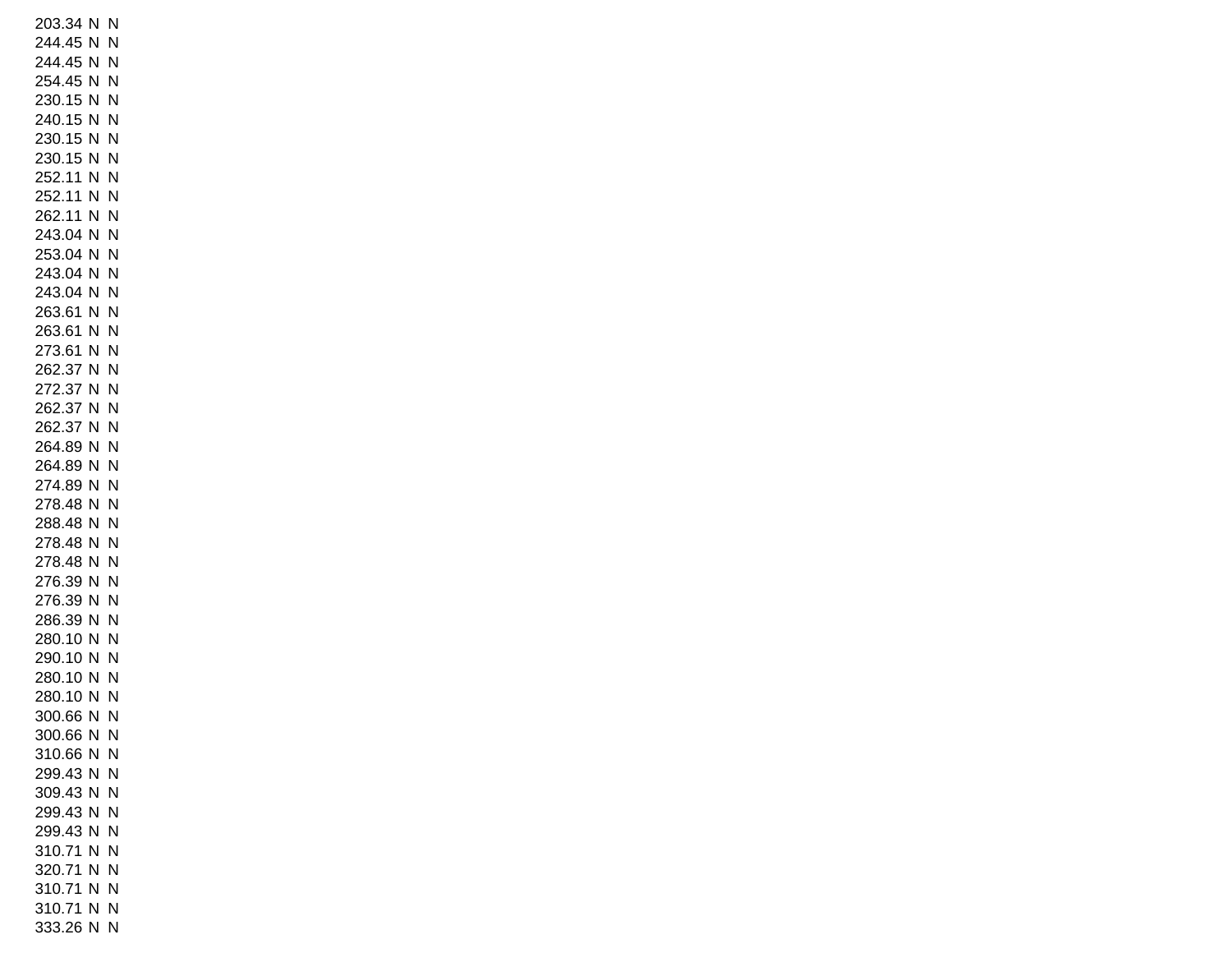203.34 N N
244.45 N N
244.45 N N
254.45 N N
230.15 N N
240.15 N N
230.15 N N
230.15 N N
252.11 N N
252.11 N N
262.11 N N
243.04 N N
253.04 N N
243.04 N N
243.04 N N
263.61 N N
263.61 N N
273.61 N N
262.37 N N
272.37 N N
262.37 N N
262.37 N N
264.89 N N
264.89 N N
274.89 N N
278.48 N N
288.48 N N
278.48 N N
278.48 N N
276.39 N N
276.39 N N
286.39 N N
280.10 N N
290.10 N N
280.10 N N
280.10 N N
300.66 N N
300.66 N N
310.66 N N
299.43 N N
309.43 N N
299.43 N N
299.43 N N
310.71 N N
320.71 N N
310.71 N N
310.71 N N
333.26 N N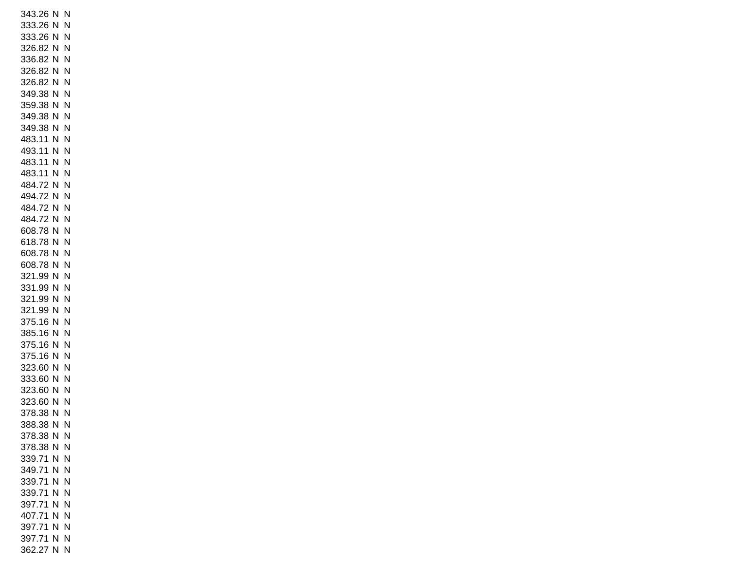343.26 N N
333.26 N N
333.26 N N
326.82 N N
336.82 N N
326.82 N N
326.82 N N
349.38 N N
359.38 N N
349.38 N N
349.38 N N
483.11 N N
493.11 N N
483.11 N N
483.11 N N
484.72 N N
494.72 N N
484.72 N N
484.72 N N
608.78 N N
618.78 N N
608.78 N N
608.78 N N
321.99 N N
331.99 N N
321.99 N N
321.99 N N
375.16 N N
385.16 N N
375.16 N N
375.16 N N
323.60 N N
333.60 N N
323.60 N N
323.60 N N
378.38 N N
388.38 N N
378.38 N N
378.38 N N
339.71 N N
349.71 N N
339.71 N N
339.71 N N
397.71 N N
407.71 N N
397.71 N N
397.71 N N
362.27 N N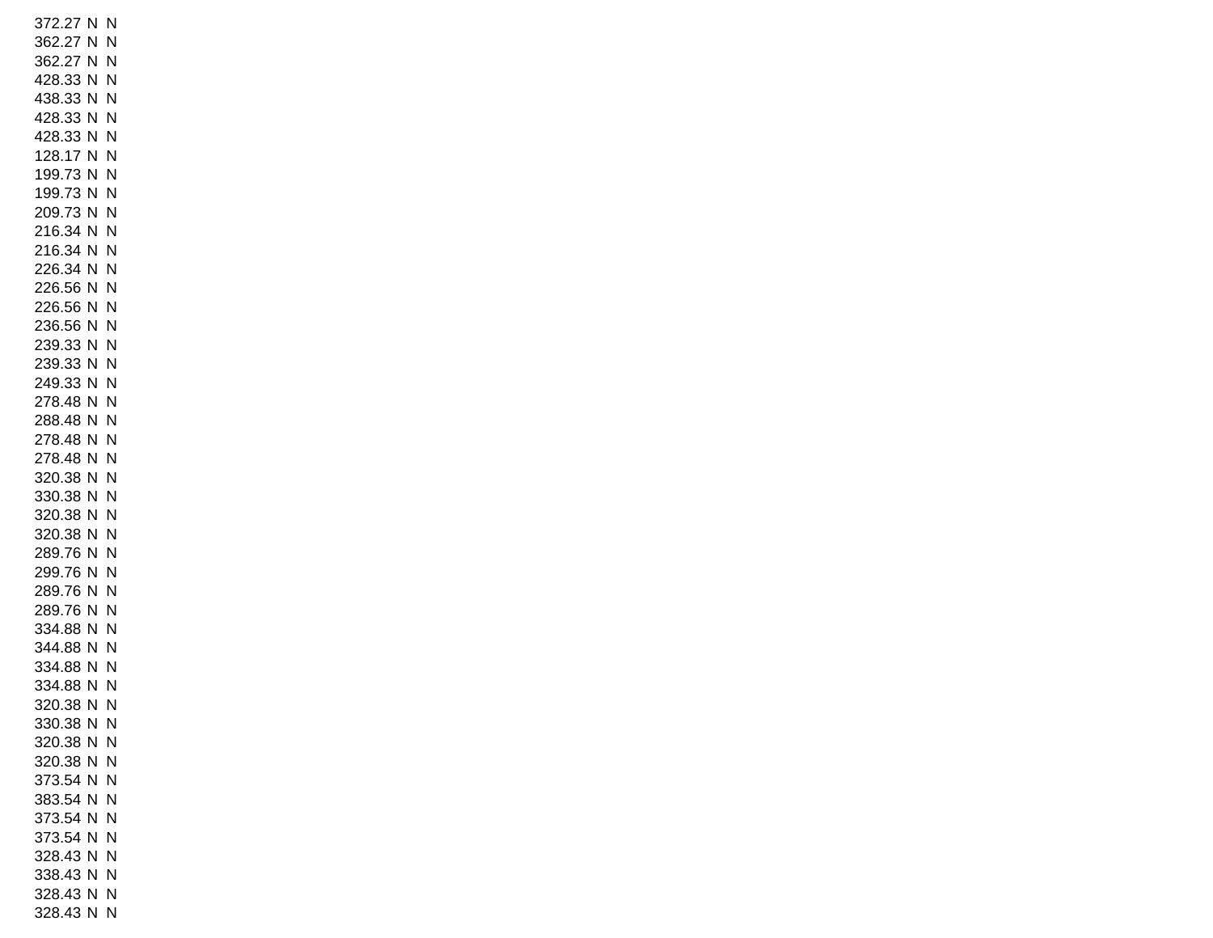| | | |
|---|---|---|
| 372.27 | N | N |
| 362.27 | N | N |
| 362.27 | N | N |
| 428.33 | N | N |
| 438.33 | N | N |
| 428.33 | N | N |
| 428.33 | N | N |
| 128.17 | N | N |
| 199.73 | N | N |
| 199.73 | N | N |
| 209.73 | N | N |
| 216.34 | N | N |
| 216.34 | N | N |
| 226.34 | N | N |
| 226.56 | N | N |
| 226.56 | N | N |
| 236.56 | N | N |
| 239.33 | N | N |
| 239.33 | N | N |
| 249.33 | N | N |
| 278.48 | N | N |
| 288.48 | N | N |
| 278.48 | N | N |
| 278.48 | N | N |
| 320.38 | N | N |
| 330.38 | N | N |
| 320.38 | N | N |
| 320.38 | N | N |
| 289.76 | N | N |
| 299.76 | N | N |
| 289.76 | N | N |
| 289.76 | N | N |
| 334.88 | N | N |
| 344.88 | N | N |
| 334.88 | N | N |
| 334.88 | N | N |
| 320.38 | N | N |
| 330.38 | N | N |
| 320.38 | N | N |
| 320.38 | N | N |
| 373.54 | N | N |
| 383.54 | N | N |
| 373.54 | N | N |
| 373.54 | N | N |
| 328.43 | N | N |
| 338.43 | N | N |
| 328.43 | N | N |
| 328.43 | N | N |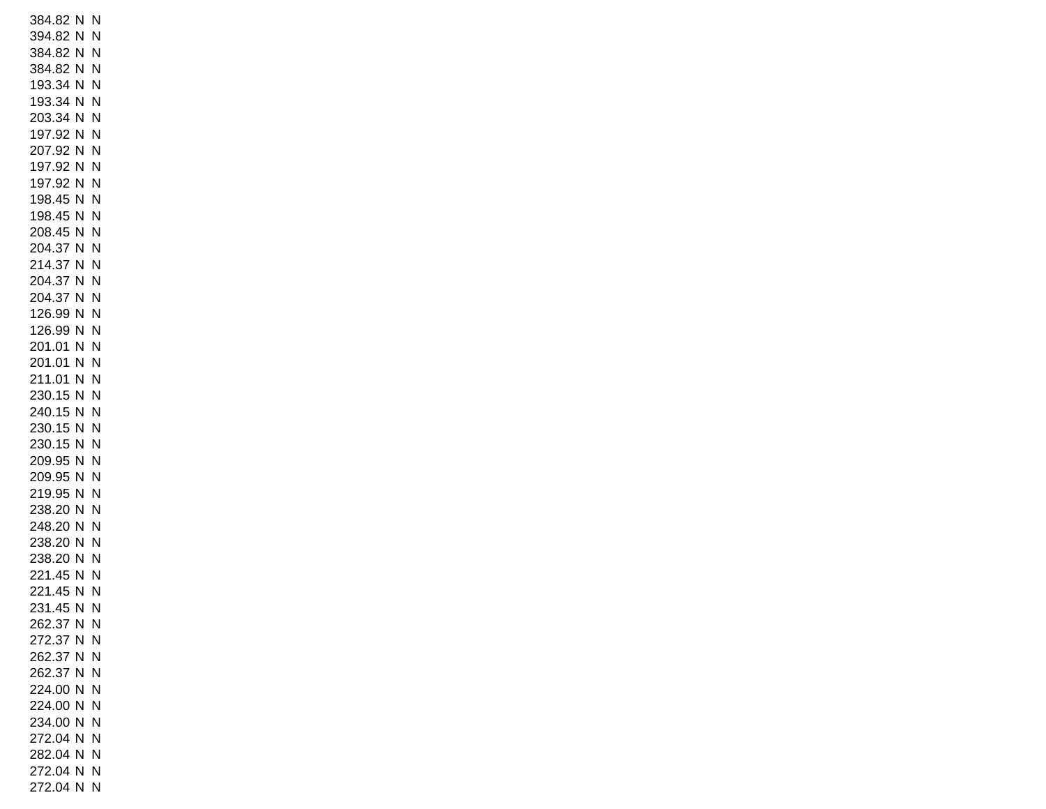384.82 N N
394.82 N N
384.82 N N
384.82 N N
193.34 N N
193.34 N N
203.34 N N
197.92 N N
207.92 N N
197.92 N N
197.92 N N
198.45 N N
198.45 N N
208.45 N N
204.37 N N
214.37 N N
204.37 N N
204.37 N N
126.99 N N
126.99 N N
201.01 N N
201.01 N N
211.01 N N
230.15 N N
240.15 N N
230.15 N N
230.15 N N
209.95 N N
209.95 N N
219.95 N N
238.20 N N
248.20 N N
238.20 N N
238.20 N N
221.45 N N
221.45 N N
231.45 N N
262.37 N N
272.37 N N
262.37 N N
262.37 N N
224.00 N N
224.00 N N
234.00 N N
272.04 N N
282.04 N N
272.04 N N
272.04 N N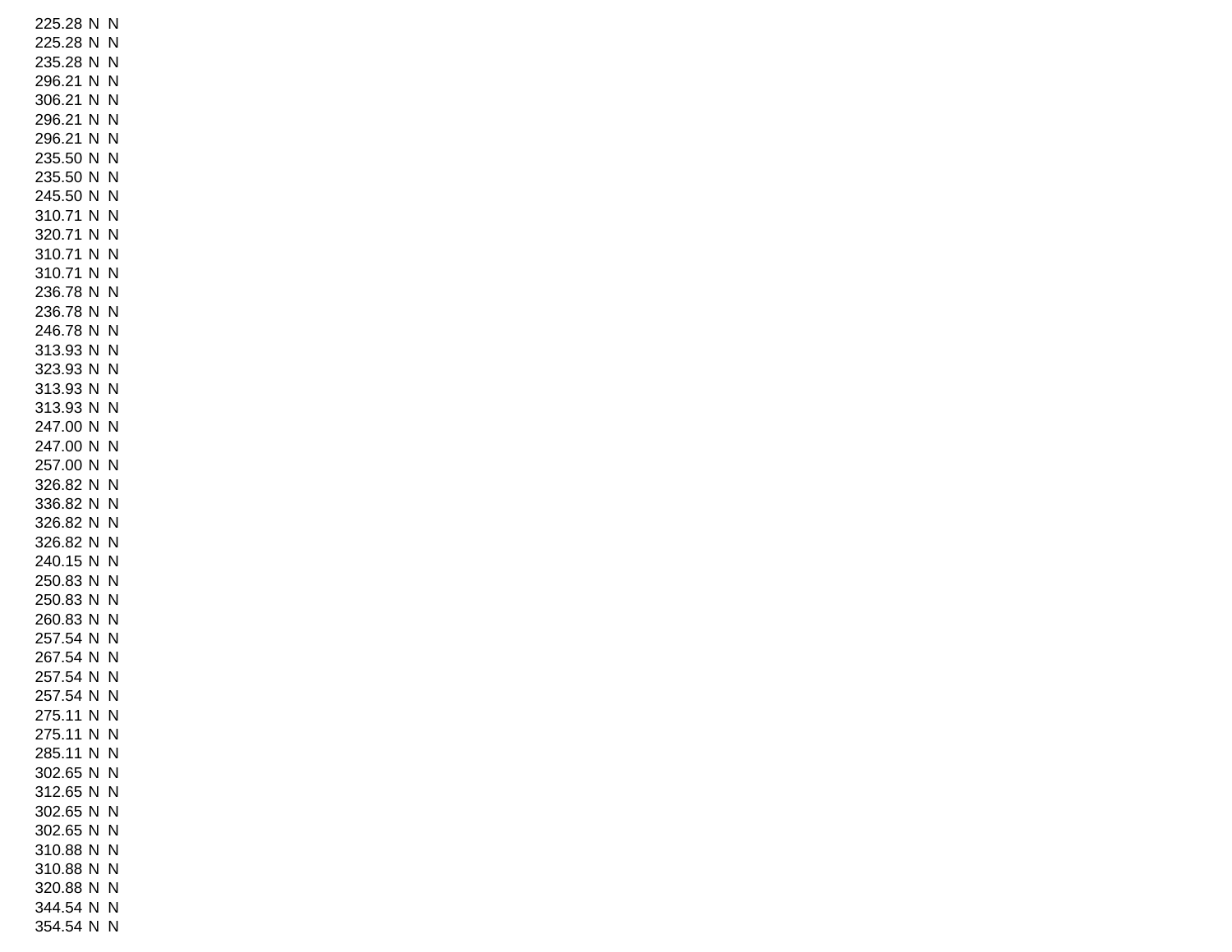| | | |
|---|---|---|
| 225.28 | N | N |
| 225.28 | N | N |
| 235.28 | N | N |
| 296.21 | N | N |
| 306.21 | N | N |
| 296.21 | N | N |
| 296.21 | N | N |
| 235.50 | N | N |
| 235.50 | N | N |
| 245.50 | N | N |
| 310.71 | N | N |
| 320.71 | N | N |
| 310.71 | N | N |
| 310.71 | N | N |
| 236.78 | N | N |
| 236.78 | N | N |
| 246.78 | N | N |
| 313.93 | N | N |
| 323.93 | N | N |
| 313.93 | N | N |
| 313.93 | N | N |
| 247.00 | N | N |
| 247.00 | N | N |
| 257.00 | N | N |
| 326.82 | N | N |
| 336.82 | N | N |
| 326.82 | N | N |
| 326.82 | N | N |
| 240.15 | N | N |
| 250.83 | N | N |
| 250.83 | N | N |
| 260.83 | N | N |
| 257.54 | N | N |
| 267.54 | N | N |
| 257.54 | N | N |
| 257.54 | N | N |
| 275.11 | N | N |
| 275.11 | N | N |
| 285.11 | N | N |
| 302.65 | N | N |
| 312.65 | N | N |
| 302.65 | N | N |
| 302.65 | N | N |
| 310.88 | N | N |
| 310.88 | N | N |
| 320.88 | N | N |
| 344.54 | N | N |
| 354.54 | N | N |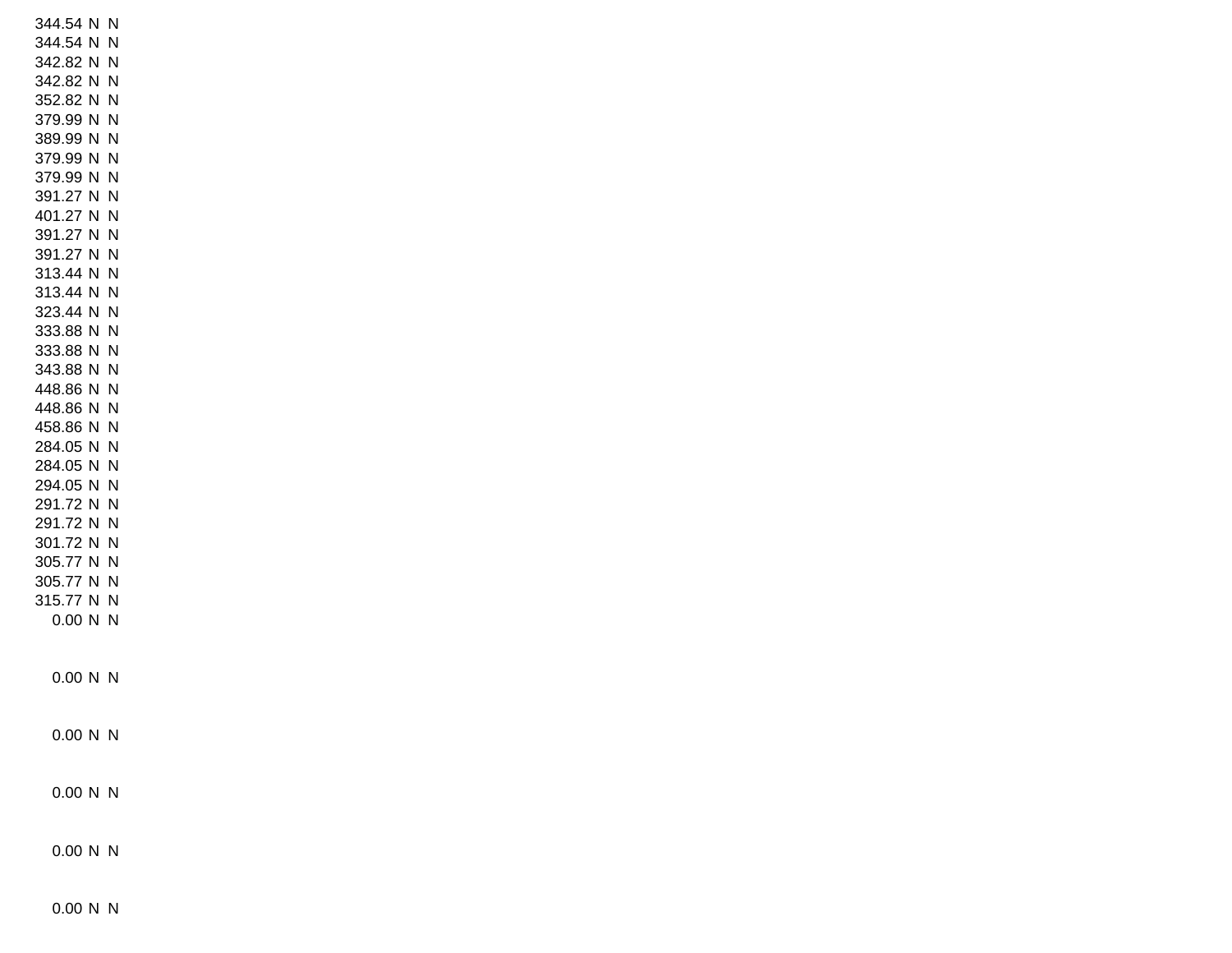| | | |
|---|---|---|
| 344.54 | N | N |
| 344.54 | N | N |
| 342.82 | N | N |
| 342.82 | N | N |
| 352.82 | N | N |
| 379.99 | N | N |
| 389.99 | N | N |
| 379.99 | N | N |
| 379.99 | N | N |
| 391.27 | N | N |
| 401.27 | N | N |
| 391.27 | N | N |
| 391.27 | N | N |
| 313.44 | N | N |
| 313.44 | N | N |
| 323.44 | N | N |
| 333.88 | N | N |
| 333.88 | N | N |
| 343.88 | N | N |
| 448.86 | N | N |
| 448.86 | N | N |
| 458.86 | N | N |
| 284.05 | N | N |
| 284.05 | N | N |
| 294.05 | N | N |
| 291.72 | N | N |
| 291.72 | N | N |
| 301.72 | N | N |
| 305.77 | N | N |
| 305.77 | N | N |
| 315.77 | N | N |
| 0.00 | N | N |
| 0.00 | N | N |
| 0.00 | N | N |
| 0.00 | N | N |
| 0.00 | N | N |
| 0.00 | N | N |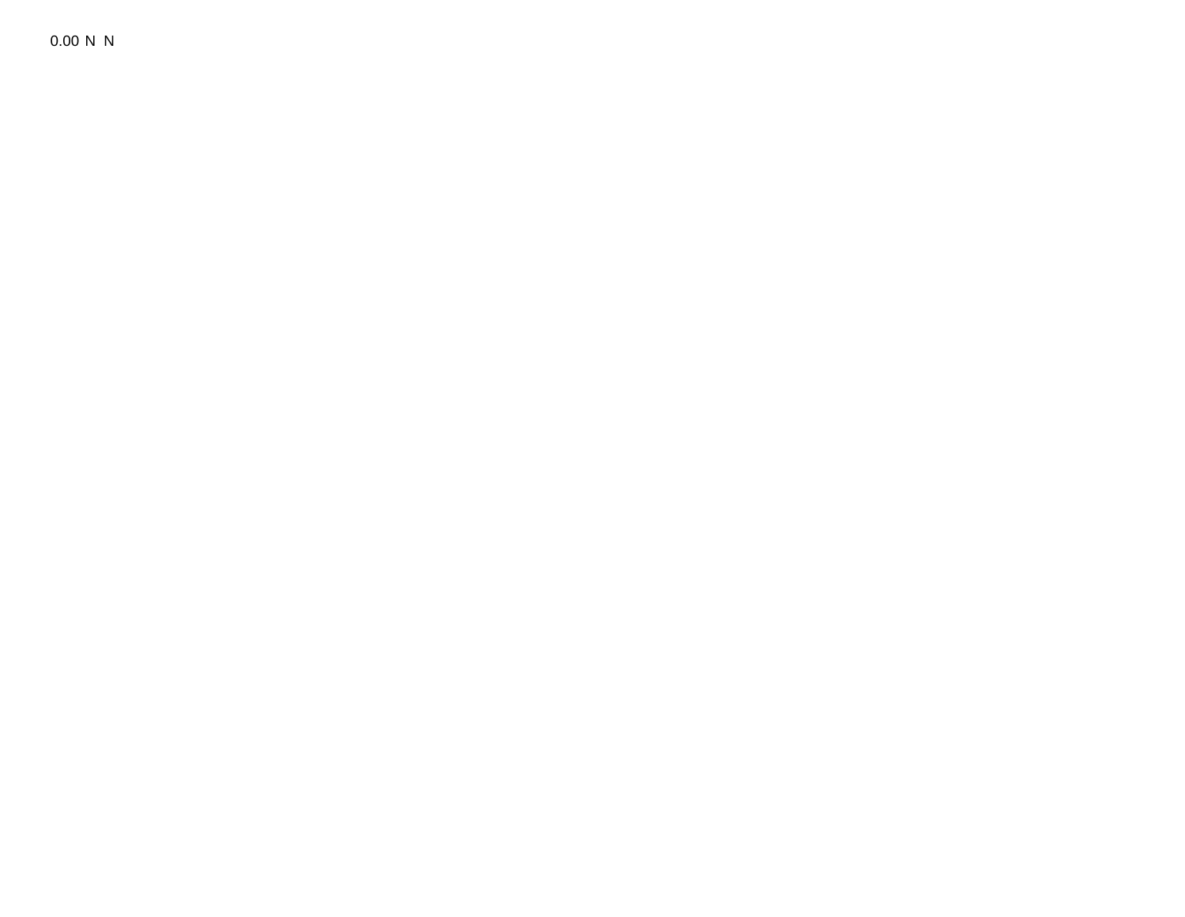0.00 N  N